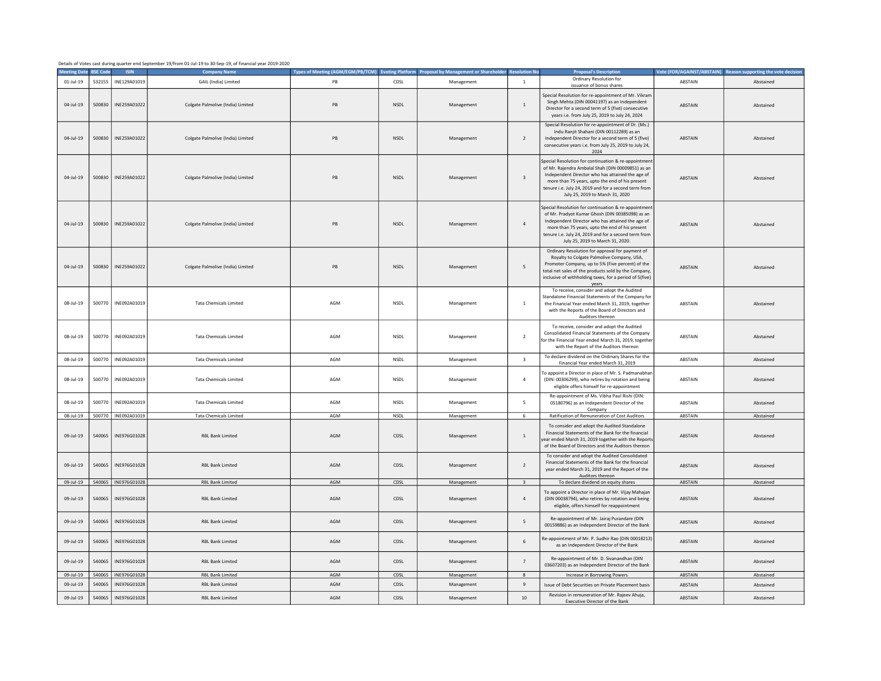Details of Votes cast during quarter end September 19/from 01-Jul-19 to 30-Sep-19, of financial year 2019-2020

| Meeting Date | BSE Code | ISIN | Company Name | Types of Meeting (AGM/EGM/PB/TCM) | Evoting Platform | Proposal by Management or Shareholder | Resolution No | Proposal's Description | Vote (FOR/AGAINST/ABSTAIN) | Reason supporting the vote decision |
|---|---|---|---|---|---|---|---|---|---|---|
| 01-Jul-19 | 532155 | INE129A01019 | GAIL (India) Limited | PB | CDSL | Management | 1 | Ordinary Resolution for issuance of bonus shares | ABSTAIN | Abstained |
| 04-Jul-19 | 500830 | INE259A01022 | Colgate Palmolive (India) Limited | PB | NSDL | Management | 1 | Special Resolution for re-appointment of Mr. Vikram Singh Mehta (DIN 00041197) as an Independent Director for a second term of 5 (five) consecutive years i.e. from July 25, 2019 to July 24, 2024 | ABSTAIN | Abstained |
| 04-Jul-19 | 500830 | INE259A01022 | Colgate Palmolive (India) Limited | PB | NSDL | Management | 2 | Special Resolution for re-appointment of Dr. (Ms.) Indu Ranjit Shahani (DIN 00112289) as an Independent Director for a second term of 5 (five) consecutive years i.e. from July 25, 2019 to July 24, 2024 | ABSTAIN | Abstained |
| 04-Jul-19 | 500830 | INE259A01022 | Colgate Palmolive (India) Limited | PB | NSDL | Management | 3 | Special Resolution for continuation & re-appointment of Mr. Rajendra Ambalal Shah (DIN 00009851) as an Independent Director who has attained the age of more than 75 years, upto the end of his present tenure i.e. July 24, 2019 and for a second term from July 25, 2019 to March 31, 2020 | ABSTAIN | Abstained |
| 04-Jul-19 | 500830 | INE259A01022 | Colgate Palmolive (India) Limited | PB | NSDL | Management | 4 | Special Resolution for continuation & re-appointment of Mr. Pradyot Kumar Ghosh (DIN 00385098) as an Independent Director who has attained the age of more than 75 years, upto the end of his present tenure i.e. July 24, 2019 and for a second term from July 25, 2019 to March 31, 2020. | ABSTAIN | Abstained |
| 04-Jul-19 | 500830 | INE259A01022 | Colgate Palmolive (India) Limited | PB | NSDL | Management | 5 | Ordinary Resolution for approval for payment of Royalty to Colgate Palmolive Company, USA, Promoter Company, up to 5% (Five percent) of the total net sales of the products sold by the Company, inclusive of withholding taxes, for a period of 5(five) years | ABSTAIN | Abstained |
| 08-Jul-19 | 500770 | INE092A01019 | Tata Chemicals Limited | AGM | NSDL | Management | 1 | To receive, consider and adopt the Audited Standalone Financial Statements of the Company for the Financial Year ended March 31, 2019, together with the Reports of the Board of Directors and Auditors thereon | ABSTAIN | Abstained |
| 08-Jul-19 | 500770 | INE092A01019 | Tata Chemicals Limited | AGM | NSDL | Management | 2 | To receive, consider and adopt the Audited Consolidated Financial Statements of the Company for the Financial Year ended March 31, 2019, together with the Report of the Auditors thereon | ABSTAIN | Abstained |
| 08-Jul-19 | 500770 | INE092A01019 | Tata Chemicals Limited | AGM | NSDL | Management | 3 | To declare dividend on the Ordinary Shares for the Financial Year ended March 31, 2019 | ABSTAIN | Abstained |
| 08-Jul-19 | 500770 | INE092A01019 | Tata Chemicals Limited | AGM | NSDL | Management | 4 | To appoint a Director in place of Mr. S. Padmanabhan (DIN: 00306299), who retires by rotation and being eligible offers himself for re-appointment | ABSTAIN | Abstained |
| 08-Jul-19 | 500770 | INE092A01019 | Tata Chemicals Limited | AGM | NSDL | Management | 5 | Re-appointment of Ms. Vibha Paul Rishi (DIN: 05180796) as an Independent Director of the Company | ABSTAIN | Abstained |
| 08-Jul-19 | 500770 | INE092A01019 | Tata Chemicals Limited | AGM | NSDL | Management | 6 | Ratification of Remuneration of Cost Auditors | ABSTAIN | Abstained |
| 09-Jul-19 | 540065 | INE976G01028 | RBL Bank Limited | AGM | CDSL | Management | 1 | To consider and adopt the Audited Standalone Financial Statements of the Bank for the financial year ended March 31, 2019 together with the Reports of the Board of Directors and the Auditors thereon | ABSTAIN | Abstained |
| 09-Jul-19 | 540065 | INE976G01028 | RBL Bank Limited | AGM | CDSL | Management | 2 | To consider and adopt the Audited Consolidated Financial Statements of the Bank for the financial year ended March 31, 2019 and the Report of the Auditors thereon | ABSTAIN | Abstained |
| 09-Jul-19 | 540065 | INE976G01028 | RBL Bank Limited | AGM | CDSL | Management | 3 | To declare dividend on equity shares | ABSTAIN | Abstained |
| 09-Jul-19 | 540065 | INE976G01028 | RBL Bank Limited | AGM | CDSL | Management | 4 | To appoint a Director in place of Mr. Vijay Mahajan (DIN 00038794), who retires by rotation and being eligible, offers himself for reappointment | ABSTAIN | Abstained |
| 09-Jul-19 | 540065 | INE976G01028 | RBL Bank Limited | AGM | CDSL | Management | 5 | Re-appointment of Mr. Jairaj Purandare (DIN 00159886) as an Independent Director of the Bank | ABSTAIN | Abstained |
| 09-Jul-19 | 540065 | INE976G01028 | RBL Bank Limited | AGM | CDSL | Management | 6 | Re-appointment of Mr. P. Sudhir Rao (DIN 00018213) as an Independent Director of the Bank | ABSTAIN | Abstained |
| 09-Jul-19 | 540065 | INE976G01028 | RBL Bank Limited | AGM | CDSL | Management | 7 | Re-appointment of Mr. D. Sivanandhan (DIN 03607203) as an Independent Director of the Bank | ABSTAIN | Abstained |
| 09-Jul-19 | 540065 | INE976G01028 | RBL Bank Limited | AGM | CDSL | Management | 8 | Increase in Borrowing Powers | ABSTAIN | Abstained |
| 09-Jul-19 | 540065 | INE976G01028 | RBL Bank Limited | AGM | CDSL | Management | 9 | Issue of Debt Securities on Private Placement basis | ABSTAIN | Abstained |
| 09-Jul-19 | 540065 | INE976G01028 | RBL Bank Limited | AGM | CDSL | Management | 10 | Revision in remuneration of Mr. Rajeev Ahuja, Executive Director of the Bank | ABSTAIN | Abstained |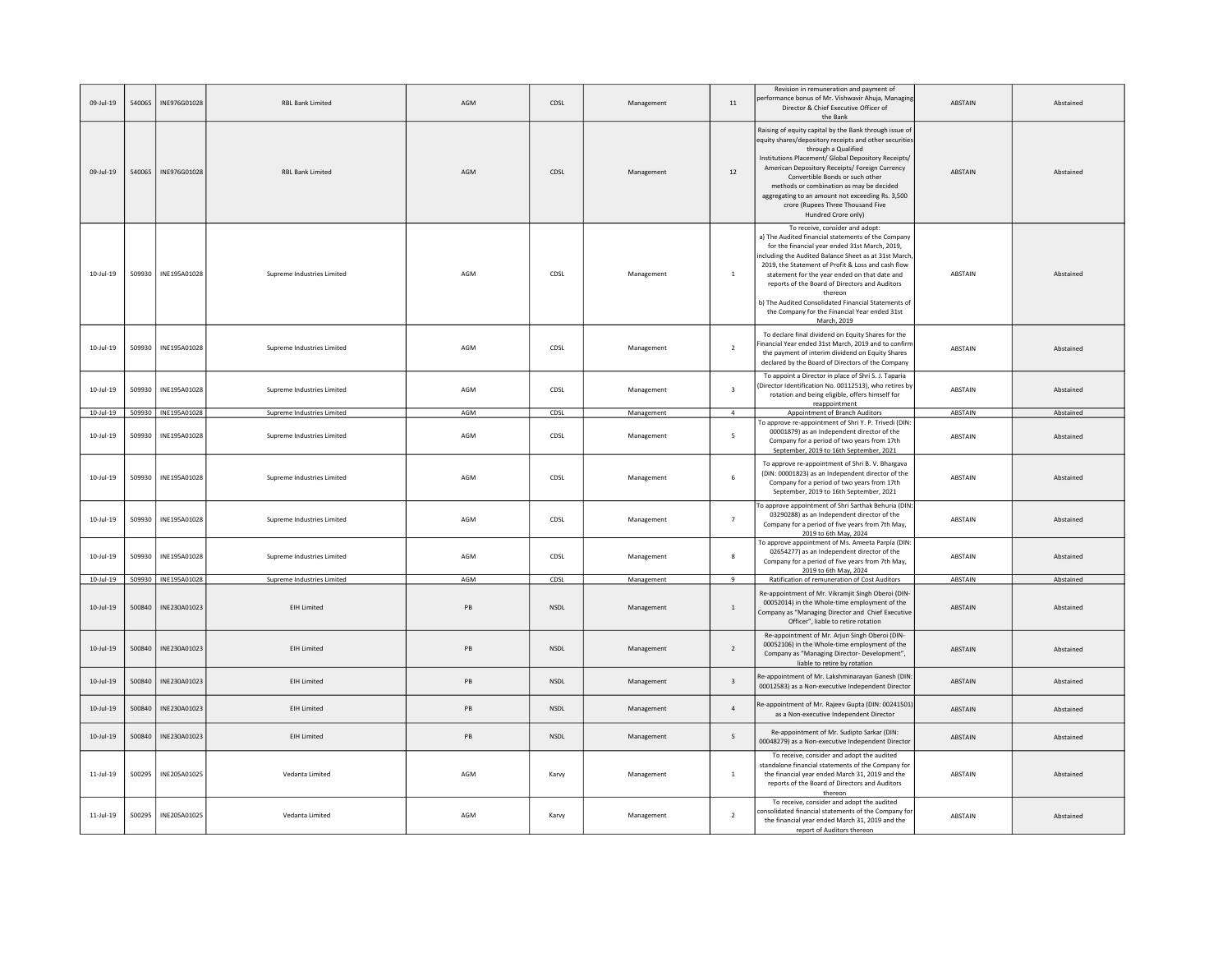| | | | | | | | | | | |
|---|---|---|---|---|---|---|---|---|---|---|
| 09-Jul-19 | 540065 | INE976G01028 | RBL Bank Limited | AGM | CDSL | Management | 11 | Revision in remuneration and payment of performance bonus of Mr. Vishwavir Ahuja, Managing Director & Chief Executive Officer of the Bank | ABSTAIN | Abstained |
| 09-Jul-19 | 540065 | INE976G01028 | RBL Bank Limited | AGM | CDSL | Management | 12 | Raising of equity capital by the Bank through issue of equity shares/depository receipts and other securities through a Qualified Institutions Placement/ Global Depository Receipts/ American Depository Receipts/ Foreign Currency Convertible Bonds or such other methods or combination as may be decided aggregating to an amount not exceeding Rs. 3,500 crore (Rupees Three Thousand Five Hundred Crore only) | ABSTAIN | Abstained |
| 10-Jul-19 | 509930 | INE195A01028 | Supreme Industries Limited | AGM | CDSL | Management | 1 | To receive, consider and adopt: a) The Audited financial statements of the Company for the financial year ended 31st March, 2019, including the Audited Balance Sheet as at 31st March, 2019, the Statement of Profit & Loss and cash flow statement for the year ended on that date and reports of the Board of Directors and Auditors thereon b) The Audited Consolidated Financial Statements of the Company for the Financial Year ended 31st March, 2019 | ABSTAIN | Abstained |
| 10-Jul-19 | 509930 | INE195A01028 | Supreme Industries Limited | AGM | CDSL | Management | 2 | To declare final dividend on Equity Shares for the Financial Year ended 31st March, 2019 and to confirm the payment of interim dividend on Equity Shares declared by the Board of Directors of the Company | ABSTAIN | Abstained |
| 10-Jul-19 | 509930 | INE195A01028 | Supreme Industries Limited | AGM | CDSL | Management | 3 | To appoint a Director in place of Shri S. J. Taparia (Director Identification No. 00112513), who retires by rotation and being eligible, offers himself for reappointment | ABSTAIN | Abstained |
| 10-Jul-19 | 509930 | INE195A01028 | Supreme Industries Limited | AGM | CDSL | Management | 4 | Appointment of Branch Auditors | ABSTAIN | Abstained |
| 10-Jul-19 | 509930 | INE195A01028 | Supreme Industries Limited | AGM | CDSL | Management | 5 | To approve re-appointment of Shri Y. P. Trivedi (DIN: 00001879) as an Independent director of the Company for a period of two years from 17th September, 2019 to 16th September, 2021 | ABSTAIN | Abstained |
| 10-Jul-19 | 509930 | INE195A01028 | Supreme Industries Limited | AGM | CDSL | Management | 6 | To approve re-appointment of Shri B. V. Bhargava (DIN: 00001823) as an Independent director of the Company for a period of two years from 17th September, 2019 to 16th September, 2021 | ABSTAIN | Abstained |
| 10-Jul-19 | 509930 | INE195A01028 | Supreme Industries Limited | AGM | CDSL | Management | 7 | To approve appointment of Shri Sarthak Behuria (DIN: 03290288) as an Independent director of the Company for a period of five years from 7th May, 2019 to 6th May, 2024 | ABSTAIN | Abstained |
| 10-Jul-19 | 509930 | INE195A01028 | Supreme Industries Limited | AGM | CDSL | Management | 8 | To approve appointment of Ms. Ameeta Parpia (DIN: 02654277) as an Independent director of the Company for a period of five years from 7th May, 2019 to 6th May, 2024 | ABSTAIN | Abstained |
| 10-Jul-19 | 509930 | INE195A01028 | Supreme Industries Limited | AGM | CDSL | Management | 9 | Ratification of remuneration of Cost Auditors | ABSTAIN | Abstained |
| 10-Jul-19 | 500840 | INE230A01023 | EIH Limited | PB | NSDL | Management | 1 | Re-appointment of Mr. Vikramjit Singh Oberoi (DIN-00052014) in the Whole-time employment of the Company as "Managing Director and Chief Executive Officer", liable to retire rotation | ABSTAIN | Abstained |
| 10-Jul-19 | 500840 | INE230A01023 | EIH Limited | PB | NSDL | Management | 2 | Re-appointment of Mr. Arjun Singh Oberoi (DIN-00052106) in the Whole-time employment of the Company as "Managing Director- Development", liable to retire by rotation | ABSTAIN | Abstained |
| 10-Jul-19 | 500840 | INE230A01023 | EIH Limited | PB | NSDL | Management | 3 | Re-appointment of Mr. Lakshminarayan Ganesh (DIN: 00012583) as a Non-executive Independent Director | ABSTAIN | Abstained |
| 10-Jul-19 | 500840 | INE230A01023 | EIH Limited | PB | NSDL | Management | 4 | Re-appointment of Mr. Rajeev Gupta (DIN: 00241501) as a Non-executive Independent Director | ABSTAIN | Abstained |
| 10-Jul-19 | 500840 | INE230A01023 | EIH Limited | PB | NSDL | Management | 5 | Re-appointment of Mr. Sudipto Sarkar (DIN: 00048279) as a Non-executive Independent Director | ABSTAIN | Abstained |
| 11-Jul-19 | 500295 | INE205A01025 | Vedanta Limited | AGM | Karvy | Management | 1 | To receive, consider and adopt the audited standalone financial statements of the Company for the financial year ended March 31, 2019 and the reports of the Board of Directors and Auditors thereon | ABSTAIN | Abstained |
| 11-Jul-19 | 500295 | INE205A01025 | Vedanta Limited | AGM | Karvy | Management | 2 | To receive, consider and adopt the audited consolidated financial statements of the Company for the financial year ended March 31, 2019 and the report of Auditors thereon | ABSTAIN | Abstained |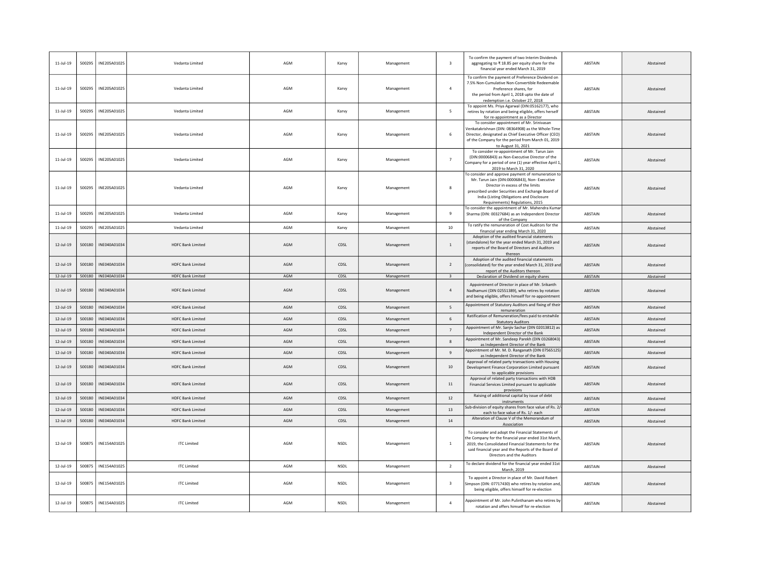| | | | | | | | | | | |
|---|---|---|---|---|---|---|---|---|---|---|
| 11-Jul-19 | 500295 | INE205A01025 | Vedanta Limited | AGM | Karvy | Management | 3 | To confirm the payment of two Interim Dividends aggregating to ₹ 18.85 per equity share for the financial year ended March 31, 2019 | ABSTAIN | Abstained |
| 11-Jul-19 | 500295 | INE205A01025 | Vedanta Limited | AGM | Karvy | Management | 4 | To confirm the payment of Preference Dividend on 7.5% Non-Cumulative Non-Convertible Redeemable Preference shares, for the period from April 1, 2018 upto the date of redemption i.e. October 27, 2018 | ABSTAIN | Abstained |
| 11-Jul-19 | 500295 | INE205A01025 | Vedanta Limited | AGM | Karvy | Management | 5 | To appoint Ms. Priya Agarwal (DIN:05162177), who retires by rotation and being eligible, offers herself for re-appointment as a Director | ABSTAIN | Abstained |
| 11-Jul-19 | 500295 | INE205A01025 | Vedanta Limited | AGM | Karvy | Management | 6 | To consider appointment of Mr. Srinivasan Venkatakrishnan (DIN: 08364908) as the Whole-Time Director, designated as Chief Executive Officer (CEO) of the Company for the period from March 01, 2019 to August 31, 2021 | ABSTAIN | Abstained |
| 11-Jul-19 | 500295 | INE205A01025 | Vedanta Limited | AGM | Karvy | Management | 7 | To consider re-appointment of Mr. Tarun Jain (DIN:00006843) as Non-Executive Director of the Company for a period of one (1) year effective April 1, 2019 to March 31, 2020 | ABSTAIN | Abstained |
| 11-Jul-19 | 500295 | INE205A01025 | Vedanta Limited | AGM | Karvy | Management | 8 | To consider and approve payment of remuneration to Mr. Tarun Jain (DIN:00006843), Non- Executive Director in excess of the limits prescribed under Securities and Exchange Board of India (Listing Obligations and Disclosure Requirements) Regulations, 2015 | ABSTAIN | Abstained |
| 11-Jul-19 | 500295 | INE205A01025 | Vedanta Limited | AGM | Karvy | Management | 9 | To consider the appointment of Mr. Mahendra Kumar Sharma (DIN: 00327684) as an Independent Director of the Company | ABSTAIN | Abstained |
| 11-Jul-19 | 500295 | INE205A01025 | Vedanta Limited | AGM | Karvy | Management | 10 | To ratify the remuneration of Cost Auditors for the financial year ending March 31, 2020 | ABSTAIN | Abstained |
| 12-Jul-19 | 500180 | INE040A01034 | HDFC Bank Limited | AGM | CDSL | Management | 1 | Adoption of the audited financial statements (standalone) for the year ended March 31, 2019 and reports of the Board of Directors and Auditors thereon | ABSTAIN | Abstained |
| 12-Jul-19 | 500180 | INE040A01034 | HDFC Bank Limited | AGM | CDSL | Management | 2 | Adoption of the audited financial statements (consolidated) for the year ended March 31, 2019 and report of the Auditors thereon | ABSTAIN | Abstained |
| 12-Jul-19 | 500180 | INE040A01034 | HDFC Bank Limited | AGM | CDSL | Management | 3 | Declaration of Dividend on equity shares | ABSTAIN | Abstained |
| 12-Jul-19 | 500180 | INE040A01034 | HDFC Bank Limited | AGM | CDSL | Management | 4 | Appointment of Director in place of Mr. Srikanth Nadhamuni (DIN 02551389), who retires by rotation and being eligible, offers himself for re-appointment | ABSTAIN | Abstained |
| 12-Jul-19 | 500180 | INE040A01034 | HDFC Bank Limited | AGM | CDSL | Management | 5 | Appointment of Statutory Auditors and fixing of their remuneration | ABSTAIN | Abstained |
| 12-Jul-19 | 500180 | INE040A01034 | HDFC Bank Limited | AGM | CDSL | Management | 6 | Ratification of Remuneration/fees paid to erstwhile Statutory Auditors | ABSTAIN | Abstained |
| 12-Jul-19 | 500180 | INE040A01034 | HDFC Bank Limited | AGM | CDSL | Management | 7 | Appointment of Mr. Sanjiv Sachar (DIN 02013812) as Independent Director of the Bank | ABSTAIN | Abstained |
| 12-Jul-19 | 500180 | INE040A01034 | HDFC Bank Limited | AGM | CDSL | Management | 8 | Appointment of Mr. Sandeep Parekh (DIN 03268043) as Independent Director of the Bank | ABSTAIN | Abstained |
| 12-Jul-19 | 500180 | INE040A01034 | HDFC Bank Limited | AGM | CDSL | Management | 9 | Appointment of Mr. M. D. Ranganath (DIN 07565125) as Independent Director of the Bank | ABSTAIN | Abstained |
| 12-Jul-19 | 500180 | INE040A01034 | HDFC Bank Limited | AGM | CDSL | Management | 10 | Approval of related party transactions with Housing Development Finance Corporation Limited pursuant to applicable provisions | ABSTAIN | Abstained |
| 12-Jul-19 | 500180 | INE040A01034 | HDFC Bank Limited | AGM | CDSL | Management | 11 | Approval of related party transactions with HDB Financial Services Limited pursuant to applicable provisions | ABSTAIN | Abstained |
| 12-Jul-19 | 500180 | INE040A01034 | HDFC Bank Limited | AGM | CDSL | Management | 12 | Raising of additional capital by issue of debt instruments | ABSTAIN | Abstained |
| 12-Jul-19 | 500180 | INE040A01034 | HDFC Bank Limited | AGM | CDSL | Management | 13 | Sub-division of equity shares from face value of Rs. 2/- each to face value of Rs. 1/- each | ABSTAIN | Abstained |
| 12-Jul-19 | 500180 | INE040A01034 | HDFC Bank Limited | AGM | CDSL | Management | 14 | Alteration of Clause V of the Memorandum of Association | ABSTAIN | Abstained |
| 12-Jul-19 | 500875 | INE154A01025 | ITC Limited | AGM | NSDL | Management | 1 | To consider and adopt the Financial Statements of the Company for the financial year ended 31st March, 2019, the Consolidated Financial Statements for the said financial year and the Reports of the Board of Directors and the Auditors | ABSTAIN | Abstained |
| 12-Jul-19 | 500875 | INE154A01025 | ITC Limited | AGM | NSDL | Management | 2 | To declare dividend for the financial year ended 31st March, 2019 | ABSTAIN | Abstained |
| 12-Jul-19 | 500875 | INE154A01025 | ITC Limited | AGM | NSDL | Management | 3 | To appoint a Director in place of Mr. David Robert Simpson (DIN: 07717430) who retires by rotation and, being eligible, offers himself for re-election | ABSTAIN | Abstained |
| 12-Jul-19 | 500875 | INE154A01025 | ITC Limited | AGM | NSDL | Management | 4 | Appointment of Mr. John Pulinthanam who retires by rotation and offers himself for re-election | ABSTAIN | Abstained |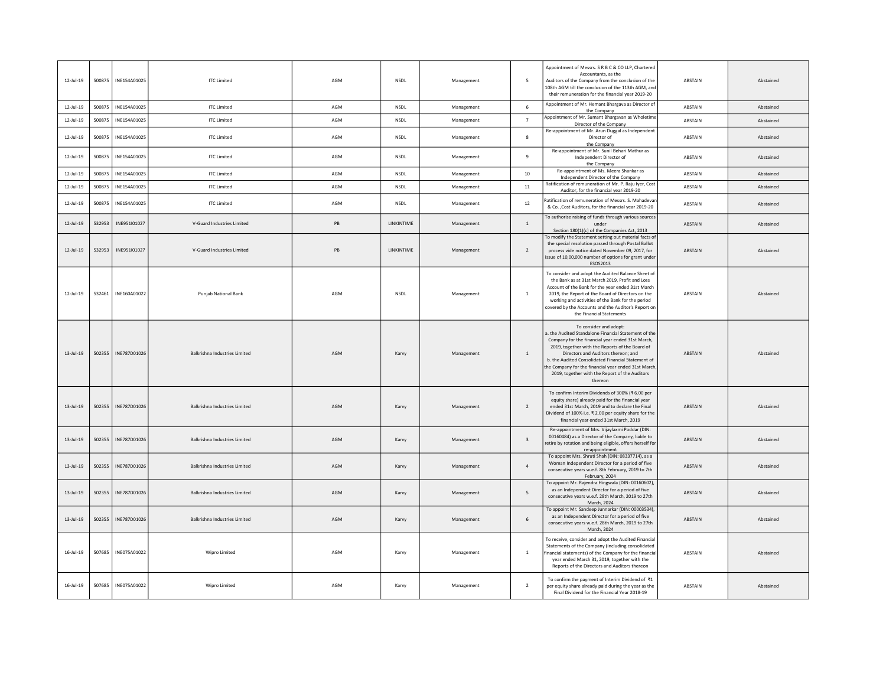| | | | | | | | | | | |
|---|---|---|---|---|---|---|---|---|---|---|
| 12-Jul-19 | 500875 | INE154A01025 | ITC Limited | AGM | NSDL | Management | 5 | Appointment of Messrs. S R B C & CO LLP, Chartered Accountants, as the Auditors of the Company from the conclusion of the 108th AGM till the conclusion of the 113th AGM, and their remuneration for the financial year 2019-20 | ABSTAIN | Abstained |
| 12-Jul-19 | 500875 | INE154A01025 | ITC Limited | AGM | NSDL | Management | 6 | Appointment of Mr. Hemant Bhargava as Director of the Company | ABSTAIN | Abstained |
| 12-Jul-19 | 500875 | INE154A01025 | ITC Limited | AGM | NSDL | Management | 7 | Appointment of Mr. Sumant Bhargavan as Wholetime Director of the Company | ABSTAIN | Abstained |
| 12-Jul-19 | 500875 | INE154A01025 | ITC Limited | AGM | NSDL | Management | 8 | Re-appointment of Mr. Arun Duggal as Independent Director of the Company | ABSTAIN | Abstained |
| 12-Jul-19 | 500875 | INE154A01025 | ITC Limited | AGM | NSDL | Management | 9 | Re-appointment of Mr. Sunil Behari Mathur as Independent Director of the Company | ABSTAIN | Abstained |
| 12-Jul-19 | 500875 | INE154A01025 | ITC Limited | AGM | NSDL | Management | 10 | Re-appointment of Ms. Meera Shankar as Independent Director of the Company | ABSTAIN | Abstained |
| 12-Jul-19 | 500875 | INE154A01025 | ITC Limited | AGM | NSDL | Management | 11 | Ratification of remuneration of Mr. P. Raju Iyer, Cost Auditor, for the financial year 2019-20 | ABSTAIN | Abstained |
| 12-Jul-19 | 500875 | INE154A01025 | ITC Limited | AGM | NSDL | Management | 12 | Ratification of remuneration of Messrs. S. Mahadevan & Co. ,Cost Auditors, for the financial year 2019-20 | ABSTAIN | Abstained |
| 12-Jul-19 | 532953 | INE951I01027 | V-Guard Industries Limited | PB | LINKINTIME | Management | 1 | To authorise raising of funds through various sources under Section 180(1)(c) of the Companies Act, 2013 | ABSTAIN | Abstained |
| 12-Jul-19 | 532953 | INE951I01027 | V-Guard Industries Limited | PB | LINKINTIME | Management | 2 | To modify the Statement setting out material facts of the special resolution passed through Postal Ballot process vide notice dated November 09, 2017, for issue of 10,00,000 number of options for grant under ESOS2013 | ABSTAIN | Abstained |
| 12-Jul-19 | 532461 | INE160A01022 | Punjab National Bank | AGM | NSDL | Management | 1 | To consider and adopt the Audited Balance Sheet of the Bank as at 31st March 2019, Profit and Loss Account of the Bank for the year ended 31st March 2019, the Report of the Board of Directors on the working and activities of the Bank for the period covered by the Accounts and the Auditor's Report on the Financial Statements | ABSTAIN | Abstained |
| 13-Jul-19 | 502355 | INE787D01026 | Balkrishna Industries Limited | AGM | Karvy | Management | 1 | To consider and adopt: a. the Audited Standalone Financial Statement of the Company for the financial year ended 31st March, 2019, together with the Reports of the Board of Directors and Auditors thereon; and b. the Audited Consolidated Financial Statement of the Company for the financial year ended 31st March, 2019, together with the Report of the Auditors thereon | ABSTAIN | Abstained |
| 13-Jul-19 | 502355 | INE787D01026 | Balkrishna Industries Limited | AGM | Karvy | Management | 2 | To confirm Interim Dividends of 300% (₹ 6.00 per equity share) already paid for the financial year ended 31st March, 2019 and to declare the Final Dividend of 100% i.e. ₹ 2.00 per equity share for the financial year ended 31st March, 2019 | ABSTAIN | Abstained |
| 13-Jul-19 | 502355 | INE787D01026 | Balkrishna Industries Limited | AGM | Karvy | Management | 3 | Re-appointment of Mrs. Vijaylaxmi Poddar (DIN: 00160484) as a Director of the Company, liable to retire by rotation and being eligible, offers herself for re-appointment | ABSTAIN | Abstained |
| 13-Jul-19 | 502355 | INE787D01026 | Balkrishna Industries Limited | AGM | Karvy | Management | 4 | To appoint Mrs. Shruti Shah (DIN: 08337714), as a Woman Independent Director for a period of five consecutive years w.e.f. 8th February, 2019 to 7th February, 2024 | ABSTAIN | Abstained |
| 13-Jul-19 | 502355 | INE787D01026 | Balkrishna Industries Limited | AGM | Karvy | Management | 5 | To appoint Mr. Rajendra Hingwala (DIN: 00160602), as an Independent Director for a period of five consecutive years w.e.f. 28th March, 2019 to 27th March, 2024 | ABSTAIN | Abstained |
| 13-Jul-19 | 502355 | INE787D01026 | Balkrishna Industries Limited | AGM | Karvy | Management | 6 | To appoint Mr. Sandeep Junnarkar (DIN: 00003534), as an Independent Director for a period of five consecutive years w.e.f. 28th March, 2019 to 27th March, 2024 | ABSTAIN | Abstained |
| 16-Jul-19 | 507685 | INE075A01022 | Wipro Limited | AGM | Karvy | Management | 1 | To receive, consider and adopt the Audited Financial Statements of the Company (including consolidated financial statements) of the Company for the financial year ended March 31, 2019, together with the Reports of the Directors and Auditors thereon | ABSTAIN | Abstained |
| 16-Jul-19 | 507685 | INE075A01022 | Wipro Limited | AGM | Karvy | Management | 2 | To confirm the payment of Interim Dividend of ₹1 per equity share already paid during the year as the Final Dividend for the Financial Year 2018-19 | ABSTAIN | Abstained |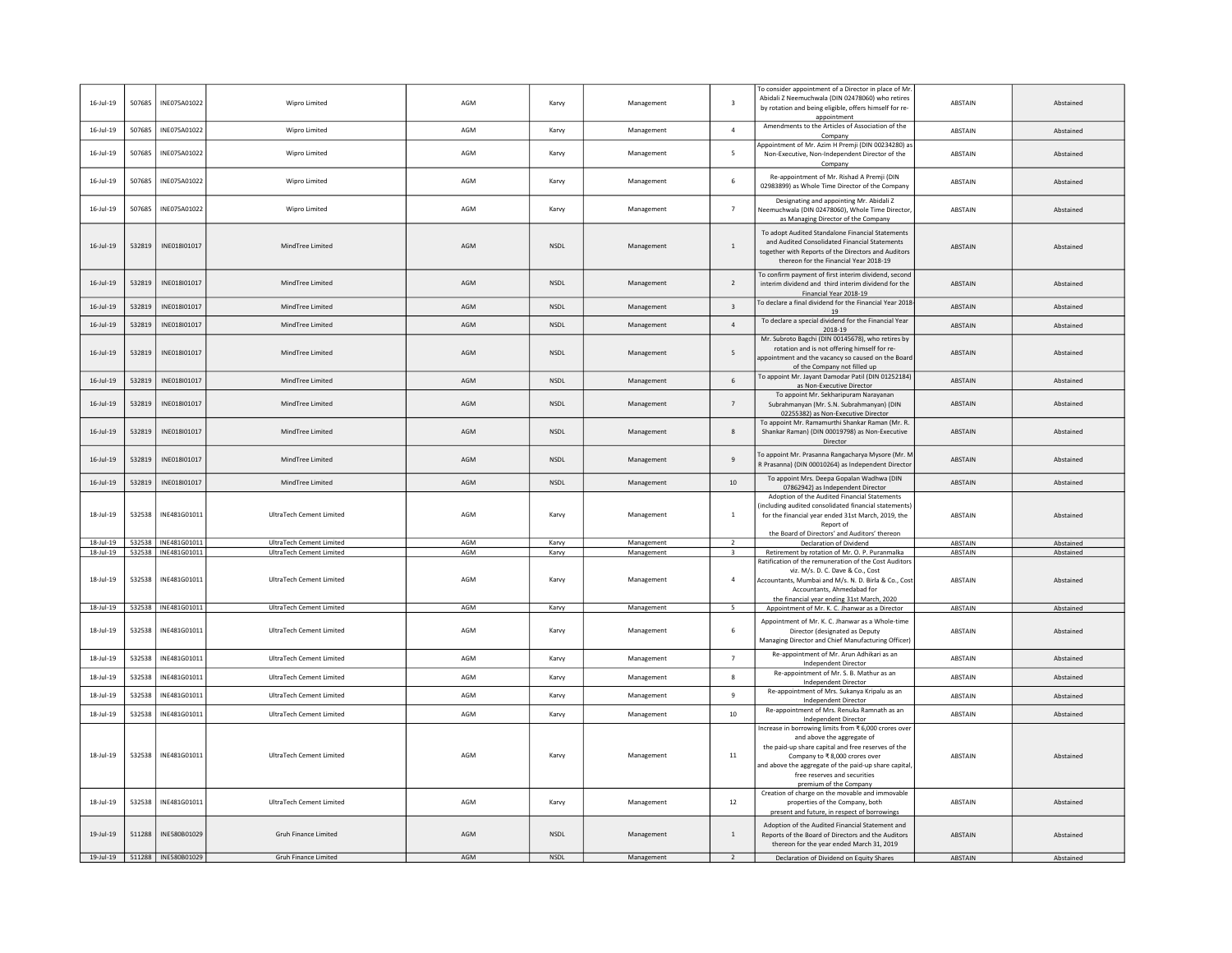| 16-Jul-19 | 507685 | INE075A01022 | Wipro Limited | AGM | Karvy | Management | 3 | To consider appointment of a Director in place of Mr. Abidali Z Neemuchwala (DIN 02478060) who retires by rotation and being eligible, offers himself for re-appointment | ABSTAIN | Abstained |
|---|---|---|---|---|---|---|---|---|---|---|
| 16-Jul-19 | 507685 | INE075A01022 | Wipro Limited | AGM | Karvy | Management | 4 | Amendments to the Articles of Association of the Company | ABSTAIN | Abstained |
| 16-Jul-19 | 507685 | INE075A01022 | Wipro Limited | AGM | Karvy | Management | 5 | Appointment of Mr. Azim H Premji (DIN 00234280) as Non-Executive, Non-Independent Director of the Company | ABSTAIN | Abstained |
| 16-Jul-19 | 507685 | INE075A01022 | Wipro Limited | AGM | Karvy | Management | 6 | Re-appointment of Mr. Rishad A Premji (DIN 02983899) as Whole Time Director of the Company | ABSTAIN | Abstained |
| 16-Jul-19 | 507685 | INE075A01022 | Wipro Limited | AGM | Karvy | Management | 7 | Designating and appointing Mr. Abidali Z Neemuchwala (DIN 02478060), Whole Time Director, as Managing Director of the Company | ABSTAIN | Abstained |
| 16-Jul-19 | 532819 | INE018I01017 | MindTree Limited | AGM | NSDL | Management | 1 | To adopt Audited Standalone Financial Statements and Audited Consolidated Financial Statements together with Reports of the Directors and Auditors thereon for the Financial Year 2018-19 | ABSTAIN | Abstained |
| 16-Jul-19 | 532819 | INE018I01017 | MindTree Limited | AGM | NSDL | Management | 2 | To confirm payment of first interim dividend, second interim dividend and third interim dividend for the Financial Year 2018-19 | ABSTAIN | Abstained |
| 16-Jul-19 | 532819 | INE018I01017 | MindTree Limited | AGM | NSDL | Management | 3 | To declare a final dividend for the Financial Year 2018-19 | ABSTAIN | Abstained |
| 16-Jul-19 | 532819 | INE018I01017 | MindTree Limited | AGM | NSDL | Management | 4 | To declare a special dividend for the Financial Year 2018-19 | ABSTAIN | Abstained |
| 16-Jul-19 | 532819 | INE018I01017 | MindTree Limited | AGM | NSDL | Management | 5 | Mr. Subroto Bagchi (DIN 00145678), who retires by rotation and is not offering himself for re-appointment and the vacancy so caused on the Board of the Company not filled up | ABSTAIN | Abstained |
| 16-Jul-19 | 532819 | INE018I01017 | MindTree Limited | AGM | NSDL | Management | 6 | To appoint Mr. Jayant Damodar Patil (DIN 01252184) as Non-Executive Director | ABSTAIN | Abstained |
| 16-Jul-19 | 532819 | INE018I01017 | MindTree Limited | AGM | NSDL | Management | 7 | To appoint Mr. Sekharipuram Narayanan Subrahmanyan (Mr. S.N. Subrahmanyan) (DIN 02255382) as Non-Executive Director | ABSTAIN | Abstained |
| 16-Jul-19 | 532819 | INE018I01017 | MindTree Limited | AGM | NSDL | Management | 8 | To appoint Mr. Ramamurthi Shankar Raman (Mr. R. Shankar Raman) (DIN 00019798) as Non-Executive Director | ABSTAIN | Abstained |
| 16-Jul-19 | 532819 | INE018I01017 | MindTree Limited | AGM | NSDL | Management | 9 | To appoint Mr. Prasanna Rangacharya Mysore (Mr. M R Prasanna) (DIN 00010264) as Independent Director | ABSTAIN | Abstained |
| 16-Jul-19 | 532819 | INE018I01017 | MindTree Limited | AGM | NSDL | Management | 10 | To appoint Mrs. Deepa Gopalan Wadhwa (DIN 07862942) as Independent Director | ABSTAIN | Abstained |
| 18-Jul-19 | 532538 | INE481G01011 | UltraTech Cement Limited | AGM | Karvy | Management | 1 | Adoption of the Audited Financial Statements (including audited consolidated financial statements) for the financial year ended 31st March, 2019, the Report of the Board of Directors' and Auditors' thereon | ABSTAIN | Abstained |
| 18-Jul-19 | 532538 | INE481G01011 | UltraTech Cement Limited | AGM | Karvy | Management | 2 | Declaration of Dividend | ABSTAIN | Abstained |
| 18-Jul-19 | 532538 | INE481G01011 | UltraTech Cement Limited | AGM | Karvy | Management | 3 | Retirement by rotation of Mr. O. P. Puranmalka | ABSTAIN | Abstained |
| 18-Jul-19 | 532538 | INE481G01011 | UltraTech Cement Limited | AGM | Karvy | Management | 4 | Ratification of the remuneration of the Cost Auditors viz. M/s. D. C. Dave & Co., Cost Accountants, Mumbai and M/s. N. D. Birla & Co., Cost Accountants, Ahmedabad for the financial year ending 31st March, 2020 | ABSTAIN | Abstained |
| 18-Jul-19 | 532538 | INE481G01011 | UltraTech Cement Limited | AGM | Karvy | Management | 5 | Appointment of Mr. K. C. Jhanwar as a Director | ABSTAIN | Abstained |
| 18-Jul-19 | 532538 | INE481G01011 | UltraTech Cement Limited | AGM | Karvy | Management | 6 | Appointment of Mr. K. C. Jhanwar as a Whole-time Director (designated as Deputy Managing Director and Chief Manufacturing Officer) | ABSTAIN | Abstained |
| 18-Jul-19 | 532538 | INE481G01011 | UltraTech Cement Limited | AGM | Karvy | Management | 7 | Re-appointment of Mr. Arun Adhikari as an Independent Director | ABSTAIN | Abstained |
| 18-Jul-19 | 532538 | INE481G01011 | UltraTech Cement Limited | AGM | Karvy | Management | 8 | Re-appointment of Mr. S. B. Mathur as an Independent Director | ABSTAIN | Abstained |
| 18-Jul-19 | 532538 | INE481G01011 | UltraTech Cement Limited | AGM | Karvy | Management | 9 | Re-appointment of Mrs. Sukanya Kripalu as an Independent Director | ABSTAIN | Abstained |
| 18-Jul-19 | 532538 | INE481G01011 | UltraTech Cement Limited | AGM | Karvy | Management | 10 | Re-appointment of Mrs. Renuka Ramnath as an Independent Director | ABSTAIN | Abstained |
| 18-Jul-19 | 532538 | INE481G01011 | UltraTech Cement Limited | AGM | Karvy | Management | 11 | Increase in borrowing limits from ₹ 6,000 crores over and above the aggregate of the paid-up share capital and free reserves of the Company to ₹ 8,000 crores over and above the aggregate of the paid-up share capital, free reserves and securities premium of the Company | ABSTAIN | Abstained |
| 18-Jul-19 | 532538 | INE481G01011 | UltraTech Cement Limited | AGM | Karvy | Management | 12 | Creation of charge on the movable and immovable properties of the Company, both present and future, in respect of borrowings | ABSTAIN | Abstained |
| 19-Jul-19 | 511288 | INE580B01029 | Gruh Finance Limited | AGM | NSDL | Management | 1 | Adoption of the Audited Financial Statement and Reports of the Board of Directors and the Auditors thereon for the year ended March 31, 2019 | ABSTAIN | Abstained |
| 19-Jul-19 | 511288 | INE580B01029 | Gruh Finance Limited | AGM | NSDL | Management | 2 | Declaration of Dividend on Equity Shares | ABSTAIN | Abstained |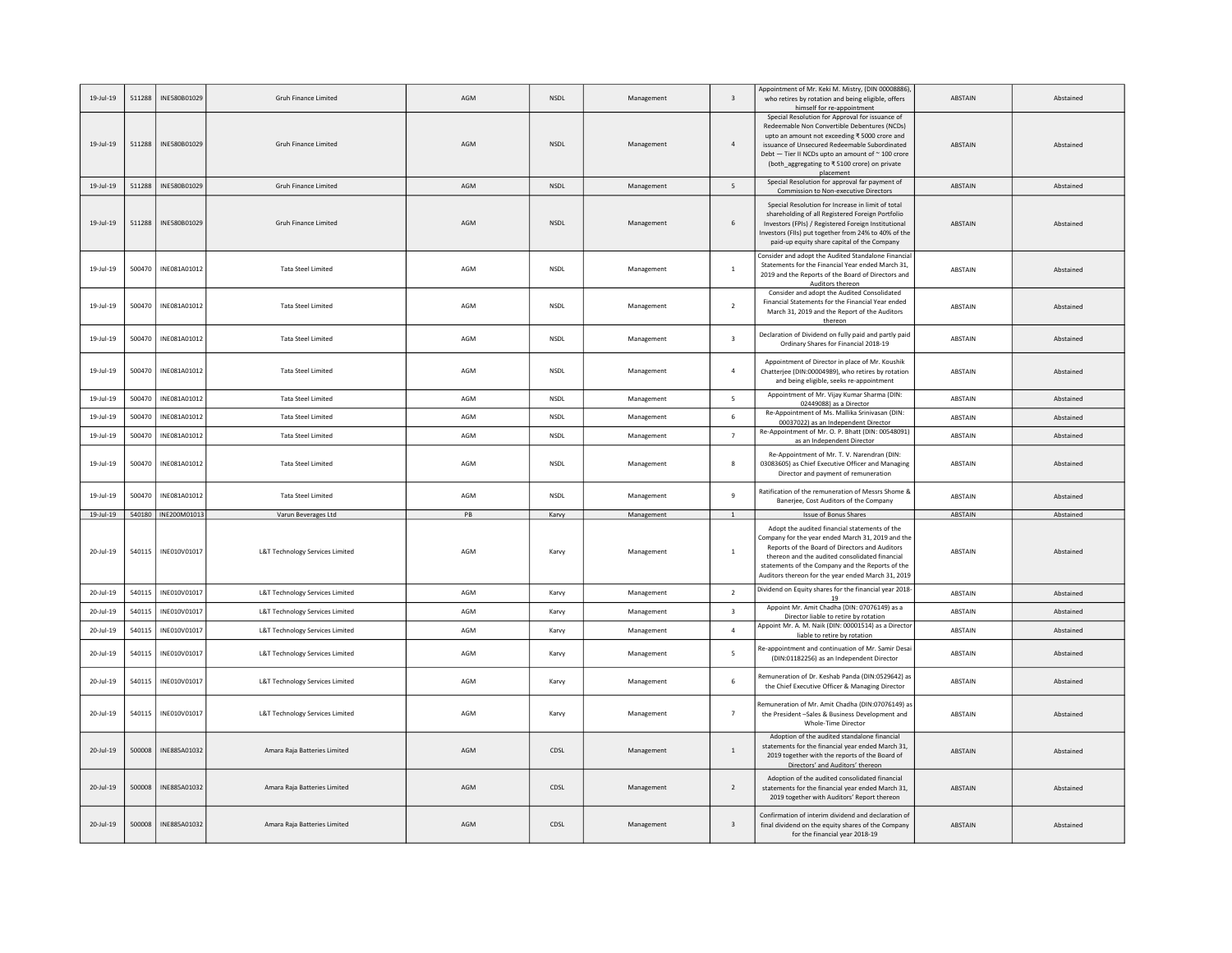| 19-Jul-19 | 511288 | INE580B01029 | Gruh Finance Limited | AGM | NSDL | Management | 3 | Appointment of Mr. Keki M. Mistry, (DIN 00008886), who retires by rotation and being eligible, offers himself for re-appointment | ABSTAIN | Abstained |
|---|---|---|---|---|---|---|---|---|---|---|
| 19-Jul-19 | 511288 | INE580B01029 | Gruh Finance Limited | AGM | NSDL | Management | 4 | Special Resolution for Approval for issuance of Redeemable Non Convertible Debentures (NCDs) upto an amount not exceeding ₹ 5000 crore and issuance of Unsecured Redeemable Subordinated Debt — Tier II NCDs upto an amount of ~ 100 crore (both_aggregating to ₹ 5100 crore) on private placement | ABSTAIN | Abstained |
| 19-Jul-19 | 511288 | INE580B01029 | Gruh Finance Limited | AGM | NSDL | Management | 5 | Special Resolution for approval far payment of Commission to Non-executive Directors | ABSTAIN | Abstained |
| 19-Jul-19 | 511288 | INE580B01029 | Gruh Finance Limited | AGM | NSDL | Management | 6 | Special Resolution for Increase in limit of total shareholding of all Registered Foreign Portfolio Investors (FPIs) / Registered Foreign Institutional Investors (FIls) put together from 24% to 40% of the paid-up equity share capital of the Company | ABSTAIN | Abstained |
| 19-Jul-19 | 500470 | INE081A01012 | Tata Steel Limited | AGM | NSDL | Management | 1 | Consider and adopt the Audited Standalone Financial Statements for the Financial Year ended March 31, 2019 and the Reports of the Board of Directors and Auditors thereon | ABSTAIN | Abstained |
| 19-Jul-19 | 500470 | INE081A01012 | Tata Steel Limited | AGM | NSDL | Management | 2 | Consider and adopt the Audited Consolidated Financial Statements for the Financial Year ended March 31, 2019 and the Report of the Auditors thereon | ABSTAIN | Abstained |
| 19-Jul-19 | 500470 | INE081A01012 | Tata Steel Limited | AGM | NSDL | Management | 3 | Declaration of Dividend on fully paid and partly paid Ordinary Shares for Financial 2018-19 | ABSTAIN | Abstained |
| 19-Jul-19 | 500470 | INE081A01012 | Tata Steel Limited | AGM | NSDL | Management | 4 | Appointment of Director in place of Mr. Koushik Chatterjee (DIN:00004989), who retires by rotation and being eligible, seeks re-appointment | ABSTAIN | Abstained |
| 19-Jul-19 | 500470 | INE081A01012 | Tata Steel Limited | AGM | NSDL | Management | 5 | Appointment of Mr. Vijay Kumar Sharma (DIN: 02449088) as a Director | ABSTAIN | Abstained |
| 19-Jul-19 | 500470 | INE081A01012 | Tata Steel Limited | AGM | NSDL | Management | 6 | Re-Appointment of Ms. Mallika Srinivasan (DIN: 00037022) as an Independent Director | ABSTAIN | Abstained |
| 19-Jul-19 | 500470 | INE081A01012 | Tata Steel Limited | AGM | NSDL | Management | 7 | Re-Appointment of Mr. O. P. Bhatt (DIN: 00548091) as an Independent Director | ABSTAIN | Abstained |
| 19-Jul-19 | 500470 | INE081A01012 | Tata Steel Limited | AGM | NSDL | Management | 8 | Re-Appointment of Mr. T. V. Narendran (DIN: 03083605) as Chief Executive Officer and Managing Director and payment of remuneration | ABSTAIN | Abstained |
| 19-Jul-19 | 500470 | INE081A01012 | Tata Steel Limited | AGM | NSDL | Management | 9 | Ratification of the remuneration of Messrs Shome & Banerjee, Cost Auditors of the Company | ABSTAIN | Abstained |
| 19-Jul-19 | 540180 | INE200M01013 | Varun Beverages Ltd | PB | Karvy | Management | 1 | Issue of Bonus Shares | ABSTAIN | Abstained |
| 20-Jul-19 | 540115 | INE010V01017 | L&T Technology Services Limited | AGM | Karvy | Management | 1 | Adopt the audited financial statements of the Company for the year ended March 31, 2019 and the Reports of the Board of Directors and Auditors thereon and the audited consolidated financial statements of the Company and the Reports of the Auditors thereon for the year ended March 31, 2019 | ABSTAIN | Abstained |
| 20-Jul-19 | 540115 | INE010V01017 | L&T Technology Services Limited | AGM | Karvy | Management | 2 | Dividend on Equity shares for the financial year 2018-19 | ABSTAIN | Abstained |
| 20-Jul-19 | 540115 | INE010V01017 | L&T Technology Services Limited | AGM | Karvy | Management | 3 | Appoint Mr. Amit Chadha (DIN: 07076149) as a Director liable to retire by rotation | ABSTAIN | Abstained |
| 20-Jul-19 | 540115 | INE010V01017 | L&T Technology Services Limited | AGM | Karvy | Management | 4 | Appoint Mr. A. M. Naik (DIN: 00001514) as a Director liable to retire by rotation | ABSTAIN | Abstained |
| 20-Jul-19 | 540115 | INE010V01017 | L&T Technology Services Limited | AGM | Karvy | Management | 5 | Re-appointment and continuation of Mr. Samir Desai (DIN:01182256) as an Independent Director | ABSTAIN | Abstained |
| 20-Jul-19 | 540115 | INE010V01017 | L&T Technology Services Limited | AGM | Karvy | Management | 6 | Remuneration of Dr. Keshab Panda (DIN:0529642) as the Chief Executive Officer & Managing Director | ABSTAIN | Abstained |
| 20-Jul-19 | 540115 | INE010V01017 | L&T Technology Services Limited | AGM | Karvy | Management | 7 | Remuneration of Mr. Amit Chadha (DIN:07076149) as the President –Sales & Business Development and Whole-Time Director | ABSTAIN | Abstained |
| 20-Jul-19 | 500008 | INE885A01032 | Amara Raja Batteries Limited | AGM | CDSL | Management | 1 | Adoption of the audited standalone financial statements for the financial year ended March 31, 2019 together with the reports of the Board of Directors' and Auditors' thereon | ABSTAIN | Abstained |
| 20-Jul-19 | 500008 | INE885A01032 | Amara Raja Batteries Limited | AGM | CDSL | Management | 2 | Adoption of the audited consolidated financial statements for the financial year ended March 31, 2019 together with Auditors' Report thereon | ABSTAIN | Abstained |
| 20-Jul-19 | 500008 | INE885A01032 | Amara Raja Batteries Limited | AGM | CDSL | Management | 3 | Confirmation of interim dividend and declaration of final dividend on the equity shares of the Company for the financial year 2018-19 | ABSTAIN | Abstained |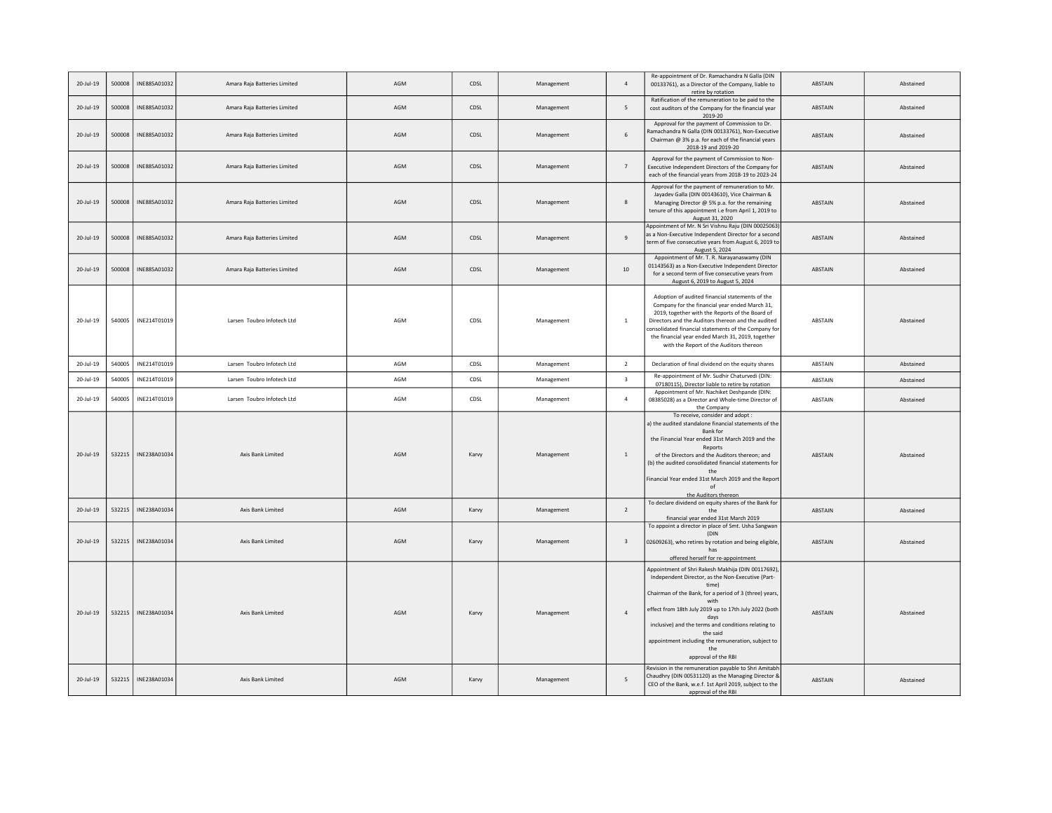| | | | | | | | | | | |
|---|---|---|---|---|---|---|---|---|---|---|
| 20-Jul-19 | 500008 | INE885A01032 | Amara Raja Batteries Limited | AGM | CDSL | Management | 4 | Re-appointment of Dr. Ramachandra N Galla (DIN 00133761), as a Director of the Company, liable to retire by rotation | ABSTAIN | Abstained |
| 20-Jul-19 | 500008 | INE885A01032 | Amara Raja Batteries Limited | AGM | CDSL | Management | 5 | Ratification of the remuneration to be paid to the cost auditors of the Company for the financial year 2019-20 | ABSTAIN | Abstained |
| 20-Jul-19 | 500008 | INE885A01032 | Amara Raja Batteries Limited | AGM | CDSL | Management | 6 | Approval for the payment of Commission to Dr. Ramachandra N Galla (DIN 00133761), Non-Executive Chairman @ 3% p.a. for each of the financial years 2018-19 and 2019-20 | ABSTAIN | Abstained |
| 20-Jul-19 | 500008 | INE885A01032 | Amara Raja Batteries Limited | AGM | CDSL | Management | 7 | Approval for the payment of Commission to Non-Executive Independent Directors of the Company for each of the financial years from 2018-19 to 2023-24 | ABSTAIN | Abstained |
| 20-Jul-19 | 500008 | INE885A01032 | Amara Raja Batteries Limited | AGM | CDSL | Management | 8 | Approval for the payment of remuneration to Mr. Jayadev Galla (DIN 00143610), Vice Chairman & Managing Director @ 5% p.a. for the remaining tenure of this appointment i.e from April 1, 2019 to August 31, 2020 | ABSTAIN | Abstained |
| 20-Jul-19 | 500008 | INE885A01032 | Amara Raja Batteries Limited | AGM | CDSL | Management | 9 | Appointment of Mr. N Sri Vishnu Raju (DIN 00025063) as a Non-Executive Independent Director for a second term of five consecutive years from August 6, 2019 to August 5, 2024 | ABSTAIN | Abstained |
| 20-Jul-19 | 500008 | INE885A01032 | Amara Raja Batteries Limited | AGM | CDSL | Management | 10 | Appointment of Mr. T. R. Narayanaswamy (DIN 01143563) as a Non-Executive Independent Director for a second term of five consecutive years from August 6, 2019 to August 5, 2024 | ABSTAIN | Abstained |
| 20-Jul-19 | 540005 | INE214T01019 | Larsen Toubro Infotech Ltd | AGM | CDSL | Management | 1 | Adoption of audited financial statements of the Company for the financial year ended March 31, 2019, together with the Reports of the Board of Directors and the Auditors thereon and the audited consolidated financial statements of the Company for the financial year ended March 31, 2019, together with the Report of the Auditors thereon | ABSTAIN | Abstained |
| 20-Jul-19 | 540005 | INE214T01019 | Larsen Toubro Infotech Ltd | AGM | CDSL | Management | 2 | Declaration of final dividend on the equity shares | ABSTAIN | Abstained |
| 20-Jul-19 | 540005 | INE214T01019 | Larsen Toubro Infotech Ltd | AGM | CDSL | Management | 3 | Re-appointment of Mr. Sudhir Chaturvedi (DIN: 07180115), Director liable to retire by rotation | ABSTAIN | Abstained |
| 20-Jul-19 | 540005 | INE214T01019 | Larsen Toubro Infotech Ltd | AGM | CDSL | Management | 4 | Appointment of Mr. Nachiket Deshpande (DIN: 08385028) as a Director and Whole-time Director of the Company | ABSTAIN | Abstained |
| 20-Jul-19 | 532215 | INE238A01034 | Axis Bank Limited | AGM | Karvy | Management | 1 | To receive, consider and adopt : a) the audited standalone financial statements of the Bank for the Financial Year ended 31st March 2019 and the Reports of the Directors and the Auditors thereon; and (b) the audited consolidated financial statements for the Financial Year ended 31st March 2019 and the Report of the Auditors thereon | ABSTAIN | Abstained |
| 20-Jul-19 | 532215 | INE238A01034 | Axis Bank Limited | AGM | Karvy | Management | 2 | To declare dividend on equity shares of the Bank for the financial year ended 31st March 2019 | ABSTAIN | Abstained |
| 20-Jul-19 | 532215 | INE238A01034 | Axis Bank Limited | AGM | Karvy | Management | 3 | To appoint a director in place of Smt. Usha Sangwan (DIN 02609263), who retires by rotation and being eligible, has offered herself for re-appointment | ABSTAIN | Abstained |
| 20-Jul-19 | 532215 | INE238A01034 | Axis Bank Limited | AGM | Karvy | Management | 4 | Appointment of Shri Rakesh Makhija (DIN 00117692), Independent Director, as the Non-Executive (Part-time) Chairman of the Bank, for a period of 3 (three) years, with effect from 18th July 2019 up to 17th July 2022 (both days inclusive) and the terms and conditions relating to the said appointment including the remuneration, subject to the approval of the RBI | ABSTAIN | Abstained |
| 20-Jul-19 | 532215 | INE238A01034 | Axis Bank Limited | AGM | Karvy | Management | 5 | Revision in the remuneration payable to Shri Amitabh Chaudhry (DIN 00531120) as the Managing Director & CEO of the Bank, w.e.f. 1st April 2019, subject to the approval of the RBI | ABSTAIN | Abstained |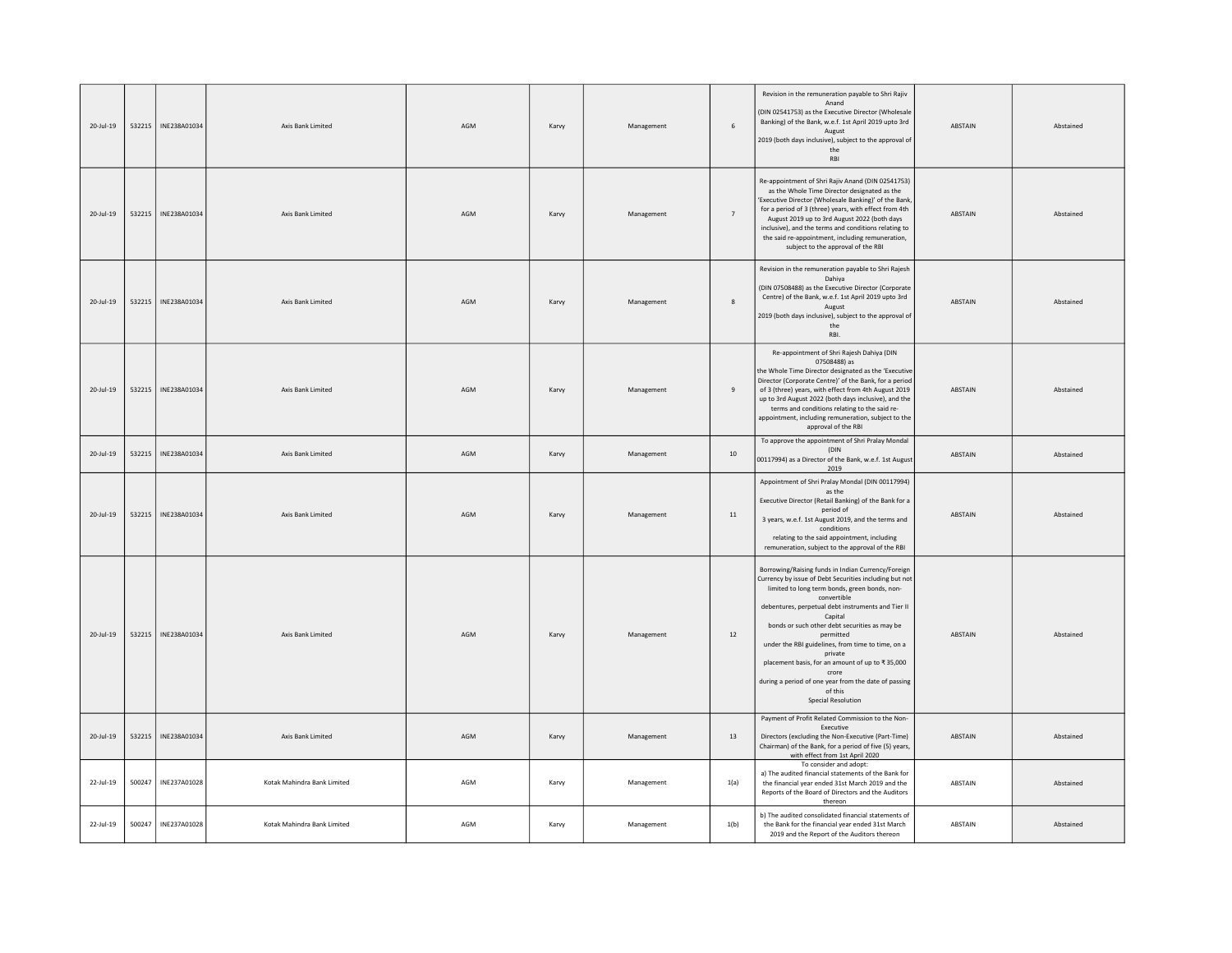| | | | | | | | | | | |
|---|---|---|---|---|---|---|---|---|---|---|
| 20-Jul-19 | 532215 | INE238A01034 | Axis Bank Limited | AGM | Karvy | Management | 6 | Revision in the remuneration payable to Shri Rajiv Anand (DIN 02541753) as the Executive Director (Wholesale Banking) of the Bank, w.e.f. 1st April 2019 upto 3rd August 2019 (both days inclusive), subject to the approval of the RBI | ABSTAIN | Abstained |
| 20-Jul-19 | 532215 | INE238A01034 | Axis Bank Limited | AGM | Karvy | Management | 7 | Re-appointment of Shri Rajiv Anand (DIN 02541753) as the Whole Time Director designated as the 'Executive Director (Wholesale Banking)' of the Bank, for a period of 3 (three) years, with effect from 4th August 2019 up to 3rd August 2022 (both days inclusive), and the terms and conditions relating to the said re-appointment, including remuneration, subject to the approval of the RBI | ABSTAIN | Abstained |
| 20-Jul-19 | 532215 | INE238A01034 | Axis Bank Limited | AGM | Karvy | Management | 8 | Revision in the remuneration payable to Shri Rajesh Dahiya (DIN 07508488) as the Executive Director (Corporate Centre) of the Bank, w.e.f. 1st April 2019 upto 3rd August 2019 (both days inclusive), subject to the approval of the RBI. | ABSTAIN | Abstained |
| 20-Jul-19 | 532215 | INE238A01034 | Axis Bank Limited | AGM | Karvy | Management | 9 | Re-appointment of Shri Rajesh Dahiya (DIN 07508488) as the Whole Time Director designated as the 'Executive Director (Corporate Centre)' of the Bank, for a period of 3 (three) years, with effect from 4th August 2019 up to 3rd August 2022 (both days inclusive), and the terms and conditions relating to the said re-appointment, including remuneration, subject to the approval of the RBI | ABSTAIN | Abstained |
| 20-Jul-19 | 532215 | INE238A01034 | Axis Bank Limited | AGM | Karvy | Management | 10 | To approve the appointment of Shri Pralay Mondal (DIN 00117994) as a Director of the Bank, w.e.f. 1st August 2019 | ABSTAIN | Abstained |
| 20-Jul-19 | 532215 | INE238A01034 | Axis Bank Limited | AGM | Karvy | Management | 11 | Appointment of Shri Pralay Mondal (DIN 00117994) as the Executive Director (Retail Banking) of the Bank for a period of 3 years, w.e.f. 1st August 2019, and the terms and conditions relating to the said appointment, including remuneration, subject to the approval of the RBI | ABSTAIN | Abstained |
| 20-Jul-19 | 532215 | INE238A01034 | Axis Bank Limited | AGM | Karvy | Management | 12 | Borrowing/Raising funds in Indian Currency/Foreign Currency by issue of Debt Securities including but not limited to long term bonds, green bonds, non-convertible debentures, perpetual debt instruments and Tier II Capital bonds or such other debt securities as may be permitted under the RBI guidelines, from time to time, on a private placement basis, for an amount of up to ₹ 35,000 crore during a period of one year from the date of passing of this Special Resolution | ABSTAIN | Abstained |
| 20-Jul-19 | 532215 | INE238A01034 | Axis Bank Limited | AGM | Karvy | Management | 13 | Payment of Profit Related Commission to the Non-Executive Directors (excluding the Non-Executive (Part-Time) Chairman) of the Bank, for a period of five (5) years, with effect from 1st April 2020 | ABSTAIN | Abstained |
| 22-Jul-19 | 500247 | INE237A01028 | Kotak Mahindra Bank Limited | AGM | Karvy | Management | 1(a) | To consider and adopt: a) The audited financial statements of the Bank for the financial year ended 31st March 2019 and the Reports of the Board of Directors and the Auditors thereon | ABSTAIN | Abstained |
| 22-Jul-19 | 500247 | INE237A01028 | Kotak Mahindra Bank Limited | AGM | Karvy | Management | 1(b) | b) The audited consolidated financial statements of the Bank for the financial year ended 31st March 2019 and the Report of the Auditors thereon | ABSTAIN | Abstained |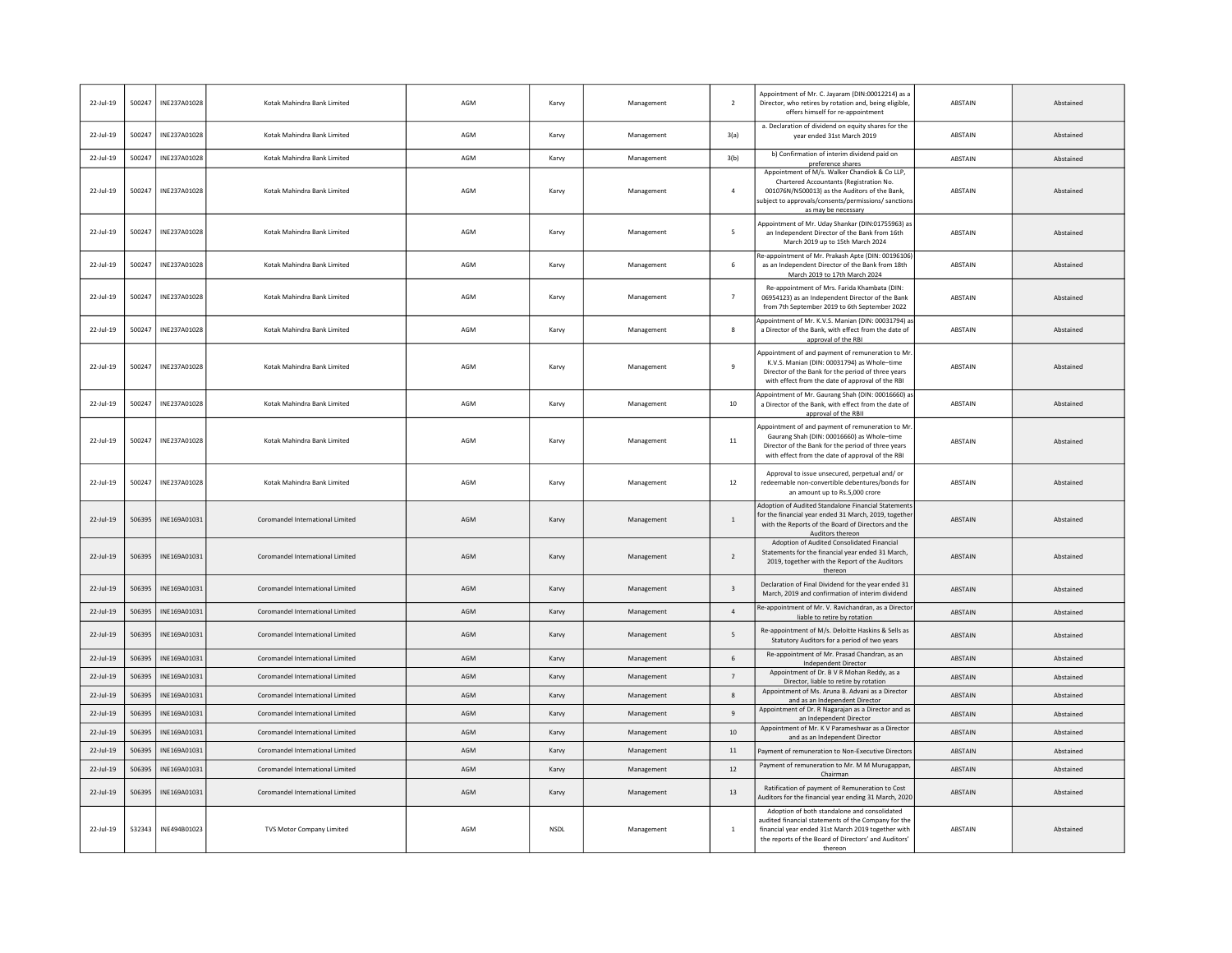| 22-Jul-19 | 500247 | INE237A01028 | Kotak Mahindra Bank Limited | AGM | Karvy | Management | 2 | Appointment of Mr. C. Jayaram (DIN:00012214) as a Director, who retires by rotation and, being eligible, offers himself for re-appointment | ABSTAIN | Abstained |
|---|---|---|---|---|---|---|---|---|---|---|
| 22-Jul-19 | 500247 | INE237A01028 | Kotak Mahindra Bank Limited | AGM | Karvy | Management | 3(a) | a. Declaration of dividend on equity shares for the year ended 31st March 2019 | ABSTAIN | Abstained |
| 22-Jul-19 | 500247 | INE237A01028 | Kotak Mahindra Bank Limited | AGM | Karvy | Management | 3(b) | b) Confirmation of interim dividend paid on preference shares | ABSTAIN | Abstained |
| 22-Jul-19 | 500247 | INE237A01028 | Kotak Mahindra Bank Limited | AGM | Karvy | Management | 4 | Appointment of M/s. Walker Chandiok & Co LLP, Chartered Accountants (Registration No. 001076N/N500013) as the Auditors of the Bank, subject to approvals/consents/permissions/ sanctions as may be necessary | ABSTAIN | Abstained |
| 22-Jul-19 | 500247 | INE237A01028 | Kotak Mahindra Bank Limited | AGM | Karvy | Management | 5 | Appointment of Mr. Uday Shankar (DIN:01755963) as an Independent Director of the Bank from 16th March 2019 up to 15th March 2024 | ABSTAIN | Abstained |
| 22-Jul-19 | 500247 | INE237A01028 | Kotak Mahindra Bank Limited | AGM | Karvy | Management | 6 | Re-appointment of Mr. Prakash Apte (DIN: 00196106) as an Independent Director of the Bank from 18th March 2019 to 17th March 2024 | ABSTAIN | Abstained |
| 22-Jul-19 | 500247 | INE237A01028 | Kotak Mahindra Bank Limited | AGM | Karvy | Management | 7 | Re-appointment of Mrs. Farida Khambata (DIN: 06954123) as an Independent Director of the Bank from 7th September 2019 to 6th September 2022 | ABSTAIN | Abstained |
| 22-Jul-19 | 500247 | INE237A01028 | Kotak Mahindra Bank Limited | AGM | Karvy | Management | 8 | Appointment of Mr. K.V.S. Manian (DIN: 00031794) as a Director of the Bank, with effect from the date of approval of the RBI | ABSTAIN | Abstained |
| 22-Jul-19 | 500247 | INE237A01028 | Kotak Mahindra Bank Limited | AGM | Karvy | Management | 9 | Appointment of and payment of remuneration to Mr. K.V.S. Manian (DIN: 00031794) as Whole–time Director of the Bank for the period of three years with effect from the date of approval of the RBI | ABSTAIN | Abstained |
| 22-Jul-19 | 500247 | INE237A01028 | Kotak Mahindra Bank Limited | AGM | Karvy | Management | 10 | Appointment of Mr. Gaurang Shah (DIN: 00016660) as a Director of the Bank, with effect from the date of approval of the RBII | ABSTAIN | Abstained |
| 22-Jul-19 | 500247 | INE237A01028 | Kotak Mahindra Bank Limited | AGM | Karvy | Management | 11 | Appointment of and payment of remuneration to Mr. Gaurang Shah (DIN: 00016660) as Whole–time Director of the Bank for the period of three years with effect from the date of approval of the RBI | ABSTAIN | Abstained |
| 22-Jul-19 | 500247 | INE237A01028 | Kotak Mahindra Bank Limited | AGM | Karvy | Management | 12 | Approval to issue unsecured, perpetual and/ or redeemable non-convertible debentures/bonds for an amount up to Rs.5,000 crore | ABSTAIN | Abstained |
| 22-Jul-19 | 506395 | INE169A01031 | Coromandel International Limited | AGM | Karvy | Management | 1 | Adoption of Audited Standalone Financial Statements for the financial year ended 31 March, 2019, together with the Reports of the Board of Directors and the Auditors thereon | ABSTAIN | Abstained |
| 22-Jul-19 | 506395 | INE169A01031 | Coromandel International Limited | AGM | Karvy | Management | 2 | Adoption of Audited Consolidated Financial Statements for the financial year ended 31 March, 2019, together with the Report of the Auditors thereon | ABSTAIN | Abstained |
| 22-Jul-19 | 506395 | INE169A01031 | Coromandel International Limited | AGM | Karvy | Management | 3 | Declaration of Final Dividend for the year ended 31 March, 2019 and confirmation of interim dividend | ABSTAIN | Abstained |
| 22-Jul-19 | 506395 | INE169A01031 | Coromandel International Limited | AGM | Karvy | Management | 4 | Re-appointment of Mr. V. Ravichandran, as a Director liable to retire by rotation | ABSTAIN | Abstained |
| 22-Jul-19 | 506395 | INE169A01031 | Coromandel International Limited | AGM | Karvy | Management | 5 | Re-appointment of M/s. Deloitte Haskins & Sells as Statutory Auditors for a period of two years | ABSTAIN | Abstained |
| 22-Jul-19 | 506395 | INE169A01031 | Coromandel International Limited | AGM | Karvy | Management | 6 | Re-appointment of Mr. Prasad Chandran, as an Independent Director | ABSTAIN | Abstained |
| 22-Jul-19 | 506395 | INE169A01031 | Coromandel International Limited | AGM | Karvy | Management | 7 | Appointment of Dr. B V R Mohan Reddy, as a Director, liable to retire by rotation | ABSTAIN | Abstained |
| 22-Jul-19 | 506395 | INE169A01031 | Coromandel International Limited | AGM | Karvy | Management | 8 | Appointment of Ms. Aruna B. Advani as a Director and as an Independent Director | ABSTAIN | Abstained |
| 22-Jul-19 | 506395 | INE169A01031 | Coromandel International Limited | AGM | Karvy | Management | 9 | Appointment of Dr. R Nagarajan as a Director and as an Independent Director | ABSTAIN | Abstained |
| 22-Jul-19 | 506395 | INE169A01031 | Coromandel International Limited | AGM | Karvy | Management | 10 | Appointment of Mr. K V Parameshwar as a Director and as an Independent Director | ABSTAIN | Abstained |
| 22-Jul-19 | 506395 | INE169A01031 | Coromandel International Limited | AGM | Karvy | Management | 11 | Payment of remuneration to Non-Executive Directors | ABSTAIN | Abstained |
| 22-Jul-19 | 506395 | INE169A01031 | Coromandel International Limited | AGM | Karvy | Management | 12 | Payment of remuneration to Mr. M M Murugappan, Chairman | ABSTAIN | Abstained |
| 22-Jul-19 | 506395 | INE169A01031 | Coromandel International Limited | AGM | Karvy | Management | 13 | Ratification of payment of Remuneration to Cost Auditors for the financial year ending 31 March, 2020 | ABSTAIN | Abstained |
| 22-Jul-19 | 532343 | INE494B01023 | TVS Motor Company Limited | AGM | NSDL | Management | 1 | Adoption of both standalone and consolidated audited financial statements of the Company for the financial year ended 31st March 2019 together with the reports of the Board of Directors' and Auditors' thereon | ABSTAIN | Abstained |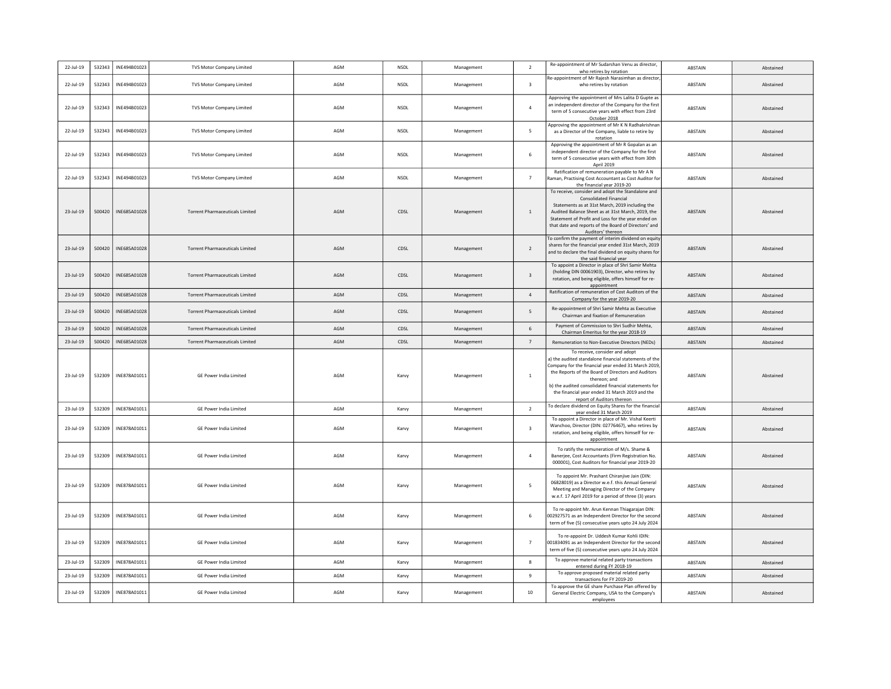| | | | | | | | | | | |
|---|---|---|---|---|---|---|---|---|---|---|
| 22-Jul-19 | 532343 | INE494B01023 | TVS Motor Company Limited | AGM | NSDL | Management | 2 | Re-appointment of Mr Sudarshan Venu as director, who retires by rotation | ABSTAIN | Abstained |
| 22-Jul-19 | 532343 | INE494B01023 | TVS Motor Company Limited | AGM | NSDL | Management | 3 | Re-appointment of Mr Rajesh Narasimhan as director, who retires by rotation | ABSTAIN | Abstained |
| 22-Jul-19 | 532343 | INE494B01023 | TVS Motor Company Limited | AGM | NSDL | Management | 4 | Approving the appointment of Mrs Lalita D Gupte as an independent director of the Company for the first term of 5 consecutive years with effect from 23rd October 2018 | ABSTAIN | Abstained |
| 22-Jul-19 | 532343 | INE494B01023 | TVS Motor Company Limited | AGM | NSDL | Management | 5 | Approving the appointment of Mr K N Radhakrishnan as a Director of the Company, liable to retire by rotation | ABSTAIN | Abstained |
| 22-Jul-19 | 532343 | INE494B01023 | TVS Motor Company Limited | AGM | NSDL | Management | 6 | Approving the appointment of Mr R Gopalan as an independent director of the Company for the first term of 5 consecutive years with effect from 30th April 2019 | ABSTAIN | Abstained |
| 22-Jul-19 | 532343 | INE494B01023 | TVS Motor Company Limited | AGM | NSDL | Management | 7 | Ratification of remuneration payable to Mr A N Raman, Practising Cost Accountant as Cost Auditor for the financial year 2019-20 | ABSTAIN | Abstained |
| 23-Jul-19 | 500420 | INE685A01028 | Torrent Pharmaceuticals Limited | AGM | CDSL | Management | 1 | To receive, consider and adopt the Standalone and Consolidated Financial Statements as at 31st March, 2019 including the Audited Balance Sheet as at 31st March, 2019, the Statement of Profit and Loss for the year ended on that date and reports of the Board of Directors' and Auditors' thereon | ABSTAIN | Abstained |
| 23-Jul-19 | 500420 | INE685A01028 | Torrent Pharmaceuticals Limited | AGM | CDSL | Management | 2 | To confirm the payment of interim dividend on equity shares for the financial year ended 31st March, 2019 and to declare the final dividend on equity shares for the said financial year | ABSTAIN | Abstained |
| 23-Jul-19 | 500420 | INE685A01028 | Torrent Pharmaceuticals Limited | AGM | CDSL | Management | 3 | To appoint a Director in place of Shri Samir Mehta (holding DIN 00061903), Director, who retires by rotation, and being eligible, offers himself for re-appointment | ABSTAIN | Abstained |
| 23-Jul-19 | 500420 | INE685A01028 | Torrent Pharmaceuticals Limited | AGM | CDSL | Management | 4 | Ratification of remuneration of Cost Auditors of the Company for the year 2019-20 | ABSTAIN | Abstained |
| 23-Jul-19 | 500420 | INE685A01028 | Torrent Pharmaceuticals Limited | AGM | CDSL | Management | 5 | Re-appointment of Shri Samir Mehta as Executive Chairman and fixation of Remuneration | ABSTAIN | Abstained |
| 23-Jul-19 | 500420 | INE685A01028 | Torrent Pharmaceuticals Limited | AGM | CDSL | Management | 6 | Payment of Commission to Shri Sudhir Mehta, Chairman Emeritus for the year 2018-19 | ABSTAIN | Abstained |
| 23-Jul-19 | 500420 | INE685A01028 | Torrent Pharmaceuticals Limited | AGM | CDSL | Management | 7 | Remuneration to Non-Executive Directors (NEDs) | ABSTAIN | Abstained |
| 23-Jul-19 | 532309 | INE878A01011 | GE Power India Limited | AGM | Karvy | Management | 1 | To receive, consider and adopt a) the audited standalone financial statements of the Company for the financial year ended 31 March 2019, the Reports of the Board of Directors and Auditors thereon; and b) the audited consolidated financial statements for the financial year ended 31 March 2019 and the report of Auditors thereon | ABSTAIN | Abstained |
| 23-Jul-19 | 532309 | INE878A01011 | GE Power India Limited | AGM | Karvy | Management | 2 | To declare dividend on Equity Shares for the financial year ended 31 March 2019 | ABSTAIN | Abstained |
| 23-Jul-19 | 532309 | INE878A01011 | GE Power India Limited | AGM | Karvy | Management | 3 | To appoint a Director in place of Mr. Vishal Keerti Wanchoo, Director (DIN: 02776467), who retires by rotation, and being eligible, offers himself for re-appointment | ABSTAIN | Abstained |
| 23-Jul-19 | 532309 | INE878A01011 | GE Power India Limited | AGM | Karvy | Management | 4 | To ratify the remuneration of M/s. Shame & Banerjee, Cost Accountants (Firm Registration No. 000001), Cost Auditors for financial year 2019-20 | ABSTAIN | Abstained |
| 23-Jul-19 | 532309 | INE878A01011 | GE Power India Limited | AGM | Karvy | Management | 5 | To appoint Mr. Prashant Chiranjive Jain (DIN: 06828019) as a Director w.e.f. this Annual General Meeting and Managing Director of the Company w.e.f. 17 April 2019 for a period of three (3) years | ABSTAIN | Abstained |
| 23-Jul-19 | 532309 | INE878A01011 | GE Power India Limited | AGM | Karvy | Management | 6 | To re-appoint Mr. Arun Kennan Thiagarajan DIN: 002927571 as an Independent Director for the second term of five (5) consecutive years upto 24 July 2024 | ABSTAIN | Abstained |
| 23-Jul-19 | 532309 | INE878A01011 | GE Power India Limited | AGM | Karvy | Management | 7 | To re-appoint Dr. Uddesh Kumar Kohli IDIN: 001834091 as an Independent Director for the second term of five (5) consecutive years upto 24 July 2024 | ABSTAIN | Abstained |
| 23-Jul-19 | 532309 | INE878A01011 | GE Power India Limited | AGM | Karvy | Management | 8 | To approve material related party transactions entered during FY 2018-19 | ABSTAIN | Abstained |
| 23-Jul-19 | 532309 | INE878A01011 | GE Power India Limited | AGM | Karvy | Management | 9 | To approve proposed material related party transactions for FY 2019-20 | ABSTAIN | Abstained |
| 23-Jul-19 | 532309 | INE878A01011 | GE Power India Limited | AGM | Karvy | Management | 10 | To approve the GE share Purchase Plan offered by General Electric Company, USA to the Company's employees | ABSTAIN | Abstained |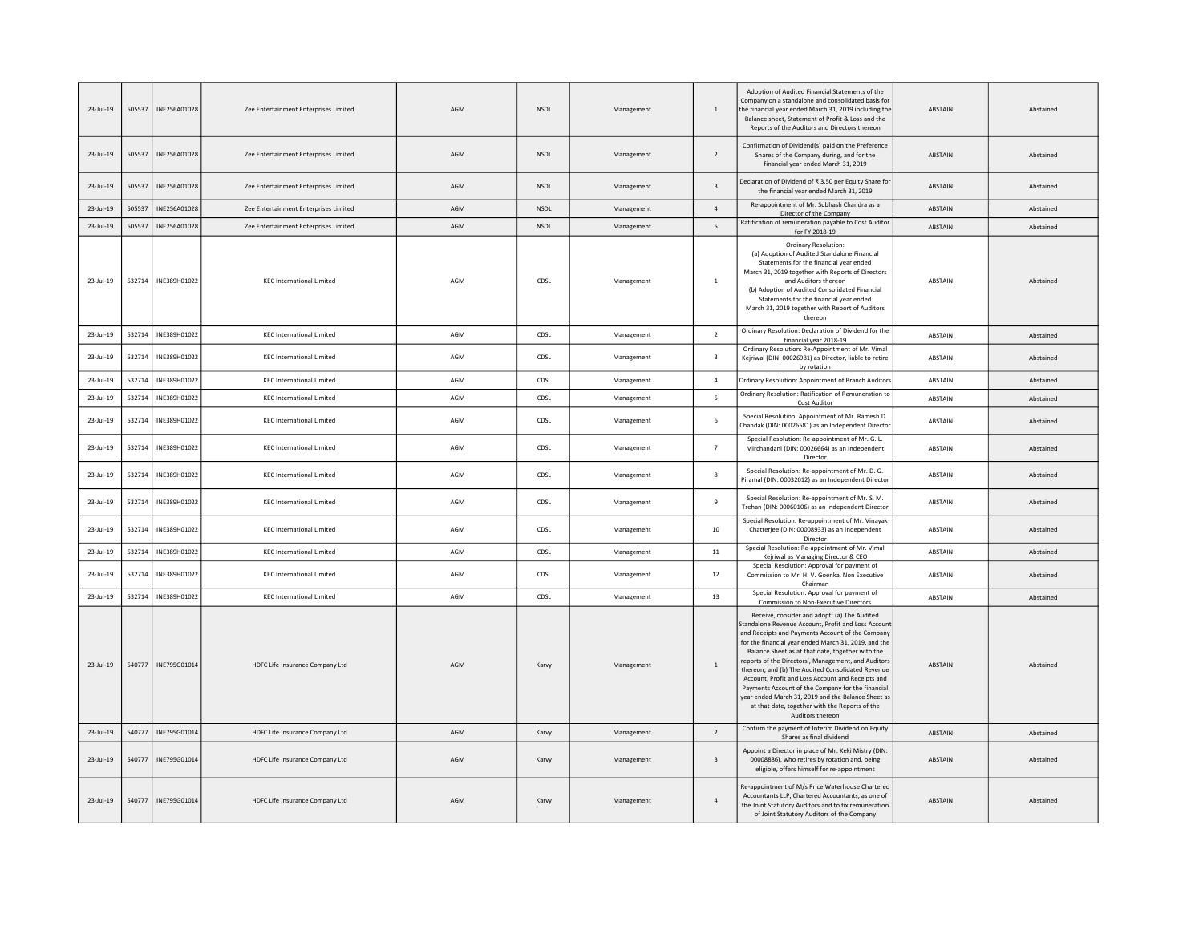| | | | | | | | | | | |
|---|---|---|---|---|---|---|---|---|---|---|
| 23-Jul-19 | 505537 | INE256A01028 | Zee Entertainment Enterprises Limited | AGM | NSDL | Management | 1 | Adoption of Audited Financial Statements of the Company on a standalone and consolidated basis for the financial year ended March 31, 2019 including the Balance sheet, Statement of Profit & Loss and the Reports of the Auditors and Directors thereon | ABSTAIN | Abstained |
| 23-Jul-19 | 505537 | INE256A01028 | Zee Entertainment Enterprises Limited | AGM | NSDL | Management | 2 | Confirmation of Dividend(s) paid on the Preference Shares of the Company during, and for the financial year ended March 31, 2019 | ABSTAIN | Abstained |
| 23-Jul-19 | 505537 | INE256A01028 | Zee Entertainment Enterprises Limited | AGM | NSDL | Management | 3 | Declaration of Dividend of ₹ 3.50 per Equity Share for the financial year ended March 31, 2019 | ABSTAIN | Abstained |
| 23-Jul-19 | 505537 | INE256A01028 | Zee Entertainment Enterprises Limited | AGM | NSDL | Management | 4 | Re-appointment of Mr. Subhash Chandra as a Director of the Company | ABSTAIN | Abstained |
| 23-Jul-19 | 505537 | INE256A01028 | Zee Entertainment Enterprises Limited | AGM | NSDL | Management | 5 | Ratification of remuneration payable to Cost Auditor for FY 2018-19 | ABSTAIN | Abstained |
| 23-Jul-19 | 532714 | INE389H01022 | KEC International Limited | AGM | CDSL | Management | 1 | Ordinary Resolution: (a) Adoption of Audited Standalone Financial Statements for the financial year ended March 31, 2019 together with Reports of Directors and Auditors thereon (b) Adoption of Audited Consolidated Financial Statements for the financial year ended March 31, 2019 together with Report of Auditors thereon | ABSTAIN | Abstained |
| 23-Jul-19 | 532714 | INE389H01022 | KEC International Limited | AGM | CDSL | Management | 2 | Ordinary Resolution: Declaration of Dividend for the financial year 2018-19 | ABSTAIN | Abstained |
| 23-Jul-19 | 532714 | INE389H01022 | KEC International Limited | AGM | CDSL | Management | 3 | Ordinary Resolution: Re-Appointment of Mr. Vimal Kejriwal (DIN: 00026981) as Director, liable to retire by rotation | ABSTAIN | Abstained |
| 23-Jul-19 | 532714 | INE389H01022 | KEC International Limited | AGM | CDSL | Management | 4 | Ordinary Resolution: Appointment of Branch Auditors | ABSTAIN | Abstained |
| 23-Jul-19 | 532714 | INE389H01022 | KEC International Limited | AGM | CDSL | Management | 5 | Ordinary Resolution: Ratification of Remuneration to Cost Auditor | ABSTAIN | Abstained |
| 23-Jul-19 | 532714 | INE389H01022 | KEC International Limited | AGM | CDSL | Management | 6 | Special Resolution: Appointment of Mr. Ramesh D. Chandak (DIN: 00026581) as an Independent Director | ABSTAIN | Abstained |
| 23-Jul-19 | 532714 | INE389H01022 | KEC International Limited | AGM | CDSL | Management | 7 | Special Resolution: Re-appointment of Mr. G. L. Mirchandani (DIN: 00026664) as an Independent Director | ABSTAIN | Abstained |
| 23-Jul-19 | 532714 | INE389H01022 | KEC International Limited | AGM | CDSL | Management | 8 | Special Resolution: Re-appointment of Mr. D. G. Piramal (DIN: 00032012) as an Independent Director | ABSTAIN | Abstained |
| 23-Jul-19 | 532714 | INE389H01022 | KEC International Limited | AGM | CDSL | Management | 9 | Special Resolution: Re-appointment of Mr. S. M. Trehan (DIN: 00060106) as an Independent Director | ABSTAIN | Abstained |
| 23-Jul-19 | 532714 | INE389H01022 | KEC International Limited | AGM | CDSL | Management | 10 | Special Resolution: Re-appointment of Mr. Vinayak Chatterjee (DIN: 00008933) as an Independent Director | ABSTAIN | Abstained |
| 23-Jul-19 | 532714 | INE389H01022 | KEC International Limited | AGM | CDSL | Management | 11 | Special Resolution: Re-appointment of Mr. Vimal Kejriwal as Managing Director & CEO | ABSTAIN | Abstained |
| 23-Jul-19 | 532714 | INE389H01022 | KEC International Limited | AGM | CDSL | Management | 12 | Special Resolution: Approval for payment of Commission to Mr. H. V. Goenka, Non Executive Chairman | ABSTAIN | Abstained |
| 23-Jul-19 | 532714 | INE389H01022 | KEC International Limited | AGM | CDSL | Management | 13 | Special Resolution: Approval for payment of Commission to Non-Executive Directors | ABSTAIN | Abstained |
| 23-Jul-19 | 540777 | INE795G01014 | HDFC Life Insurance Company Ltd | AGM | Karvy | Management | 1 | Receive, consider and adopt: (a) The Audited Standalone Revenue Account, Profit and Loss Account and Receipts and Payments Account of the Company for the financial year ended March 31, 2019, and the Balance Sheet as at that date, together with the reports of the Directors', Management, and Auditors thereon; and (b) The Audited Consolidated Revenue Account, Profit and Loss Account and Receipts and Payments Account of the Company for the financial year ended March 31, 2019 and the Balance Sheet as at that date, together with the Reports of the Auditors thereon | ABSTAIN | Abstained |
| 23-Jul-19 | 540777 | INE795G01014 | HDFC Life Insurance Company Ltd | AGM | Karvy | Management | 2 | Confirm the payment of Interim Dividend on Equity Shares as final dividend | ABSTAIN | Abstained |
| 23-Jul-19 | 540777 | INE795G01014 | HDFC Life Insurance Company Ltd | AGM | Karvy | Management | 3 | Appoint a Director in place of Mr. Keki Mistry (DIN: 00008886), who retires by rotation and, being eligible, offers himself for re-appointment | ABSTAIN | Abstained |
| 23-Jul-19 | 540777 | INE795G01014 | HDFC Life Insurance Company Ltd | AGM | Karvy | Management | 4 | Re-appointment of M/s Price Waterhouse Chartered Accountants LLP, Chartered Accountants, as one of the Joint Statutory Auditors and to fix remuneration of Joint Statutory Auditors of the Company | ABSTAIN | Abstained |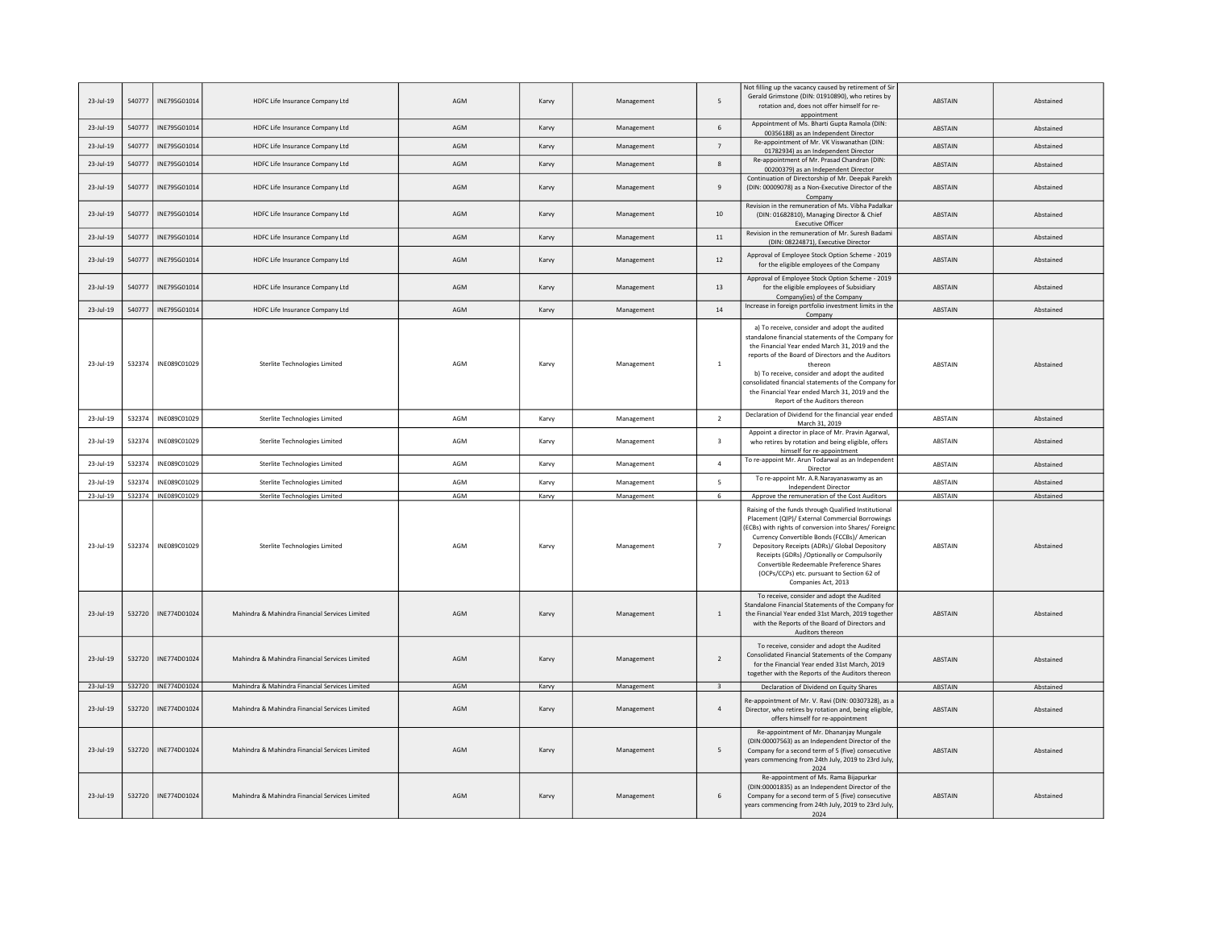| | | | | | | | | | | |
|---|---|---|---|---|---|---|---|---|---|---|
| 23-Jul-19 | 540777 | INE795G01014 | HDFC Life Insurance Company Ltd | AGM | Karvy | Management | 5 | Not filling up the vacancy caused by retirement of Sir Gerald Grimstone (DIN: 01910890), who retires by rotation and, does not offer himself for re-appointment | ABSTAIN | Abstained |
| 23-Jul-19 | 540777 | INE795G01014 | HDFC Life Insurance Company Ltd | AGM | Karvy | Management | 6 | Appointment of Ms. Bharti Gupta Ramola (DIN: 00356188) as an Independent Director | ABSTAIN | Abstained |
| 23-Jul-19 | 540777 | INE795G01014 | HDFC Life Insurance Company Ltd | AGM | Karvy | Management | 7 | Re-appointment of Mr. VK Viswanathan (DIN: 01782934) as an Independent Director | ABSTAIN | Abstained |
| 23-Jul-19 | 540777 | INE795G01014 | HDFC Life Insurance Company Ltd | AGM | Karvy | Management | 8 | Re-appointment of Mr. Prasad Chandran (DIN: 00200379) as an Independent Director | ABSTAIN | Abstained |
| 23-Jul-19 | 540777 | INE795G01014 | HDFC Life Insurance Company Ltd | AGM | Karvy | Management | 9 | Continuation of Directorship of Mr. Deepak Parekh (DIN: 00009078) as a Non-Executive Director of the Company | ABSTAIN | Abstained |
| 23-Jul-19 | 540777 | INE795G01014 | HDFC Life Insurance Company Ltd | AGM | Karvy | Management | 10 | Revision in the remuneration of Ms. Vibha Padalkar (DIN: 01682810), Managing Director & Chief Executive Officer | ABSTAIN | Abstained |
| 23-Jul-19 | 540777 | INE795G01014 | HDFC Life Insurance Company Ltd | AGM | Karvy | Management | 11 | Revision in the remuneration of Mr. Suresh Badami (DIN: 08224871), Executive Director | ABSTAIN | Abstained |
| 23-Jul-19 | 540777 | INE795G01014 | HDFC Life Insurance Company Ltd | AGM | Karvy | Management | 12 | Approval of Employee Stock Option Scheme - 2019 for the eligible employees of the Company | ABSTAIN | Abstained |
| 23-Jul-19 | 540777 | INE795G01014 | HDFC Life Insurance Company Ltd | AGM | Karvy | Management | 13 | Approval of Employee Stock Option Scheme - 2019 for the eligible employees of Subsidiary Company(ies) of the Company | ABSTAIN | Abstained |
| 23-Jul-19 | 540777 | INE795G01014 | HDFC Life Insurance Company Ltd | AGM | Karvy | Management | 14 | Increase in foreign portfolio investment limits in the Company | ABSTAIN | Abstained |
| 23-Jul-19 | 532374 | INE089C01029 | Sterlite Technologies Limited | AGM | Karvy | Management | 1 | a) To receive, consider and adopt the audited standalone financial statements of the Company for the Financial Year ended March 31, 2019 and the reports of the Board of Directors and the Auditors thereon b) To receive, consider and adopt the audited consolidated financial statements of the Company for the Financial Year ended March 31, 2019 and the Report of the Auditors thereon | ABSTAIN | Abstained |
| 23-Jul-19 | 532374 | INE089C01029 | Sterlite Technologies Limited | AGM | Karvy | Management | 2 | Declaration of Dividend for the financial year ended March 31, 2019 | ABSTAIN | Abstained |
| 23-Jul-19 | 532374 | INE089C01029 | Sterlite Technologies Limited | AGM | Karvy | Management | 3 | Appoint a director in place of Mr. Pravin Agarwal, who retires by rotation and being eligible, offers himself for re-appointment | ABSTAIN | Abstained |
| 23-Jul-19 | 532374 | INE089C01029 | Sterlite Technologies Limited | AGM | Karvy | Management | 4 | To re-appoint Mr. Arun Todarwal as an Independent Director | ABSTAIN | Abstained |
| 23-Jul-19 | 532374 | INE089C01029 | Sterlite Technologies Limited | AGM | Karvy | Management | 5 | To re-appoint Mr. A.R.Narayanaswamy as an Independent Director | ABSTAIN | Abstained |
| 23-Jul-19 | 532374 | INE089C01029 | Sterlite Technologies Limited | AGM | Karvy | Management | 6 | Approve the remuneration of the Cost Auditors | ABSTAIN | Abstained |
| 23-Jul-19 | 532374 | INE089C01029 | Sterlite Technologies Limited | AGM | Karvy | Management | 7 | Raising of the funds through Qualified Institutional Placement (QIP)/ External Commercial Borrowings (ECBs) with rights of conversion into Shares/ Foreignc Currency Convertible Bonds (FCCBs)/ American Depository Receipts (ADRs)/ Global Depository Receipts (GDRs) /Optionally or Compulsorily Convertible Redeemable Preference Shares (OCPs/CCPs) etc. pursuant to Section 62 of Companies Act, 2013 | ABSTAIN | Abstained |
| 23-Jul-19 | 532720 | INE774D01024 | Mahindra & Mahindra Financial Services Limited | AGM | Karvy | Management | 1 | To receive, consider and adopt the Audited Standalone Financial Statements of the Company for the Financial Year ended 31st March, 2019 together with the Reports of the Board of Directors and Auditors thereon | ABSTAIN | Abstained |
| 23-Jul-19 | 532720 | INE774D01024 | Mahindra & Mahindra Financial Services Limited | AGM | Karvy | Management | 2 | To receive, consider and adopt the Audited Consolidated Financial Statements of the Company for the Financial Year ended 31st March, 2019 together with the Reports of the Auditors thereon | ABSTAIN | Abstained |
| 23-Jul-19 | 532720 | INE774D01024 | Mahindra & Mahindra Financial Services Limited | AGM | Karvy | Management | 3 | Declaration of Dividend on Equity Shares | ABSTAIN | Abstained |
| 23-Jul-19 | 532720 | INE774D01024 | Mahindra & Mahindra Financial Services Limited | AGM | Karvy | Management | 4 | Re-appointment of Mr. V. Ravi (DIN: 00307328), as a Director, who retires by rotation and, being eligible, offers himself for re-appointment | ABSTAIN | Abstained |
| 23-Jul-19 | 532720 | INE774D01024 | Mahindra & Mahindra Financial Services Limited | AGM | Karvy | Management | 5 | Re-appointment of Mr. Dhananjay Mungale (DIN:00007563) as an Independent Director of the Company for a second term of 5 (five) consecutive years commencing from 24th July, 2019 to 23rd July, 2024 | ABSTAIN | Abstained |
| 23-Jul-19 | 532720 | INE774D01024 | Mahindra & Mahindra Financial Services Limited | AGM | Karvy | Management | 6 | Re-appointment of Ms. Rama Bijapurkar (DIN:00001835) as an Independent Director of the Company for a second term of 5 (five) consecutive years commencing from 24th July, 2019 to 23rd July, 2024 | ABSTAIN | Abstained |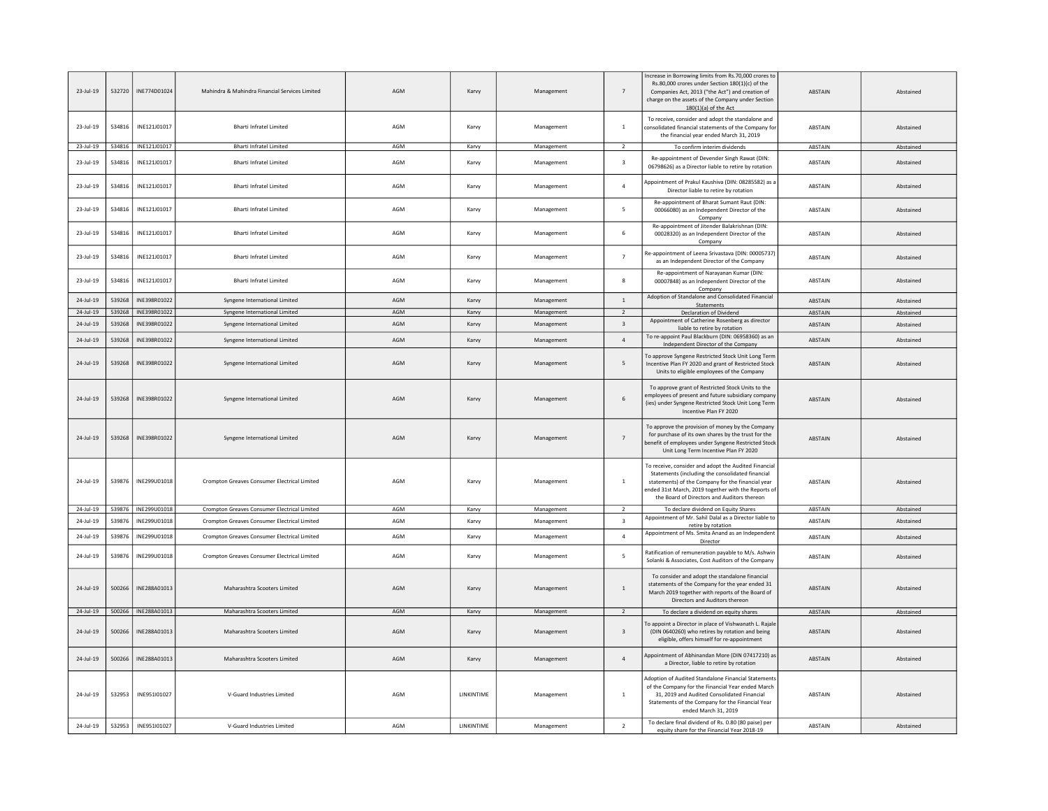| 23-Jul-19 | 532720 | INE774D01024 | Mahindra & Mahindra Financial Services Limited | AGM | Karvy | Management | 7 | Increase in Borrowing limits from Rs.70,000 crores to Rs.80,000 crores under Section 180(1)(c) of the Companies Act, 2013 ("the Act") and creation of charge on the assets of the Company under Section 180(1)(a) of the Act | ABSTAIN | Abstained |
|---|---|---|---|---|---|---|---|---|---|---|
| 23-Jul-19 | 534816 | INE121J01017 | Bharti Infratel Limited | AGM | Karvy | Management | 1 | To receive, consider and adopt the standalone and consolidated financial statements of the Company for the financial year ended March 31, 2019 | ABSTAIN | Abstained |
| 23-Jul-19 | 534816 | INE121J01017 | Bharti Infratel Limited | AGM | Karvy | Management | 2 | To confirm interim dividends | ABSTAIN | Abstained |
| 23-Jul-19 | 534816 | INE121J01017 | Bharti Infratel Limited | AGM | Karvy | Management | 3 | Re-appointment of Devender Singh Rawat (DIN: 06798626) as a Director liable to retire by rotation | ABSTAIN | Abstained |
| 23-Jul-19 | 534816 | INE121J01017 | Bharti Infratel Limited | AGM | Karvy | Management | 4 | Appointment of Prakul Kaushiva (DIN: 08285582) as a Director liable to retire by rotation | ABSTAIN | Abstained |
| 23-Jul-19 | 534816 | INE121J01017 | Bharti Infratel Limited | AGM | Karvy | Management | 5 | Re-appointment of Bharat Sumant Raut (DIN: 00066080) as an Independent Director of the Company | ABSTAIN | Abstained |
| 23-Jul-19 | 534816 | INE121J01017 | Bharti Infratel Limited | AGM | Karvy | Management | 6 | Re-appointment of Jitender Balakrishnan (DIN: 00028320) as an Independent Director of the Company | ABSTAIN | Abstained |
| 23-Jul-19 | 534816 | INE121J01017 | Bharti Infratel Limited | AGM | Karvy | Management | 7 | Re-appointment of Leena Srivastava (DIN: 00005737) as an Independent Director of the Company | ABSTAIN | Abstained |
| 23-Jul-19 | 534816 | INE121J01017 | Bharti Infratel Limited | AGM | Karvy | Management | 8 | Re-appointment of Narayanan Kumar (DIN: 00007848) as an Independent Director of the Company | ABSTAIN | Abstained |
| 24-Jul-19 | 539268 | INE398R01022 | Syngene International Limited | AGM | Karvy | Management | 1 | Adoption of Standalone and Consolidated Financial Statements | ABSTAIN | Abstained |
| 24-Jul-19 | 539268 | INE398R01022 | Syngene International Limited | AGM | Karvy | Management | 2 | Declaration of Dividend | ABSTAIN | Abstained |
| 24-Jul-19 | 539268 | INE398R01022 | Syngene International Limited | AGM | Karvy | Management | 3 | Appointment of Catherine Rosenberg as director liable to retire by rotation | ABSTAIN | Abstained |
| 24-Jul-19 | 539268 | INE398R01022 | Syngene International Limited | AGM | Karvy | Management | 4 | To re-appoint Paul Blackburn (DIN: 06958360) as an Independent Director of the Company | ABSTAIN | Abstained |
| 24-Jul-19 | 539268 | INE398R01022 | Syngene International Limited | AGM | Karvy | Management | 5 | To approve Syngene Restricted Stock Unit Long Term Incentive Plan FY 2020 and grant of Restricted Stock Units to eligible employees of the Company | ABSTAIN | Abstained |
| 24-Jul-19 | 539268 | INE398R01022 | Syngene International Limited | AGM | Karvy | Management | 6 | To approve grant of Restricted Stock Units to the employees of present and future subsidiary company (ies) under Syngene Restricted Stock Unit Long Term Incentive Plan FY 2020 | ABSTAIN | Abstained |
| 24-Jul-19 | 539268 | INE398R01022 | Syngene International Limited | AGM | Karvy | Management | 7 | To approve the provision of money by the Company for purchase of its own shares by the trust for the benefit of employees under Syngene Restricted Stock Unit Long Term Incentive Plan FY 2020 | ABSTAIN | Abstained |
| 24-Jul-19 | 539876 | INE299U01018 | Crompton Greaves Consumer Electrical Limited | AGM | Karvy | Management | 1 | To receive, consider and adopt the Audited Financial Statements (including the consolidated financial statements) of the Company for the financial year ended 31st March, 2019 together with the Reports of the Board of Directors and Auditors thereon | ABSTAIN | Abstained |
| 24-Jul-19 | 539876 | INE299U01018 | Crompton Greaves Consumer Electrical Limited | AGM | Karvy | Management | 2 | To declare dividend on Equity Shares | ABSTAIN | Abstained |
| 24-Jul-19 | 539876 | INE299U01018 | Crompton Greaves Consumer Electrical Limited | AGM | Karvy | Management | 3 | Appointment of Mr. Sahil Dalal as a Director liable to retire by rotation | ABSTAIN | Abstained |
| 24-Jul-19 | 539876 | INE299U01018 | Crompton Greaves Consumer Electrical Limited | AGM | Karvy | Management | 4 | Appointment of Ms. Smita Anand as an Independent Director | ABSTAIN | Abstained |
| 24-Jul-19 | 539876 | INE299U01018 | Crompton Greaves Consumer Electrical Limited | AGM | Karvy | Management | 5 | Ratification of remuneration payable to M/s. Ashwin Solanki & Associates, Cost Auditors of the Company | ABSTAIN | Abstained |
| 24-Jul-19 | 500266 | INE288A01013 | Maharashtra Scooters Limited | AGM | Karvy | Management | 1 | To consider and adopt the standalone financial statements of the Company for the year ended 31 March 2019 together with reports of the Board of Directors and Auditors thereon | ABSTAIN | Abstained |
| 24-Jul-19 | 500266 | INE288A01013 | Maharashtra Scooters Limited | AGM | Karvy | Management | 2 | To declare a dividend on equity shares | ABSTAIN | Abstained |
| 24-Jul-19 | 500266 | INE288A01013 | Maharashtra Scooters Limited | AGM | Karvy | Management | 3 | To appoint a Director in place of Vishwanath L. Rajale (DIN 0640260) who retires by rotation and being eligible, offers himself for re-appointment | ABSTAIN | Abstained |
| 24-Jul-19 | 500266 | INE288A01013 | Maharashtra Scooters Limited | AGM | Karvy | Management | 4 | Appointment of Abhinandan More (DIN 07417210) as a Director, liable to retire by rotation | ABSTAIN | Abstained |
| 24-Jul-19 | 532953 | INE951I01027 | V-Guard Industries Limited | AGM | LINKINTIME | Management | 1 | Adoption of Audited Standalone Financial Statements of the Company for the Financial Year ended March 31, 2019 and Audited Consolidated Financial Statements of the Company for the Financial Year ended March 31, 2019 | ABSTAIN | Abstained |
| 24-Jul-19 | 532953 | INE951I01027 | V-Guard Industries Limited | AGM | LINKINTIME | Management | 2 | To declare final dividend of Rs. 0.80 (80 paise) per equity share for the Financial Year 2018-19 | ABSTAIN | Abstained |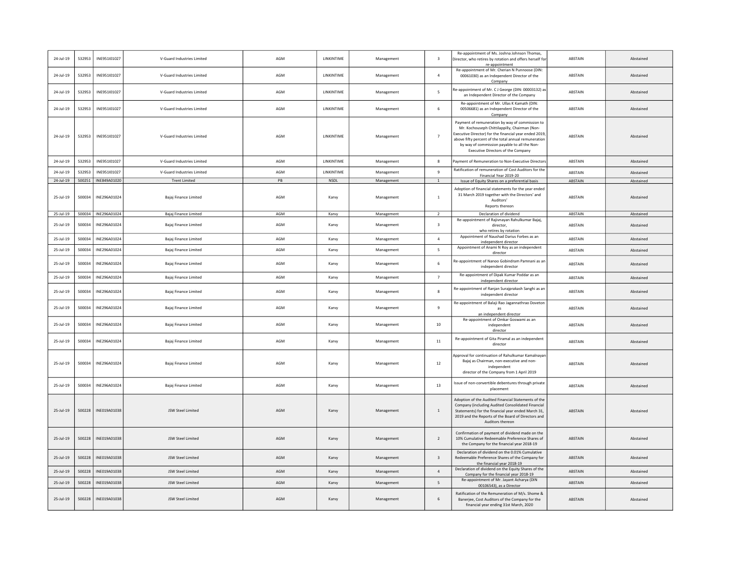| 24-Jul-19 | 532953 | INE951I01027 | V-Guard Industries Limited | AGM | LINKINTIME | Management | 3 | Re-appointment of Ms. Joshna Johnson Thomas, Director, who retires by rotation and offers herself for re-appointment | ABSTAIN | Abstained |
|---|---|---|---|---|---|---|---|---|---|---|
| 24-Jul-19 | 532953 | INE951I01027 | V-Guard Industries Limited | AGM | LINKINTIME | Management | 4 | Re-appointment of Mr. Cherian N Punnoose (DIN: 00061030) as an Independent Director of the Company | ABSTAIN | Abstained |
| 24-Jul-19 | 532953 | INE951I01027 | V-Guard Industries Limited | AGM | LINKINTIME | Management | 5 | Re-appointment of Mr. C J George (DIN: 00003132) as an Independent Director of the Company | ABSTAIN | Abstained |
| 24-Jul-19 | 532953 | INE951I01027 | V-Guard Industries Limited | AGM | LINKINTIME | Management | 6 | Re-appointment of Mr. Ullas K Kamath (DIN: 00506681) as an Independent Director of the Company | ABSTAIN | Abstained |
| 24-Jul-19 | 532953 | INE951I01027 | V-Guard Industries Limited | AGM | LINKINTIME | Management | 7 | Payment of remuneration by way of commission to Mr. Kochouseph Chittilappilly, Chairman (Non-Executive Director) for the financial year ended 2019, above fifty percent of the total annual remuneration by way of commission payable to all the Non-Executive Directors of the Company | ABSTAIN | Abstained |
| 24-Jul-19 | 532953 | INE951I01027 | V-Guard Industries Limited | AGM | LINKINTIME | Management | 8 | Payment of Remuneration to Non-Executive Directors | ABSTAIN | Abstained |
| 24-Jul-19 | 532953 | INE951I01027 | V-Guard Industries Limited | AGM | LINKINTIME | Management | 9 | Ratification of remuneration of Cost Auditors for the Financial Year 2019-20 | ABSTAIN | Abstained |
| 24-Jul-19 | 500251 | INE849A01020 | Trent Limited | PB | NSDL | Management | 1 | Issue of Equity Shares on a preferential basis | ABSTAIN | Abstained |
| 25-Jul-19 | 500034 | INE296A01024 | Bajaj Finance Limited | AGM | Karvy | Management | 1 | Adoption of financial statements for the year ended 31 March 2019 together with the Directors' and Auditors' Reports thereon | ABSTAIN | Abstained |
| 25-Jul-19 | 500034 | INE296A01024 | Bajaj Finance Limited | AGM | Karvy | Management | 2 | Declaration of dividend | ABSTAIN | Abstained |
| 25-Jul-19 | 500034 | INE296A01024 | Bajaj Finance Limited | AGM | Karvy | Management | 3 | Re-appointment of Rajivnayan Rahulkumar Bajaj, director, who retires by rotation | ABSTAIN | Abstained |
| 25-Jul-19 | 500034 | INE296A01024 | Bajaj Finance Limited | AGM | Karvy | Management | 4 | Appointment of Naushad Darius Forbes as an independent director | ABSTAIN | Abstained |
| 25-Jul-19 | 500034 | INE296A01024 | Bajaj Finance Limited | AGM | Karvy | Management | 5 | Appointment of Anami N Roy as an independent director | ABSTAIN | Abstained |
| 25-Jul-19 | 500034 | INE296A01024 | Bajaj Finance Limited | AGM | Karvy | Management | 6 | Re-appointment of Nanoo Gobindram Pamnani as an independent director | ABSTAIN | Abstained |
| 25-Jul-19 | 500034 | INE296A01024 | Bajaj Finance Limited | AGM | Karvy | Management | 7 | Re-appointment of Dipak Kumar Poddar as an independent director | ABSTAIN | Abstained |
| 25-Jul-19 | 500034 | INE296A01024 | Bajaj Finance Limited | AGM | Karvy | Management | 8 | Re-appointment of Ranjan Surajprakash Sanghi as an independent director | ABSTAIN | Abstained |
| 25-Jul-19 | 500034 | INE296A01024 | Bajaj Finance Limited | AGM | Karvy | Management | 9 | Re-appointment of Balaji Rao Jagannathrao Doveton as an independent director | ABSTAIN | Abstained |
| 25-Jul-19 | 500034 | INE296A01024 | Bajaj Finance Limited | AGM | Karvy | Management | 10 | Re-appointment of Omkar Goswami as an independent director | ABSTAIN | Abstained |
| 25-Jul-19 | 500034 | INE296A01024 | Bajaj Finance Limited | AGM | Karvy | Management | 11 | Re-appointment of Gita Piramal as an independent director | ABSTAIN | Abstained |
| 25-Jul-19 | 500034 | INE296A01024 | Bajaj Finance Limited | AGM | Karvy | Management | 12 | Approval for continuation of Rahulkumar Kamalnayan Bajaj as Chairman, non-executive and non-independent director of the Company from 1 April 2019 | ABSTAIN | Abstained |
| 25-Jul-19 | 500034 | INE296A01024 | Bajaj Finance Limited | AGM | Karvy | Management | 13 | Issue of non-convertible debentures through private placement | ABSTAIN | Abstained |
| 25-Jul-19 | 500228 | INE019A01038 | JSW Steel Limited | AGM | Karvy | Management | 1 | Adoption of the Audited Financial Statements of the Company (including Audited Consolidated Financial Statements) for the financial year ended March 31, 2019 and the Reports of the Board of Directors and Auditors thereon | ABSTAIN | Abstained |
| 25-Jul-19 | 500228 | INE019A01038 | JSW Steel Limited | AGM | Karvy | Management | 2 | Confirmation of payment of dividend made on the 10% Cumulative Redeemable Preference Shares of the Company for the financial year 2018-19 | ABSTAIN | Abstained |
| 25-Jul-19 | 500228 | INE019A01038 | JSW Steel Limited | AGM | Karvy | Management | 3 | Declaration of dividend on the 0.01% Cumulative Redeemable Preference Shares of the Company for the financial year 2018-19 | ABSTAIN | Abstained |
| 25-Jul-19 | 500228 | INE019A01038 | JSW Steel Limited | AGM | Karvy | Management | 4 | Declaration of dividend on the Equity Shares of the Company for the financial year 2018-19 | ABSTAIN | Abstained |
| 25-Jul-19 | 500228 | INE019A01038 | JSW Steel Limited | AGM | Karvy | Management | 5 | Re-appointment of Mr. Jayant Acharya (DIN 00106543), as a Director | ABSTAIN | Abstained |
| 25-Jul-19 | 500228 | INE019A01038 | JSW Steel Limited | AGM | Karvy | Management | 6 | Ratification of the Remuneration of M/s. Shome & Banerjee, Cost Auditors of the Company for the financial year ending 31st March, 2020 | ABSTAIN | Abstained |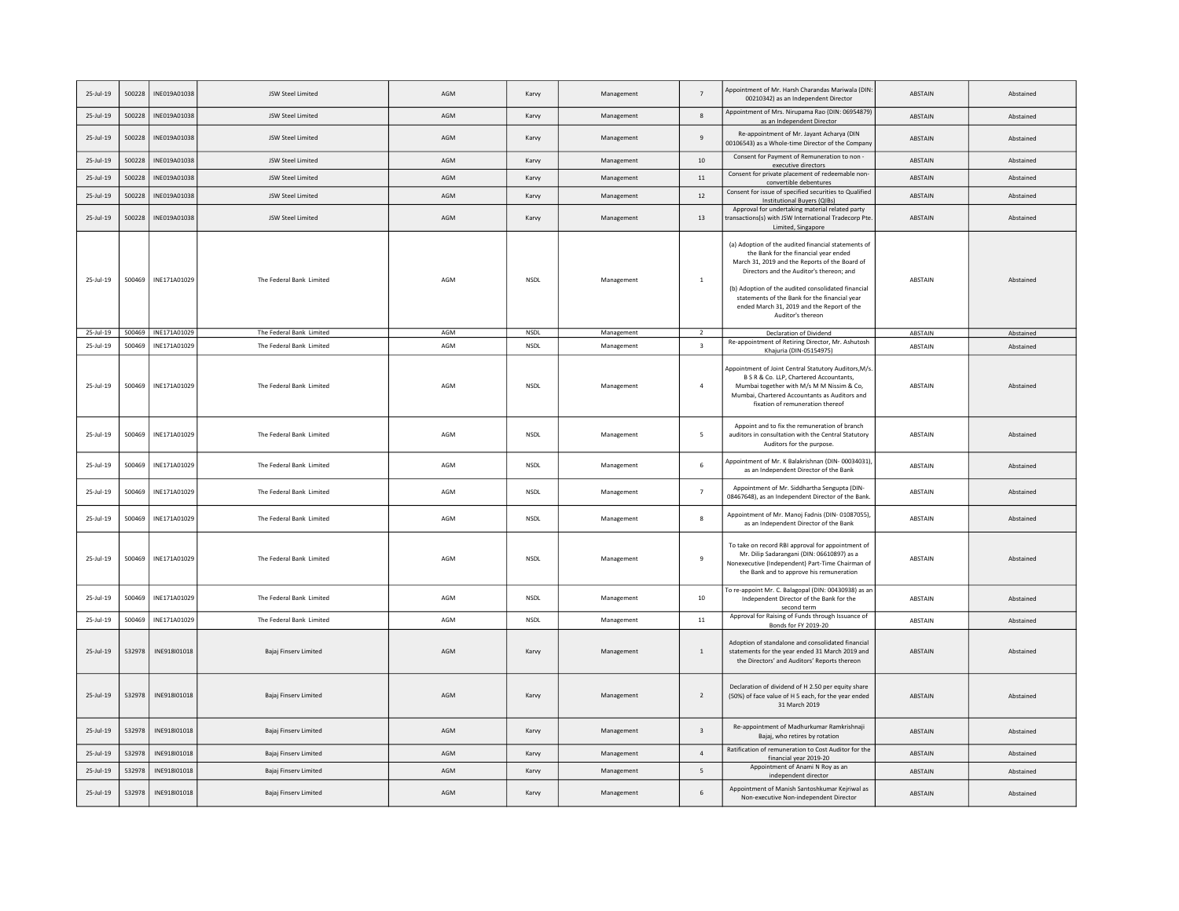| 25-Jul-19 | 500228 | INE019A01038 | JSW Steel Limited | AGM | Karvy | Management | 7 | Appointment of Mr. Harsh Charandas Mariwala (DIN: 00210342) as an Independent Director | ABSTAIN | Abstained |
|---|---|---|---|---|---|---|---|---|---|---|
| 25-Jul-19 | 500228 | INE019A01038 | JSW Steel Limited | AGM | Karvy | Management | 8 | Appointment of Mrs. Nirupama Rao (DIN: 06954879) as an Independent Director | ABSTAIN | Abstained |
| 25-Jul-19 | 500228 | INE019A01038 | JSW Steel Limited | AGM | Karvy | Management | 9 | Re-appointment of Mr. Jayant Acharya (DIN 00106543) as a Whole-time Director of the Company | ABSTAIN | Abstained |
| 25-Jul-19 | 500228 | INE019A01038 | JSW Steel Limited | AGM | Karvy | Management | 10 | Consent for Payment of Remuneration to non - executive directors | ABSTAIN | Abstained |
| 25-Jul-19 | 500228 | INE019A01038 | JSW Steel Limited | AGM | Karvy | Management | 11 | Consent for private placement of redeemable non-convertible debentures | ABSTAIN | Abstained |
| 25-Jul-19 | 500228 | INE019A01038 | JSW Steel Limited | AGM | Karvy | Management | 12 | Consent for issue of specified securities to Qualified Institutional Buyers (QIBs) | ABSTAIN | Abstained |
| 25-Jul-19 | 500228 | INE019A01038 | JSW Steel Limited | AGM | Karvy | Management | 13 | Approval for undertaking material related party transactions(s) with JSW International Tradecorp Pte. Limited, Singapore | ABSTAIN | Abstained |
| 25-Jul-19 | 500469 | INE171A01029 | The Federal Bank Limited | AGM | NSDL | Management | 1 | (a) Adoption of the audited financial statements of the Bank for the financial year ended March 31, 2019 and the Reports of the Board of Directors and the Auditor's thereon; and (b) Adoption of the audited consolidated financial statements of the Bank for the financial year ended March 31, 2019 and the Report of the Auditor's thereon | ABSTAIN | Abstained |
| 25-Jul-19 | 500469 | INE171A01029 | The Federal Bank Limited | AGM | NSDL | Management | 2 | Declaration of Dividend | ABSTAIN | Abstained |
| 25-Jul-19 | 500469 | INE171A01029 | The Federal Bank Limited | AGM | NSDL | Management | 3 | Re-appointment of Retiring Director, Mr. Ashutosh Khajuria (DIN-05154975) | ABSTAIN | Abstained |
| 25-Jul-19 | 500469 | INE171A01029 | The Federal Bank Limited | AGM | NSDL | Management | 4 | Appointment of Joint Central Statutory Auditors,M/s. B S R & Co. LLP, Chartered Accountants, Mumbai together with M/s M M Nissim & Co, Mumbai, Chartered Accountants as Auditors and fixation of remuneration thereof | ABSTAIN | Abstained |
| 25-Jul-19 | 500469 | INE171A01029 | The Federal Bank Limited | AGM | NSDL | Management | 5 | Appoint and to fix the remuneration of branch auditors in consultation with the Central Statutory Auditors for the purpose. | ABSTAIN | Abstained |
| 25-Jul-19 | 500469 | INE171A01029 | The Federal Bank Limited | AGM | NSDL | Management | 6 | Appointment of Mr. K Balakrishnan (DIN- 00034031), as an Independent Director of the Bank | ABSTAIN | Abstained |
| 25-Jul-19 | 500469 | INE171A01029 | The Federal Bank Limited | AGM | NSDL | Management | 7 | Appointment of Mr. Siddhartha Sengupta (DIN-08467648), as an Independent Director of the Bank. | ABSTAIN | Abstained |
| 25-Jul-19 | 500469 | INE171A01029 | The Federal Bank Limited | AGM | NSDL | Management | 8 | Appointment of Mr. Manoj Fadnis (DIN- 01087055), as an Independent Director of the Bank | ABSTAIN | Abstained |
| 25-Jul-19 | 500469 | INE171A01029 | The Federal Bank Limited | AGM | NSDL | Management | 9 | To take on record RBI approval for appointment of Mr. Dilip Sadarangani (DIN: 06610897) as a Nonexecutive (Independent) Part-Time Chairman of the Bank and to approve his remuneration | ABSTAIN | Abstained |
| 25-Jul-19 | 500469 | INE171A01029 | The Federal Bank Limited | AGM | NSDL | Management | 10 | To re-appoint Mr. C. Balagopal (DIN: 00430938) as an Independent Director of the Bank for the second term | ABSTAIN | Abstained |
| 25-Jul-19 | 500469 | INE171A01029 | The Federal Bank Limited | AGM | NSDL | Management | 11 | Approval for Raising of Funds through Issuance of Bonds for FY 2019-20 | ABSTAIN | Abstained |
| 25-Jul-19 | 532978 | INE918I01018 | Bajaj Finserv Limited | AGM | Karvy | Management | 1 | Adoption of standalone and consolidated financial statements for the year ended 31 March 2019 and the Directors' and Auditors' Reports thereon | ABSTAIN | Abstained |
| 25-Jul-19 | 532978 | INE918I01018 | Bajaj Finserv Limited | AGM | Karvy | Management | 2 | Declaration of dividend of H 2.50 per equity share (50%) of face value of H 5 each, for the year ended 31 March 2019 | ABSTAIN | Abstained |
| 25-Jul-19 | 532978 | INE918I01018 | Bajaj Finserv Limited | AGM | Karvy | Management | 3 | Re-appointment of Madhurkumar Ramkrishnaji Bajaj, who retires by rotation | ABSTAIN | Abstained |
| 25-Jul-19 | 532978 | INE918I01018 | Bajaj Finserv Limited | AGM | Karvy | Management | 4 | Ratification of remuneration to Cost Auditor for the financial year 2019-20 | ABSTAIN | Abstained |
| 25-Jul-19 | 532978 | INE918I01018 | Bajaj Finserv Limited | AGM | Karvy | Management | 5 | Appointment of Anami N Roy as an independent director | ABSTAIN | Abstained |
| 25-Jul-19 | 532978 | INE918I01018 | Bajaj Finserv Limited | AGM | Karvy | Management | 6 | Appointment of Manish Santoshkumar Kejriwal as Non-executive Non-independent Director | ABSTAIN | Abstained |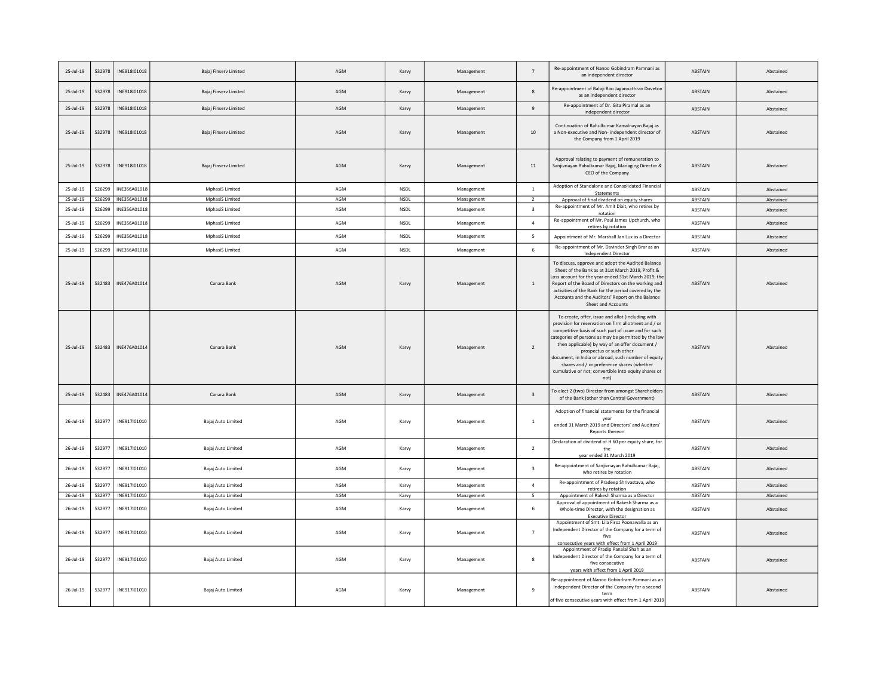| | | | | | | | | | | |
|---|---|---|---|---|---|---|---|---|---|---|
| 25-Jul-19 | 532978 | INE918I01018 | Bajaj Finserv Limited | AGM | Karvy | Management | 7 | Re-appointment of Nanoo Gobindram Pamnani as an independent director | ABSTAIN | Abstained |
| 25-Jul-19 | 532978 | INE918I01018 | Bajaj Finserv Limited | AGM | Karvy | Management | 8 | Re-appointment of Balaji Rao Jagannathrao Doveton as an independent director | ABSTAIN | Abstained |
| 25-Jul-19 | 532978 | INE918I01018 | Bajaj Finserv Limited | AGM | Karvy | Management | 9 | Re-appointment of Dr. Gita Piramal as an independent director | ABSTAIN | Abstained |
| 25-Jul-19 | 532978 | INE918I01018 | Bajaj Finserv Limited | AGM | Karvy | Management | 10 | Continuation of Rahulkumar Kamalnayan Bajaj as a Non-executive and Non- independent director of the Company from 1 April 2019 | ABSTAIN | Abstained |
| 25-Jul-19 | 532978 | INE918I01018 | Bajaj Finserv Limited | AGM | Karvy | Management | 11 | Approval relating to payment of remuneration to Sanjivnayan Rahulkumar Bajaj, Managing Director & CEO of the Company | ABSTAIN | Abstained |
| 25-Jul-19 | 526299 | INE356A01018 | MphasiS Limited | AGM | NSDL | Management | 1 | Adoption of Standalone and Consolidated Financial Statements | ABSTAIN | Abstained |
| 25-Jul-19 | 526299 | INE356A01018 | MphasiS Limited | AGM | NSDL | Management | 2 | Approval of final dividend on equity shares | ABSTAIN | Abstained |
| 25-Jul-19 | 526299 | INE356A01018 | MphasiS Limited | AGM | NSDL | Management | 3 | Re-appointment of Mr. Amit Dixit, who retires by rotation | ABSTAIN | Abstained |
| 25-Jul-19 | 526299 | INE356A01018 | MphasiS Limited | AGM | NSDL | Management | 4 | Re-appointment of Mr. Paul James Upchurch, who retires by rotation | ABSTAIN | Abstained |
| 25-Jul-19 | 526299 | INE356A01018 | MphasiS Limited | AGM | NSDL | Management | 5 | Appointment of Mr. Marshall Jan Lux as a Director | ABSTAIN | Abstained |
| 25-Jul-19 | 526299 | INE356A01018 | MphasiS Limited | AGM | NSDL | Management | 6 | Re-appointment of Mr. Davinder Singh Brar as an Independent Director | ABSTAIN | Abstained |
| 25-Jul-19 | 532483 | INE476A01014 | Canara Bank | AGM | Karvy | Management | 1 | To discuss, approve and adopt the Audited Balance Sheet of the Bank as at 31st March 2019, Profit & Loss account for the year ended 31st March 2019, the Report of the Board of Directors on the working and activities of the Bank for the period covered by the Accounts and the Auditors' Report on the Balance Sheet and Accounts | ABSTAIN | Abstained |
| 25-Jul-19 | 532483 | INE476A01014 | Canara Bank | AGM | Karvy | Management | 2 | To create, offer, issue and allot (including with provision for reservation on firm allotment and / or competitive basis of such part of issue and for such categories of persons as may be permitted by the law then applicable) by way of an offer document / prospectus or such other document, in India or abroad, such number of equity shares and / or preference shares (whether cumulative or not; convertible into equity shares or not) | ABSTAIN | Abstained |
| 25-Jul-19 | 532483 | INE476A01014 | Canara Bank | AGM | Karvy | Management | 3 | To elect 2 (two) Director from amongst Shareholders of the Bank (other than Central Government) | ABSTAIN | Abstained |
| 26-Jul-19 | 532977 | INE917I01010 | Bajaj Auto Limited | AGM | Karvy | Management | 1 | Adoption of financial statements for the financial year ended 31 March 2019 and Directors' and Auditors' Reports thereon | ABSTAIN | Abstained |
| 26-Jul-19 | 532977 | INE917I01010 | Bajaj Auto Limited | AGM | Karvy | Management | 2 | Declaration of dividend of H 60 per equity share, for the year ended 31 March 2019 | ABSTAIN | Abstained |
| 26-Jul-19 | 532977 | INE917I01010 | Bajaj Auto Limited | AGM | Karvy | Management | 3 | Re-appointment of Sanjivnayan Rahulkumar Bajaj, who retires by rotation | ABSTAIN | Abstained |
| 26-Jul-19 | 532977 | INE917I01010 | Bajaj Auto Limited | AGM | Karvy | Management | 4 | Re-appointment of Pradeep Shrivastava, who retires by rotation | ABSTAIN | Abstained |
| 26-Jul-19 | 532977 | INE917I01010 | Bajaj Auto Limited | AGM | Karvy | Management | 5 | Appointment of Rakesh Sharma as a Director | ABSTAIN | Abstained |
| 26-Jul-19 | 532977 | INE917I01010 | Bajaj Auto Limited | AGM | Karvy | Management | 6 | Approval of appointment of Rakesh Sharma as a Whole-time Director, with the designation as Executive Director | ABSTAIN | Abstained |
| 26-Jul-19 | 532977 | INE917I01010 | Bajaj Auto Limited | AGM | Karvy | Management | 7 | Appointment of Smt. Lila Firoz Poonawalla as an Independent Director of the Company for a term of five consecutive years with effect from 1 April 2019 | ABSTAIN | Abstained |
| 26-Jul-19 | 532977 | INE917I01010 | Bajaj Auto Limited | AGM | Karvy | Management | 8 | Appointment of Pradip Panalal Shah as an Independent Director of the Company for a term of five consecutive years with effect from 1 April 2019 | ABSTAIN | Abstained |
| 26-Jul-19 | 532977 | INE917I01010 | Bajaj Auto Limited | AGM | Karvy | Management | 9 | Re-appointment of Nanoo Gobindram Pamnani as an Independent Director of the Company for a second term of five consecutive years with effect from 1 April 2019 | ABSTAIN | Abstained |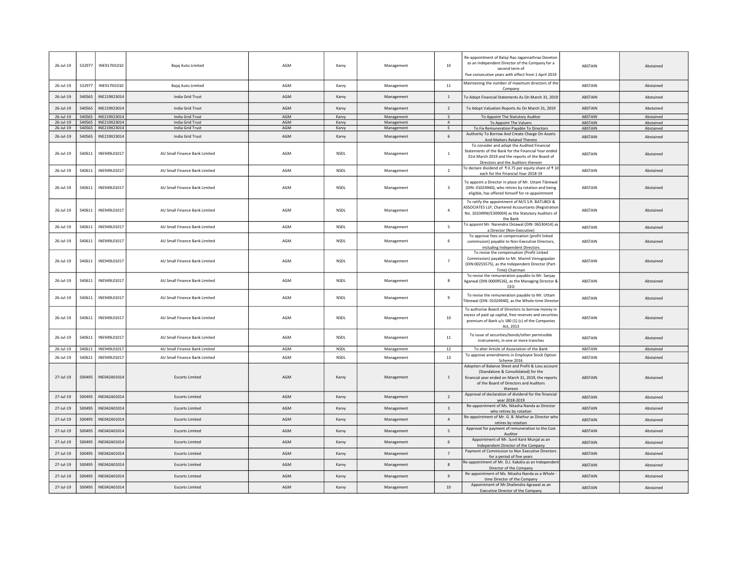| 26-Jul-19 | 532977 | INE917I01010 | Bajaj Auto Limited | AGM | Karvy | Management | 10 | Re-appointment of Balaji Rao Jagannathrao Doveton as an Independent Director of the Company for a second term of five consecutive years with effect from 1 April 2019 | ABSTAIN | Abstained |
|---|---|---|---|---|---|---|---|---|---|---|
| 26-Jul-19 | 532977 | INE917I01010 | Bajaj Auto Limited | AGM | Karvy | Management | 11 | Maintaining the number of maximum directors of the Company | ABSTAIN | Abstained |
| 26-Jul-19 | 540565 | INE219X23014 | India Grid Trust | AGM | Karvy | Management | 1 | To Adopt Financial Statements As On March 31, 2019 | ABSTAIN | Abstained |
| 26-Jul-19 | 540565 | INE219X23014 | India Grid Trust | AGM | Karvy | Management | 2 | To Adopt Valuation Reports As On March 31, 2019 | ABSTAIN | Abstained |
| 26-Jul-19 | 540565 | INE219X23014 | India Grid Trust | AGM | Karvy | Management | 3 | To Appoint The Statutory Auditor | ABSTAIN | Abstained |
| 26-Jul-19 | 540565 | INE219X23014 | India Grid Trust | AGM | Karvy | Management | 4 | To Appoint The Valuers | ABSTAIN | Abstained |
| 26-Jul-19 | 540565 | INE219X23014 | India Grid Trust | AGM | Karvy | Management | 5 | To Fix Remuneration Payable To Directors | ABSTAIN | Abstained |
| 26-Jul-19 | 540565 | INE219X23014 | India Grid Trust | AGM | Karvy | Management | 6 | Authority To Borrow And Create Charge On Assets And Matters Related Thereto | ABSTAIN | Abstained |
| 26-Jul-19 | 540611 | INE949L01017 | AU Small Finance Bank Limited | AGM | NSDL | Management | 1 | To consider and adopt the Audited Financial Statements of the Bank for the Financial Year ended 31st March 2019 and the reports of the Board of Directors and the Auditors thereon | ABSTAIN | Abstained |
| 26-Jul-19 | 540611 | INE949L01017 | AU Small Finance Bank Limited | AGM | NSDL | Management | 2 | To declare dividend of ₹ 0.75 per equity share of ₹ 10 each for the Financial Year 2018-19 | ABSTAIN | Abstained |
| 26-Jul-19 | 540611 | INE949L01017 | AU Small Finance Bank Limited | AGM | NSDL | Management | 3 | To appoint a Director in place of Mr. Uttam Tibrewal (DIN: 01024940), who retires by rotation and being eligible, has offered himself for re-appointment | ABSTAIN | Abstained |
| 26-Jul-19 | 540611 | INE949L01017 | AU Small Finance Bank Limited | AGM | NSDL | Management | 4 | To ratify the appointment of M/S S.R. BATLIBOI & ASSOCIATES LLP, Chartered Accountants (Registration No. 101049W/E300004) as the Statutory Auditors of the Bank | ABSTAIN | Abstained |
| 26-Jul-19 | 540611 | INE949L01017 | AU Small Finance Bank Limited | AGM | NSDL | Management | 5 | To appoint Mr. Narendra Ostawal (DIN: 06530414) as a Director (Non-Executive) | ABSTAIN | Abstained |
| 26-Jul-19 | 540611 | INE949L01017 | AU Small Finance Bank Limited | AGM | NSDL | Management | 6 | To approve fees or compensation (profit linked commission) payable to Non-Executive Directors, including Independent Directors | ABSTAIN | Abstained |
| 26-Jul-19 | 540611 | INE949L01017 | AU Small Finance Bank Limited | AGM | NSDL | Management | 7 | To revise the compensation (Profit Linked Commission) payable to Mr. Mannil Venugopalan (DIN:00255575), as the Independent Director (Part-Time) Chairman | ABSTAIN | Abstained |
| 26-Jul-19 | 540611 | INE949L01017 | AU Small Finance Bank Limited | AGM | NSDL | Management | 8 | To revise the remuneration payable to Mr. Sanjay Agarwal (DIN 00009526), as the Managing Director & CEO | ABSTAIN | Abstained |
| 26-Jul-19 | 540611 | INE949L01017 | AU Small Finance Bank Limited | AGM | NSDL | Management | 9 | To revise the remuneration payable to Mr. Uttam Tibrewal (DIN: 01024940), as the Whole-time Director | ABSTAIN | Abstained |
| 26-Jul-19 | 540611 | INE949L01017 | AU Small Finance Bank Limited | AGM | NSDL | Management | 10 | To authorise Board of Directors to borrow money in excess of paid up capital, free reserves and securities premium of Bank u/s 180 (1) (c) of the Companies Act, 2013 | ABSTAIN | Abstained |
| 26-Jul-19 | 540611 | INE949L01017 | AU Small Finance Bank Limited | AGM | NSDL | Management | 11 | To issue of securities/bonds/other permissible instruments, in one or more tranches | ABSTAIN | Abstained |
| 26-Jul-19 | 540611 | INE949L01017 | AU Small Finance Bank Limited | AGM | NSDL | Management | 12 | To alter Article of Association of the Bank | ABSTAIN | Abstained |
| 26-Jul-19 | 540611 | INE949L01017 | AU Small Finance Bank Limited | AGM | NSDL | Management | 13 | To approve amendments in Employee Stock Option Scheme 2016 | ABSTAIN | Abstained |
| 27-Jul-19 | 500495 | INE042A01014 | Escorts Limited | AGM | Karvy | Management | 1 | Adoption of Balance Sheet and Profit & Loss account (Standalone & Consolidated) for the financial year ended on March 31, 2019, the reports of the Board of Directors and Auditors thereon | ABSTAIN | Abstained |
| 27-Jul-19 | 500495 | INE042A01014 | Escorts Limited | AGM | Karvy | Management | 2 | Approval of declaration of dividend for the financial year 2018-2019 | ABSTAIN | Abstained |
| 27-Jul-19 | 500495 | INE042A01014 | Escorts Limited | AGM | Karvy | Management | 3 | Re-appointment of Ms. Nitasha Nanda as Director who retires by rotation | ABSTAIN | Abstained |
| 27-Jul-19 | 500495 | INE042A01014 | Escorts Limited | AGM | Karvy | Management | 4 | Re-appointment of Mr. G. B. Mathur as Director who retires by rotation | ABSTAIN | Abstained |
| 27-Jul-19 | 500495 | INE042A01014 | Escorts Limited | AGM | Karvy | Management | 5 | Approval for payment of remuneration to the Cost Auditor | ABSTAIN | Abstained |
| 27-Jul-19 | 500495 | INE042A01014 | Escorts Limited | AGM | Karvy | Management | 6 | Appointment of Mr. Sunil Kant Munjal as an Independent Director of the Company | ABSTAIN | Abstained |
| 27-Jul-19 | 500495 | INE042A01014 | Escorts Limited | AGM | Karvy | Management | 7 | Payment of Commission to Non Executive Directors for a period of five years | ABSTAIN | Abstained |
| 27-Jul-19 | 500495 | INE042A01014 | Escorts Limited | AGM | Karvy | Management | 8 | Re-appointment of Mr. D.J. Kakalia as an Independent Director of the Company | ABSTAIN | Abstained |
| 27-Jul-19 | 500495 | INE042A01014 | Escorts Limited | AGM | Karvy | Management | 9 | Re-appointment of Ms. Nitasha Nanda as a Whole - time Director of the Company | ABSTAIN | Abstained |
| 27-Jul-19 | 500495 | INE042A01014 | Escorts Limited | AGM | Karvy | Management | 10 | Appointment of Mr.Shailendra Agrawal as an Executive Director of the Company | ABSTAIN | Abstained |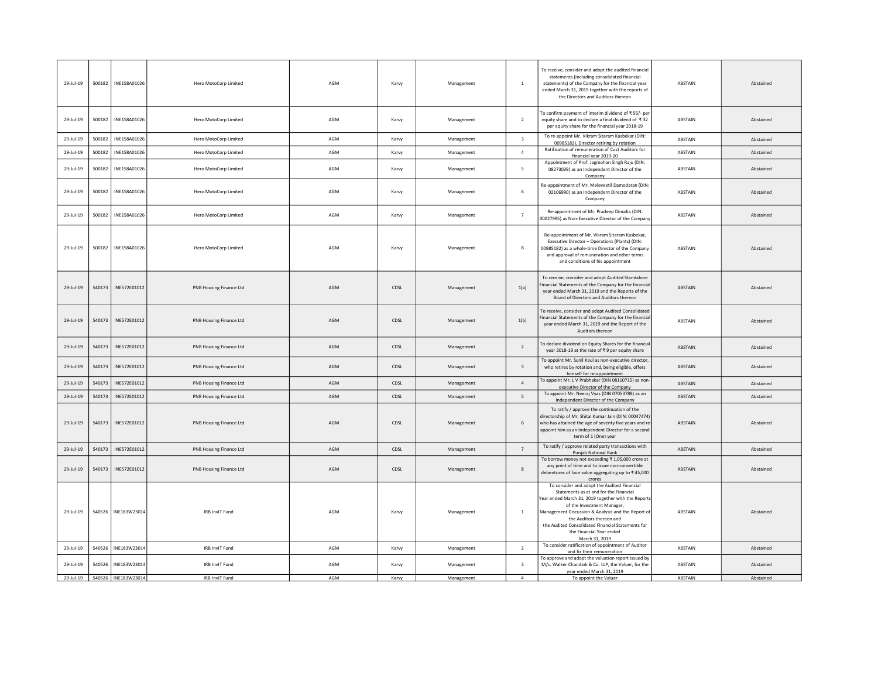| 29-Jul-19 | 500182 | INE158A01026 | Hero MotoCorp Limited | AGM | Karvy | Management | 1 | To receive, consider and adopt the audited financial statements (including consolidated financial statements) of the Company for the financial year ended March 31, 2019 together with the reports of the Directors and Auditors thereon | ABSTAIN | Abstained |
|---|---|---|---|---|---|---|---|---|---|---|
| 29-Jul-19 | 500182 | INE158A01026 | Hero MotoCorp Limited | AGM | Karvy | Management | 2 | To confirm payment of interim dividend of ₹ 55/- per equity share and to declare a final dividend of ₹ 32 per equity share for the financial year 2018-19 | ABSTAIN | Abstained |
| 29-Jul-19 | 500182 | INE158A01026 | Hero MotoCorp Limited | AGM | Karvy | Management | 3 | To re-appoint Mr. Vikram Sitaram Kasbekar (DIN: 00985182), Director retiring by rotation | ABSTAIN | Abstained |
| 29-Jul-19 | 500182 | INE158A01026 | Hero MotoCorp Limited | AGM | Karvy | Management | 4 | Ratification of remuneration of Cost Auditors for financial year 2019-20 | ABSTAIN | Abstained |
| 29-Jul-19 | 500182 | INE158A01026 | Hero MotoCorp Limited | AGM | Karvy | Management | 5 | Appointment of Prof. Jagmohan Singh Raju (DIN: 08273039) as an Independent Director of the Company | ABSTAIN | Abstained |
| 29-Jul-19 | 500182 | INE158A01026 | Hero MotoCorp Limited | AGM | Karvy | Management | 6 | Re-appointment of Mr. Meleveetil Damodaran (DIN: 02106990) as an Independent Director of the Company | ABSTAIN | Abstained |
| 29-Jul-19 | 500182 | INE158A01026 | Hero MotoCorp Limited | AGM | Karvy | Management | 7 | Re-appointment of Mr. Pradeep Dinodia (DIN: 00027995) as Non-Executive Director of the Company | ABSTAIN | Abstained |
| 29-Jul-19 | 500182 | INE158A01026 | Hero MotoCorp Limited | AGM | Karvy | Management | 8 | Re-appointment of Mr. Vikram Sitaram Kasbekar, Executive Director – Operations (Plants) (DIN: 00985182) as a whole-time Director of the Company and approval of remuneration and other terms and conditions of his appointment | ABSTAIN | Abstained |
| 29-Jul-19 | 540173 | INE572E01012 | PNB Housing Finance Ltd | AGM | CDSL | Management | 1(a) | To receive, consider and adopt Audited Standalone Financial Statements of the Company for the financial year ended March 31, 2019 and the Reports of the Board of Directors and Auditors thereon | ABSTAIN | Abstained |
| 29-Jul-19 | 540173 | INE572E01012 | PNB Housing Finance Ltd | AGM | CDSL | Management | 1(b) | To receive, consider and adopt Audited Consolidated Financial Statements of the Company for the financial year ended March 31, 2019 and the Report of the Auditors thereon | ABSTAIN | Abstained |
| 29-Jul-19 | 540173 | INE572E01012 | PNB Housing Finance Ltd | AGM | CDSL | Management | 2 | To declare dividend on Equity Shares for the financial year 2018-19 at the rate of ₹ 9 per equity share | ABSTAIN | Abstained |
| 29-Jul-19 | 540173 | INE572E01012 | PNB Housing Finance Ltd | AGM | CDSL | Management | 3 | To appoint Mr. Sunil Kaul as non-executive director, who retires by rotation and, being eligible, offers himself for re-appointment | ABSTAIN | Abstained |
| 29-Jul-19 | 540173 | INE572E01012 | PNB Housing Finance Ltd | AGM | CDSL | Management | 4 | To appoint Mr. L V Prabhakar (DIN 08110715) as non-executive Director of the Company | ABSTAIN | Abstained |
| 29-Jul-19 | 540173 | INE572E01012 | PNB Housing Finance Ltd | AGM | CDSL | Management | 5 | To appoint Mr. Neeraj Vyas (DIN 07053788) as an Independent Director of the Company | ABSTAIN | Abstained |
| 29-Jul-19 | 540173 | INE572E01012 | PNB Housing Finance Ltd | AGM | CDSL | Management | 6 | To ratify / approve the continuation of the directorship of Mr. Shital Kumar Jain (DIN: 00047474) who has attained the age of seventy five years and re-appoint him as an Independent Director for a second term of 1 (One) year | ABSTAIN | Abstained |
| 29-Jul-19 | 540173 | INE572E01012 | PNB Housing Finance Ltd | AGM | CDSL | Management | 7 | To ratify / approve related party transactions with Punjab National Bank | ABSTAIN | Abstained |
| 29-Jul-19 | 540173 | INE572E01012 | PNB Housing Finance Ltd | AGM | CDSL | Management | 8 | To borrow money not exceeding ₹ 1,05,000 crore at any point of time and to issue non-convertible debentures of face value aggregating up to ₹ 45,000 crores | ABSTAIN | Abstained |
| 29-Jul-19 | 540526 | INE183W23014 | IRB InvIT Fund | AGM | Karvy | Management | 1 | To consider and adopt the Audited Financial Statements as at and for the Financial Year ended March 31, 2019 together with the Reports of the Investment Manager, Management Discussion & Analysis and the Report of the Auditors thereon and the Audited Consolidated Financial Statements for the Financial Year ended March 31, 2019 | ABSTAIN | Abstained |
| 29-Jul-19 | 540526 | INE183W23014 | IRB InvIT Fund | AGM | Karvy | Management | 2 | To consider ratification of appointment of Auditor and fix their remuneration | ABSTAIN | Abstained |
| 29-Jul-19 | 540526 | INE183W23014 | IRB InvIT Fund | AGM | Karvy | Management | 3 | To approve and adopt the valuation report issued by M/s. Walker Chandiok & Co. LLP, the Valuer, for the year ended March 31, 2019 | ABSTAIN | Abstained |
| 29-Jul-19 | 540526 | INE183W23014 | IRB InvIT Fund | AGM | Karvy | Management | 4 | To appoint the Valuer | ABSTAIN | Abstained |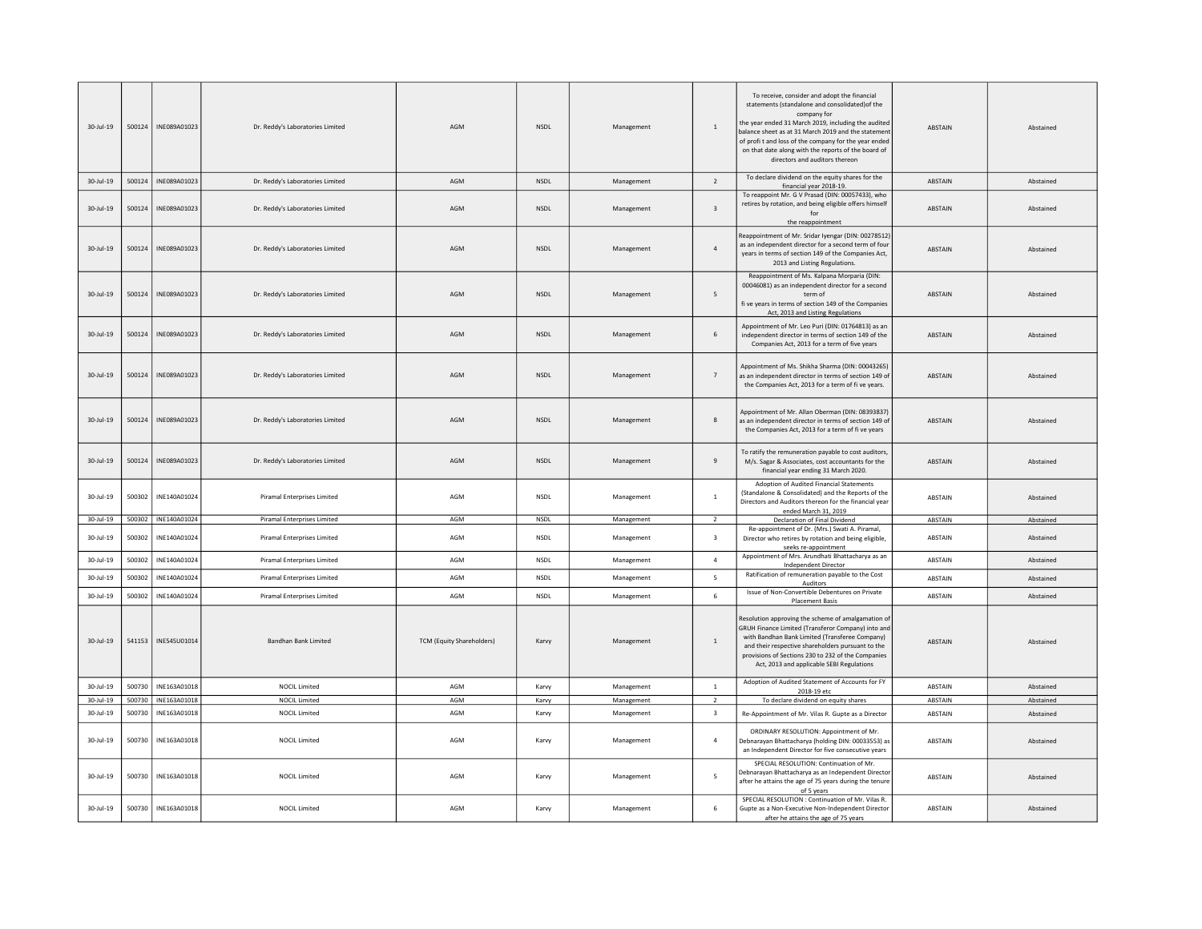| 30-Jul-19 | 500124 | INE089A01023 | Dr. Reddy's Laboratories Limited | AGM | NSDL | Management | 1 | To receive, consider and adopt the financial statements (standalone and consolidated)of the company for the year ended 31 March 2019, including the audited balance sheet as at 31 March 2019 and the statement of profi t and loss of the company for the year ended on that date along with the reports of the board of directors and auditors thereon | ABSTAIN | Abstained |
|---|---|---|---|---|---|---|---|---|---|---|
| 30-Jul-19 | 500124 | INE089A01023 | Dr. Reddy's Laboratories Limited | AGM | NSDL | Management | 2 | To declare dividend on the equity shares for the financial year 2018-19. | ABSTAIN | Abstained |
| 30-Jul-19 | 500124 | INE089A01023 | Dr. Reddy's Laboratories Limited | AGM | NSDL | Management | 3 | To reappoint Mr. G V Prasad (DIN: 00057433), who retires by rotation, and being eligible offers himself for the reappointment | ABSTAIN | Abstained |
| 30-Jul-19 | 500124 | INE089A01023 | Dr. Reddy's Laboratories Limited | AGM | NSDL | Management | 4 | Reappointment of Mr. Sridar Iyengar (DIN: 00278512) as an independent director for a second term of four years in terms of section 149 of the Companies Act, 2013 and Listing Regulations. | ABSTAIN | Abstained |
| 30-Jul-19 | 500124 | INE089A01023 | Dr. Reddy's Laboratories Limited | AGM | NSDL | Management | 5 | Reappointment of Ms. Kalpana Morparia (DIN: 00046081) as an independent director for a second term of fi ve years in terms of section 149 of the Companies Act, 2013 and Listing Regulations | ABSTAIN | Abstained |
| 30-Jul-19 | 500124 | INE089A01023 | Dr. Reddy's Laboratories Limited | AGM | NSDL | Management | 6 | Appointment of Mr. Leo Puri (DIN: 01764813) as an independent director in terms of section 149 of the Companies Act, 2013 for a term of five years | ABSTAIN | Abstained |
| 30-Jul-19 | 500124 | INE089A01023 | Dr. Reddy's Laboratories Limited | AGM | NSDL | Management | 7 | Appointment of Ms. Shikha Sharma (DIN: 00043265) as an independent director in terms of section 149 of the Companies Act, 2013 for a term of fi ve years. | ABSTAIN | Abstained |
| 30-Jul-19 | 500124 | INE089A01023 | Dr. Reddy's Laboratories Limited | AGM | NSDL | Management | 8 | Appointment of Mr. Allan Oberman (DIN: 08393837) as an independent director in terms of section 149 of the Companies Act, 2013 for a term of fi ve years | ABSTAIN | Abstained |
| 30-Jul-19 | 500124 | INE089A01023 | Dr. Reddy's Laboratories Limited | AGM | NSDL | Management | 9 | To ratify the remuneration payable to cost auditors, M/s. Sagar & Associates, cost accountants for the financial year ending 31 March 2020. | ABSTAIN | Abstained |
| 30-Jul-19 | 500302 | INE140A01024 | Piramal Enterprises Limited | AGM | NSDL | Management | 1 | Adoption of Audited Financial Statements (Standalone & Consolidated) and the Reports of the Directors and Auditors thereon for the financial year ended March 31, 2019 | ABSTAIN | Abstained |
| 30-Jul-19 | 500302 | INE140A01024 | Piramal Enterprises Limited | AGM | NSDL | Management | 2 | Declaration of Final Dividend | ABSTAIN | Abstained |
| 30-Jul-19 | 500302 | INE140A01024 | Piramal Enterprises Limited | AGM | NSDL | Management | 3 | Re-appointment of Dr. (Mrs.) Swati A. Piramal, Director who retires by rotation and being eligible, seeks re-appointment | ABSTAIN | Abstained |
| 30-Jul-19 | 500302 | INE140A01024 | Piramal Enterprises Limited | AGM | NSDL | Management | 4 | Appointment of Mrs. Arundhati Bhattacharya as an Independent Director | ABSTAIN | Abstained |
| 30-Jul-19 | 500302 | INE140A01024 | Piramal Enterprises Limited | AGM | NSDL | Management | 5 | Ratification of remuneration payable to the Cost Auditors | ABSTAIN | Abstained |
| 30-Jul-19 | 500302 | INE140A01024 | Piramal Enterprises Limited | AGM | NSDL | Management | 6 | Issue of Non-Convertible Debentures on Private Placement Basis | ABSTAIN | Abstained |
| 30-Jul-19 | 541153 | INE545U01014 | Bandhan Bank Limited | TCM (Equity Shareholders) | Karvy | Management | 1 | Resolution approving the scheme of amalgamation of GRUH Finance Limited (Transferor Company) into and with Bandhan Bank Limited (Transferee Company) and their respective shareholders pursuant to the provisions of Sections 230 to 232 of the Companies Act, 2013 and applicable SEBI Regulations | ABSTAIN | Abstained |
| 30-Jul-19 | 500730 | INE163A01018 | NOCIL Limited | AGM | Karvy | Management | 1 | Adoption of Audited Statement of Accounts for FY 2018-19 etc | ABSTAIN | Abstained |
| 30-Jul-19 | 500730 | INE163A01018 | NOCIL Limited | AGM | Karvy | Management | 2 | To declare dividend on equity shares | ABSTAIN | Abstained |
| 30-Jul-19 | 500730 | INE163A01018 | NOCIL Limited | AGM | Karvy | Management | 3 | Re-Appointment of Mr. Vilas R. Gupte as a Director | ABSTAIN | Abstained |
| 30-Jul-19 | 500730 | INE163A01018 | NOCIL Limited | AGM | Karvy | Management | 4 | ORDINARY RESOLUTION: Appointment of Mr. Debnarayan Bhattacharya (holding DIN: 00033553) as an Independent Director for five consecutive years | ABSTAIN | Abstained |
| 30-Jul-19 | 500730 | INE163A01018 | NOCIL Limited | AGM | Karvy | Management | 5 | SPECIAL RESOLUTION: Continuation of Mr. Debnarayan Bhattacharya as an Independent Director after he attains the age of 75 years during the tenure of 5 years | ABSTAIN | Abstained |
| 30-Jul-19 | 500730 | INE163A01018 | NOCIL Limited | AGM | Karvy | Management | 6 | SPECIAL RESOLUTION : Continuation of Mr. Vilas R. Gupte as a Non-Executive Non-Independent Director after he attains the age of 75 years | ABSTAIN | Abstained |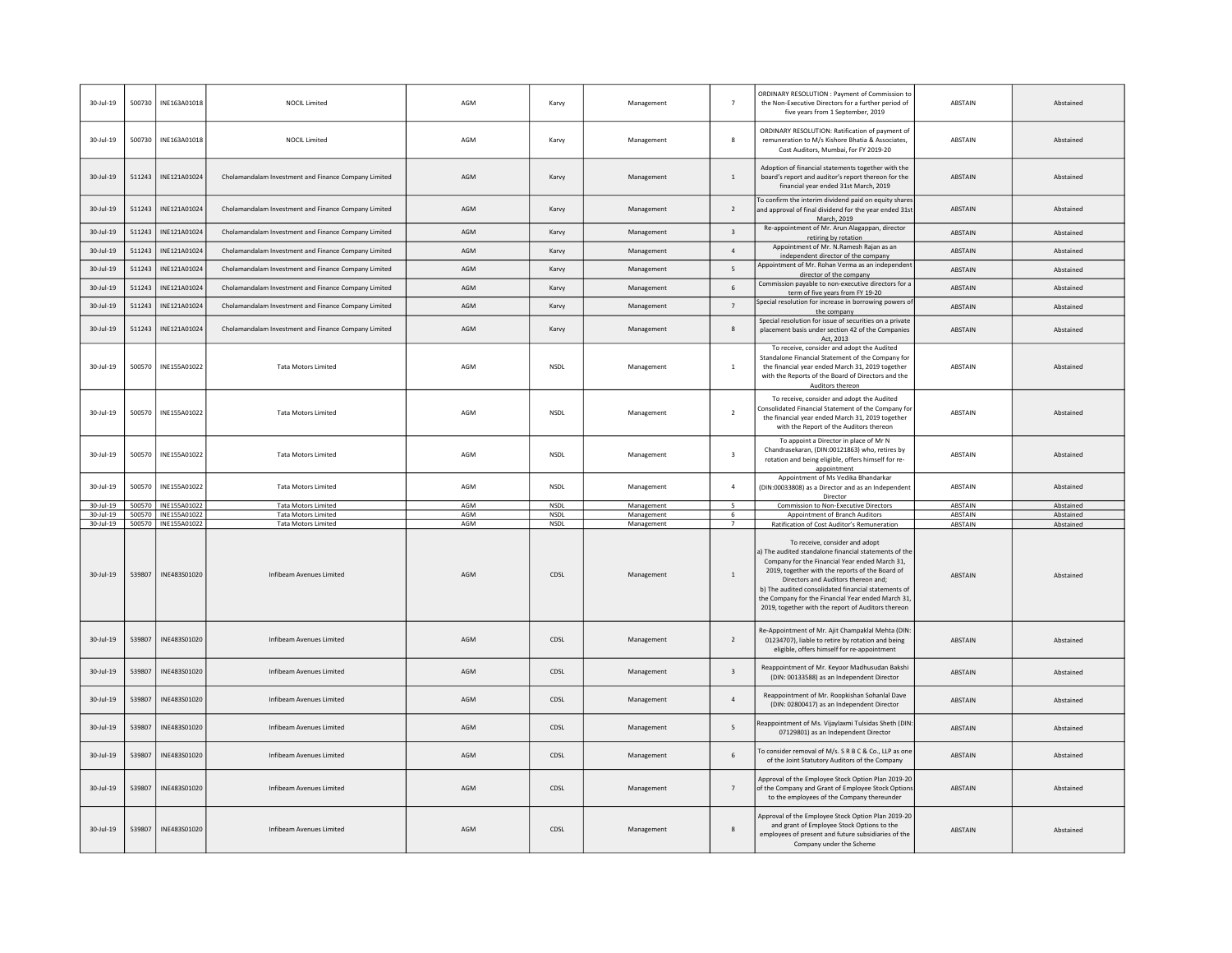| | | | | | | | | | | |
|---|---|---|---|---|---|---|---|---|---|---|
| 30-Jul-19 | 500730 | INE163A01018 | NOCIL Limited | AGM | Karvy | Management | 7 | ORDINARY RESOLUTION : Payment of Commission to the Non-Executive Directors for a further period of five years from 1 September, 2019 | ABSTAIN | Abstained |
| 30-Jul-19 | 500730 | INE163A01018 | NOCIL Limited | AGM | Karvy | Management | 8 | ORDINARY RESOLUTION: Ratification of payment of remuneration to M/s Kishore Bhatia & Associates, Cost Auditors, Mumbai, for FY 2019-20 | ABSTAIN | Abstained |
| 30-Jul-19 | 511243 | INE121A01024 | Cholamandalam Investment and Finance Company Limited | AGM | Karvy | Management | 1 | Adoption of financial statements together with the board's report and auditor's report thereon for the financial year ended 31st March, 2019 | ABSTAIN | Abstained |
| 30-Jul-19 | 511243 | INE121A01024 | Cholamandalam Investment and Finance Company Limited | AGM | Karvy | Management | 2 | To confirm the interim dividend paid on equity shares and approval of final dividend for the year ended 31st March, 2019 | ABSTAIN | Abstained |
| 30-Jul-19 | 511243 | INE121A01024 | Cholamandalam Investment and Finance Company Limited | AGM | Karvy | Management | 3 | Re-appointment of Mr. Arun Alagappan, director retiring by rotation | ABSTAIN | Abstained |
| 30-Jul-19 | 511243 | INE121A01024 | Cholamandalam Investment and Finance Company Limited | AGM | Karvy | Management | 4 | Appointment of Mr. N.Ramesh Rajan as an independent director of the company | ABSTAIN | Abstained |
| 30-Jul-19 | 511243 | INE121A01024 | Cholamandalam Investment and Finance Company Limited | AGM | Karvy | Management | 5 | Appointment of Mr. Rohan Verma as an independent director of the company | ABSTAIN | Abstained |
| 30-Jul-19 | 511243 | INE121A01024 | Cholamandalam Investment and Finance Company Limited | AGM | Karvy | Management | 6 | Commission payable to non-executive directors for a term of five years from FY 19-20 | ABSTAIN | Abstained |
| 30-Jul-19 | 511243 | INE121A01024 | Cholamandalam Investment and Finance Company Limited | AGM | Karvy | Management | 7 | Special resolution for increase in borrowing powers of the company | ABSTAIN | Abstained |
| 30-Jul-19 | 511243 | INE121A01024 | Cholamandalam Investment and Finance Company Limited | AGM | Karvy | Management | 8 | Special resolution for issue of securities on a private placement basis under section 42 of the Companies Act, 2013 | ABSTAIN | Abstained |
| 30-Jul-19 | 500570 | INE155A01022 | Tata Motors Limited | AGM | NSDL | Management | 1 | To receive, consider and adopt the Audited Standalone Financial Statement of the Company for the financial year ended March 31, 2019 together with the Reports of the Board of Directors and the Auditors thereon | ABSTAIN | Abstained |
| 30-Jul-19 | 500570 | INE155A01022 | Tata Motors Limited | AGM | NSDL | Management | 2 | To receive, consider and adopt the Audited Consolidated Financial Statement of the Company for the financial year ended March 31, 2019 together with the Report of the Auditors thereon | ABSTAIN | Abstained |
| 30-Jul-19 | 500570 | INE155A01022 | Tata Motors Limited | AGM | NSDL | Management | 3 | To appoint a Director in place of Mr N Chandrasekaran, (DIN:00121863) who, retires by rotation and being eligible, offers himself for re-appointment | ABSTAIN | Abstained |
| 30-Jul-19 | 500570 | INE155A01022 | Tata Motors Limited | AGM | NSDL | Management | 4 | Appointment of Ms Vedika Bhandarkar (DIN:00033808) as a Director and as an Independent Director | ABSTAIN | Abstained |
| 30-Jul-19 | 500570 | INE155A01022 | Tata Motors Limited | AGM | NSDL | Management | 5 | Commission to Non-Executive Directors | ABSTAIN | Abstained |
| 30-Jul-19 | 500570 | INE155A01022 | Tata Motors Limited | AGM | NSDL | Management | 6 | Appointment of Branch Auditors | ABSTAIN | Abstained |
| 30-Jul-19 | 500570 | INE155A01022 | Tata Motors Limited | AGM | NSDL | Management | 7 | Ratification of Cost Auditor's Remuneration | ABSTAIN | Abstained |
| 30-Jul-19 | 539807 | INE483S01020 | Infibeam Avenues Limited | AGM | CDSL | Management | 1 | To receive, consider and adopt a) The audited standalone financial statements of the Company for the Financial Year ended March 31, 2019, together with the reports of the Board of Directors and Auditors thereon and; b) The audited consolidated financial statements of the Company for the Financial Year ended March 31, 2019, together with the report of Auditors thereon | ABSTAIN | Abstained |
| 30-Jul-19 | 539807 | INE483S01020 | Infibeam Avenues Limited | AGM | CDSL | Management | 2 | Re-Appointment of Mr. Ajit Champaklal Mehta (DIN: 01234707), liable to retire by rotation and being eligible, offers himself for re-appointment | ABSTAIN | Abstained |
| 30-Jul-19 | 539807 | INE483S01020 | Infibeam Avenues Limited | AGM | CDSL | Management | 3 | Reappointment of Mr. Keyoor Madhusudan Bakshi (DIN: 00133588) as an Independent Director | ABSTAIN | Abstained |
| 30-Jul-19 | 539807 | INE483S01020 | Infibeam Avenues Limited | AGM | CDSL | Management | 4 | Reappointment of Mr. Roopkishan Sohanlal Dave (DIN: 02800417) as an Independent Director | ABSTAIN | Abstained |
| 30-Jul-19 | 539807 | INE483S01020 | Infibeam Avenues Limited | AGM | CDSL | Management | 5 | Reappointment of Ms. Vijaylaxmi Tulsidas Sheth (DIN: 07129801) as an Independent Director | ABSTAIN | Abstained |
| 30-Jul-19 | 539807 | INE483S01020 | Infibeam Avenues Limited | AGM | CDSL | Management | 6 | To consider removal of M/s. S R B C & Co., LLP as one of the Joint Statutory Auditors of the Company | ABSTAIN | Abstained |
| 30-Jul-19 | 539807 | INE483S01020 | Infibeam Avenues Limited | AGM | CDSL | Management | 7 | Approval of the Employee Stock Option Plan 2019-20 of the Company and Grant of Employee Stock Options to the employees of the Company thereunder | ABSTAIN | Abstained |
| 30-Jul-19 | 539807 | INE483S01020 | Infibeam Avenues Limited | AGM | CDSL | Management | 8 | Approval of the Employee Stock Option Plan 2019-20 and grant of Employee Stock Options to the employees of present and future subsidiaries of the Company under the Scheme | ABSTAIN | Abstained |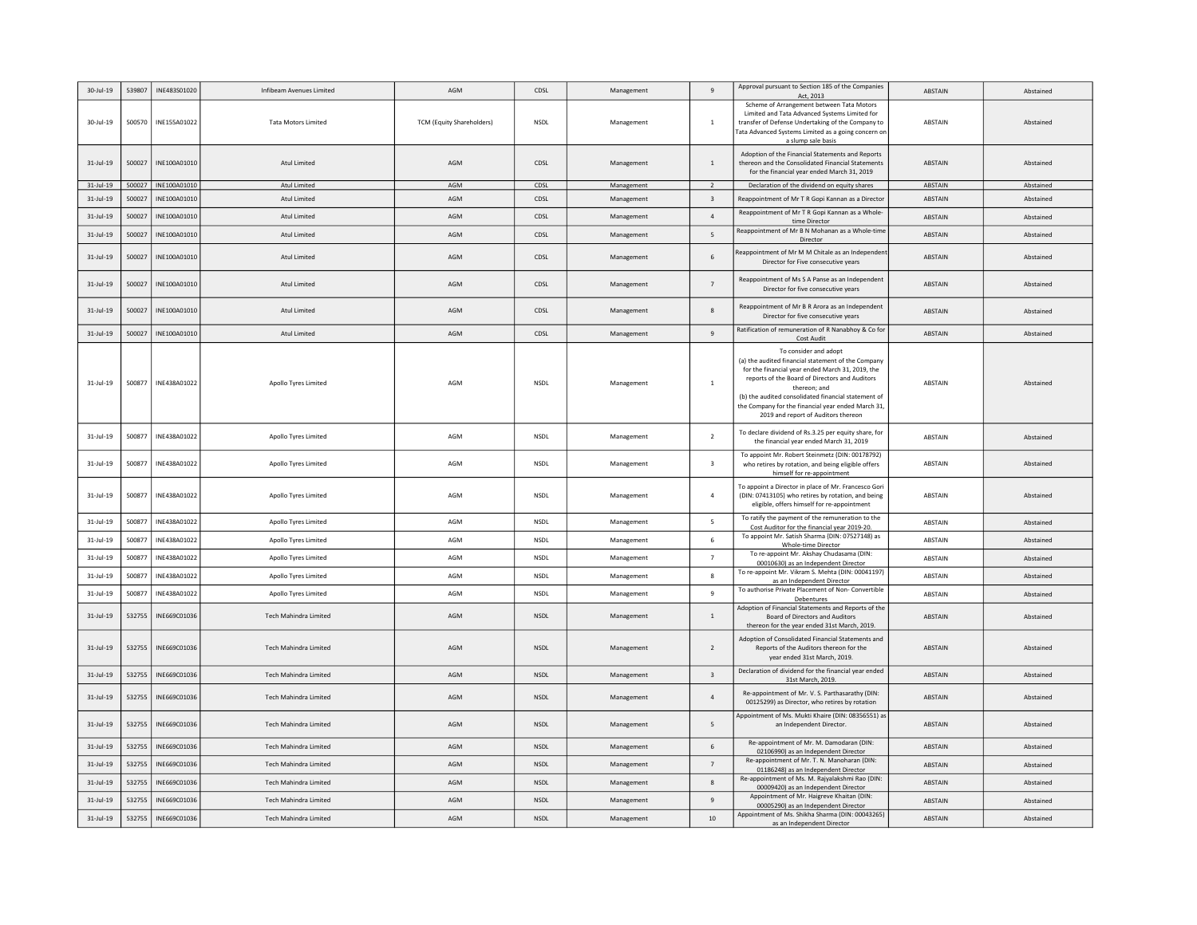| 30-Jul-19 | 539807 | INE483S01020 | Infibeam Avenues Limited | AGM | CDSL | Management | 9 | Approval pursuant to Section 185 of the Companies Act, 2013 | ABSTAIN | Abstained |
|---|---|---|---|---|---|---|---|---|---|---|
| 30-Jul-19 | 500570 | INE155A01022 | Tata Motors Limited | TCM (Equity Shareholders) | NSDL | Management | 1 | Scheme of Arrangement between Tata Motors Limited and Tata Advanced Systems Limited for transfer of Defense Undertaking of the Company to Tata Advanced Systems Limited as a going concern on a slump sale basis | ABSTAIN | Abstained |
| 31-Jul-19 | 500027 | INE100A01010 | Atul Limited | AGM | CDSL | Management | 1 | Adoption of the Financial Statements and Reports thereon and the Consolidated Financial Statements for the financial year ended March 31, 2019 | ABSTAIN | Abstained |
| 31-Jul-19 | 500027 | INE100A01010 | Atul Limited | AGM | CDSL | Management | 2 | Declaration of the dividend on equity shares | ABSTAIN | Abstained |
| 31-Jul-19 | 500027 | INE100A01010 | Atul Limited | AGM | CDSL | Management | 3 | Reappointment of Mr T R Gopi Kannan as a Director | ABSTAIN | Abstained |
| 31-Jul-19 | 500027 | INE100A01010 | Atul Limited | AGM | CDSL | Management | 4 | Reappointment of Mr T R Gopi Kannan as a Whole-time Director | ABSTAIN | Abstained |
| 31-Jul-19 | 500027 | INE100A01010 | Atul Limited | AGM | CDSL | Management | 5 | Reappointment of Mr B N Mohanan as a Whole-time Director | ABSTAIN | Abstained |
| 31-Jul-19 | 500027 | INE100A01010 | Atul Limited | AGM | CDSL | Management | 6 | Reappointment of Mr M M Chitale as an Independent Director for Five consecutive years | ABSTAIN | Abstained |
| 31-Jul-19 | 500027 | INE100A01010 | Atul Limited | AGM | CDSL | Management | 7 | Reappointment of Ms S A Panse as an Independent Director for five consecutive years | ABSTAIN | Abstained |
| 31-Jul-19 | 500027 | INE100A01010 | Atul Limited | AGM | CDSL | Management | 8 | Reappointment of Mr B R Arora as an Independent Director for five consecutive years | ABSTAIN | Abstained |
| 31-Jul-19 | 500027 | INE100A01010 | Atul Limited | AGM | CDSL | Management | 9 | Ratification of remuneration of R Nanabhoy & Co for Cost Audit | ABSTAIN | Abstained |
| 31-Jul-19 | 500877 | INE438A01022 | Apollo Tyres Limited | AGM | NSDL | Management | 1 | To consider and adopt (a) the audited financial statement of the Company for the financial year ended March 31, 2019, the reports of the Board of Directors and Auditors thereon; and (b) the audited consolidated financial statement of the Company for the financial year ended March 31, 2019 and report of Auditors thereon | ABSTAIN | Abstained |
| 31-Jul-19 | 500877 | INE438A01022 | Apollo Tyres Limited | AGM | NSDL | Management | 2 | To declare dividend of Rs.3.25 per equity share, for the financial year ended March 31, 2019 | ABSTAIN | Abstained |
| 31-Jul-19 | 500877 | INE438A01022 | Apollo Tyres Limited | AGM | NSDL | Management | 3 | To appoint Mr. Robert Steinmetz (DIN: 00178792) who retires by rotation, and being eligible offers himself for re-appointment | ABSTAIN | Abstained |
| 31-Jul-19 | 500877 | INE438A01022 | Apollo Tyres Limited | AGM | NSDL | Management | 4 | To appoint a Director in place of Mr. Francesco Gori (DIN: 07413105) who retires by rotation, and being eligible, offers himself for re-appointment | ABSTAIN | Abstained |
| 31-Jul-19 | 500877 | INE438A01022 | Apollo Tyres Limited | AGM | NSDL | Management | 5 | To ratify the payment of the remuneration to the Cost Auditor for the financial year 2019-20. | ABSTAIN | Abstained |
| 31-Jul-19 | 500877 | INE438A01022 | Apollo Tyres Limited | AGM | NSDL | Management | 6 | To appoint Mr. Satish Sharma (DIN: 07527148) as Whole-time Director | ABSTAIN | Abstained |
| 31-Jul-19 | 500877 | INE438A01022 | Apollo Tyres Limited | AGM | NSDL | Management | 7 | To re-appoint Mr. Akshay Chudasama (DIN: 00010630) as an Independent Director | ABSTAIN | Abstained |
| 31-Jul-19 | 500877 | INE438A01022 | Apollo Tyres Limited | AGM | NSDL | Management | 8 | To re-appoint Mr. Vikram S. Mehta (DIN: 00041197) as an Independent Director | ABSTAIN | Abstained |
| 31-Jul-19 | 500877 | INE438A01022 | Apollo Tyres Limited | AGM | NSDL | Management | 9 | To authorise Private Placement of Non- Convertible Debentures | ABSTAIN | Abstained |
| 31-Jul-19 | 532755 | INE669C01036 | Tech Mahindra Limited | AGM | NSDL | Management | 1 | Adoption of Financial Statements and Reports of the Board of Directors and Auditors thereon for the year ended 31st March, 2019. | ABSTAIN | Abstained |
| 31-Jul-19 | 532755 | INE669C01036 | Tech Mahindra Limited | AGM | NSDL | Management | 2 | Adoption of Consolidated Financial Statements and Reports of the Auditors thereon for the year ended 31st March, 2019. | ABSTAIN | Abstained |
| 31-Jul-19 | 532755 | INE669C01036 | Tech Mahindra Limited | AGM | NSDL | Management | 3 | Declaration of dividend for the financial year ended 31st March, 2019. | ABSTAIN | Abstained |
| 31-Jul-19 | 532755 | INE669C01036 | Tech Mahindra Limited | AGM | NSDL | Management | 4 | Re-appointment of Mr. V. S. Parthasarathy (DIN: 00125299) as Director, who retires by rotation | ABSTAIN | Abstained |
| 31-Jul-19 | 532755 | INE669C01036 | Tech Mahindra Limited | AGM | NSDL | Management | 5 | Appointment of Ms. Mukti Khaire (DIN: 08356551) as an Independent Director. | ABSTAIN | Abstained |
| 31-Jul-19 | 532755 | INE669C01036 | Tech Mahindra Limited | AGM | NSDL | Management | 6 | Re-appointment of Mr. M. Damodaran (DIN: 02106990) as an Independent Director | ABSTAIN | Abstained |
| 31-Jul-19 | 532755 | INE669C01036 | Tech Mahindra Limited | AGM | NSDL | Management | 7 | Re-appointment of Mr. T. N. Manoharan (DIN: 01186248) as an Independent Director | ABSTAIN | Abstained |
| 31-Jul-19 | 532755 | INE669C01036 | Tech Mahindra Limited | AGM | NSDL | Management | 8 | Re-appointment of Ms. M. Rajyalakshmi Rao (DIN: 00009420) as an Independent Director | ABSTAIN | Abstained |
| 31-Jul-19 | 532755 | INE669C01036 | Tech Mahindra Limited | AGM | NSDL | Management | 9 | Appointment of Mr. Haigreve Khaitan (DIN: 00005290) as an Independent Director | ABSTAIN | Abstained |
| 31-Jul-19 | 532755 | INE669C01036 | Tech Mahindra Limited | AGM | NSDL | Management | 10 | Appointment of Ms. Shikha Sharma (DIN: 00043265) as an Independent Director | ABSTAIN | Abstained |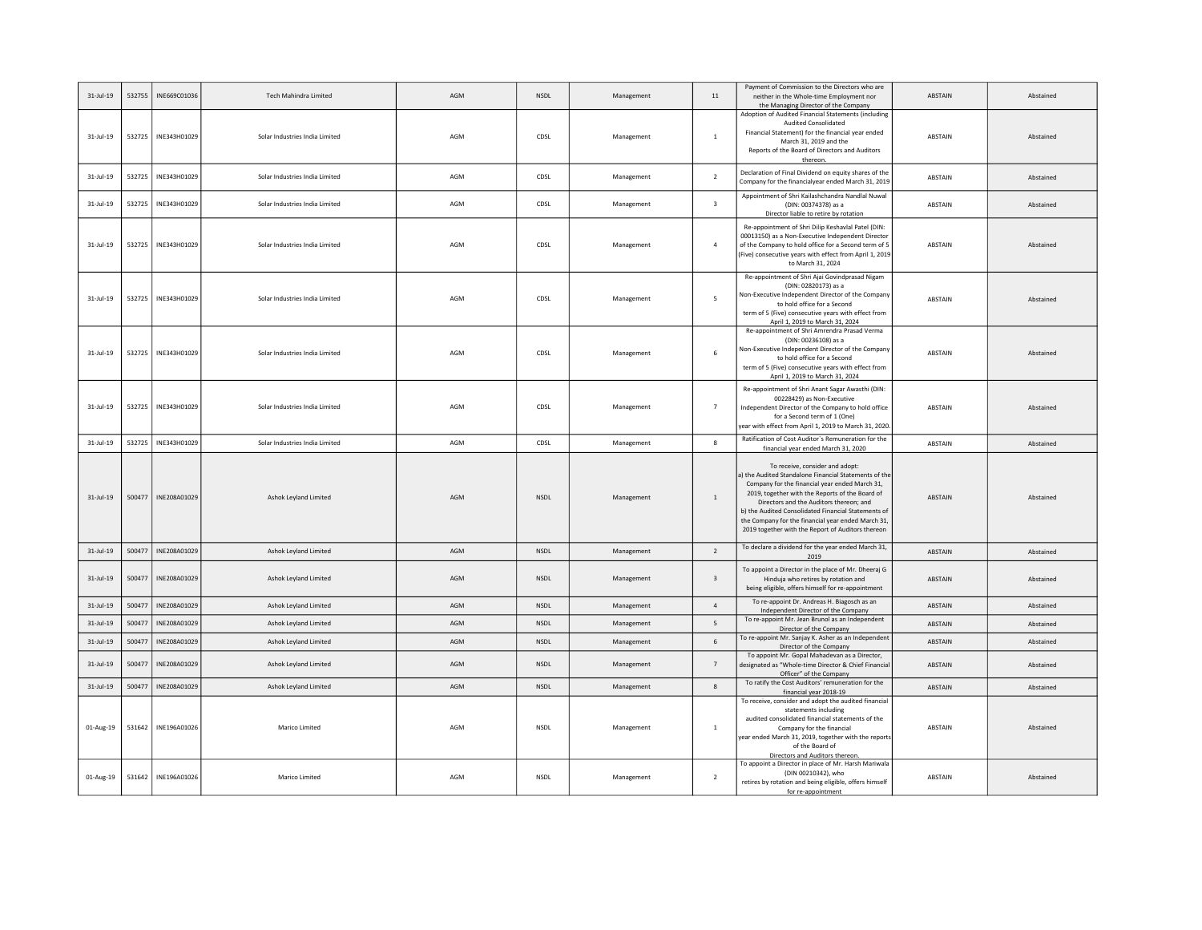| 31-Jul-19 | 532755 | INE669C01036 | Tech Mahindra Limited | AGM | NSDL | Management | 11 | Payment of Commission to the Directors who are neither in the Whole-time Employment nor the Managing Director of the Company | ABSTAIN | Abstained |
|---|---|---|---|---|---|---|---|---|---|---|
| 31-Jul-19 | 532725 | INE343H01029 | Solar Industries India Limited | AGM | CDSL | Management | 1 | Adoption of Audited Financial Statements (including Audited Consolidated Financial Statement) for the financial year ended March 31, 2019 and the Reports of the Board of Directors and Auditors thereon. | ABSTAIN | Abstained |
| 31-Jul-19 | 532725 | INE343H01029 | Solar Industries India Limited | AGM | CDSL | Management | 2 | Declaration of Final Dividend on equity shares of the Company for the financialyear ended March 31, 2019 | ABSTAIN | Abstained |
| 31-Jul-19 | 532725 | INE343H01029 | Solar Industries India Limited | AGM | CDSL | Management | 3 | Appointment of Shri Kailashchandra Nandlal Nuwal (DIN: 00374378) as a Director liable to retire by rotation | ABSTAIN | Abstained |
| 31-Jul-19 | 532725 | INE343H01029 | Solar Industries India Limited | AGM | CDSL | Management | 4 | Re-appointment of Shri Dilip Keshavlal Patel (DIN: 00013150) as a Non-Executive Independent Director of the Company to hold office for a Second term of 5 (Five) consecutive years with effect from April 1, 2019 to March 31, 2024 | ABSTAIN | Abstained |
| 31-Jul-19 | 532725 | INE343H01029 | Solar Industries India Limited | AGM | CDSL | Management | 5 | Re-appointment of Shri Ajai Govindprasad Nigam (DIN: 02820173) as a Non-Executive Independent Director of the Company to hold office for a Second term of 5 (Five) consecutive years with effect from April 1, 2019 to March 31, 2024 | ABSTAIN | Abstained |
| 31-Jul-19 | 532725 | INE343H01029 | Solar Industries India Limited | AGM | CDSL | Management | 6 | Re-appointment of Shri Amrendra Prasad Verma (DIN: 00236108) as a Non-Executive Independent Director of the Company to hold office for a Second term of 5 (Five) consecutive years with effect from April 1, 2019 to March 31, 2024 | ABSTAIN | Abstained |
| 31-Jul-19 | 532725 | INE343H01029 | Solar Industries India Limited | AGM | CDSL | Management | 7 | Re-appointment of Shri Anant Sagar Awasthi (DIN: 00228429) as Non-Executive Independent Director of the Company to hold office for a Second term of 1 (One) year with effect from April 1, 2019 to March 31, 2020. | ABSTAIN | Abstained |
| 31-Jul-19 | 532725 | INE343H01029 | Solar Industries India Limited | AGM | CDSL | Management | 8 | Ratification of Cost Auditor`s Remuneration for the financial year ended March 31, 2020 | ABSTAIN | Abstained |
| 31-Jul-19 | 500477 | INE208A01029 | Ashok Leyland Limited | AGM | NSDL | Management | 1 | To receive, consider and adopt: a) the Audited Standalone Financial Statements of the Company for the financial year ended March 31, 2019, together with the Reports of the Board of Directors and the Auditors thereon; and b) the Audited Consolidated Financial Statements of the Company for the financial year ended March 31, 2019 together with the Report of Auditors thereon | ABSTAIN | Abstained |
| 31-Jul-19 | 500477 | INE208A01029 | Ashok Leyland Limited | AGM | NSDL | Management | 2 | To declare a dividend for the year ended March 31, 2019 | ABSTAIN | Abstained |
| 31-Jul-19 | 500477 | INE208A01029 | Ashok Leyland Limited | AGM | NSDL | Management | 3 | To appoint a Director in the place of Mr. Dheeraj G Hinduja who retires by rotation and being eligible, offers himself for re-appointment | ABSTAIN | Abstained |
| 31-Jul-19 | 500477 | INE208A01029 | Ashok Leyland Limited | AGM | NSDL | Management | 4 | To re-appoint Dr. Andreas H. Biagosch as an Independent Director of the Company | ABSTAIN | Abstained |
| 31-Jul-19 | 500477 | INE208A01029 | Ashok Leyland Limited | AGM | NSDL | Management | 5 | To re-appoint Mr. Jean Brunol as an Independent Director of the Company | ABSTAIN | Abstained |
| 31-Jul-19 | 500477 | INE208A01029 | Ashok Leyland Limited | AGM | NSDL | Management | 6 | To re-appoint Mr. Sanjay K. Asher as an Independent Director of the Company | ABSTAIN | Abstained |
| 31-Jul-19 | 500477 | INE208A01029 | Ashok Leyland Limited | AGM | NSDL | Management | 7 | To appoint Mr. Gopal Mahadevan as a Director, designated as "Whole-time Director & Chief Financial Officer" of the Company | ABSTAIN | Abstained |
| 31-Jul-19 | 500477 | INE208A01029 | Ashok Leyland Limited | AGM | NSDL | Management | 8 | To ratify the Cost Auditors' remuneration for the financial year 2018-19 | ABSTAIN | Abstained |
| 01-Aug-19 | 531642 | INE196A01026 | Marico Limited | AGM | NSDL | Management | 1 | To receive, consider and adopt the audited financial statements including audited consolidated financial statements of the Company for the financial year ended March 31, 2019, together with the reports of the Board of Directors and Auditors thereon. | ABSTAIN | Abstained |
| 01-Aug-19 | 531642 | INE196A01026 | Marico Limited | AGM | NSDL | Management | 2 | To appoint a Director in place of Mr. Harsh Mariwala (DIN 00210342), who retires by rotation and being eligible, offers himself for re-appointment | ABSTAIN | Abstained |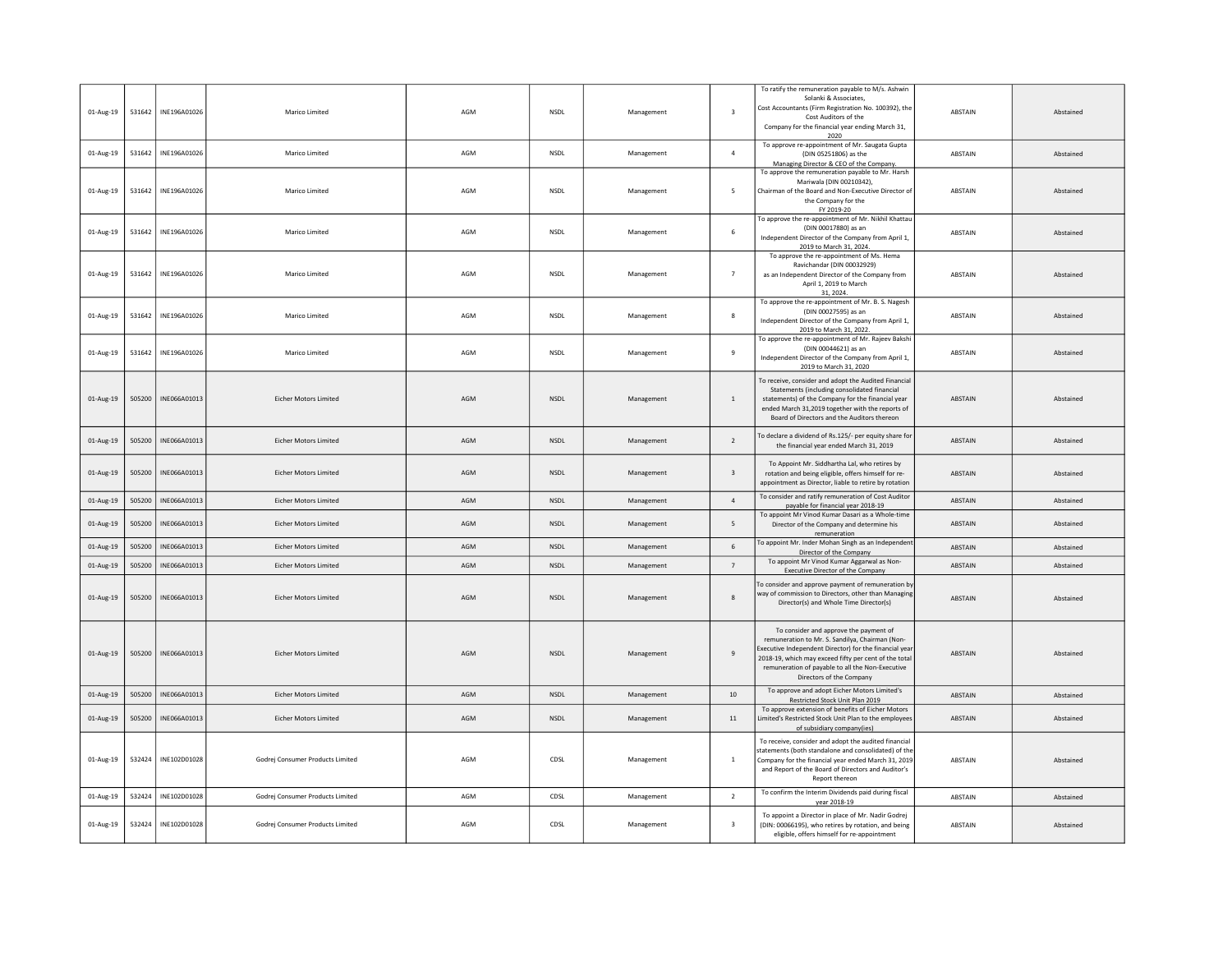| | | | | | | | | | | |
|---|---|---|---|---|---|---|---|---|---|---|
| 01-Aug-19 | 531642 | INE196A01026 | Marico Limited | AGM | NSDL | Management | 3 | To ratify the remuneration payable to M/s. Ashwin Solanki & Associates, Cost Accountants (Firm Registration No. 100392), the Cost Auditors of the Company for the financial year ending March 31, 2020 | ABSTAIN | Abstained |
| 01-Aug-19 | 531642 | INE196A01026 | Marico Limited | AGM | NSDL | Management | 4 | To approve re-appointment of Mr. Saugata Gupta (DIN 05251806) as the Managing Director & CEO of the Company. | ABSTAIN | Abstained |
| 01-Aug-19 | 531642 | INE196A01026 | Marico Limited | AGM | NSDL | Management | 5 | To approve the remuneration payable to Mr. Harsh Mariwala (DIN 00210342), Chairman of the Board and Non-Executive Director of the Company for the FY 2019-20 | ABSTAIN | Abstained |
| 01-Aug-19 | 531642 | INE196A01026 | Marico Limited | AGM | NSDL | Management | 6 | To approve the re-appointment of Mr. Nikhil Khattau (DIN 00017880) as an Independent Director of the Company from April 1, 2019 to March 31, 2024. | ABSTAIN | Abstained |
| 01-Aug-19 | 531642 | INE196A01026 | Marico Limited | AGM | NSDL | Management | 7 | To approve the re-appointment of Ms. Hema Ravichandar (DIN 00032929) as an Independent Director of the Company from April 1, 2019 to March 31, 2024. | ABSTAIN | Abstained |
| 01-Aug-19 | 531642 | INE196A01026 | Marico Limited | AGM | NSDL | Management | 8 | To approve the re-appointment of Mr. B. S. Nagesh (DIN 00027595) as an Independent Director of the Company from April 1, 2019 to March 31, 2022. | ABSTAIN | Abstained |
| 01-Aug-19 | 531642 | INE196A01026 | Marico Limited | AGM | NSDL | Management | 9 | To approve the re-appointment of Mr. Rajeev Bakshi (DIN 00044621) as an Independent Director of the Company from April 1, 2019 to March 31, 2020 | ABSTAIN | Abstained |
| 01-Aug-19 | 505200 | INE066A01013 | Eicher Motors Limited | AGM | NSDL | Management | 1 | To receive, consider and adopt the Audited Financial Statements (including consolidated financial statements) of the Company for the financial year ended March 31,2019 together with the reports of Board of Directors and the Auditors thereon | ABSTAIN | Abstained |
| 01-Aug-19 | 505200 | INE066A01013 | Eicher Motors Limited | AGM | NSDL | Management | 2 | To declare a dividend of Rs.125/- per equity share for the financial year ended March 31, 2019 | ABSTAIN | Abstained |
| 01-Aug-19 | 505200 | INE066A01013 | Eicher Motors Limited | AGM | NSDL | Management | 3 | To Appoint Mr. Siddhartha Lal, who retires by rotation and being eligible, offers himself for re-appointment as Director, liable to retire by rotation | ABSTAIN | Abstained |
| 01-Aug-19 | 505200 | INE066A01013 | Eicher Motors Limited | AGM | NSDL | Management | 4 | To consider and ratify remuneration of Cost Auditor payable for financial year 2018-19 | ABSTAIN | Abstained |
| 01-Aug-19 | 505200 | INE066A01013 | Eicher Motors Limited | AGM | NSDL | Management | 5 | To appoint Mr Vinod Kumar Dasari as a Whole-time Director of the Company and determine his remuneration | ABSTAIN | Abstained |
| 01-Aug-19 | 505200 | INE066A01013 | Eicher Motors Limited | AGM | NSDL | Management | 6 | To appoint Mr. Inder Mohan Singh as an Independent Director of the Company | ABSTAIN | Abstained |
| 01-Aug-19 | 505200 | INE066A01013 | Eicher Motors Limited | AGM | NSDL | Management | 7 | To appoint Mr Vinod Kumar Aggarwal as Non-Executive Director of the Company | ABSTAIN | Abstained |
| 01-Aug-19 | 505200 | INE066A01013 | Eicher Motors Limited | AGM | NSDL | Management | 8 | To consider and approve payment of remuneration by way of commission to Directors, other than Managing Director(s) and Whole Time Director(s) | ABSTAIN | Abstained |
| 01-Aug-19 | 505200 | INE066A01013 | Eicher Motors Limited | AGM | NSDL | Management | 9 | To consider and approve the payment of remuneration to Mr. S. Sandilya, Chairman (Non-Executive Independent Director) for the financial year 2018-19, which may exceed fifty per cent of the total remuneration of payable to all the Non-Executive Directors of the Company | ABSTAIN | Abstained |
| 01-Aug-19 | 505200 | INE066A01013 | Eicher Motors Limited | AGM | NSDL | Management | 10 | To approve and adopt Eicher Motors Limited's Restricted Stock Unit Plan 2019 | ABSTAIN | Abstained |
| 01-Aug-19 | 505200 | INE066A01013 | Eicher Motors Limited | AGM | NSDL | Management | 11 | To approve extension of benefits of Eicher Motors Limited's Restricted Stock Unit Plan to the employees of subsidiary company(ies) | ABSTAIN | Abstained |
| 01-Aug-19 | 532424 | INE102D01028 | Godrej Consumer Products Limited | AGM | CDSL | Management | 1 | To receive, consider and adopt the audited financial statements (both standalone and consolidated) of the Company for the financial year ended March 31, 2019 and Report of the Board of Directors and Auditor's Report thereon | ABSTAIN | Abstained |
| 01-Aug-19 | 532424 | INE102D01028 | Godrej Consumer Products Limited | AGM | CDSL | Management | 2 | To confirm the Interim Dividends paid during fiscal year 2018-19 | ABSTAIN | Abstained |
| 01-Aug-19 | 532424 | INE102D01028 | Godrej Consumer Products Limited | AGM | CDSL | Management | 3 | To appoint a Director in place of Mr. Nadir Godrej (DIN: 00066195), who retires by rotation, and being eligible, offers himself for re-appointment | ABSTAIN | Abstained |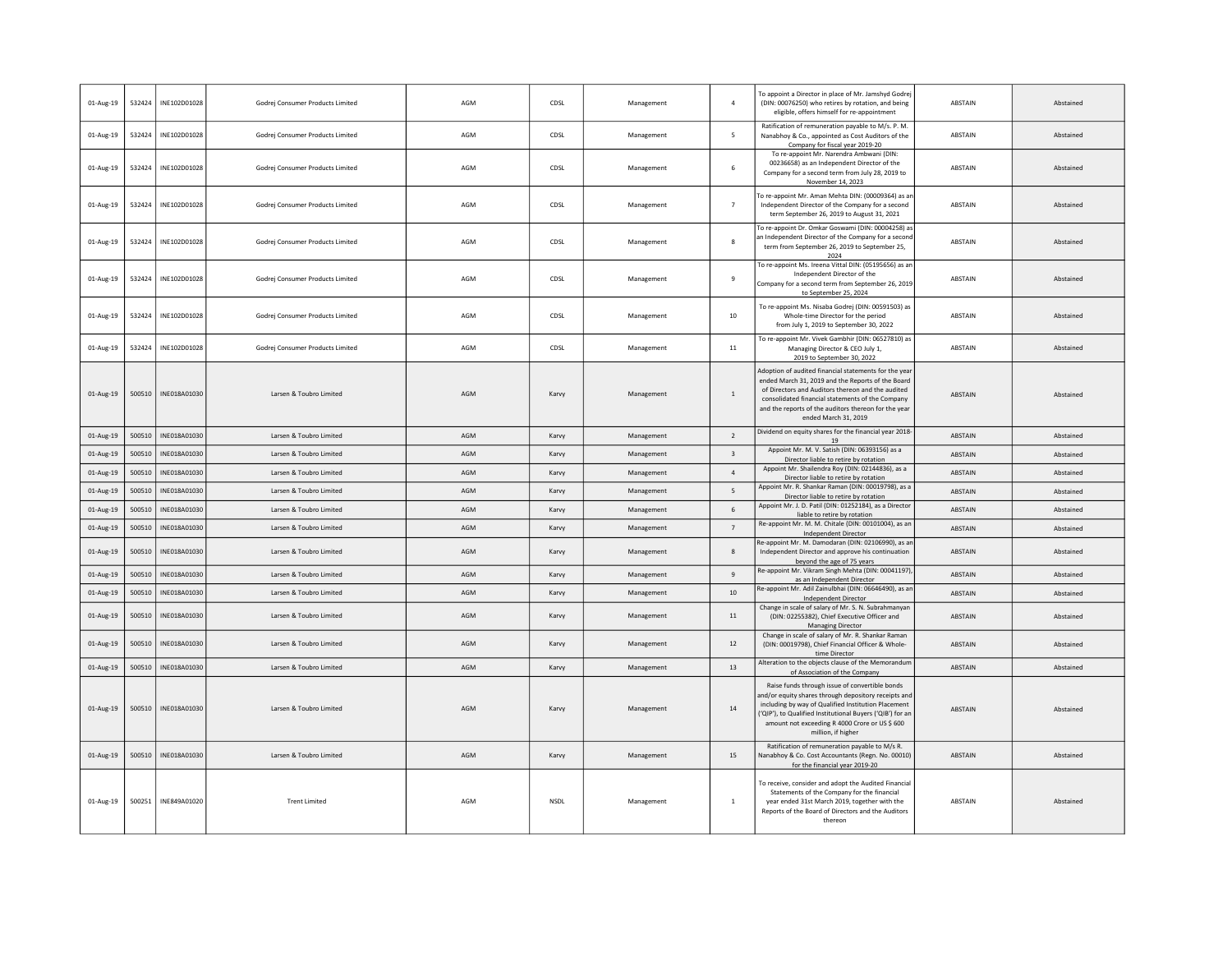| | | | | | | | | | | |
|---|---|---|---|---|---|---|---|---|---|---|
| 01-Aug-19 | 532424 | INE102D01028 | Godrej Consumer Products Limited | AGM | CDSL | Management | 4 | To appoint a Director in place of Mr. Jamshyd Godrej (DIN: 00076250) who retires by rotation, and being eligible, offers himself for re-appointment | ABSTAIN | Abstained |
| 01-Aug-19 | 532424 | INE102D01028 | Godrej Consumer Products Limited | AGM | CDSL | Management | 5 | Ratification of remuneration payable to M/s. P. M. Nanabhoy & Co., appointed as Cost Auditors of the Company for fiscal year 2019-20 | ABSTAIN | Abstained |
| 01-Aug-19 | 532424 | INE102D01028 | Godrej Consumer Products Limited | AGM | CDSL | Management | 6 | To re-appoint Mr. Narendra Ambwani (DIN: 00236658) as an Independent Director of the Company for a second term from July 28, 2019 to November 14, 2023 | ABSTAIN | Abstained |
| 01-Aug-19 | 532424 | INE102D01028 | Godrej Consumer Products Limited | AGM | CDSL | Management | 7 | To re-appoint Mr. Aman Mehta DIN: (00009364) as an Independent Director of the Company for a second term September 26, 2019 to August 31, 2021 | ABSTAIN | Abstained |
| 01-Aug-19 | 532424 | INE102D01028 | Godrej Consumer Products Limited | AGM | CDSL | Management | 8 | To re-appoint Dr. Omkar Goswami (DIN: 00004258) as an Independent Director of the Company for a second term from September 26, 2019 to September 25, 2024 | ABSTAIN | Abstained |
| 01-Aug-19 | 532424 | INE102D01028 | Godrej Consumer Products Limited | AGM | CDSL | Management | 9 | To re-appoint Ms. Ireena Vittal DIN: (05195656) as an Independent Director of the Company for a second term from September 26, 2019 to September 25, 2024 | ABSTAIN | Abstained |
| 01-Aug-19 | 532424 | INE102D01028 | Godrej Consumer Products Limited | AGM | CDSL | Management | 10 | To re-appoint Ms. Nisaba Godrej (DIN: 00591503) as Whole-time Director for the period from July 1, 2019 to September 30, 2022 | ABSTAIN | Abstained |
| 01-Aug-19 | 532424 | INE102D01028 | Godrej Consumer Products Limited | AGM | CDSL | Management | 11 | To re-appoint Mr. Vivek Gambhir (DIN: 06527810) as Managing Director & CEO July 1, 2019 to September 30, 2022 | ABSTAIN | Abstained |
| 01-Aug-19 | 500510 | INE018A01030 | Larsen & Toubro Limited | AGM | Karvy | Management | 1 | Adoption of audited financial statements for the year ended March 31, 2019 and the Reports of the Board of Directors and Auditors thereon and the audited consolidated financial statements of the Company and the reports of the auditors thereon for the year ended March 31, 2019 | ABSTAIN | Abstained |
| 01-Aug-19 | 500510 | INE018A01030 | Larsen & Toubro Limited | AGM | Karvy | Management | 2 | Dividend on equity shares for the financial year 2018-19 | ABSTAIN | Abstained |
| 01-Aug-19 | 500510 | INE018A01030 | Larsen & Toubro Limited | AGM | Karvy | Management | 3 | Appoint Mr. M. V. Satish (DIN: 06393156) as a Director liable to retire by rotation | ABSTAIN | Abstained |
| 01-Aug-19 | 500510 | INE018A01030 | Larsen & Toubro Limited | AGM | Karvy | Management | 4 | Appoint Mr. Shailendra Roy (DIN: 02144836), as a Director liable to retire by rotation | ABSTAIN | Abstained |
| 01-Aug-19 | 500510 | INE018A01030 | Larsen & Toubro Limited | AGM | Karvy | Management | 5 | Appoint Mr. R. Shankar Raman (DIN: 00019798), as a Director liable to retire by rotation | ABSTAIN | Abstained |
| 01-Aug-19 | 500510 | INE018A01030 | Larsen & Toubro Limited | AGM | Karvy | Management | 6 | Appoint Mr. J. D. Patil (DIN: 01252184), as a Director liable to retire by rotation | ABSTAIN | Abstained |
| 01-Aug-19 | 500510 | INE018A01030 | Larsen & Toubro Limited | AGM | Karvy | Management | 7 | Re-appoint Mr. M. M. Chitale (DIN: 00101004), as an Independent Director | ABSTAIN | Abstained |
| 01-Aug-19 | 500510 | INE018A01030 | Larsen & Toubro Limited | AGM | Karvy | Management | 8 | Re-appoint Mr. M. Damodaran (DIN: 02106990), as an Independent Director and approve his continuation beyond the age of 75 years | ABSTAIN | Abstained |
| 01-Aug-19 | 500510 | INE018A01030 | Larsen & Toubro Limited | AGM | Karvy | Management | 9 | Re-appoint Mr. Vikram Singh Mehta (DIN: 00041197), as an Independent Director | ABSTAIN | Abstained |
| 01-Aug-19 | 500510 | INE018A01030 | Larsen & Toubro Limited | AGM | Karvy | Management | 10 | Re-appoint Mr. Adil Zainulbhai (DIN: 06646490), as an Independent Director | ABSTAIN | Abstained |
| 01-Aug-19 | 500510 | INE018A01030 | Larsen & Toubro Limited | AGM | Karvy | Management | 11 | Change in scale of salary of Mr. S. N. Subrahmanyan (DIN: 02255382), Chief Executive Officer and Managing Director | ABSTAIN | Abstained |
| 01-Aug-19 | 500510 | INE018A01030 | Larsen & Toubro Limited | AGM | Karvy | Management | 12 | Change in scale of salary of Mr. R. Shankar Raman (DIN: 00019798), Chief Financial Officer & Whole-time Director | ABSTAIN | Abstained |
| 01-Aug-19 | 500510 | INE018A01030 | Larsen & Toubro Limited | AGM | Karvy | Management | 13 | Alteration to the objects clause of the Memorandum of Association of the Company | ABSTAIN | Abstained |
| 01-Aug-19 | 500510 | INE018A01030 | Larsen & Toubro Limited | AGM | Karvy | Management | 14 | Raise funds through issue of convertible bonds and/or equity shares through depository receipts and including by way of Qualified Institution Placement ('QIP'), to Qualified Institutional Buyers ('QIB') for an amount not exceeding R 4000 Crore or US $ 600 million, if higher | ABSTAIN | Abstained |
| 01-Aug-19 | 500510 | INE018A01030 | Larsen & Toubro Limited | AGM | Karvy | Management | 15 | Ratification of remuneration payable to M/s R. Nanabhoy & Co. Cost Accountants (Regn. No. 00010) for the financial year 2019-20 | ABSTAIN | Abstained |
| 01-Aug-19 | 500251 | INE849A01020 | Trent Limited | AGM | NSDL | Management | 1 | To receive, consider and adopt the Audited Financial Statements of the Company for the financial year ended 31st March 2019, together with the Reports of the Board of Directors and the Auditors thereon | ABSTAIN | Abstained |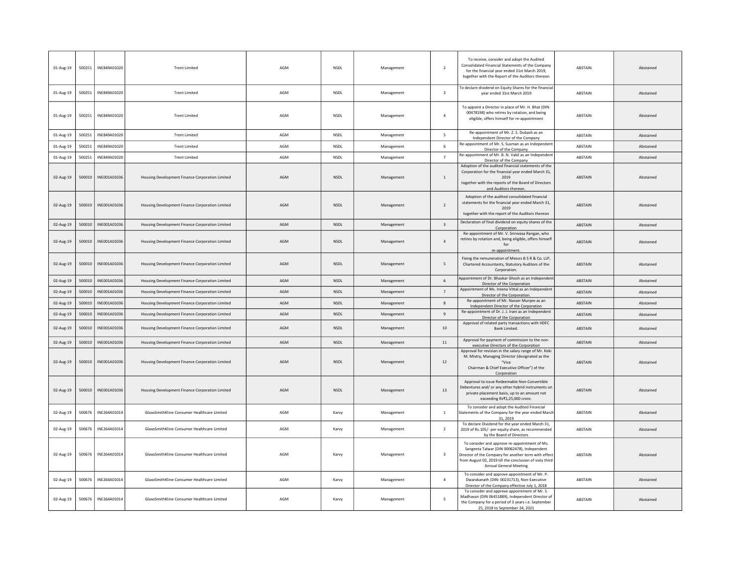| | | | | | | | | | |
|---|---|---|---|---|---|---|---|---|---|
| 01-Aug-19 | 500251 | INE849A01020 | Trent Limited | AGM | NSDL | Management | 2 | To receive, consider and adopt the Audited Consolidated Financial Statements of the Company for the financial year ended 31st March 2019, together with the Report of the Auditors thereon | ABSTAIN | Abstained |
| 01-Aug-19 | 500251 | INE849A01020 | Trent Limited | AGM | NSDL | Management | 3 | To declare dividend on Equity Shares for the financial year ended 31st March 2019 | ABSTAIN | Abstained |
| 01-Aug-19 | 500251 | INE849A01020 | Trent Limited | AGM | NSDL | Management | 4 | To appoint a Director in place of Mr. H. Bhat (DIN: 00478198) who retires by rotation, and being eligible, offers himself for re-appointment | ABSTAIN | Abstained |
| 01-Aug-19 | 500251 | INE849A01020 | Trent Limited | AGM | NSDL | Management | 5 | Re-appointment of Mr. Z. S. Dubash as an Independent Director of the Company | ABSTAIN | Abstained |
| 01-Aug-19 | 500251 | INE849A01020 | Trent Limited | AGM | NSDL | Management | 6 | Re-appointment of Mr. S. Susman as an Independent Director of the Company | ABSTAIN | Abstained |
| 01-Aug-19 | 500251 | INE849A01020 | Trent Limited | AGM | NSDL | Management | 7 | Re-appointment of Mr. B. N. Vakil as an Independent Director of the Company | ABSTAIN | Abstained |
| 02-Aug-19 | 500010 | INE001A01036 | Housing Development Finance Corporation Limited | AGM | NSDL | Management | 1 | Adoption of the audited financial statements of the Corporation for the financial year ended March 31, 2019 together with the reports of the Board of Directors and Auditors thereon. | ABSTAIN | Abstained |
| 02-Aug-19 | 500010 | INE001A01036 | Housing Development Finance Corporation Limited | AGM | NSDL | Management | 2 | Adoption of the audited consolidated financial statements for the financial year ended March 31, 2019 together with the report of the Auditors thereon | ABSTAIN | Abstained |
| 02-Aug-19 | 500010 | INE001A01036 | Housing Development Finance Corporation Limited | AGM | NSDL | Management | 3 | Declaration of final dividend on equity shares of the Corporation | ABSTAIN | Abstained |
| 02-Aug-19 | 500010 | INE001A01036 | Housing Development Finance Corporation Limited | AGM | NSDL | Management | 4 | Re-appointment of Mr. V. Srinivasa Rangan, who retires by rotation and, being eligible, offers himself for re-appointment. | ABSTAIN | Abstained |
| 02-Aug-19 | 500010 | INE001A01036 | Housing Development Finance Corporation Limited | AGM | NSDL | Management | 5 | Fixing the remuneration of Messrs B S R & Co. LLP, Chartered Accountants, Statutory Auditors of the Corporation. | ABSTAIN | Abstained |
| 02-Aug-19 | 500010 | INE001A01036 | Housing Development Finance Corporation Limited | AGM | NSDL | Management | 6 | Appointment of Dr. Bhaskar Ghosh as an Independent Director of the Corporation | ABSTAIN | Abstained |
| 02-Aug-19 | 500010 | INE001A01036 | Housing Development Finance Corporation Limited | AGM | NSDL | Management | 7 | Appointment of Ms. Ireena Vittal as an Independent Director of the Corporation. | ABSTAIN | Abstained |
| 02-Aug-19 | 500010 | INE001A01036 | Housing Development Finance Corporation Limited | AGM | NSDL | Management | 8 | Re-appointment of Mr. Nasser Munjee as an Independent Director of the Corporation | ABSTAIN | Abstained |
| 02-Aug-19 | 500010 | INE001A01036 | Housing Development Finance Corporation Limited | AGM | NSDL | Management | 9 | Re-appointment of Dr. J. J. Irani as an Independent Director of the Corporation | ABSTAIN | Abstained |
| 02-Aug-19 | 500010 | INE001A01036 | Housing Development Finance Corporation Limited | AGM | NSDL | Management | 10 | Approval of related party transactions with HDFC Bank Limited. | ABSTAIN | Abstained |
| 02-Aug-19 | 500010 | INE001A01036 | Housing Development Finance Corporation Limited | AGM | NSDL | Management | 11 | Approval for payment of commission to the non-executive Directors of the Corporation | ABSTAIN | Abstained |
| 02-Aug-19 | 500010 | INE001A01036 | Housing Development Finance Corporation Limited | AGM | NSDL | Management | 12 | Approval for revision in the salary range of Mr. Keki M. Mistry, Managing Director (designated as the "Vice Chairman & Chief Executive Officer") of the Corporation | ABSTAIN | Abstained |
| 02-Aug-19 | 500010 | INE001A01036 | Housing Development Finance Corporation Limited | AGM | NSDL | Management | 13 | Approval to issue Redeemable Non-Convertible Debentures and/ or any other hybrid instruments on private placement basis, up to an amount not exceeding Rs₹1,25,000 crore. | ABSTAIN | Abstained |
| 02-Aug-19 | 500676 | INE264A01014 | GlaxoSmithKline Consumer Healthcare Limited | AGM | Karvy | Management | 1 | To consider and adopt the Audited Financial Statements of the Company for the year ended March 31, 2019 | ABSTAIN | Abstained |
| 02-Aug-19 | 500676 | INE264A01014 | GlaxoSmithKline Consumer Healthcare Limited | AGM | Karvy | Management | 2 | To declare Dividend for the year ended March 31, 2019 of Rs.105/- per equity share, as recommended by the Board of Directors | ABSTAIN | Abstained |
| 02-Aug-19 | 500676 | INE264A01014 | GlaxoSmithKline Consumer Healthcare Limited | AGM | Karvy | Management | 3 | To consider and approve re-appointment of Ms. Sangeeta Talwar (DIN 00062478), Independent Director of the Company for another term with effect from August 02, 2019 till the conclusion of sixty third Annual General Meeting | ABSTAIN | Abstained |
| 02-Aug-19 | 500676 | INE264A01014 | GlaxoSmithKline Consumer Healthcare Limited | AGM | Karvy | Management | 4 | To consider and approve appointment of Mr. P. Dwarakanath (DIN: 00231713), Non-Executive Director of the Company effective July 1, 2018 | ABSTAIN | Abstained |
| 02-Aug-19 | 500676 | INE264A01014 | GlaxoSmithKline Consumer Healthcare Limited | AGM | Karvy | Management | 5 | To consider and approve appointment of Mr. S. Madhavan (DIN 06451889), Independent Director of the Company for a period of 3 years i.e. September 25, 2018 to September 24, 2021 | ABSTAIN | Abstained |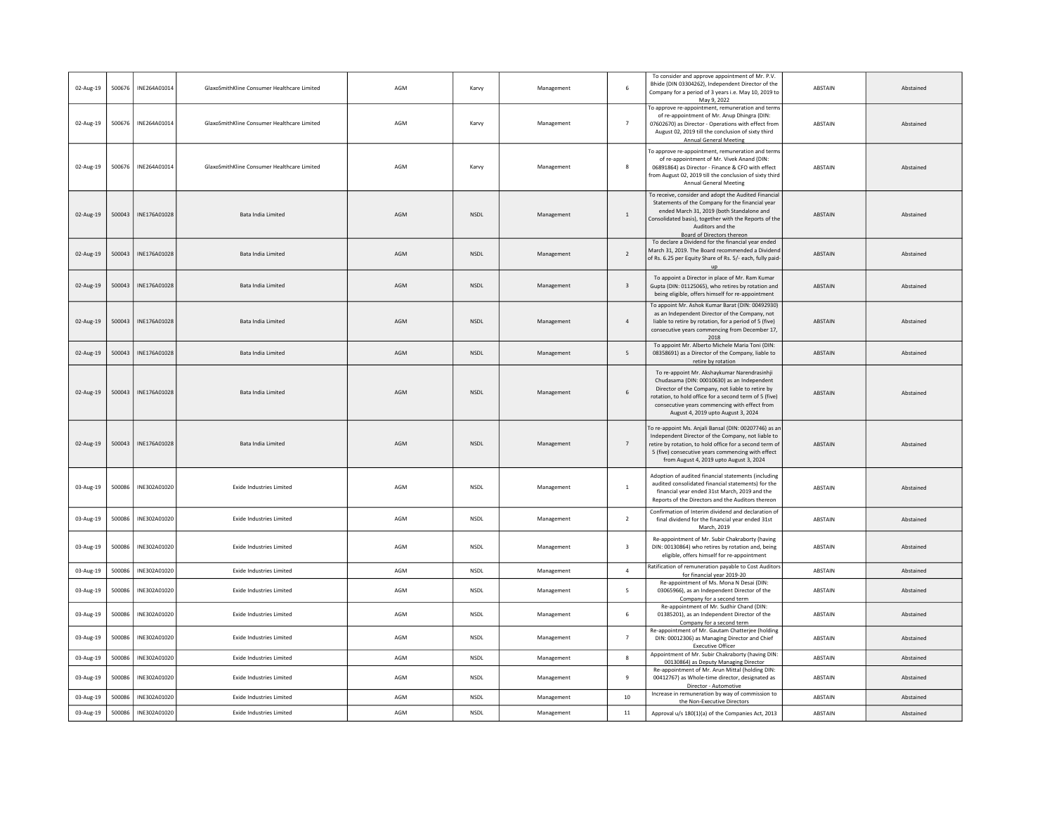| | | | | | | | | | | |
|---|---|---|---|---|---|---|---|---|---|---|
| 02-Aug-19 | 500676 | INE264A01014 | GlaxoSmithKline Consumer Healthcare Limited | AGM | Karvy | Management | 6 | To consider and approve appointment of Mr. P.V. Bhide (DIN 03304262), Independent Director of the Company for a period of 3 years i.e. May 10, 2019 to May 9, 2022 | ABSTAIN | Abstained |
| 02-Aug-19 | 500676 | INE264A01014 | GlaxoSmithKline Consumer Healthcare Limited | AGM | Karvy | Management | 7 | To approve re-appointment, remuneration and terms of re-appointment of Mr. Anup Dhingra (DIN: 07602670) as Director - Operations with effect from August 02, 2019 till the conclusion of sixty third Annual General Meeting | ABSTAIN | Abstained |
| 02-Aug-19 | 500676 | INE264A01014 | GlaxoSmithKline Consumer Healthcare Limited | AGM | Karvy | Management | 8 | To approve re-appointment, remuneration and terms of re-appointment of Mr. Vivek Anand (DIN: 06891864) as Director - Finance & CFO with effect from August 02, 2019 till the conclusion of sixty third Annual General Meeting | ABSTAIN | Abstained |
| 02-Aug-19 | 500043 | INE176A01028 | Bata India Limited | AGM | NSDL | Management | 1 | To receive, consider and adopt the Audited Financial Statements of the Company for the financial year ended March 31, 2019 (both Standalone and Consolidated basis), together with the Reports of the Auditors and the Board of Directors thereon | ABSTAIN | Abstained |
| 02-Aug-19 | 500043 | INE176A01028 | Bata India Limited | AGM | NSDL | Management | 2 | To declare a Dividend for the financial year ended March 31, 2019. The Board recommended a Dividend of Rs. 6.25 per Equity Share of Rs. 5/- each, fully paid-up | ABSTAIN | Abstained |
| 02-Aug-19 | 500043 | INE176A01028 | Bata India Limited | AGM | NSDL | Management | 3 | To appoint a Director in place of Mr. Ram Kumar Gupta (DIN: 01125065), who retires by rotation and being eligible, offers himself for re-appointment | ABSTAIN | Abstained |
| 02-Aug-19 | 500043 | INE176A01028 | Bata India Limited | AGM | NSDL | Management | 4 | To appoint Mr. Ashok Kumar Barat (DIN: 00492930) as an Independent Director of the Company, not liable to retire by rotation, for a period of 5 (five) consecutive years commencing from December 17, 2018 | ABSTAIN | Abstained |
| 02-Aug-19 | 500043 | INE176A01028 | Bata India Limited | AGM | NSDL | Management | 5 | To appoint Mr. Alberto Michele Maria Toni (DIN: 08358691) as a Director of the Company, liable to retire by rotation | ABSTAIN | Abstained |
| 02-Aug-19 | 500043 | INE176A01028 | Bata India Limited | AGM | NSDL | Management | 6 | To re-appoint Mr. Akshaykumar Narendrasinhji Chudasama (DIN: 00010630) as an Independent Director of the Company, not liable to retire by rotation, to hold office for a second term of 5 (five) consecutive years commencing with effect from August 4, 2019 upto August 3, 2024 | ABSTAIN | Abstained |
| 02-Aug-19 | 500043 | INE176A01028 | Bata India Limited | AGM | NSDL | Management | 7 | To re-appoint Ms. Anjali Bansal (DIN: 00207746) as an Independent Director of the Company, not liable to retire by rotation, to hold office for a second term of 5 (five) consecutive years commencing with effect from August 4, 2019 upto August 3, 2024 | ABSTAIN | Abstained |
| 03-Aug-19 | 500086 | INE302A01020 | Exide Industries Limited | AGM | NSDL | Management | 1 | Adoption of audited financial statements (including audited consolidated financial statements) for the financial year ended 31st March, 2019 and the Reports of the Directors and the Auditors thereon | ABSTAIN | Abstained |
| 03-Aug-19 | 500086 | INE302A01020 | Exide Industries Limited | AGM | NSDL | Management | 2 | Confirmation of Interim dividend and declaration of final dividend for the financial year ended 31st March, 2019 | ABSTAIN | Abstained |
| 03-Aug-19 | 500086 | INE302A01020 | Exide Industries Limited | AGM | NSDL | Management | 3 | Re-appointment of Mr. Subir Chakraborty (having DIN: 00130864) who retires by rotation and, being eligible, offers himself for re-appointment | ABSTAIN | Abstained |
| 03-Aug-19 | 500086 | INE302A01020 | Exide Industries Limited | AGM | NSDL | Management | 4 | Ratification of remuneration payable to Cost Auditors for financial year 2019-20 | ABSTAIN | Abstained |
| 03-Aug-19 | 500086 | INE302A01020 | Exide Industries Limited | AGM | NSDL | Management | 5 | Re-appointment of Ms. Mona N Desai (DIN: 03065966), as an Independent Director of the Company for a second term | ABSTAIN | Abstained |
| 03-Aug-19 | 500086 | INE302A01020 | Exide Industries Limited | AGM | NSDL | Management | 6 | Re-appointment of Mr. Sudhir Chand (DIN: 01385201), as an Independent Director of the Company for a second term | ABSTAIN | Abstained |
| 03-Aug-19 | 500086 | INE302A01020 | Exide Industries Limited | AGM | NSDL | Management | 7 | Re-appointment of Mr. Gautam Chatterjee (holding DIN: 00012306) as Managing Director and Chief Executive Officer | ABSTAIN | Abstained |
| 03-Aug-19 | 500086 | INE302A01020 | Exide Industries Limited | AGM | NSDL | Management | 8 | Appointment of Mr. Subir Chakraborty (having DIN: 00130864) as Deputy Managing Director | ABSTAIN | Abstained |
| 03-Aug-19 | 500086 | INE302A01020 | Exide Industries Limited | AGM | NSDL | Management | 9 | Re-appointment of Mr. Arun Mittal (holding DIN: 00412767) as Whole-time director, designated as Director - Automotive | ABSTAIN | Abstained |
| 03-Aug-19 | 500086 | INE302A01020 | Exide Industries Limited | AGM | NSDL | Management | 10 | Increase in remuneration by way of commission to the Non-Executive Directors | ABSTAIN | Abstained |
| 03-Aug-19 | 500086 | INE302A01020 | Exide Industries Limited | AGM | NSDL | Management | 11 | Approval u/s 180(1)(a) of the Companies Act, 2013 | ABSTAIN | Abstained |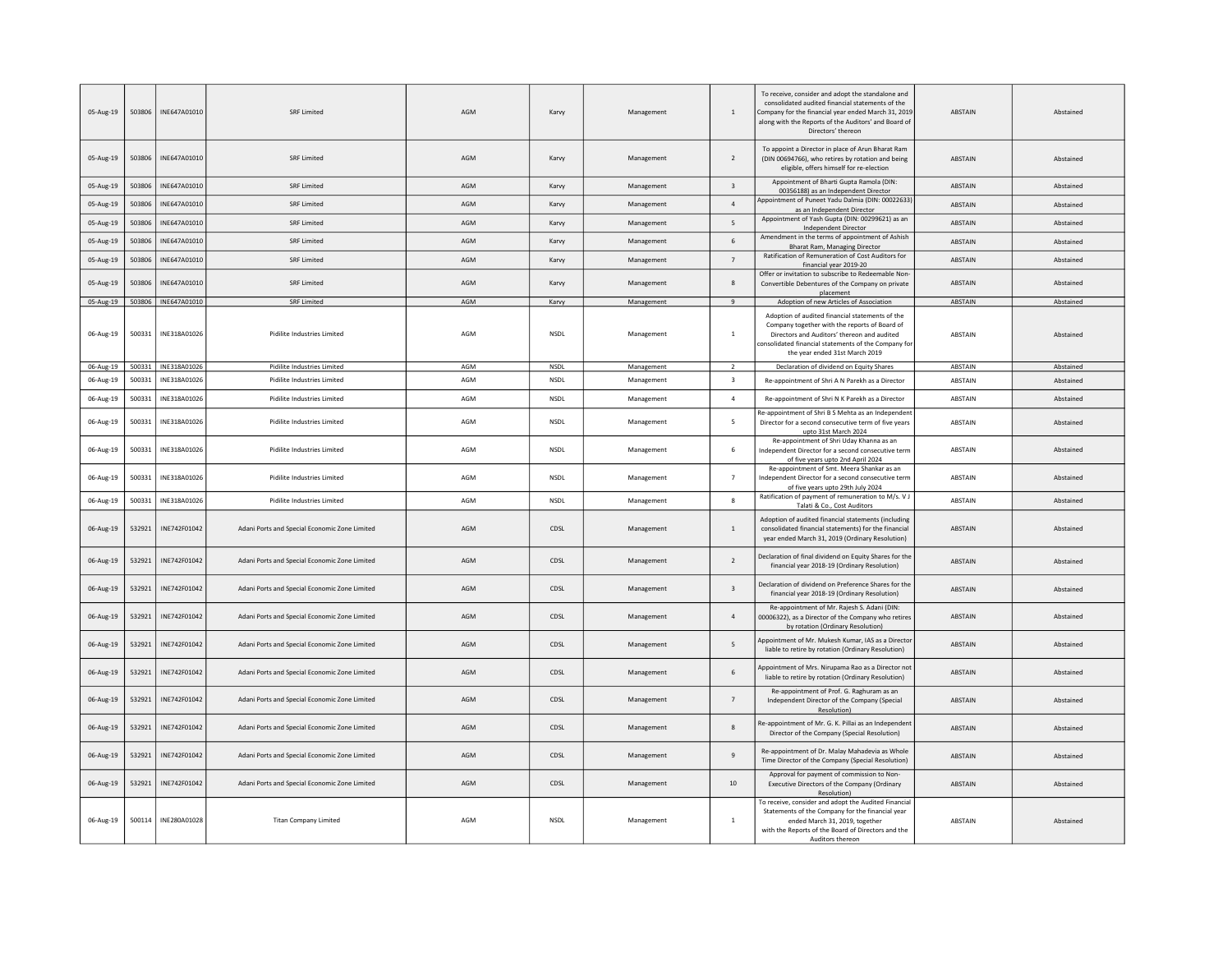| 05-Aug-19 | 503806 | INE647A01010 | SRF Limited | AGM | Karvy | Management | 1 | To receive, consider and adopt the standalone and consolidated audited financial statements of the Company for the financial year ended March 31, 2019 along with the Reports of the Auditors' and Board of Directors' thereon | ABSTAIN | Abstained |
|---|---|---|---|---|---|---|---|---|---|---|
| 05-Aug-19 | 503806 | INE647A01010 | SRF Limited | AGM | Karvy | Management | 2 | To appoint a Director in place of Arun Bharat Ram (DIN 00694766), who retires by rotation and being eligible, offers himself for re-election | ABSTAIN | Abstained |
| 05-Aug-19 | 503806 | INE647A01010 | SRF Limited | AGM | Karvy | Management | 3 | Appointment of Bharti Gupta Ramola (DIN: 00356188) as an Independent Director | ABSTAIN | Abstained |
| 05-Aug-19 | 503806 | INE647A01010 | SRF Limited | AGM | Karvy | Management | 4 | Appointment of Puneet Yadu Dalmia (DIN: 00022633) as an Independent Director | ABSTAIN | Abstained |
| 05-Aug-19 | 503806 | INE647A01010 | SRF Limited | AGM | Karvy | Management | 5 | Appointment of Yash Gupta (DIN: 00299621) as an Independent Director | ABSTAIN | Abstained |
| 05-Aug-19 | 503806 | INE647A01010 | SRF Limited | AGM | Karvy | Management | 6 | Amendment in the terms of appointment of Ashish Bharat Ram, Managing Director | ABSTAIN | Abstained |
| 05-Aug-19 | 503806 | INE647A01010 | SRF Limited | AGM | Karvy | Management | 7 | Ratification of Remuneration of Cost Auditors for financial year 2019-20 | ABSTAIN | Abstained |
| 05-Aug-19 | 503806 | INE647A01010 | SRF Limited | AGM | Karvy | Management | 8 | Offer or invitation to subscribe to Redeemable Non-Convertible Debentures of the Company on private placement | ABSTAIN | Abstained |
| 05-Aug-19 | 503806 | INE647A01010 | SRF Limited | AGM | Karvy | Management | 9 | Adoption of new Articles of Association | ABSTAIN | Abstained |
| 06-Aug-19 | 500331 | INE318A01026 | Pidilite Industries Limited | AGM | NSDL | Management | 1 | Adoption of audited financial statements of the Company together with the reports of Board of Directors and Auditors' thereon and audited consolidated financial statements of the Company for the year ended 31st March 2019 | ABSTAIN | Abstained |
| 06-Aug-19 | 500331 | INE318A01026 | Pidilite Industries Limited | AGM | NSDL | Management | 2 | Declaration of dividend on Equity Shares | ABSTAIN | Abstained |
| 06-Aug-19 | 500331 | INE318A01026 | Pidilite Industries Limited | AGM | NSDL | Management | 3 | Re-appointment of Shri A N Parekh as a Director | ABSTAIN | Abstained |
| 06-Aug-19 | 500331 | INE318A01026 | Pidilite Industries Limited | AGM | NSDL | Management | 4 | Re-appointment of Shri N K Parekh as a Director | ABSTAIN | Abstained |
| 06-Aug-19 | 500331 | INE318A01026 | Pidilite Industries Limited | AGM | NSDL | Management | 5 | Re-appointment of Shri B S Mehta as an Independent Director for a second consecutive term of five years upto 31st March 2024 | ABSTAIN | Abstained |
| 06-Aug-19 | 500331 | INE318A01026 | Pidilite Industries Limited | AGM | NSDL | Management | 6 | Re-appointment of Shri Uday Khanna as an Independent Director for a second consecutive term of five years upto 2nd April 2024 | ABSTAIN | Abstained |
| 06-Aug-19 | 500331 | INE318A01026 | Pidilite Industries Limited | AGM | NSDL | Management | 7 | Re-appointment of Smt. Meera Shankar as an Independent Director for a second consecutive term of five years upto 29th July 2024 | ABSTAIN | Abstained |
| 06-Aug-19 | 500331 | INE318A01026 | Pidilite Industries Limited | AGM | NSDL | Management | 8 | Ratification of payment of remuneration to M/s. V J Talati & Co., Cost Auditors | ABSTAIN | Abstained |
| 06-Aug-19 | 532921 | INE742F01042 | Adani Ports and Special Economic Zone Limited | AGM | CDSL | Management | 1 | Adoption of audited financial statements (including consolidated financial statements) for the financial year ended March 31, 2019 (Ordinary Resolution) | ABSTAIN | Abstained |
| 06-Aug-19 | 532921 | INE742F01042 | Adani Ports and Special Economic Zone Limited | AGM | CDSL | Management | 2 | Declaration of final dividend on Equity Shares for the financial year 2018-19 (Ordinary Resolution) | ABSTAIN | Abstained |
| 06-Aug-19 | 532921 | INE742F01042 | Adani Ports and Special Economic Zone Limited | AGM | CDSL | Management | 3 | Declaration of dividend on Preference Shares for the financial year 2018-19 (Ordinary Resolution) | ABSTAIN | Abstained |
| 06-Aug-19 | 532921 | INE742F01042 | Adani Ports and Special Economic Zone Limited | AGM | CDSL | Management | 4 | Re-appointment of Mr. Rajesh S. Adani (DIN: 00006322), as a Director of the Company who retires by rotation (Ordinary Resolution) | ABSTAIN | Abstained |
| 06-Aug-19 | 532921 | INE742F01042 | Adani Ports and Special Economic Zone Limited | AGM | CDSL | Management | 5 | Appointment of Mr. Mukesh Kumar, IAS as a Director liable to retire by rotation (Ordinary Resolution) | ABSTAIN | Abstained |
| 06-Aug-19 | 532921 | INE742F01042 | Adani Ports and Special Economic Zone Limited | AGM | CDSL | Management | 6 | Appointment of Mrs. Nirupama Rao as a Director not liable to retire by rotation (Ordinary Resolution) | ABSTAIN | Abstained |
| 06-Aug-19 | 532921 | INE742F01042 | Adani Ports and Special Economic Zone Limited | AGM | CDSL | Management | 7 | Re-appointment of Prof. G. Raghuram as an Independent Director of the Company (Special Resolution) | ABSTAIN | Abstained |
| 06-Aug-19 | 532921 | INE742F01042 | Adani Ports and Special Economic Zone Limited | AGM | CDSL | Management | 8 | Re-appointment of Mr. G. K. Pillai as an Independent Director of the Company (Special Resolution) | ABSTAIN | Abstained |
| 06-Aug-19 | 532921 | INE742F01042 | Adani Ports and Special Economic Zone Limited | AGM | CDSL | Management | 9 | Re-appointment of Dr. Malay Mahadevia as Whole Time Director of the Company (Special Resolution) | ABSTAIN | Abstained |
| 06-Aug-19 | 532921 | INE742F01042 | Adani Ports and Special Economic Zone Limited | AGM | CDSL | Management | 10 | Approval for payment of commission to Non-Executive Directors of the Company (Ordinary Resolution) | ABSTAIN | Abstained |
| 06-Aug-19 | 500114 | INE280A01028 | Titan Company Limited | AGM | NSDL | Management | 1 | To receive, consider and adopt the Audited Financial Statements of the Company for the financial year ended March 31, 2019, together with the Reports of the Board of Directors and the Auditors thereon | ABSTAIN | Abstained |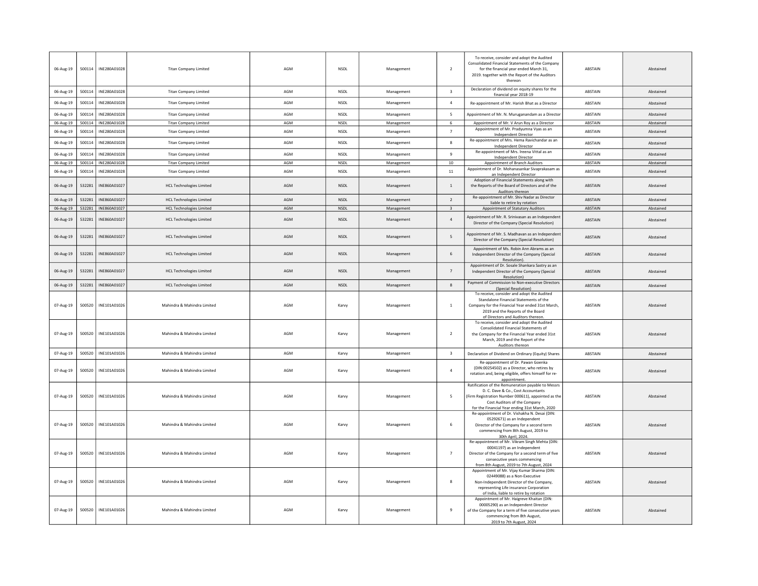| | | | | | | | | | | |
|---|---|---|---|---|---|---|---|---|---|---|
| 06-Aug-19 | 500114 | INE280A01028 | Titan Company Limited | AGM | NSDL | Management | 2 | To receive, consider and adopt the Audited Consolidated Financial Statements of the Company for the financial year ended March 31, 2019. together with the Report of the Auditors thereon | ABSTAIN | Abstained |
| 06-Aug-19 | 500114 | INE280A01028 | Titan Company Limited | AGM | NSDL | Management | 3 | Declaration of dividend on equity shares for the financial year 2018-19 | ABSTAIN | Abstained |
| 06-Aug-19 | 500114 | INE280A01028 | Titan Company Limited | AGM | NSDL | Management | 4 | Re-appointment of Mr. Harish Bhat as a Director | ABSTAIN | Abstained |
| 06-Aug-19 | 500114 | INE280A01028 | Titan Company Limited | AGM | NSDL | Management | 5 | Appointment of Mr. N. Muruganandam as a Director | ABSTAIN | Abstained |
| 06-Aug-19 | 500114 | INE280A01028 | Titan Company Limited | AGM | NSDL | Management | 6 | Appointment of Mr. V Arun Roy as a Director | ABSTAIN | Abstained |
| 06-Aug-19 | 500114 | INE280A01028 | Titan Company Limited | AGM | NSDL | Management | 7 | Appointment of Mr. Pradyumna Vyas as an Independent Director | ABSTAIN | Abstained |
| 06-Aug-19 | 500114 | INE280A01028 | Titan Company Limited | AGM | NSDL | Management | 8 | Re-appointment of Mrs. Hema Ravichandar as an Independent Director | ABSTAIN | Abstained |
| 06-Aug-19 | 500114 | INE280A01028 | Titan Company Limited | AGM | NSDL | Management | 9 | Re-appointment of Mrs. Ireena Vittal as an Independent Director | ABSTAIN | Abstained |
| 06-Aug-19 | 500114 | INE280A01028 | Titan Company Limited | AGM | NSDL | Management | 10 | Appointment of Branch Auditors | ABSTAIN | Abstained |
| 06-Aug-19 | 500114 | INE280A01028 | Titan Company Limited | AGM | NSDL | Management | 11 | Appointment of Dr. Mohanasankar Sivaprakasam as an Independent Director | ABSTAIN | Abstained |
| 06-Aug-19 | 532281 | INE860A01027 | HCL Technologies Limited | AGM | NSDL | Management | 1 | Adoption of Financial Statements along with the Reports of the Board of Directors and of the Auditors thereon | ABSTAIN | Abstained |
| 06-Aug-19 | 532281 | INE860A01027 | HCL Technologies Limited | AGM | NSDL | Management | 2 | Re-appointment of Mr. Shiv Nadar as Director liable to retire by rotation | ABSTAIN | Abstained |
| 06-Aug-19 | 532281 | INE860A01027 | HCL Technologies Limited | AGM | NSDL | Management | 3 | Appointment of Statutory Auditors | ABSTAIN | Abstained |
| 06-Aug-19 | 532281 | INE860A01027 | HCL Technologies Limited | AGM | NSDL | Management | 4 | Appointment of Mr. R. Srinivasan as an Independent Director of the Company (Special Resolution) | ABSTAIN | Abstained |
| 06-Aug-19 | 532281 | INE860A01027 | HCL Technologies Limited | AGM | NSDL | Management | 5 | Appointment of Mr. S. Madhavan as an Independent Director of the Company (Special Resolution) | ABSTAIN | Abstained |
| 06-Aug-19 | 532281 | INE860A01027 | HCL Technologies Limited | AGM | NSDL | Management | 6 | Appointment of Ms. Robin Ann Abrams as an Independent Director of the Company (Special Resolution). | ABSTAIN | Abstained |
| 06-Aug-19 | 532281 | INE860A01027 | HCL Technologies Limited | AGM | NSDL | Management | 7 | Appointment of Dr. Sosale Shankara Sastry as an Independent Director of the Company (Special Resolution) | ABSTAIN | Abstained |
| 06-Aug-19 | 532281 | INE860A01027 | HCL Technologies Limited | AGM | NSDL | Management | 8 | Payment of Commission to Non-executive Directors (Special Resolution) | ABSTAIN | Abstained |
| 07-Aug-19 | 500520 | INE101A01026 | Mahindra & Mahindra Limited | AGM | Karvy | Management | 1 | To receive, consider and adopt the Audited Standalone Financial Statements of the Company for the Financial Year ended 31st March, 2019 and the Reports of the Board of Directors and Auditors thereon. | ABSTAIN | Abstained |
| 07-Aug-19 | 500520 | INE101A01026 | Mahindra & Mahindra Limited | AGM | Karvy | Management | 2 | To receive, consider and adopt the Audited Consolidated Financial Statements of the Company for the Financial Year ended 31st March, 2019 and the Report of the Auditors thereon | ABSTAIN | Abstained |
| 07-Aug-19 | 500520 | INE101A01026 | Mahindra & Mahindra Limited | AGM | Karvy | Management | 3 | Declaration of Dividend on Ordinary (Equity) Shares | ABSTAIN | Abstained |
| 07-Aug-19 | 500520 | INE101A01026 | Mahindra & Mahindra Limited | AGM | Karvy | Management | 4 | Re-appointment of Dr. Pawan Goenka (DIN:00254502) as a Director, who retires by rotation and, being eligible, offers himself for re-appointment. | ABSTAIN | Abstained |
| 07-Aug-19 | 500520 | INE101A01026 | Mahindra & Mahindra Limited | AGM | Karvy | Management | 5 | Ratification of the Remuneration payable to Messrs D. C. Dave & Co., Cost Accountants (Firm Registration Number 000611), appointed as the Cost Auditors of the Company for the Financial Year ending 31st March, 2020 | ABSTAIN | Abstained |
| 07-Aug-19 | 500520 | INE101A01026 | Mahindra & Mahindra Limited | AGM | Karvy | Management | 6 | Re-appointment of Dr. Vishakha N. Desai (DIN: 05292671) as an Independent Director of the Company for a second term commencing from 8th August, 2019 to 30th April, 2024. | ABSTAIN | Abstained |
| 07-Aug-19 | 500520 | INE101A01026 | Mahindra & Mahindra Limited | AGM | Karvy | Management | 7 | Re-appointment of Mr. Vikram Singh Mehta (DIN: 00041197) as an Independent Director of the Company for a second term of five consecutive years commencing from 8th August, 2019 to 7th August, 2024 | ABSTAIN | Abstained |
| 07-Aug-19 | 500520 | INE101A01026 | Mahindra & Mahindra Limited | AGM | Karvy | Management | 8 | Appointment of Mr. Vijay Kumar Sharma (DIN: 02449088) as a Non-Executive Non-Independent Director of the Company, representing Life insurance Corporation of India, liable to retire by rotation | ABSTAIN | Abstained |
| 07-Aug-19 | 500520 | INE101A01026 | Mahindra & Mahindra Limited | AGM | Karvy | Management | 9 | Appointment of Mr. Haigreve Khaitan (DIN: 00005290) as an Independent Director of the Company for a term of five consecutive years commencing from 8th August, 2019 to 7th August, 2024 | ABSTAIN | Abstained |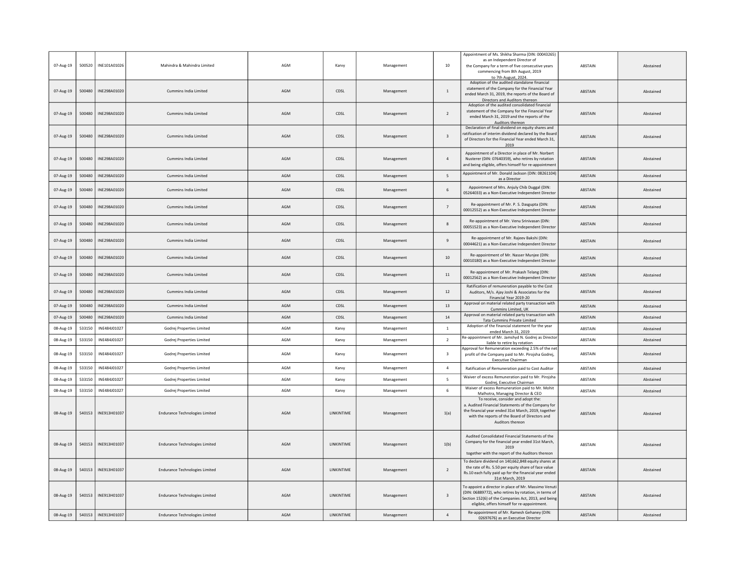| | | | | | | | | | | |
|---|---|---|---|---|---|---|---|---|---|---|
| 07-Aug-19 | 500520 | INE101A01026 | Mahindra & Mahindra Limited | AGM | Karvy | Management | 10 | Appointment of Ms. Shikha Sharma (DIN: 00043265) as an Independent Director of the Company for a term of five consecutive years commencing from 8th August, 2019 to 7th August, 2024. | ABSTAIN | Abstained |
| 07-Aug-19 | 500480 | INE298A01020 | Cummins India Limited | AGM | CDSL | Management | 1 | Adoption of the audited standalone financial statement of the Company for the Financial Year ended March 31, 2019, the reports of the Board of Directors and Auditors thereon | ABSTAIN | Abstained |
| 07-Aug-19 | 500480 | INE298A01020 | Cummins India Limited | AGM | CDSL | Management | 2 | Adoption of the audited consolidated financial statement of the Company for the Financial Year ended March 31, 2019 and the reports of the Auditors thereon | ABSTAIN | Abstained |
| 07-Aug-19 | 500480 | INE298A01020 | Cummins India Limited | AGM | CDSL | Management | 3 | Declaration of final dividend on equity shares and ratification of interim dividend declared by the Board of Directors for the Financial Year ended March 31, 2019 | ABSTAIN | Abstained |
| 07-Aug-19 | 500480 | INE298A01020 | Cummins India Limited | AGM | CDSL | Management | 4 | Appointment of a Director in place of Mr. Norbert Nusterer (DIN: 07640359), who retires by rotation and being eligible, offers himself for re-appointment | ABSTAIN | Abstained |
| 07-Aug-19 | 500480 | INE298A01020 | Cummins India Limited | AGM | CDSL | Management | 5 | Appointment of Mr. Donald Jackson (DIN: 08261104) as a Director | ABSTAIN | Abstained |
| 07-Aug-19 | 500480 | INE298A01020 | Cummins India Limited | AGM | CDSL | Management | 6 | Appointment of Mrs. Anjuly Chib Duggal (DIN: 05264033) as a Non-Executive Independent Director | ABSTAIN | Abstained |
| 07-Aug-19 | 500480 | INE298A01020 | Cummins India Limited | AGM | CDSL | Management | 7 | Re-appointment of Mr. P. S. Dasgupta (DIN: 00012552) as a Non-Executive Independent Director | ABSTAIN | Abstained |
| 07-Aug-19 | 500480 | INE298A01020 | Cummins India Limited | AGM | CDSL | Management | 8 | Re-appointment of Mr. Venu Srinivasan (DIN: 00051523) as a Non-Executive Independent Director | ABSTAIN | Abstained |
| 07-Aug-19 | 500480 | INE298A01020 | Cummins India Limited | AGM | CDSL | Management | 9 | Re-appointment of Mr. Rajeev Bakshi (DIN: 00044621) as a Non-Executive Independent Director | ABSTAIN | Abstained |
| 07-Aug-19 | 500480 | INE298A01020 | Cummins India Limited | AGM | CDSL | Management | 10 | Re-appointment of Mr. Nasser Munjee (DIN: 00010180) as a Non-Executive Independent Director | ABSTAIN | Abstained |
| 07-Aug-19 | 500480 | INE298A01020 | Cummins India Limited | AGM | CDSL | Management | 11 | Re-appointment of Mr. Prakash Telang (DIN: 00012562) as a Non-Executive Independent Director | ABSTAIN | Abstained |
| 07-Aug-19 | 500480 | INE298A01020 | Cummins India Limited | AGM | CDSL | Management | 12 | Ratification of remuneration payable to the Cost Auditors, M/s. Ajay Joshi & Associates for the Financial Year 2019-20 | ABSTAIN | Abstained |
| 07-Aug-19 | 500480 | INE298A01020 | Cummins India Limited | AGM | CDSL | Management | 13 | Approval on material related party transaction with Cummins Limited, UK | ABSTAIN | Abstained |
| 07-Aug-19 | 500480 | INE298A01020 | Cummins India Limited | AGM | CDSL | Management | 14 | Approval on material related party transaction with Tata Cummins Private Limited | ABSTAIN | Abstained |
| 08-Aug-19 | 533150 | INE484J01027 | Godrej Properties Limited | AGM | Karvy | Management | 1 | Adoption of the financial statement for the year ended March 31, 2019 | ABSTAIN | Abstained |
| 08-Aug-19 | 533150 | INE484J01027 | Godrej Properties Limited | AGM | Karvy | Management | 2 | Re-appointment of Mr. Jamshyd N. Godrej as Director liable to retire by rotation | ABSTAIN | Abstained |
| 08-Aug-19 | 533150 | INE484J01027 | Godrej Properties Limited | AGM | Karvy | Management | 3 | Approval for Remuneration exceeding 2.5% of the net profit of the Company paid to Mr. Pirojsha Godrej, Executive Chairman | ABSTAIN | Abstained |
| 08-Aug-19 | 533150 | INE484J01027 | Godrej Properties Limited | AGM | Karvy | Management | 4 | Ratification of Remuneration paid to Cost Auditor | ABSTAIN | Abstained |
| 08-Aug-19 | 533150 | INE484J01027 | Godrej Properties Limited | AGM | Karvy | Management | 5 | Waiver of excess Remuneration paid to Mr. Pirojsha Godrej, Executive Chairman | ABSTAIN | Abstained |
| 08-Aug-19 | 533150 | INE484J01027 | Godrej Properties Limited | AGM | Karvy | Management | 6 | Waiver of excess Remuneration paid to Mr. Mohit Malhotra, Managing Director & CEO | ABSTAIN | Abstained |
| 08-Aug-19 | 540153 | INE913H01037 | Endurance Technologies Limited | AGM | LINKINTIME | Management | 1(a) | To receive, consider and adopt the: a. Audited Financial Statements of the Company for the financial year ended 31st March, 2019, together with the reports of the Board of Directors and Auditors thereon | ABSTAIN | Abstained |
| 08-Aug-19 | 540153 | INE913H01037 | Endurance Technologies Limited | AGM | LINKINTIME | Management | 1(b) | Audited Consolidated Financial Statements of the Company for the financial year ended 31st March, 2019 together with the report of the Auditors thereon | ABSTAIN | Abstained |
| 08-Aug-19 | 540153 | INE913H01037 | Endurance Technologies Limited | AGM | LINKINTIME | Management | 2 | To declare dividend on 140,662,848 equity shares at the rate of Rs. 5.50 per equity share of face value Rs.10 each fully paid up for the financial year ended 31st March, 2019 | ABSTAIN | Abstained |
| 08-Aug-19 | 540153 | INE913H01037 | Endurance Technologies Limited | AGM | LINKINTIME | Management | 3 | To appoint a director in place of Mr. Massimo Venuti (DIN: 06889772), who retires by rotation, in terms of Section 152(6) of the Companies Act, 2013, and being eligible, offers himself for re-appointment. | ABSTAIN | Abstained |
| 08-Aug-19 | 540153 | INE913H01037 | Endurance Technologies Limited | AGM | LINKINTIME | Management | 4 | Re-appointment of Mr. Ramesh Gehaney (DIN: 02697676) as an Executive Director | ABSTAIN | Abstained |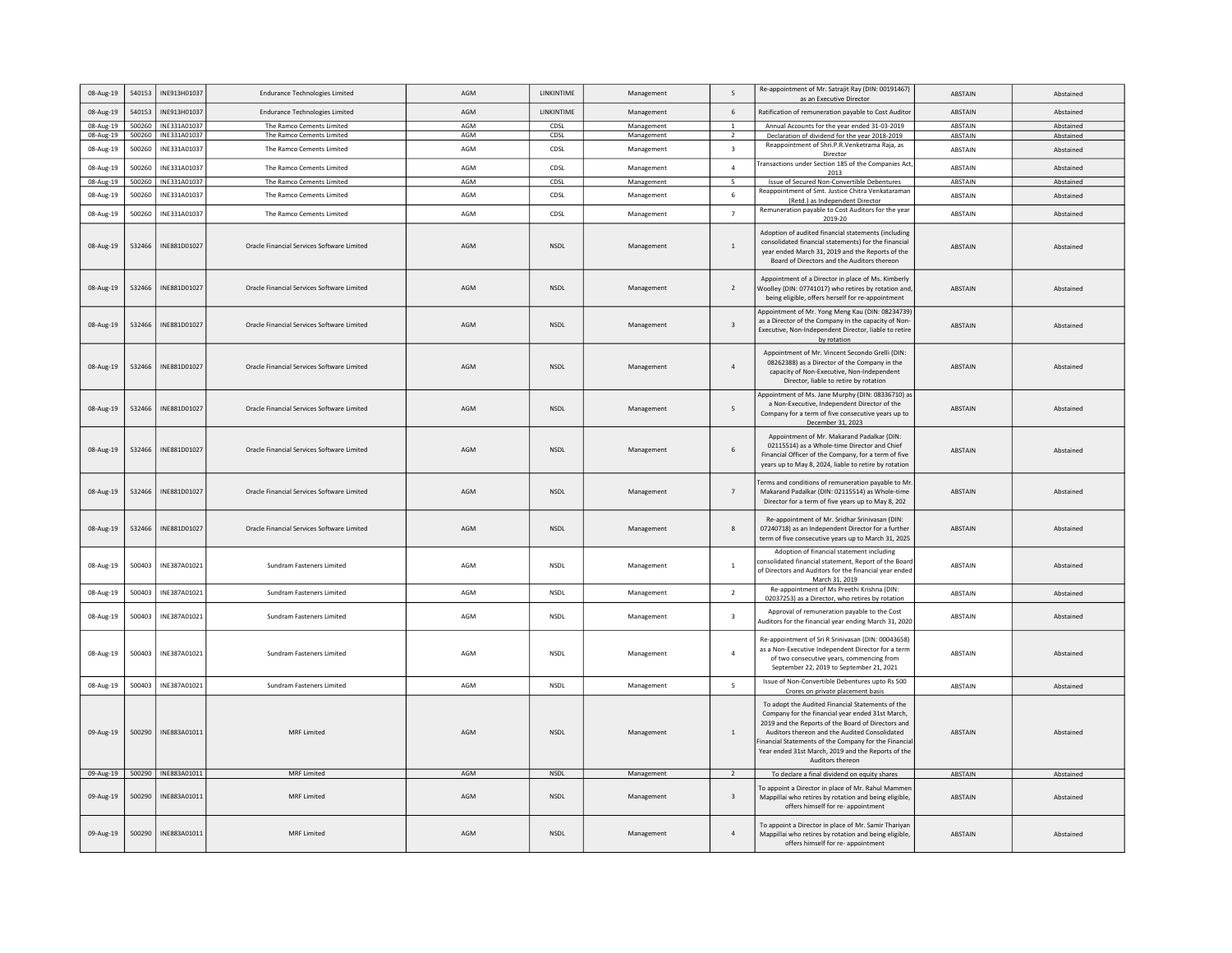| 08-Aug-19 | 540153 | INE913H01037 | Endurance Technologies Limited | AGM | LINKINTIME | Management | 5 | Re-appointment of Mr. Satrajit Ray (DIN: 00191467) as an Executive Director | ABSTAIN | Abstained |
|---|---|---|---|---|---|---|---|---|---|---|
| 08-Aug-19 | 540153 | INE913H01037 | Endurance Technologies Limited | AGM | LINKINTIME | Management | 6 | Ratification of remuneration payable to Cost Auditor | ABSTAIN | Abstained |
| 08-Aug-19 | 500260 | INE331A01037 | The Ramco Cements Limited | AGM | CDSL | Management | 1 | Annual Accounts for the year ended 31-03-2019 | ABSTAIN | Abstained |
| 08-Aug-19 | 500260 | INE331A01037 | The Ramco Cements Limited | AGM | CDSL | Management | 2 | Declaration of dividend for the year 2018-2019 | ABSTAIN | Abstained |
| 08-Aug-19 | 500260 | INE331A01037 | The Ramco Cements Limited | AGM | CDSL | Management | 3 | Reappointment of Shri.P.R.Venketrama Raja, as Director | ABSTAIN | Abstained |
| 08-Aug-19 | 500260 | INE331A01037 | The Ramco Cements Limited | AGM | CDSL | Management | 4 | Transactions under Section 185 of the Companies Act, 2013 | ABSTAIN | Abstained |
| 08-Aug-19 | 500260 | INE331A01037 | The Ramco Cements Limited | AGM | CDSL | Management | 5 | Issue of Secured Non-Convertible Debentures | ABSTAIN | Abstained |
| 08-Aug-19 | 500260 | INE331A01037 | The Ramco Cements Limited | AGM | CDSL | Management | 6 | Reappointment of Smt. Justice Chitra Venkataraman (Retd.) as Independent Director | ABSTAIN | Abstained |
| 08-Aug-19 | 500260 | INE331A01037 | The Ramco Cements Limited | AGM | CDSL | Management | 7 | Remuneration payable to Cost Auditors for the year 2019-20 | ABSTAIN | Abstained |
| 08-Aug-19 | 532466 | INE881D01027 | Oracle Financial Services Software Limited | AGM | NSDL | Management | 1 | Adoption of audited financial statements (including consolidated financial statements) for the financial year ended March 31, 2019 and the Reports of the Board of Directors and the Auditors thereon | ABSTAIN | Abstained |
| 08-Aug-19 | 532466 | INE881D01027 | Oracle Financial Services Software Limited | AGM | NSDL | Management | 2 | Appointment of a Director in place of Ms. Kimberly Woolley (DIN: 07741017) who retires by rotation and, being eligible, offers herself for re-appointment | ABSTAIN | Abstained |
| 08-Aug-19 | 532466 | INE881D01027 | Oracle Financial Services Software Limited | AGM | NSDL | Management | 3 | Appointment of Mr. Yong Meng Kau (DIN: 08234739) as a Director of the Company in the capacity of Non-Executive, Non-Independent Director, liable to retire by rotation | ABSTAIN | Abstained |
| 08-Aug-19 | 532466 | INE881D01027 | Oracle Financial Services Software Limited | AGM | NSDL | Management | 4 | Appointment of Mr. Vincent Secondo Grelli (DIN: 08262388) as a Director of the Company in the capacity of Non-Executive, Non-Independent Director, liable to retire by rotation | ABSTAIN | Abstained |
| 08-Aug-19 | 532466 | INE881D01027 | Oracle Financial Services Software Limited | AGM | NSDL | Management | 5 | Appointment of Ms. Jane Murphy (DIN: 08336710) as a Non-Executive, Independent Director of the Company for a term of five consecutive years up to December 31, 2023 | ABSTAIN | Abstained |
| 08-Aug-19 | 532466 | INE881D01027 | Oracle Financial Services Software Limited | AGM | NSDL | Management | 6 | Appointment of Mr. Makarand Padalkar (DIN: 02115514) as a Whole-time Director and Chief Financial Officer of the Company, for a term of five years up to May 8, 2024, liable to retire by rotation | ABSTAIN | Abstained |
| 08-Aug-19 | 532466 | INE881D01027 | Oracle Financial Services Software Limited | AGM | NSDL | Management | 7 | Terms and conditions of remuneration payable to Mr. Makarand Padalkar (DIN: 02115514) as Whole-time Director for a term of five years up to May 8, 202 | ABSTAIN | Abstained |
| 08-Aug-19 | 532466 | INE881D01027 | Oracle Financial Services Software Limited | AGM | NSDL | Management | 8 | Re-appointment of Mr. Sridhar Srinivasan (DIN: 07240718) as an Independent Director for a further term of five consecutive years up to March 31, 2025 | ABSTAIN | Abstained |
| 08-Aug-19 | 500403 | INE387A01021 | Sundram Fasteners Limited | AGM | NSDL | Management | 1 | Adoption of financial statement including consolidated financial statement, Report of the Board of Directors and Auditors for the financial year ended March 31, 2019 | ABSTAIN | Abstained |
| 08-Aug-19 | 500403 | INE387A01021 | Sundram Fasteners Limited | AGM | NSDL | Management | 2 | Re-appointment of Ms Preethi Krishna (DIN: 02037253) as a Director, who retires by rotation | ABSTAIN | Abstained |
| 08-Aug-19 | 500403 | INE387A01021 | Sundram Fasteners Limited | AGM | NSDL | Management | 3 | Approval of remuneration payable to the Cost Auditors for the financial year ending March 31, 2020 | ABSTAIN | Abstained |
| 08-Aug-19 | 500403 | INE387A01021 | Sundram Fasteners Limited | AGM | NSDL | Management | 4 | Re-appointment of Sri R Srinivasan (DIN: 00043658) as a Non-Executive Independent Director for a term of two consecutive years, commencing from September 22, 2019 to September 21, 2021 | ABSTAIN | Abstained |
| 08-Aug-19 | 500403 | INE387A01021 | Sundram Fasteners Limited | AGM | NSDL | Management | 5 | Issue of Non-Convertible Debentures upto Rs 500 Crores on private placement basis | ABSTAIN | Abstained |
| 09-Aug-19 | 500290 | INE883A01011 | MRF Limited | AGM | NSDL | Management | 1 | To adopt the Audited Financial Statements of the Company for the financial year ended 31st March, 2019 and the Reports of the Board of Directors and Auditors thereon and the Audited Consolidated Financial Statements of the Company for the Financial Year ended 31st March, 2019 and the Reports of the Auditors thereon | ABSTAIN | Abstained |
| 09-Aug-19 | 500290 | INE883A01011 | MRF Limited | AGM | NSDL | Management | 2 | To declare a final dividend on equity shares | ABSTAIN | Abstained |
| 09-Aug-19 | 500290 | INE883A01011 | MRF Limited | AGM | NSDL | Management | 3 | To appoint a Director in place of Mr. Rahul Mammen Mappillai who retires by rotation and being eligible, offers himself for re- appointment | ABSTAIN | Abstained |
| 09-Aug-19 | 500290 | INE883A01011 | MRF Limited | AGM | NSDL | Management | 4 | To appoint a Director in place of Mr. Samir Thariyan Mappillai who retires by rotation and being eligible, offers himself for re- appointment | ABSTAIN | Abstained |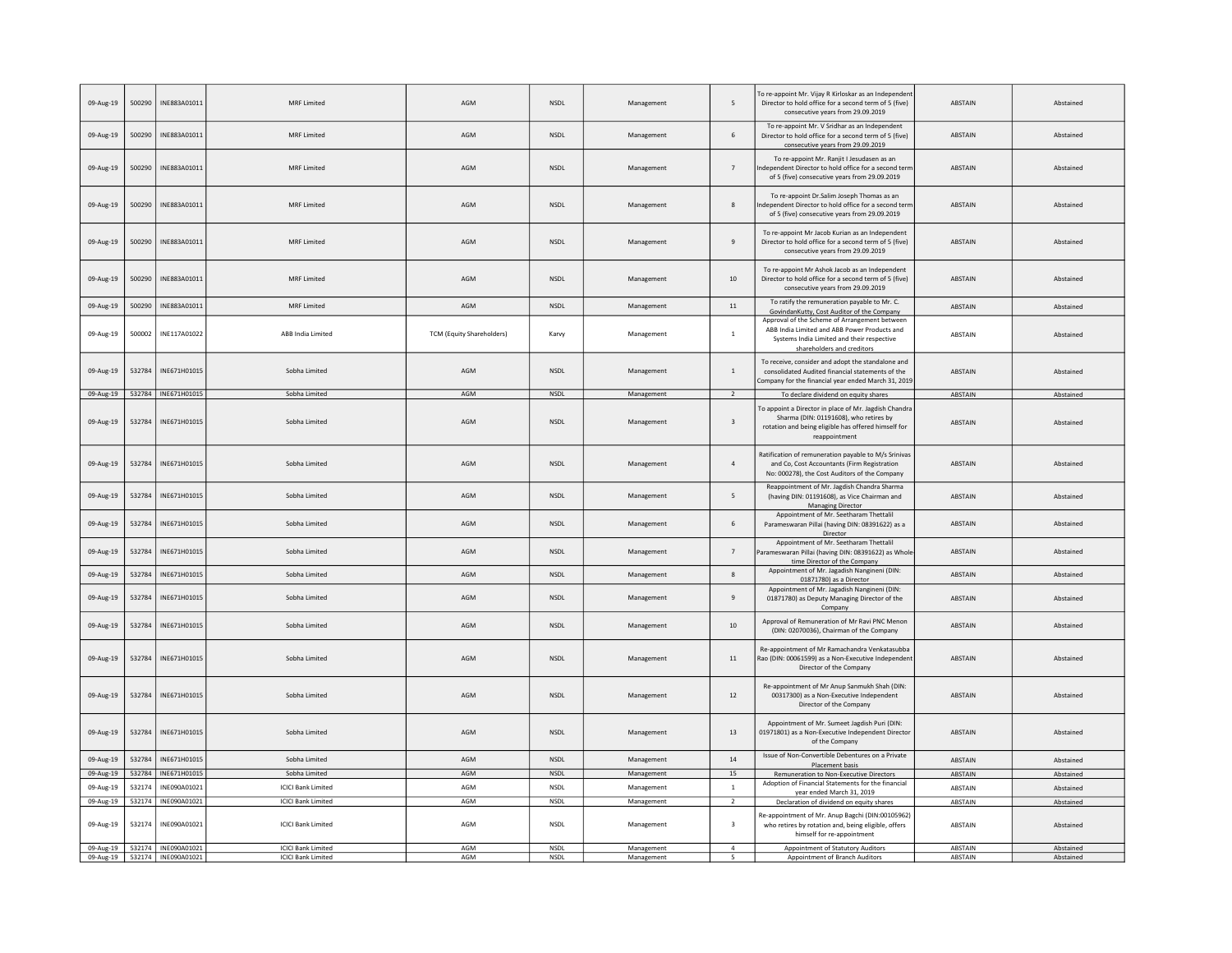| | | | | | | | | | | |
|---|---|---|---|---|---|---|---|---|---|---|
| 09-Aug-19 | 500290 | INE883A01011 | MRF Limited | AGM | NSDL | Management | 5 | To re-appoint Mr. Vijay R Kirloskar as an Independent Director to hold office for a second term of 5 (five) consecutive years from 29.09.2019 | ABSTAIN | Abstained |
| 09-Aug-19 | 500290 | INE883A01011 | MRF Limited | AGM | NSDL | Management | 6 | To re-appoint Mr. V Sridhar as an Independent Director to hold office for a second term of 5 (five) consecutive years from 29.09.2019 | ABSTAIN | Abstained |
| 09-Aug-19 | 500290 | INE883A01011 | MRF Limited | AGM | NSDL | Management | 7 | To re-appoint Mr. Ranjit I Jesudasen as an Independent Director to hold office for a second term of 5 (five) consecutive years from 29.09.2019 | ABSTAIN | Abstained |
| 09-Aug-19 | 500290 | INE883A01011 | MRF Limited | AGM | NSDL | Management | 8 | To re-appoint Dr.Salim Joseph Thomas as an Independent Director to hold office for a second term of 5 (five) consecutive years from 29.09.2019 | ABSTAIN | Abstained |
| 09-Aug-19 | 500290 | INE883A01011 | MRF Limited | AGM | NSDL | Management | 9 | To re-appoint Mr Jacob Kurian as an Independent Director to hold office for a second term of 5 (five) consecutive years from 29.09.2019 | ABSTAIN | Abstained |
| 09-Aug-19 | 500290 | INE883A01011 | MRF Limited | AGM | NSDL | Management | 10 | To re-appoint Mr Ashok Jacob as an Independent Director to hold office for a second term of 5 (five) consecutive years from 29.09.2019 | ABSTAIN | Abstained |
| 09-Aug-19 | 500290 | INE883A01011 | MRF Limited | AGM | NSDL | Management | 11 | To ratify the remuneration payable to Mr. C. GovindanKutty, Cost Auditor of the Company | ABSTAIN | Abstained |
| 09-Aug-19 | 500002 | INE117A01022 | ABB India Limited | TCM (Equity Shareholders) | Karvy | Management | 1 | Approval of the Scheme of Arrangement between ABB India Limited and ABB Power Products and Systems India Limited and their respective shareholders and creditors | ABSTAIN | Abstained |
| 09-Aug-19 | 532784 | INE671H01015 | Sobha Limited | AGM | NSDL | Management | 1 | To receive, consider and adopt the standalone and consolidated Audited financial statements of the Company for the financial year ended March 31, 2019 | ABSTAIN | Abstained |
| 09-Aug-19 | 532784 | INE671H01015 | Sobha Limited | AGM | NSDL | Management | 2 | To declare dividend on equity shares | ABSTAIN | Abstained |
| 09-Aug-19 | 532784 | INE671H01015 | Sobha Limited | AGM | NSDL | Management | 3 | To appoint a Director in place of Mr. Jagdish Chandra Sharma (DIN: 01191608), who retires by rotation and being eligible has offered himself for reappointment | ABSTAIN | Abstained |
| 09-Aug-19 | 532784 | INE671H01015 | Sobha Limited | AGM | NSDL | Management | 4 | Ratification of remuneration payable to M/s Srinivas and Co, Cost Accountants (Firm Registration No: 000278), the Cost Auditors of the Company | ABSTAIN | Abstained |
| 09-Aug-19 | 532784 | INE671H01015 | Sobha Limited | AGM | NSDL | Management | 5 | Reappointment of Mr. Jagdish Chandra Sharma (having DIN: 01191608), as Vice Chairman and Managing Director | ABSTAIN | Abstained |
| 09-Aug-19 | 532784 | INE671H01015 | Sobha Limited | AGM | NSDL | Management | 6 | Appointment of Mr. Seetharam Thettalil Parameswaran Pillai (having DIN: 08391622) as a Director | ABSTAIN | Abstained |
| 09-Aug-19 | 532784 | INE671H01015 | Sobha Limited | AGM | NSDL | Management | 7 | Appointment of Mr. Seetharam Thettalil Parameswaran Pillai (having DIN: 08391622) as Whole-time Director of the Company | ABSTAIN | Abstained |
| 09-Aug-19 | 532784 | INE671H01015 | Sobha Limited | AGM | NSDL | Management | 8 | Appointment of Mr. Jagadish Nangineni (DIN: 01871780) as a Director | ABSTAIN | Abstained |
| 09-Aug-19 | 532784 | INE671H01015 | Sobha Limited | AGM | NSDL | Management | 9 | Appointment of Mr. Jagadish Nangineni (DIN: 01871780) as Deputy Managing Director of the Company | ABSTAIN | Abstained |
| 09-Aug-19 | 532784 | INE671H01015 | Sobha Limited | AGM | NSDL | Management | 10 | Approval of Remuneration of Mr Ravi PNC Menon (DIN: 02070036), Chairman of the Company | ABSTAIN | Abstained |
| 09-Aug-19 | 532784 | INE671H01015 | Sobha Limited | AGM | NSDL | Management | 11 | Re-appointment of Mr Ramachandra Venkatasubba Rao (DIN: 00061599) as a Non-Executive Independent Director of the Company | ABSTAIN | Abstained |
| 09-Aug-19 | 532784 | INE671H01015 | Sobha Limited | AGM | NSDL | Management | 12 | Re-appointment of Mr Anup Sanmukh Shah (DIN: 00317300) as a Non-Executive Independent Director of the Company | ABSTAIN | Abstained |
| 09-Aug-19 | 532784 | INE671H01015 | Sobha Limited | AGM | NSDL | Management | 13 | Appointment of Mr. Sumeet Jagdish Puri (DIN: 01971801) as a Non-Executive Independent Director of the Company | ABSTAIN | Abstained |
| 09-Aug-19 | 532784 | INE671H01015 | Sobha Limited | AGM | NSDL | Management | 14 | Issue of Non-Convertible Debentures on a Private Placement basis | ABSTAIN | Abstained |
| 09-Aug-19 | 532784 | INE671H01015 | Sobha Limited | AGM | NSDL | Management | 15 | Remuneration to Non-Executive Directors | ABSTAIN | Abstained |
| 09-Aug-19 | 532174 | INE090A01021 | ICICI Bank Limited | AGM | NSDL | Management | 1 | Adoption of Financial Statements for the financial year ended March 31, 2019 | ABSTAIN | Abstained |
| 09-Aug-19 | 532174 | INE090A01021 | ICICI Bank Limited | AGM | NSDL | Management | 2 | Declaration of dividend on equity shares | ABSTAIN | Abstained |
| 09-Aug-19 | 532174 | INE090A01021 | ICICI Bank Limited | AGM | NSDL | Management | 3 | Re-appointment of Mr. Anup Bagchi (DIN:00105962) who retires by rotation and, being eligible, offers himself for re-appointment | ABSTAIN | Abstained |
| 09-Aug-19 | 532174 | INE090A01021 | ICICI Bank Limited | AGM | NSDL | Management | 4 | Appointment of Statutory Auditors | ABSTAIN | Abstained |
| 09-Aug-19 | 532174 | INE090A01021 | ICICI Bank Limited | AGM | NSDL | Management | 5 | Appointment of Branch Auditors | ABSTAIN | Abstained |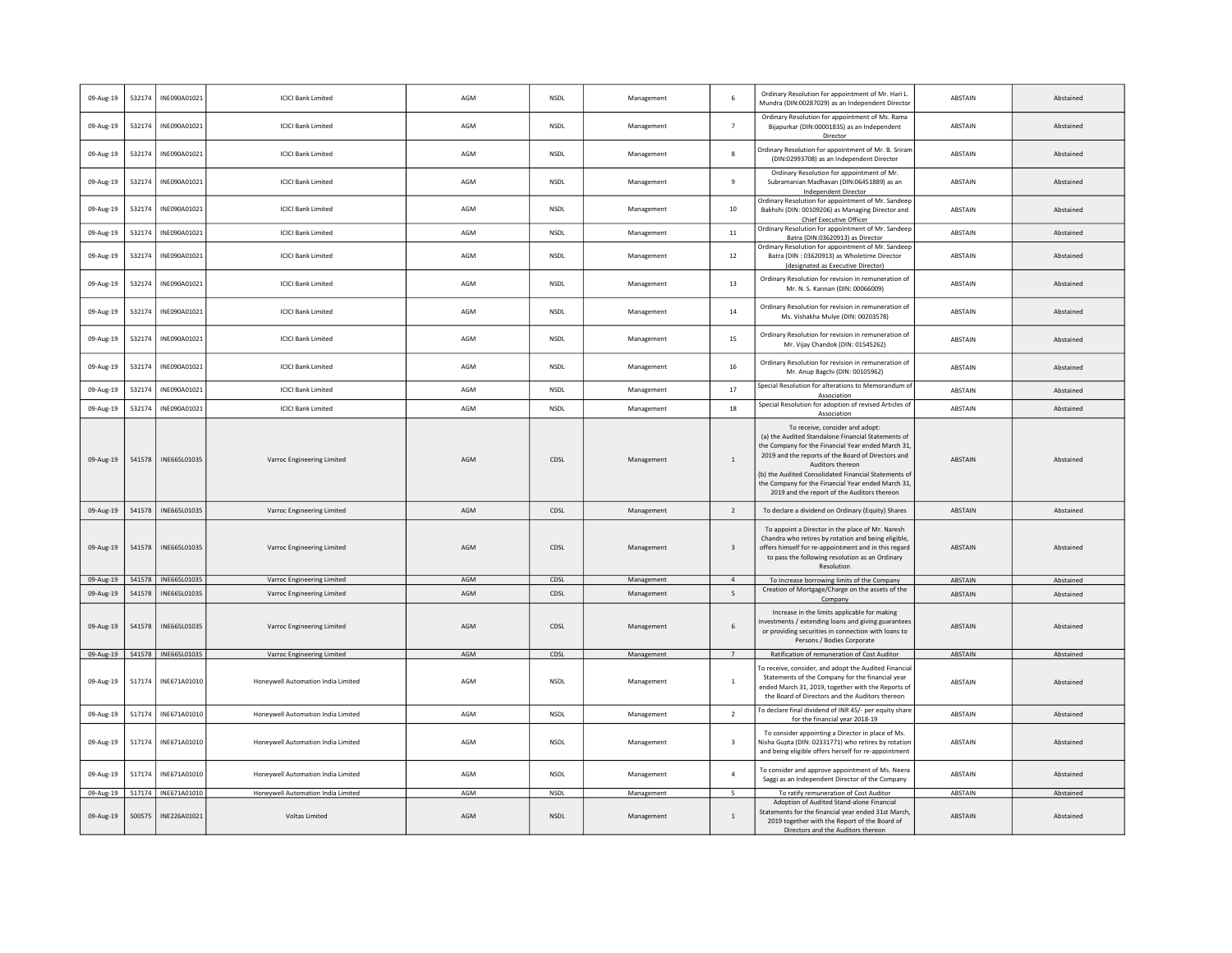| | | | | | | | | | | |
|---|---|---|---|---|---|---|---|---|---|---|
| 09-Aug-19 | 532174 | INE090A01021 | ICICI Bank Limited | AGM | NSDL | Management | 6 | Ordinary Resolution for appointment of Mr. Hari L. Mundra (DIN:00287029) as an Independent Director | ABSTAIN | Abstained |
| 09-Aug-19 | 532174 | INE090A01021 | ICICI Bank Limited | AGM | NSDL | Management | 7 | Ordinary Resolution for appointment of Ms. Rama Bijapurkar (DIN:00001835) as an Independent Director | ABSTAIN | Abstained |
| 09-Aug-19 | 532174 | INE090A01021 | ICICI Bank Limited | AGM | NSDL | Management | 8 | Ordinary Resolution for appointment of Mr. B. Sriram (DIN:02993708) as an Independent Director | ABSTAIN | Abstained |
| 09-Aug-19 | 532174 | INE090A01021 | ICICI Bank Limited | AGM | NSDL | Management | 9 | Ordinary Resolution for appointment of Mr. Subramanian Madhavan (DIN:06451889) as an Independent Director | ABSTAIN | Abstained |
| 09-Aug-19 | 532174 | INE090A01021 | ICICI Bank Limited | AGM | NSDL | Management | 10 | Ordinary Resolution for appointment of Mr. Sandeep Bakhshi (DIN: 00109206) as Managing Director and Chief Executive Officer | ABSTAIN | Abstained |
| 09-Aug-19 | 532174 | INE090A01021 | ICICI Bank Limited | AGM | NSDL | Management | 11 | Ordinary Resolution for appointment of Mr. Sandeep Batra (DIN:03620913) as Director | ABSTAIN | Abstained |
| 09-Aug-19 | 532174 | INE090A01021 | ICICI Bank Limited | AGM | NSDL | Management | 12 | Ordinary Resolution for appointment of Mr. Sandeep Batra (DIN : 03620913) as Wholetime Director (designated as Executive Director) | ABSTAIN | Abstained |
| 09-Aug-19 | 532174 | INE090A01021 | ICICI Bank Limited | AGM | NSDL | Management | 13 | Ordinary Resolution for revision in remuneration of Mr. N. S. Kannan (DIN: 00066009) | ABSTAIN | Abstained |
| 09-Aug-19 | 532174 | INE090A01021 | ICICI Bank Limited | AGM | NSDL | Management | 14 | Ordinary Resolution for revision in remuneration of Ms. Vishakha Mulye (DIN: 00203578) | ABSTAIN | Abstained |
| 09-Aug-19 | 532174 | INE090A01021 | ICICI Bank Limited | AGM | NSDL | Management | 15 | Ordinary Resolution for revision in remuneration of Mr. Vijay Chandok (DIN: 01545262) | ABSTAIN | Abstained |
| 09-Aug-19 | 532174 | INE090A01021 | ICICI Bank Limited | AGM | NSDL | Management | 16 | Ordinary Resolution for revision in remuneration of Mr. Anup Bagchi (DIN: 00105962) | ABSTAIN | Abstained |
| 09-Aug-19 | 532174 | INE090A01021 | ICICI Bank Limited | AGM | NSDL | Management | 17 | Special Resolution for alterations to Memorandum of Association | ABSTAIN | Abstained |
| 09-Aug-19 | 532174 | INE090A01021 | ICICI Bank Limited | AGM | NSDL | Management | 18 | Special Resolution for adoption of revised Articles of Association | ABSTAIN | Abstained |
| 09-Aug-19 | 541578 | INE665L01035 | Varroc Engineering Limited | AGM | CDSL | Management | 1 | To receive, consider and adopt: (a) the Audited Standalone Financial Statements of the Company for the Financial Year ended March 31, 2019 and the reports of the Board of Directors and Auditors thereon (b) the Audited Consolidated Financial Statements of the Company for the Financial Year ended March 31, 2019 and the report of the Auditors thereon | ABSTAIN | Abstained |
| 09-Aug-19 | 541578 | INE665L01035 | Varroc Engineering Limited | AGM | CDSL | Management | 2 | To declare a dividend on Ordinary (Equity) Shares | ABSTAIN | Abstained |
| 09-Aug-19 | 541578 | INE665L01035 | Varroc Engineering Limited | AGM | CDSL | Management | 3 | To appoint a Director in the place of Mr. Naresh Chandra who retires by rotation and being eligible, offers himself for re-appointment and in this regard to pass the following resolution as an Ordinary Resolution | ABSTAIN | Abstained |
| 09-Aug-19 | 541578 | INE665L01035 | Varroc Engineering Limited | AGM | CDSL | Management | 4 | To Increase borrowing limits of the Company | ABSTAIN | Abstained |
| 09-Aug-19 | 541578 | INE665L01035 | Varroc Engineering Limited | AGM | CDSL | Management | 5 | Creation of Mortgage/Charge on the assets of the Company | ABSTAIN | Abstained |
| 09-Aug-19 | 541578 | INE665L01035 | Varroc Engineering Limited | AGM | CDSL | Management | 6 | Increase in the limits applicable for making investments / extending loans and giving guarantees or providing securities in connection with loans to Persons / Bodies Corporate | ABSTAIN | Abstained |
| 09-Aug-19 | 541578 | INE665L01035 | Varroc Engineering Limited | AGM | CDSL | Management | 7 | Ratification of remuneration of Cost Auditor | ABSTAIN | Abstained |
| 09-Aug-19 | 517174 | INE671A01010 | Honeywell Automation India Limited | AGM | NSDL | Management | 1 | To receive, consider, and adopt the Audited Financial Statements of the Company for the financial year ended March 31, 2019, together with the Reports of the Board of Directors and the Auditors thereon | ABSTAIN | Abstained |
| 09-Aug-19 | 517174 | INE671A01010 | Honeywell Automation India Limited | AGM | NSDL | Management | 2 | To declare final dividend of INR 45/- per equity share for the financial year 2018-19 | ABSTAIN | Abstained |
| 09-Aug-19 | 517174 | INE671A01010 | Honeywell Automation India Limited | AGM | NSDL | Management | 3 | To consider appointing a Director in place of Ms. Nisha Gupta (DIN: 02331771) who retires by rotation and being eligible offers herself for re-appointment | ABSTAIN | Abstained |
| 09-Aug-19 | 517174 | INE671A01010 | Honeywell Automation India Limited | AGM | NSDL | Management | 4 | To consider and approve appointment of Ms. Neera Saggi as an Independent Director of the Company | ABSTAIN | Abstained |
| 09-Aug-19 | 517174 | INE671A01010 | Honeywell Automation India Limited | AGM | NSDL | Management | 5 | To ratify remuneration of Cost Auditor | ABSTAIN | Abstained |
| 09-Aug-19 | 500575 | INE226A01021 | Voltas Limited | AGM | NSDL | Management | 1 | Adoption of Audited Stand-alone Financial Statements for the financial year ended 31st March, 2019 together with the Report of the Board of Directors and the Auditors thereon | ABSTAIN | Abstained |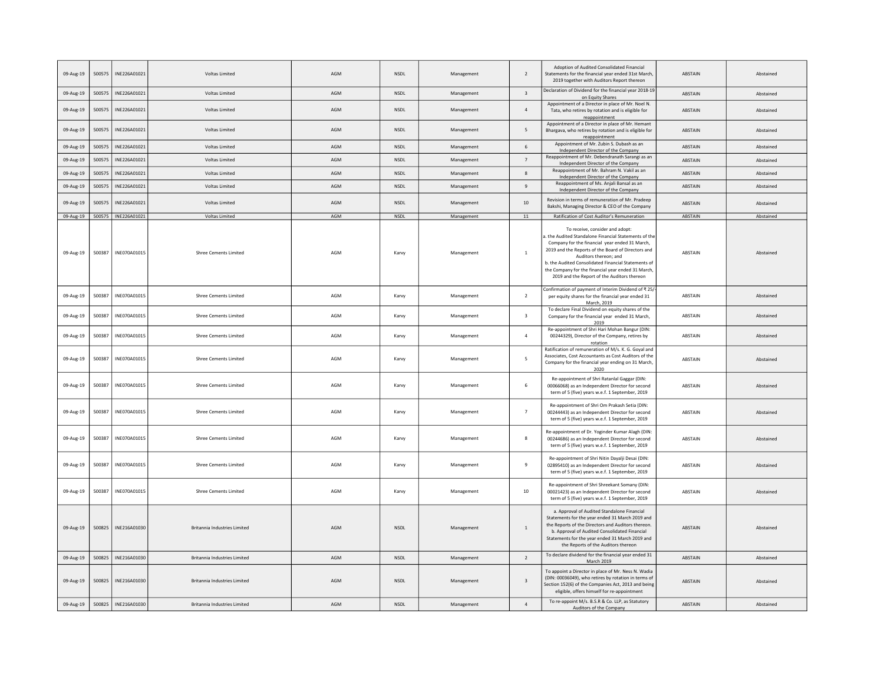| 09-Aug-19 | 500575 | INE226A01021 | Voltas Limited | AGM | NSDL | Management | 2 | Adoption of Audited Consolidated Financial Statements for the financial year ended 31st March, 2019 together with Auditors Report thereon | ABSTAIN | Abstained |
|---|---|---|---|---|---|---|---|---|---|---|
| 09-Aug-19 | 500575 | INE226A01021 | Voltas Limited | AGM | NSDL | Management | 3 | Declaration of Dividend for the financial year 2018-19 on Equity Shares | ABSTAIN | Abstained |
| 09-Aug-19 | 500575 | INE226A01021 | Voltas Limited | AGM | NSDL | Management | 4 | Appointment of a Director in place of Mr. Noel N. Tata, who retires by rotation and is eligible for reappointment | ABSTAIN | Abstained |
| 09-Aug-19 | 500575 | INE226A01021 | Voltas Limited | AGM | NSDL | Management | 5 | Appointment of a Director in place of Mr. Hemant Bhargava, who retires by rotation and is eligible for reappointment | ABSTAIN | Abstained |
| 09-Aug-19 | 500575 | INE226A01021 | Voltas Limited | AGM | NSDL | Management | 6 | Appointment of Mr. Zubin S. Dubash as an Independent Director of the Company | ABSTAIN | Abstained |
| 09-Aug-19 | 500575 | INE226A01021 | Voltas Limited | AGM | NSDL | Management | 7 | Reappointment of Mr. Debendranath Sarangi as an Independent Director of the Company | ABSTAIN | Abstained |
| 09-Aug-19 | 500575 | INE226A01021 | Voltas Limited | AGM | NSDL | Management | 8 | Reappointment of Mr. Bahram N. Vakil as an Independent Director of the Company | ABSTAIN | Abstained |
| 09-Aug-19 | 500575 | INE226A01021 | Voltas Limited | AGM | NSDL | Management | 9 | Reappointment of Ms. Anjali Bansal as an Independent Director of the Company | ABSTAIN | Abstained |
| 09-Aug-19 | 500575 | INE226A01021 | Voltas Limited | AGM | NSDL | Management | 10 | Revision in terms of remuneration of Mr. Pradeep Bakshi, Managing Director & CEO of the Company | ABSTAIN | Abstained |
| 09-Aug-19 | 500575 | INE226A01021 | Voltas Limited | AGM | NSDL | Management | 11 | Ratification of Cost Auditor's Remuneration | ABSTAIN | Abstained |
| 09-Aug-19 | 500387 | INE070A01015 | Shree Cements Limited | AGM | Karvy | Management | 1 | To receive, consider and adopt: a. the Audited Standalone Financial Statements of the Company for the financial year ended 31 March, 2019 and the Reports of the Board of Directors and Auditors thereon; and b. the Audited Consolidated Financial Statements of the Company for the financial year ended 31 March, 2019 and the Report of the Auditors thereon | ABSTAIN | Abstained |
| 09-Aug-19 | 500387 | INE070A01015 | Shree Cements Limited | AGM | Karvy | Management | 2 | Confirmation of payment of Interim Dividend of ₹ 25/- per equity shares for the financial year ended 31 March, 2019 | ABSTAIN | Abstained |
| 09-Aug-19 | 500387 | INE070A01015 | Shree Cements Limited | AGM | Karvy | Management | 3 | To declare Final Dividend on equity shares of the Company for the financial year ended 31 March, 2019 | ABSTAIN | Abstained |
| 09-Aug-19 | 500387 | INE070A01015 | Shree Cements Limited | AGM | Karvy | Management | 4 | Re-appointment of Shri Hari Mohan Bangur (DIN: 00244329), Director of the Company, retires by rotation | ABSTAIN | Abstained |
| 09-Aug-19 | 500387 | INE070A01015 | Shree Cements Limited | AGM | Karvy | Management | 5 | Ratification of remuneration of M/s. K. G. Goyal and Associates, Cost Accountants as Cost Auditors of the Company for the financial year ending on 31 March, 2020 | ABSTAIN | Abstained |
| 09-Aug-19 | 500387 | INE070A01015 | Shree Cements Limited | AGM | Karvy | Management | 6 | Re-appointment of Shri Ratanlal Gaggar (DIN: 00066068) as an Independent Director for second term of 5 (five) years w.e.f. 1 September, 2019 | ABSTAIN | Abstained |
| 09-Aug-19 | 500387 | INE070A01015 | Shree Cements Limited | AGM | Karvy | Management | 7 | Re-appointment of Shri Om Prakash Setia (DIN: 00244443) as an Independent Director for second term of 5 (five) years w.e.f. 1 September, 2019 | ABSTAIN | Abstained |
| 09-Aug-19 | 500387 | INE070A01015 | Shree Cements Limited | AGM | Karvy | Management | 8 | Re-appointment of Dr. Yoginder Kumar Alagh (DIN: 00244686) as an Independent Director for second term of 5 (five) years w.e.f. 1 September, 2019 | ABSTAIN | Abstained |
| 09-Aug-19 | 500387 | INE070A01015 | Shree Cements Limited | AGM | Karvy | Management | 9 | Re-appointment of Shri Nitin Dayalji Desai (DIN: 02895410) as an Independent Director for second term of 5 (five) years w.e.f. 1 September, 2019 | ABSTAIN | Abstained |
| 09-Aug-19 | 500387 | INE070A01015 | Shree Cements Limited | AGM | Karvy | Management | 10 | Re-appointment of Shri Shreekant Somany (DIN: 00021423) as an Independent Director for second term of 5 (five) years w.e.f. 1 September, 2019 | ABSTAIN | Abstained |
| 09-Aug-19 | 500825 | INE216A01030 | Britannia Industries Limited | AGM | NSDL | Management | 1 | a. Approval of Audited Standalone Financial Statements for the year ended 31 March 2019 and the Reports of the Directors and Auditors thereon. b. Approval of Audited Consolidated Financial Statements for the year ended 31 March 2019 and the Reports of the Auditors thereon | ABSTAIN | Abstained |
| 09-Aug-19 | 500825 | INE216A01030 | Britannia Industries Limited | AGM | NSDL | Management | 2 | To declare dividend for the financial year ended 31 March 2019 | ABSTAIN | Abstained |
| 09-Aug-19 | 500825 | INE216A01030 | Britannia Industries Limited | AGM | NSDL | Management | 3 | To appoint a Director in place of Mr. Ness N. Wadia (DIN: 00036049), who retires by rotation in terms of Section 152(6) of the Companies Act, 2013 and being eligible, offers himself for re-appointment | ABSTAIN | Abstained |
| 09-Aug-19 | 500825 | INE216A01030 | Britannia Industries Limited | AGM | NSDL | Management | 4 | To re-appoint M/s. B.S.R & Co. LLP, as Statutory Auditors of the Company | ABSTAIN | Abstained |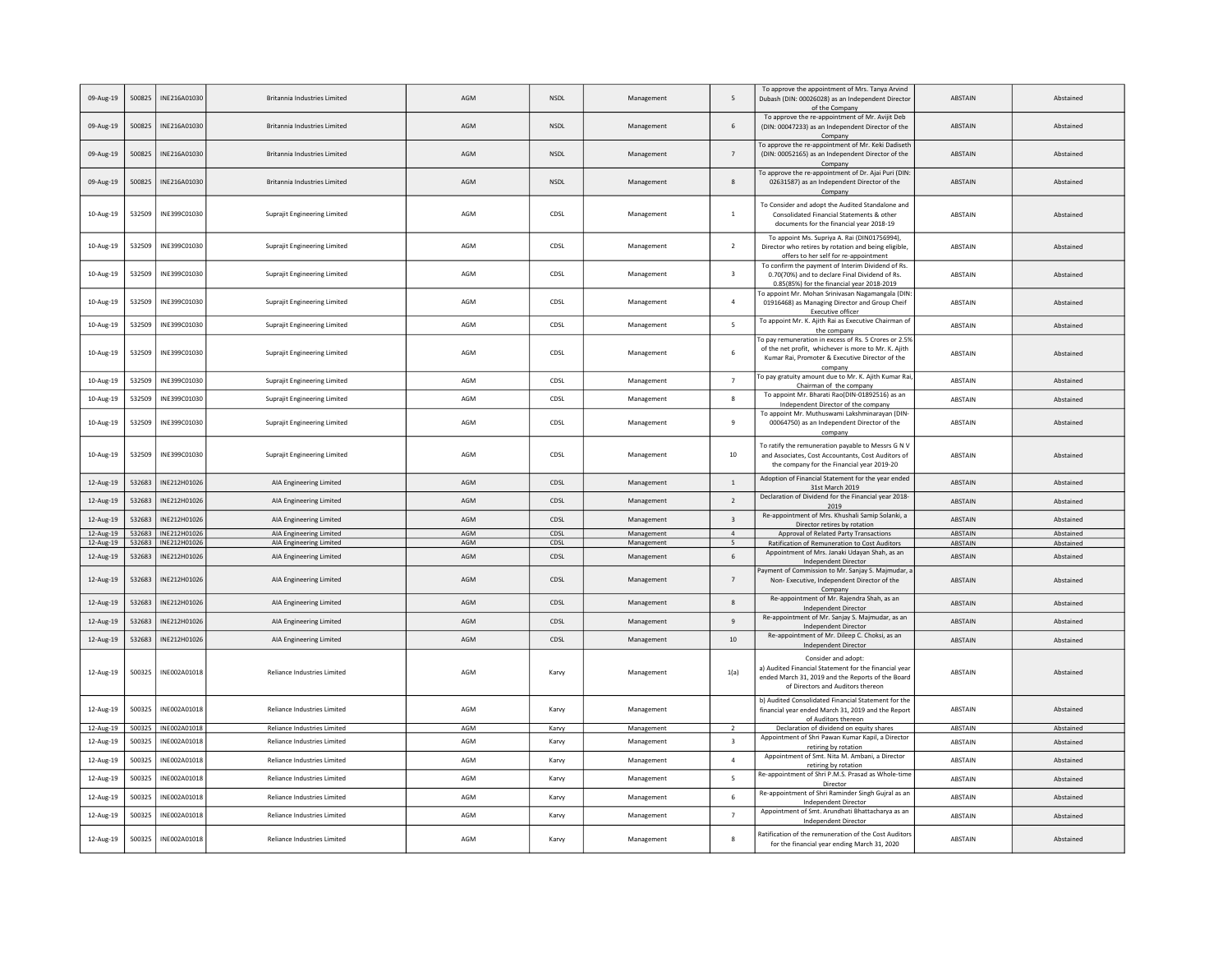| 09-Aug-19 | 500825 | INE216A01030 | Britannia Industries Limited | AGM | NSDL | Management | 5 | To approve the appointment of Mrs. Tanya Arvind Dubash (DIN: 00026028) as an Independent Director of the Company | ABSTAIN | Abstained |
|---|---|---|---|---|---|---|---|---|---|---|
| 09-Aug-19 | 500825 | INE216A01030 | Britannia Industries Limited | AGM | NSDL | Management | 6 | To approve the re-appointment of Mr. Avijit Deb (DIN: 00047233) as an Independent Director of the Company | ABSTAIN | Abstained |
| 09-Aug-19 | 500825 | INE216A01030 | Britannia Industries Limited | AGM | NSDL | Management | 7 | To approve the re-appointment of Mr. Keki Dadiseth (DIN: 00052165) as an Independent Director of the Company | ABSTAIN | Abstained |
| 09-Aug-19 | 500825 | INE216A01030 | Britannia Industries Limited | AGM | NSDL | Management | 8 | To approve the re-appointment of Dr. Ajai Puri (DIN: 02631587) as an Independent Director of the Company | ABSTAIN | Abstained |
| 10-Aug-19 | 532509 | INE399C01030 | Suprajit Engineering Limited | AGM | CDSL | Management | 1 | To Consider and adopt the Audited Standalone and Consolidated Financial Statements & other documents for the financial year 2018-19 | ABSTAIN | Abstained |
| 10-Aug-19 | 532509 | INE399C01030 | Suprajit Engineering Limited | AGM | CDSL | Management | 2 | To appoint Ms. Supriya A. Rai (DIN01756994), Director who retires by rotation and being eligible, offers to her self for re-appointment | ABSTAIN | Abstained |
| 10-Aug-19 | 532509 | INE399C01030 | Suprajit Engineering Limited | AGM | CDSL | Management | 3 | To confirm the payment of Interim Dividend of Rs. 0.70(70%) and to declare Final Dividend of Rs. 0.85(85%) for the financial year 2018-2019 | ABSTAIN | Abstained |
| 10-Aug-19 | 532509 | INE399C01030 | Suprajit Engineering Limited | AGM | CDSL | Management | 4 | To appoint Mr. Mohan Srinivasan Nagamangala (DIN: 01916468) as Managing Director and Group Cheif Executive officer | ABSTAIN | Abstained |
| 10-Aug-19 | 532509 | INE399C01030 | Suprajit Engineering Limited | AGM | CDSL | Management | 5 | To appoint Mr. K. Ajith Rai as Executive Chairman of the company | ABSTAIN | Abstained |
| 10-Aug-19 | 532509 | INE399C01030 | Suprajit Engineering Limited | AGM | CDSL | Management | 6 | To pay remuneration in excess of Rs. 5 Crores or 2.5% of the net profit, whichever is more to Mr. K. Ajith Kumar Rai, Promoter & Executive Director of the company | ABSTAIN | Abstained |
| 10-Aug-19 | 532509 | INE399C01030 | Suprajit Engineering Limited | AGM | CDSL | Management | 7 | To pay gratuity amount due to Mr. K. Ajith Kumar Rai, Chairman of the company | ABSTAIN | Abstained |
| 10-Aug-19 | 532509 | INE399C01030 | Suprajit Engineering Limited | AGM | CDSL | Management | 8 | To appoint Mr. Bharati Rao(DIN-01892516) as an Independent Director of the company | ABSTAIN | Abstained |
| 10-Aug-19 | 532509 | INE399C01030 | Suprajit Engineering Limited | AGM | CDSL | Management | 9 | To appoint Mr. Muthuswami Lakshminarayan (DIN-00064750) as an Independent Director of the company | ABSTAIN | Abstained |
| 10-Aug-19 | 532509 | INE399C01030 | Suprajit Engineering Limited | AGM | CDSL | Management | 10 | To ratify the remuneration payable to Messrs G N V and Associates, Cost Accountants, Cost Auditors of the company for the Financial year 2019-20 | ABSTAIN | Abstained |
| 12-Aug-19 | 532683 | INE212H01026 | AIA Engineering Limited | AGM | CDSL | Management | 1 | Adoption of Financial Statement for the year ended 31st March 2019 | ABSTAIN | Abstained |
| 12-Aug-19 | 532683 | INE212H01026 | AIA Engineering Limited | AGM | CDSL | Management | 2 | Declaration of Dividend for the Financial year 2018-2019 | ABSTAIN | Abstained |
| 12-Aug-19 | 532683 | INE212H01026 | AIA Engineering Limited | AGM | CDSL | Management | 3 | Re-appointment of Mrs. Khushali Samip Solanki, a Director retires by rotation | ABSTAIN | Abstained |
| 12-Aug-19 | 532683 | INE212H01026 | AIA Engineering Limited | AGM | CDSL | Management | 4 | Approval of Related Party Transactions | ABSTAIN | Abstained |
| 12-Aug-19 | 532683 | INE212H01026 | AIA Engineering Limited | AGM | CDSL | Management | 5 | Ratification of Remuneration to Cost Auditors | ABSTAIN | Abstained |
| 12-Aug-19 | 532683 | INE212H01026 | AIA Engineering Limited | AGM | CDSL | Management | 6 | Appointment of Mrs. Janaki Udayan Shah, as an Independent Director | ABSTAIN | Abstained |
| 12-Aug-19 | 532683 | INE212H01026 | AIA Engineering Limited | AGM | CDSL | Management | 7 | Payment of Commission to Mr. Sanjay S. Majmudar, a Non- Executive, Independent Director of the Company | ABSTAIN | Abstained |
| 12-Aug-19 | 532683 | INE212H01026 | AIA Engineering Limited | AGM | CDSL | Management | 8 | Re-appointment of Mr. Rajendra Shah, as an Independent Director | ABSTAIN | Abstained |
| 12-Aug-19 | 532683 | INE212H01026 | AIA Engineering Limited | AGM | CDSL | Management | 9 | Re-appointment of Mr. Sanjay S. Majmudar, as an Independent Director | ABSTAIN | Abstained |
| 12-Aug-19 | 532683 | INE212H01026 | AIA Engineering Limited | AGM | CDSL | Management | 10 | Re-appointment of Mr. Dileep C. Choksi, as an Independent Director | ABSTAIN | Abstained |
| 12-Aug-19 | 500325 | INE002A01018 | Reliance Industries Limited | AGM | Karvy | Management | 1(a) | Consider and adopt: a) Audited Financial Statement for the financial year ended March 31, 2019 and the Reports of the Board of Directors and Auditors thereon | ABSTAIN | Abstained |
| 12-Aug-19 | 500325 | INE002A01018 | Reliance Industries Limited | AGM | Karvy | Management | | b) Audited Consolidated Financial Statement for the financial year ended March 31, 2019 and the Report of Auditors thereon | ABSTAIN | Abstained |
| 12-Aug-19 | 500325 | INE002A01018 | Reliance Industries Limited | AGM | Karvy | Management | 2 | Declaration of dividend on equity shares | ABSTAIN | Abstained |
| 12-Aug-19 | 500325 | INE002A01018 | Reliance Industries Limited | AGM | Karvy | Management | 3 | Appointment of Shri Pawan Kumar Kapil, a Director retiring by rotation | ABSTAIN | Abstained |
| 12-Aug-19 | 500325 | INE002A01018 | Reliance Industries Limited | AGM | Karvy | Management | 4 | Appointment of Smt. Nita M. Ambani, a Director retiring by rotation | ABSTAIN | Abstained |
| 12-Aug-19 | 500325 | INE002A01018 | Reliance Industries Limited | AGM | Karvy | Management | 5 | Re-appointment of Shri P.M.S. Prasad as Whole-time Director | ABSTAIN | Abstained |
| 12-Aug-19 | 500325 | INE002A01018 | Reliance Industries Limited | AGM | Karvy | Management | 6 | Re-appointment of Shri Raminder Singh Gujral as an Independent Director | ABSTAIN | Abstained |
| 12-Aug-19 | 500325 | INE002A01018 | Reliance Industries Limited | AGM | Karvy | Management | 7 | Appointment of Smt. Arundhati Bhattacharya as an Independent Director | ABSTAIN | Abstained |
| 12-Aug-19 | 500325 | INE002A01018 | Reliance Industries Limited | AGM | Karvy | Management | 8 | Ratification of the remuneration of the Cost Auditors for the financial year ending March 31, 2020 | ABSTAIN | Abstained |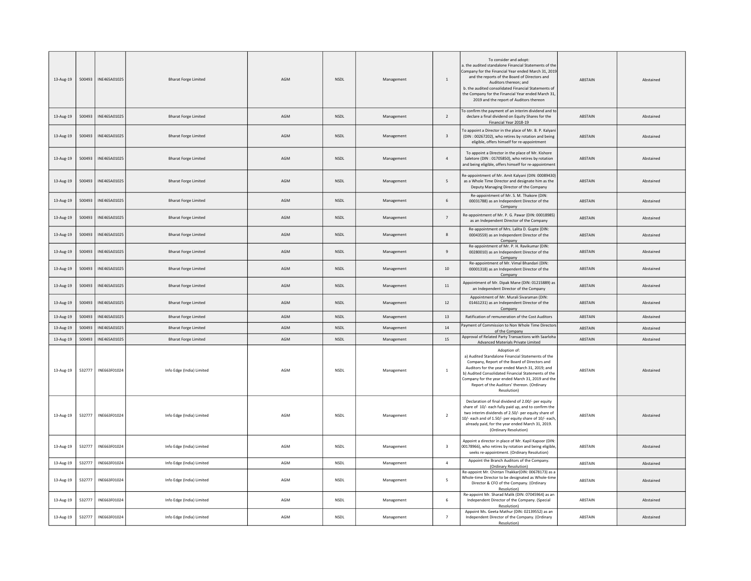| | | | | | | | | | | |
|---|---|---|---|---|---|---|---|---|---|---|
| 13-Aug-19 | 500493 | INE465A01025 | Bharat Forge Limited | AGM | NSDL | Management | 1 | To consider and adopt: a. the audited standalone Financial Statements of the Company for the Financial Year ended March 31, 2019 and the reports of the Board of Directors and Auditors thereon; and b. the audited consolidated Financial Statements of the Company for the Financial Year ended March 31, 2019 and the report of Auditors thereon | ABSTAIN | Abstained |
| 13-Aug-19 | 500493 | INE465A01025 | Bharat Forge Limited | AGM | NSDL | Management | 2 | To confirm the payment of an interim dividend and to declare a final dividend on Equity Shares for the Financial Year 2018-19 | ABSTAIN | Abstained |
| 13-Aug-19 | 500493 | INE465A01025 | Bharat Forge Limited | AGM | NSDL | Management | 3 | To appoint a Director in the place of Mr. B. P. Kalyani (DIN : 00267202), who retires by rotation and being eligible, offers himself for re-appointment | ABSTAIN | Abstained |
| 13-Aug-19 | 500493 | INE465A01025 | Bharat Forge Limited | AGM | NSDL | Management | 4 | To appoint a Director in the place of Mr. Kishore Saletore (DIN : 01705850), who retires by rotation and being eligible, offers himself for re-appointment | ABSTAIN | Abstained |
| 13-Aug-19 | 500493 | INE465A01025 | Bharat Forge Limited | AGM | NSDL | Management | 5 | Re-appointment of Mr. Amit Kalyani (DIN: 00089430) as a Whole Time Director and designate him as the Deputy Managing Director of the Company | ABSTAIN | Abstained |
| 13-Aug-19 | 500493 | INE465A01025 | Bharat Forge Limited | AGM | NSDL | Management | 6 | Re-appointment of Mr. S. M. Thakore (DIN: 00031788) as an Independent Director of the Company | ABSTAIN | Abstained |
| 13-Aug-19 | 500493 | INE465A01025 | Bharat Forge Limited | AGM | NSDL | Management | 7 | Re-appointment of Mr. P. G. Pawar (DIN: 00018985) as an Independent Director of the Company | ABSTAIN | Abstained |
| 13-Aug-19 | 500493 | INE465A01025 | Bharat Forge Limited | AGM | NSDL | Management | 8 | Re-appointment of Mrs. Lalita D. Gupte (DIN: 00043559) as an Independent Director of the Company | ABSTAIN | Abstained |
| 13-Aug-19 | 500493 | INE465A01025 | Bharat Forge Limited | AGM | NSDL | Management | 9 | Re-appointment of Mr. P. H. Ravikumar (DIN: 00280010) as an Independent Director of the Company | ABSTAIN | Abstained |
| 13-Aug-19 | 500493 | INE465A01025 | Bharat Forge Limited | AGM | NSDL | Management | 10 | Re-appointment of Mr. Vimal Bhandari (DIN: 00001318) as an Independent Director of the Company | ABSTAIN | Abstained |
| 13-Aug-19 | 500493 | INE465A01025 | Bharat Forge Limited | AGM | NSDL | Management | 11 | Appointment of Mr. Dipak Mane (DIN: 01215889) as an Independent Director of the Company | ABSTAIN | Abstained |
| 13-Aug-19 | 500493 | INE465A01025 | Bharat Forge Limited | AGM | NSDL | Management | 12 | Appointment of Mr. Murali Sivaraman (DIN: 01461231) as an Independent Director of the Company | ABSTAIN | Abstained |
| 13-Aug-19 | 500493 | INE465A01025 | Bharat Forge Limited | AGM | NSDL | Management | 13 | Ratification of remuneration of the Cost Auditors | ABSTAIN | Abstained |
| 13-Aug-19 | 500493 | INE465A01025 | Bharat Forge Limited | AGM | NSDL | Management | 14 | Payment of Commission to Non Whole Time Directors of the Company | ABSTAIN | Abstained |
| 13-Aug-19 | 500493 | INE465A01025 | Bharat Forge Limited | AGM | NSDL | Management | 15 | Approval of Related Party Transactions with Saarloha Advanced Materials Private Limited | ABSTAIN | Abstained |
| 13-Aug-19 | 532777 | INE663F01024 | Info Edge (India) Limited | AGM | NSDL | Management | 1 | Adoption of: a) Audited Standalone Financial Statements of the Company, Report of the Board of Directors and Auditors for the year ended March 31, 2019; and b) Audited Consolidated Financial Statements of the Company for the year ended March 31, 2019 and the Report of the Auditors' thereon. (Ordinary Resolution) | ABSTAIN | Abstained |
| 13-Aug-19 | 532777 | INE663F01024 | Info Edge (India) Limited | AGM | NSDL | Management | 2 | Declaration of final dividend of 2.00/- per equity share of 10/- each fully paid up, and to confirm the two interim dividends of 2.50/- per equity share of 10/- each and of 1.50/- per equity share of 10/- each, already paid, for the year ended March 31, 2019. (Ordinary Resolution) | ABSTAIN | Abstained |
| 13-Aug-19 | 532777 | INE663F01024 | Info Edge (India) Limited | AGM | NSDL | Management | 3 | Appoint a director in place of Mr. Kapil Kapoor (DIN: 00178966), who retires by rotation and being eligible, seeks re-appointment. (Ordinary Resolution) | ABSTAIN | Abstained |
| 13-Aug-19 | 532777 | INE663F01024 | Info Edge (India) Limited | AGM | NSDL | Management | 4 | Appoint the Branch Auditors of the Company. (Ordinary Resolution) | ABSTAIN | Abstained |
| 13-Aug-19 | 532777 | INE663F01024 | Info Edge (India) Limited | AGM | NSDL | Management | 5 | Re-appoint Mr. Chintan Thakkar(DIN: 00678173) as a Whole-time Director to be designated as Whole-time Director & CFO of the Company. (Ordinary Resolution) | ABSTAIN | Abstained |
| 13-Aug-19 | 532777 | INE663F01024 | Info Edge (India) Limited | AGM | NSDL | Management | 6 | Re-appoint Mr. Sharad Malik (DIN: 07045964) as an Independent Director of the Company. (Special Resolution) | ABSTAIN | Abstained |
| 13-Aug-19 | 532777 | INE663F01024 | Info Edge (India) Limited | AGM | NSDL | Management | 7 | Appoint Ms. Geeta Mathur (DIN: 02139552) as an Independent Director of the Company. (Ordinary Resolution) | ABSTAIN | Abstained |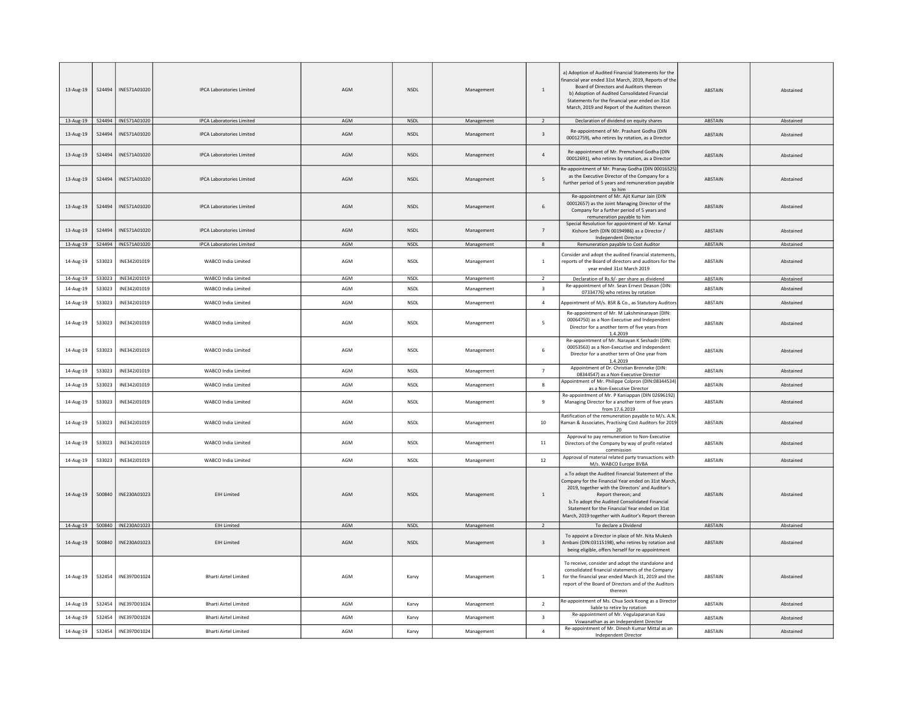| | | | | | | | | | | |
|---|---|---|---|---|---|---|---|---|---|---|
| 13-Aug-19 | 524494 | INE571A01020 | IPCA Laboratories Limited | AGM | NSDL | Management | 1 | a) Adoption of Audited Financial Statements for the financial year ended 31st March, 2019, Reports of the Board of Directors and Auditors thereon b) Adoption of Audited Consolidated Financial Statements for the financial year ended on 31st March, 2019 and Report of the Auditors thereon | ABSTAIN | Abstained |
| 13-Aug-19 | 524494 | INE571A01020 | IPCA Laboratories Limited | AGM | NSDL | Management | 2 | Declaration of dividend on equity shares | ABSTAIN | Abstained |
| 13-Aug-19 | 524494 | INE571A01020 | IPCA Laboratories Limited | AGM | NSDL | Management | 3 | Re-appointment of Mr. Prashant Godha (DIN 00012759), who retires by rotation, as a Director | ABSTAIN | Abstained |
| 13-Aug-19 | 524494 | INE571A01020 | IPCA Laboratories Limited | AGM | NSDL | Management | 4 | Re-appointment of Mr. Premchand Godha (DIN 00012691), who retires by rotation, as a Director | ABSTAIN | Abstained |
| 13-Aug-19 | 524494 | INE571A01020 | IPCA Laboratories Limited | AGM | NSDL | Management | 5 | Re-appointment of Mr. Pranay Godha (DIN 00016525) as the Executive Director of the Company for a further period of 5 years and remuneration payable to him | ABSTAIN | Abstained |
| 13-Aug-19 | 524494 | INE571A01020 | IPCA Laboratories Limited | AGM | NSDL | Management | 6 | Re-appointment of Mr. Ajit Kumar Jain (DIN 00012657) as the Joint Managing Director of the Company for a further period of 5 years and remuneration payable to him | ABSTAIN | Abstained |
| 13-Aug-19 | 524494 | INE571A01020 | IPCA Laboratories Limited | AGM | NSDL | Management | 7 | Special Resolution for appointment of Mr. Kamal Kishore Seth (DIN 00194986) as a Director / Independent Director | ABSTAIN | Abstained |
| 13-Aug-19 | 524494 | INE571A01020 | IPCA Laboratories Limited | AGM | NSDL | Management | 8 | Remuneration payable to Cost Auditor | ABSTAIN | Abstained |
| 14-Aug-19 | 533023 | INE342J01019 | WABCO India Limited | AGM | NSDL | Management | 1 | Consider and adopt the audited financial statements, reports of the Board of directors and auditors for the year ended 31st March 2019 | ABSTAIN | Abstained |
| 14-Aug-19 | 533023 | INE342J01019 | WABCO India Limited | AGM | NSDL | Management | 2 | Declaration of Rs.9/- per share as dividend | ABSTAIN | Abstained |
| 14-Aug-19 | 533023 | INE342J01019 | WABCO India Limited | AGM | NSDL | Management | 3 | Re-appointment of Mr. Sean Ernest Deason (DIN: 07334776) who retires by rotation | ABSTAIN | Abstained |
| 14-Aug-19 | 533023 | INE342J01019 | WABCO India Limited | AGM | NSDL | Management | 4 | Appointment of M/s. BSR & Co., as Statutory Auditors | ABSTAIN | Abstained |
| 14-Aug-19 | 533023 | INE342J01019 | WABCO India Limited | AGM | NSDL | Management | 5 | Re-appointment of Mr. M Lakshminarayan (DIN: 00064750) as a Non-Executive and Independent Director for a another term of five years from 1.4.2019 | ABSTAIN | Abstained |
| 14-Aug-19 | 533023 | INE342J01019 | WABCO India Limited | AGM | NSDL | Management | 6 | Re-appointment of Mr. Narayan K Seshadri (DIN: 00053563) as a Non-Executive and Independent Director for a another term of One year from 1.4.2019 | ABSTAIN | Abstained |
| 14-Aug-19 | 533023 | INE342J01019 | WABCO India Limited | AGM | NSDL | Management | 7 | Appointment of Dr. Christian Brenneke (DIN: 08344547) as a Non-Executive Director | ABSTAIN | Abstained |
| 14-Aug-19 | 533023 | INE342J01019 | WABCO India Limited | AGM | NSDL | Management | 8 | Appointment of Mr. Philippe Colpron (DIN:08344534) as a Non-Executive Director | ABSTAIN | Abstained |
| 14-Aug-19 | 533023 | INE342J01019 | WABCO India Limited | AGM | NSDL | Management | 9 | Re-appointment of Mr. P Kaniappan (DIN 02696192) Managing Director for a another term of five years from 17.6.2019 | ABSTAIN | Abstained |
| 14-Aug-19 | 533023 | INE342J01019 | WABCO India Limited | AGM | NSDL | Management | 10 | Ratification of the remuneration payable to M/s. A.N. Raman & Associates, Practising Cost Auditors for 2019-20 | ABSTAIN | Abstained |
| 14-Aug-19 | 533023 | INE342J01019 | WABCO India Limited | AGM | NSDL | Management | 11 | Approval to pay remuneration to Non-Executive Directors of the Company by way of profit-related commission | ABSTAIN | Abstained |
| 14-Aug-19 | 533023 | INE342J01019 | WABCO India Limited | AGM | NSDL | Management | 12 | Approval of material related party transactions with M/s. WABCO Europe BVBA | ABSTAIN | Abstained |
| 14-Aug-19 | 500840 | INE230A01023 | EIH Limited | AGM | NSDL | Management | 1 | a.To adopt the Audited Financial Statement of the Company for the Financial Year ended on 31st March, 2019, together with the Directors' and Auditor's Report thereon; and b.To adopt the Audited Consolidated Financial Statement for the Financial Year ended on 31st March, 2019 together with Auditor's Report thereon | ABSTAIN | Abstained |
| 14-Aug-19 | 500840 | INE230A01023 | EIH Limited | AGM | NSDL | Management | 2 | To declare a Dividend | ABSTAIN | Abstained |
| 14-Aug-19 | 500840 | INE230A01023 | EIH Limited | AGM | NSDL | Management | 3 | To appoint a Director in place of Mr. Nita Mukesh Ambani (DIN:03115198), who retires by rotation and being eligible, offers herself for re-appointment | ABSTAIN | Abstained |
| 14-Aug-19 | 532454 | INE397D01024 | Bharti Airtel Limited | AGM | Karvy | Management | 1 | To receive, consider and adopt the standalone and consolidated financial statements of the Company for the financial year ended March 31, 2019 and the report of the Board of Directors and of the Auditors thereon | ABSTAIN | Abstained |
| 14-Aug-19 | 532454 | INE397D01024 | Bharti Airtel Limited | AGM | Karvy | Management | 2 | Re-appointment of Ms. Chua Sock Koong as a Director liable to retire by rotation | ABSTAIN | Abstained |
| 14-Aug-19 | 532454 | INE397D01024 | Bharti Airtel Limited | AGM | Karvy | Management | 3 | Re-appointment of Mr. Vegulaparanan Kasi Viswanathan as an Independent Director | ABSTAIN | Abstained |
| 14-Aug-19 | 532454 | INE397D01024 | Bharti Airtel Limited | AGM | Karvy | Management | 4 | Re-appointment of Mr. Dinesh Kumar Mittal as an Independent Director | ABSTAIN | Abstained |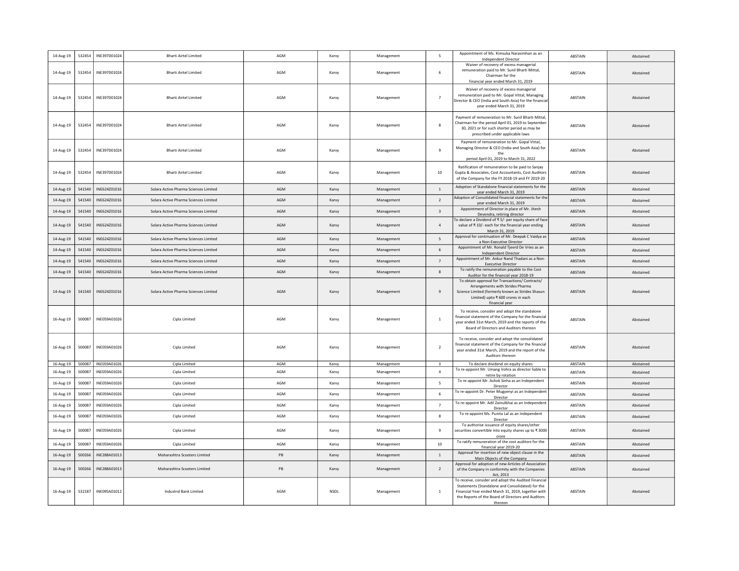| | | | | | | | | | | |
|---|---|---|---|---|---|---|---|---|---|---|
| 14-Aug-19 | 532454 | INE397D01024 | Bharti Airtel Limited | AGM | Karvy | Management | 5 | Appointment of Ms. Kimsuka Narasimhan as an Independent Director | ABSTAIN | Abstained |
| 14-Aug-19 | 532454 | INE397D01024 | Bharti Airtel Limited | AGM | Karvy | Management | 6 | Waiver of recovery of excess managerial remuneration paid to Mr. Sunil Bharti Mittal, Chairman for the financial year ended March 31, 2019 | ABSTAIN | Abstained |
| 14-Aug-19 | 532454 | INE397D01024 | Bharti Airtel Limited | AGM | Karvy | Management | 7 | Waiver of recovery of excess managerial remuneration paid to Mr. Gopal Vittal, Managing Director & CEO (India and South Asia) for the financial year ended March 31, 2019 | ABSTAIN | Abstained |
| 14-Aug-19 | 532454 | INE397D01024 | Bharti Airtel Limited | AGM | Karvy | Management | 8 | Payment of remuneration to Mr. Sunil Bharti Mittal, Chairman for the period April 01, 2019 to September 30, 2021 or for such shorter period as may be prescribed under applicable laws | ABSTAIN | Abstained |
| 14-Aug-19 | 532454 | INE397D01024 | Bharti Airtel Limited | AGM | Karvy | Management | 9 | Payment of remuneration to Mr. Gopal Vittal, Managing Director & CEO (India and South Asia) for the period April 01, 2019 to March 31, 2022 | ABSTAIN | Abstained |
| 14-Aug-19 | 532454 | INE397D01024 | Bharti Airtel Limited | AGM | Karvy | Management | 10 | Ratification of remuneration to be paid to Sanjay Gupta & Associates, Cost Accountants, Cost Auditors of the Company for the FY 2018-19 and FY 2019-20 | ABSTAIN | Abstained |
| 14-Aug-19 | 541540 | INE624Z01016 | Solara Active Pharma Sciences Limited | AGM | Karvy | Management | 1 | Adoption of Standalone financial statements for the year ended March 31, 2019 | ABSTAIN | Abstained |
| 14-Aug-19 | 541540 | INE624Z01016 | Solara Active Pharma Sciences Limited | AGM | Karvy | Management | 2 | Adoption of Consolidated financial statements for the year ended March 31, 2019 | ABSTAIN | Abstained |
| 14-Aug-19 | 541540 | INE624Z01016 | Solara Active Pharma Sciences Limited | AGM | Karvy | Management | 3 | Appointment of Director in place of Mr. Jitesh Devendra, retiring director | ABSTAIN | Abstained |
| 14-Aug-19 | 541540 | INE624Z01016 | Solara Active Pharma Sciences Limited | AGM | Karvy | Management | 4 | To declare a Dividend of ₹ 5/- per equity share of face value of ₹ 10/- each for the financial year ending March 31, 2019 | ABSTAIN | Abstained |
| 14-Aug-19 | 541540 | INE624Z01016 | Solara Active Pharma Sciences Limited | AGM | Karvy | Management | 5 | Approval for continuation of Mr. Deepak C Vaidya as a Non-Executive Director | ABSTAIN | Abstained |
| 14-Aug-19 | 541540 | INE624Z01016 | Solara Active Pharma Sciences Limited | AGM | Karvy | Management | 6 | Appointment of Mr. Ronald Tjeerd De Vries as an Independent Director | ABSTAIN | Abstained |
| 14-Aug-19 | 541540 | INE624Z01016 | Solara Active Pharma Sciences Limited | AGM | Karvy | Management | 7 | Appointment of Mr. Ankur Nand Thadani as a Non-Executive Director | ABSTAIN | Abstained |
| 14-Aug-19 | 541540 | INE624Z01016 | Solara Active Pharma Sciences Limited | AGM | Karvy | Management | 8 | To ratify the remuneration payable to the Cost Auditor for the financial year 2018-19 | ABSTAIN | Abstained |
| 14-Aug-19 | 541540 | INE624Z01016 | Solara Active Pharma Sciences Limited | AGM | Karvy | Management | 9 | To obtain approval for Transactions/ Contracts/ Arrangements with Strides Pharma Science Limited (formerly known as Strides Shasun Limited) upto ₹ 600 crores in each financial year | ABSTAIN | Abstained |
| 16-Aug-19 | 500087 | INE059A01026 | Cipla Limited | AGM | Karvy | Management | 1 | To receive, consider and adopt the standalone financial statement of the Company for the financial year ended 31st March, 2019 and the reports of the Board of Directors and Auditors thereon | ABSTAIN | Abstained |
| 16-Aug-19 | 500087 | INE059A01026 | Cipla Limited | AGM | Karvy | Management | 2 | To receive, consider and adopt the consolidated financial statement of the Company for the financial year ended 31st March, 2019 and the report of the Auditors thereon | ABSTAIN | Abstained |
| 16-Aug-19 | 500087 | INE059A01026 | Cipla Limited | AGM | Karvy | Management | 3 | To declare dividend on equity shares | ABSTAIN | Abstained |
| 16-Aug-19 | 500087 | INE059A01026 | Cipla Limited | AGM | Karvy | Management | 4 | To re-appoint Mr. Umang Vohra as director liable to retire by rotation | ABSTAIN | Abstained |
| 16-Aug-19 | 500087 | INE059A01026 | Cipla Limited | AGM | Karvy | Management | 5 | To re-appoint Mr. Ashok Sinha as an Independent Director | ABSTAIN | Abstained |
| 16-Aug-19 | 500087 | INE059A01026 | Cipla Limited | AGM | Karvy | Management | 6 | To re-appoint Dr. Peter Mugyenyi as an Independent Director | ABSTAIN | Abstained |
| 16-Aug-19 | 500087 | INE059A01026 | Cipla Limited | AGM | Karvy | Management | 7 | To re-appoint Mr. Adil Zainulbhai as an Independent Director | ABSTAIN | Abstained |
| 16-Aug-19 | 500087 | INE059A01026 | Cipla Limited | AGM | Karvy | Management | 8 | To re-appoint Ms. Punita Lal as an Independent Director | ABSTAIN | Abstained |
| 16-Aug-19 | 500087 | INE059A01026 | Cipla Limited | AGM | Karvy | Management | 9 | To authorise issuance of equity shares/other securities convertible into equity shares up to ₹ 3000 crore | ABSTAIN | Abstained |
| 16-Aug-19 | 500087 | INE059A01026 | Cipla Limited | AGM | Karvy | Management | 10 | To ratify remuneration of the cost auditors for the financial year 2019-20 | ABSTAIN | Abstained |
| 16-Aug-19 | 500266 | INE288A01013 | Maharashtra Scooters Limited | PB | Karvy | Management | 1 | Approval for insertion of new object clause in the Main Objects of the Company | ABSTAIN | Abstained |
| 16-Aug-19 | 500266 | INE288A01013 | Maharashtra Scooters Limited | PB | Karvy | Management | 2 | Approval for adoption of new Articles of Association of the Company in conformity with the Companies Act, 2013 | ABSTAIN | Abstained |
| 16-Aug-19 | 532187 | INE095A01012 | IndusInd Bank Limited | AGM | NSDL | Management | 1 | To receive, consider and adopt the Audited Financial Statements (Standalone and Consolidated) for the Financial Year ended March 31, 2019, together with the Reports of the Board of Directors and Auditors thereon | ABSTAIN | Abstained |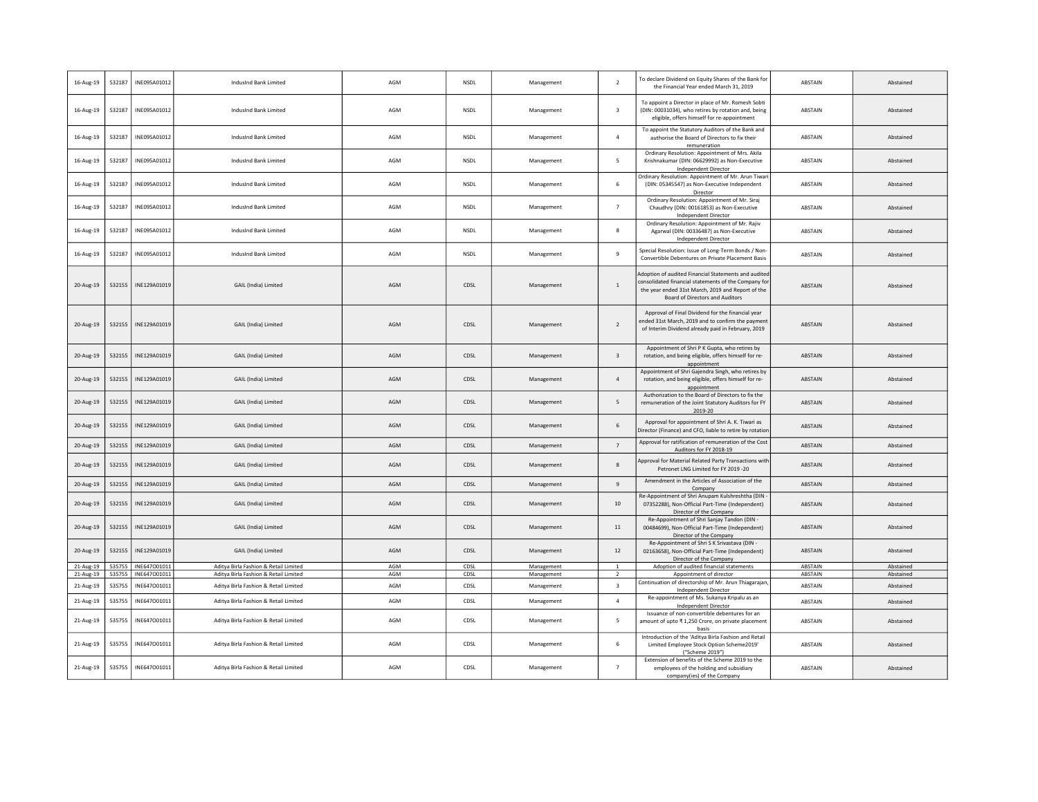| | | | | | | | | | | |
|---|---|---|---|---|---|---|---|---|---|---|
| 16-Aug-19 | 532187 | INE095A01012 | IndusInd Bank Limited | AGM | NSDL | Management | 2 | To declare Dividend on Equity Shares of the Bank for the Financial Year ended March 31, 2019 | ABSTAIN | Abstained |
| 16-Aug-19 | 532187 | INE095A01012 | IndusInd Bank Limited | AGM | NSDL | Management | 3 | To appoint a Director in place of Mr. Romesh Sobti (DIN: 00031034), who retires by rotation and, being eligible, offers himself for re-appointment | ABSTAIN | Abstained |
| 16-Aug-19 | 532187 | INE095A01012 | IndusInd Bank Limited | AGM | NSDL | Management | 4 | To appoint the Statutory Auditors of the Bank and authorise the Board of Directors to fix their remuneration | ABSTAIN | Abstained |
| 16-Aug-19 | 532187 | INE095A01012 | IndusInd Bank Limited | AGM | NSDL | Management | 5 | Ordinary Resolution: Appointment of Mrs. Akila Krishnakumar (DIN: 06629992) as Non-Executive Independent Director | ABSTAIN | Abstained |
| 16-Aug-19 | 532187 | INE095A01012 | IndusInd Bank Limited | AGM | NSDL | Management | 6 | Ordinary Resolution: Appointment of Mr. Arun Tiwari (DIN: 05345547) as Non-Executive Independent Director | ABSTAIN | Abstained |
| 16-Aug-19 | 532187 | INE095A01012 | IndusInd Bank Limited | AGM | NSDL | Management | 7 | Ordinary Resolution: Appointment of Mr. Siraj Chaudhry (DIN: 00161853) as Non-Executive Independent Director | ABSTAIN | Abstained |
| 16-Aug-19 | 532187 | INE095A01012 | IndusInd Bank Limited | AGM | NSDL | Management | 8 | Ordinary Resolution: Appointment of Mr. Rajiv Agarwal (DIN: 00336487) as Non-Executive Independent Director | ABSTAIN | Abstained |
| 16-Aug-19 | 532187 | INE095A01012 | IndusInd Bank Limited | AGM | NSDL | Management | 9 | Special Resolution: Issue of Long-Term Bonds / Non-Convertible Debentures on Private Placement Basis | ABSTAIN | Abstained |
| 20-Aug-19 | 532155 | INE129A01019 | GAIL (India) Limited | AGM | CDSL | Management | 1 | Adoption of audited Financial Statements and audited consolidated financial statements of the Company for the year ended 31st March, 2019 and Report of the Board of Directors and Auditors | ABSTAIN | Abstained |
| 20-Aug-19 | 532155 | INE129A01019 | GAIL (India) Limited | AGM | CDSL | Management | 2 | Approval of Final Dividend for the financial year ended 31st March, 2019 and to confirm the payment of Interim Dividend already paid in February, 2019 | ABSTAIN | Abstained |
| 20-Aug-19 | 532155 | INE129A01019 | GAIL (India) Limited | AGM | CDSL | Management | 3 | Appointment of Shri P K Gupta, who retires by rotation, and being eligible, offers himself for re-appointment | ABSTAIN | Abstained |
| 20-Aug-19 | 532155 | INE129A01019 | GAIL (India) Limited | AGM | CDSL | Management | 4 | Appointment of Shri Gajendra Singh, who retires by rotation, and being eligible, offers himself for re-appointment | ABSTAIN | Abstained |
| 20-Aug-19 | 532155 | INE129A01019 | GAIL (India) Limited | AGM | CDSL | Management | 5 | Authorization to the Board of Directors to fix the remuneration of the Joint Statutory Auditors for FY 2019-20 | ABSTAIN | Abstained |
| 20-Aug-19 | 532155 | INE129A01019 | GAIL (India) Limited | AGM | CDSL | Management | 6 | Approval for appointment of Shri A. K. Tiwari as Director (Finance) and CFO, liable to retire by rotation | ABSTAIN | Abstained |
| 20-Aug-19 | 532155 | INE129A01019 | GAIL (India) Limited | AGM | CDSL | Management | 7 | Approval for ratification of remuneration of the Cost Auditors for FY 2018-19 | ABSTAIN | Abstained |
| 20-Aug-19 | 532155 | INE129A01019 | GAIL (India) Limited | AGM | CDSL | Management | 8 | Approval for Material Related Party Transactions with Petronet LNG Limited for FY 2019 -20 | ABSTAIN | Abstained |
| 20-Aug-19 | 532155 | INE129A01019 | GAIL (India) Limited | AGM | CDSL | Management | 9 | Amendment in the Articles of Association of the Company | ABSTAIN | Abstained |
| 20-Aug-19 | 532155 | INE129A01019 | GAIL (India) Limited | AGM | CDSL | Management | 10 | Re-Appointment of Shri Anupam Kulshreshtha (DIN - 07352288), Non-Official Part-Time (Independent) Director of the Company | ABSTAIN | Abstained |
| 20-Aug-19 | 532155 | INE129A01019 | GAIL (India) Limited | AGM | CDSL | Management | 11 | Re-Appointment of Shri Sanjay Tandon (DIN - 00484699), Non-Official Part-Time (Independent) Director of the Company | ABSTAIN | Abstained |
| 20-Aug-19 | 532155 | INE129A01019 | GAIL (India) Limited | AGM | CDSL | Management | 12 | Re-Appointment of Shri S K Srivastava (DIN - 02163658), Non-Official Part-Time (Independent) Director of the Company | ABSTAIN | Abstained |
| 21-Aug-19 | 535755 | INE647O01011 | Aditya Birla Fashion & Retail Limited | AGM | CDSL | Management | 1 | Adoption of audited financial statements | ABSTAIN | Abstained |
| 21-Aug-19 | 535755 | INE647O01011 | Aditya Birla Fashion & Retail Limited | AGM | CDSL | Management | 2 | Appointment of director | ABSTAIN | Abstained |
| 21-Aug-19 | 535755 | INE647O01011 | Aditya Birla Fashion & Retail Limited | AGM | CDSL | Management | 3 | Continuation of directorship of Mr. Arun Thiagarajan, Independent Director | ABSTAIN | Abstained |
| 21-Aug-19 | 535755 | INE647O01011 | Aditya Birla Fashion & Retail Limited | AGM | CDSL | Management | 4 | Re-appointment of Ms. Sukanya Kripalu as an Independent Director | ABSTAIN | Abstained |
| 21-Aug-19 | 535755 | INE647O01011 | Aditya Birla Fashion & Retail Limited | AGM | CDSL | Management | 5 | Issuance of non-convertible debentures for an amount of upto ₹ 1,250 Crore, on private placement basis | ABSTAIN | Abstained |
| 21-Aug-19 | 535755 | INE647O01011 | Aditya Birla Fashion & Retail Limited | AGM | CDSL | Management | 6 | Introduction of the 'Aditya Birla Fashion and Retail Limited Employee Stock Option Scheme2019' ("Scheme 2019") | ABSTAIN | Abstained |
| 21-Aug-19 | 535755 | INE647O01011 | Aditya Birla Fashion & Retail Limited | AGM | CDSL | Management | 7 | Extension of benefits of the Scheme 2019 to the employees of the holding and subsidiary company(ies) of the Company | ABSTAIN | Abstained |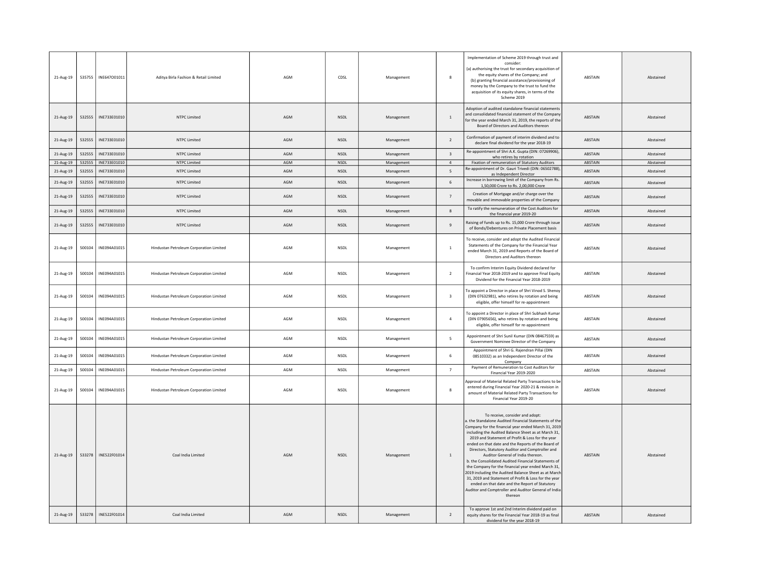| | | | | | | | | | | |
|---|---|---|---|---|---|---|---|---|---|---|
| 21-Aug-19 | 535755 | INE647O01011 | Aditya Birla Fashion & Retail Limited | AGM | CDSL | Management | 8 | Implementation of Scheme 2019 through trust and consider: (a) authorising the trust for secondary acquisition of the equity shares of the Company; and (b) granting financial assistance/provisioning of money by the Company to the trust to fund the acquisition of its equity shares, in terms of the Scheme 2019 | ABSTAIN | Abstained |
| 21-Aug-19 | 532555 | INE733E01010 | NTPC Limited | AGM | NSDL | Management | 1 | Adoption of audited standalone financial statements and consolidated financial statement of the Company for the year ended March 31, 2019, the reports of the Board of Directors and Auditors thereon | ABSTAIN | Abstained |
| 21-Aug-19 | 532555 | INE733E01010 | NTPC Limited | AGM | NSDL | Management | 2 | Confirmation of payment of interim dividend and to declare final dividend for the year 2018-19 | ABSTAIN | Abstained |
| 21-Aug-19 | 532555 | INE733E01010 | NTPC Limited | AGM | NSDL | Management | 3 | Re-appointment of Shri A.K. Gupta (DIN: 07269906), who retires by rotation | ABSTAIN | Abstained |
| 21-Aug-19 | 532555 | INE733E01010 | NTPC Limited | AGM | NSDL | Management | 4 | Fixation of remuneration of Statutory Auditors | ABSTAIN | Abstained |
| 21-Aug-19 | 532555 | INE733E01010 | NTPC Limited | AGM | NSDL | Management | 5 | Re-appointment of Dr. Gauri Trivedi (DIN: 06502788), as Independent Director | ABSTAIN | Abstained |
| 21-Aug-19 | 532555 | INE733E01010 | NTPC Limited | AGM | NSDL | Management | 6 | Increase in borrowing limit of the Company from Rs. 1,50,000 Crore to Rs. 2,00,000 Crore | ABSTAIN | Abstained |
| 21-Aug-19 | 532555 | INE733E01010 | NTPC Limited | AGM | NSDL | Management | 7 | Creation of Mortgage and/or charge over the movable and immovable properties of the Company | ABSTAIN | Abstained |
| 21-Aug-19 | 532555 | INE733E01010 | NTPC Limited | AGM | NSDL | Management | 8 | To ratify the remuneration of the Cost Auditors for the financial year 2019-20 | ABSTAIN | Abstained |
| 21-Aug-19 | 532555 | INE733E01010 | NTPC Limited | AGM | NSDL | Management | 9 | Raising of funds up to Rs. 15,000 Crore through issue of Bonds/Debentures on Private Placement basis | ABSTAIN | Abstained |
| 21-Aug-19 | 500104 | INE094A01015 | Hindustan Petroleum Corporation Limited | AGM | NSDL | Management | 1 | To receive, consider and adopt the Audited Financial Statements of the Company for the Financial Year ended March 31, 2019 and Reports of the Board of Directors and Auditors thereon | ABSTAIN | Abstained |
| 21-Aug-19 | 500104 | INE094A01015 | Hindustan Petroleum Corporation Limited | AGM | NSDL | Management | 2 | To confirm Interim Equity Dividend declared for Financial Year 2018-2019 and to approve Final Equity Dividend for the Financial Year 2018-2019 | ABSTAIN | Abstained |
| 21-Aug-19 | 500104 | INE094A01015 | Hindustan Petroleum Corporation Limited | AGM | NSDL | Management | 3 | To appoint a Director in place of Shri Vinod S. Shenoy (DIN 07632981), who retires by rotation and being eligible, offer himself for re-appointment | ABSTAIN | Abstained |
| 21-Aug-19 | 500104 | INE094A01015 | Hindustan Petroleum Corporation Limited | AGM | NSDL | Management | 4 | To appoint a Director in place of Shri Subhash Kumar (DIN 07905656), who retires by rotation and being eligible, offer himself for re-appointment | ABSTAIN | Abstained |
| 21-Aug-19 | 500104 | INE094A01015 | Hindustan Petroleum Corporation Limited | AGM | NSDL | Management | 5 | Appointment of Shri Sunil Kumar (DIN 08467559) as Government Nominee Director of the Company | ABSTAIN | Abstained |
| 21-Aug-19 | 500104 | INE094A01015 | Hindustan Petroleum Corporation Limited | AGM | NSDL | Management | 6 | Appointment of Shri G. Rajendran Pillai (DIN 08510332) as an Independent Director of the Company | ABSTAIN | Abstained |
| 21-Aug-19 | 500104 | INE094A01015 | Hindustan Petroleum Corporation Limited | AGM | NSDL | Management | 7 | Payment of Remuneration to Cost Auditors for Financial Year 2019-2020 | ABSTAIN | Abstained |
| 21-Aug-19 | 500104 | INE094A01015 | Hindustan Petroleum Corporation Limited | AGM | NSDL | Management | 8 | Approval of Material Related Party Transactions to be entered during Financial Year 2020-21 & revision in amount of Material Related Party Transactions for Financial Year 2019-20 | ABSTAIN | Abstained |
| 21-Aug-19 | 533278 | INE522F01014 | Coal India Limited | AGM | NSDL | Management | 1 | To receive, consider and adopt: a. the Standalone Audited Financial Statements of the Company for the financial year ended March 31, 2019 including the Audited Balance Sheet as at March 31, 2019 and Statement of Profit & Loss for the year ended on that date and the Reports of the Board of Directors, Statutory Auditor and Comptroller and Auditor General of India thereon. b. the Consolidated Audited Financial Statements of the Company for the financial year ended March 31, 2019 including the Audited Balance Sheet as at March 31, 2019 and Statement of Profit & Loss for the year ended on that date and the Report of Statutory Auditor and Comptroller and Auditor General of India thereon | ABSTAIN | Abstained |
| 21-Aug-19 | 533278 | INE522F01014 | Coal India Limited | AGM | NSDL | Management | 2 | To approve 1st and 2nd Interim dividend paid on equity shares for the Financial Year 2018-19 as final dividend for the year 2018-19 | ABSTAIN | Abstained |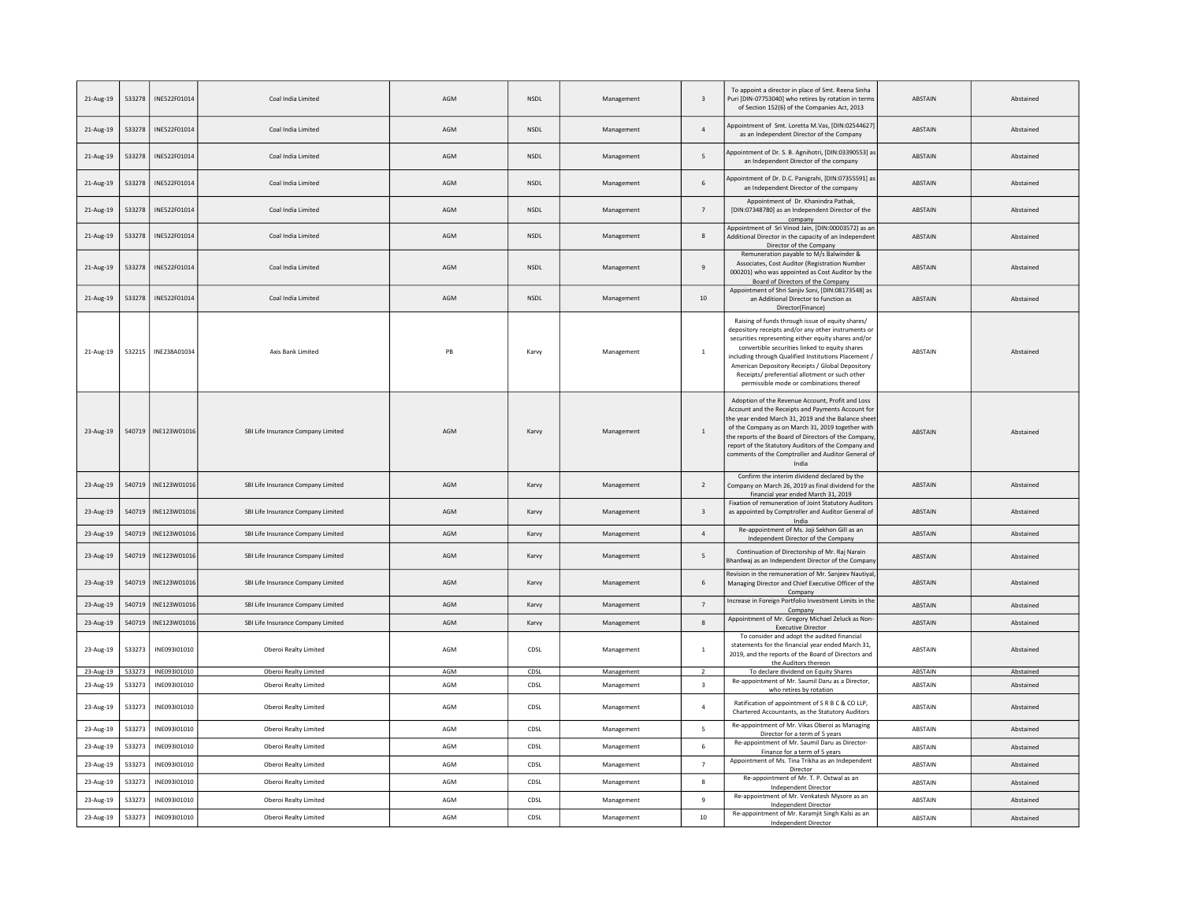| | | | | | | | | | | |
|---|---|---|---|---|---|---|---|---|---|---|
| 21-Aug-19 | 533278 | INE522F01014 | Coal India Limited | AGM | NSDL | Management | 3 | To appoint a director in place of Smt. Reena Sinha Puri [DIN-07753040] who retires by rotation in terms of Section 152(6) of the Companies Act, 2013 | ABSTAIN | Abstained |
| 21-Aug-19 | 533278 | INE522F01014 | Coal India Limited | AGM | NSDL | Management | 4 | Appointment of Smt. Loretta M.Vas, [DIN:02544627] as an Independent Director of the Company | ABSTAIN | Abstained |
| 21-Aug-19 | 533278 | INE522F01014 | Coal India Limited | AGM | NSDL | Management | 5 | Appointment of Dr. S. B. Agnihotri, [DIN:03390553] as an Independent Director of the company | ABSTAIN | Abstained |
| 21-Aug-19 | 533278 | INE522F01014 | Coal India Limited | AGM | NSDL | Management | 6 | Appointment of Dr. D.C. Panigrahi, [DIN:07355591] as an Independent Director of the company | ABSTAIN | Abstained |
| 21-Aug-19 | 533278 | INE522F01014 | Coal India Limited | AGM | NSDL | Management | 7 | Appointment of Dr. Khanindra Pathak, [DIN:07348780] as an Independent Director of the company | ABSTAIN | Abstained |
| 21-Aug-19 | 533278 | INE522F01014 | Coal India Limited | AGM | NSDL | Management | 8 | Appointment of Sri Vinod Jain, [DIN:00003572) as an Additional Director in the capacity of an Independent Director of the Company | ABSTAIN | Abstained |
| 21-Aug-19 | 533278 | INE522F01014 | Coal India Limited | AGM | NSDL | Management | 9 | Remuneration payable to M/s Balwinder & Associates, Cost Auditor (Registration Number 000201) who was appointed as Cost Auditor by the Board of Directors of the Company | ABSTAIN | Abstained |
| 21-Aug-19 | 533278 | INE522F01014 | Coal India Limited | AGM | NSDL | Management | 10 | Appointment of Shri Sanjiv Soni, [DIN:08173548] as an Additional Director to function as Director(Finance) | ABSTAIN | Abstained |
| 21-Aug-19 | 532215 | INE238A01034 | Axis Bank Limited | PB | Karvy | Management | 1 | Raising of funds through issue of equity shares/ depository receipts and/or any other instruments or securities representing either equity shares and/or convertible securities linked to equity shares including through Qualified Institutions Placement / American Depository Receipts / Global Depository Receipts/ preferential allotment or such other permissible mode or combinations thereof | ABSTAIN | Abstained |
| 23-Aug-19 | 540719 | INE123W01016 | SBI Life Insurance Company Limited | AGM | Karvy | Management | 1 | Adoption of the Revenue Account, Profit and Loss Account and the Receipts and Payments Account for the year ended March 31, 2019 and the Balance sheet of the Company as on March 31, 2019 together with the reports of the Board of Directors of the Company, report of the Statutory Auditors of the Company and comments of the Comptroller and Auditor General of India | ABSTAIN | Abstained |
| 23-Aug-19 | 540719 | INE123W01016 | SBI Life Insurance Company Limited | AGM | Karvy | Management | 2 | Confirm the interim dividend declared by the Company on March 26, 2019 as final dividend for the financial year ended March 31, 2019 | ABSTAIN | Abstained |
| 23-Aug-19 | 540719 | INE123W01016 | SBI Life Insurance Company Limited | AGM | Karvy | Management | 3 | Fixation of remuneration of Joint Statutory Auditors as appointed by Comptroller and Auditor General of India | ABSTAIN | Abstained |
| 23-Aug-19 | 540719 | INE123W01016 | SBI Life Insurance Company Limited | AGM | Karvy | Management | 4 | Re-appointment of Ms. Joji Sekhon Gill as an Independent Director of the Company | ABSTAIN | Abstained |
| 23-Aug-19 | 540719 | INE123W01016 | SBI Life Insurance Company Limited | AGM | Karvy | Management | 5 | Continuation of Directorship of Mr. Raj Narain Bhardwaj as an Independent Director of the Company | ABSTAIN | Abstained |
| 23-Aug-19 | 540719 | INE123W01016 | SBI Life Insurance Company Limited | AGM | Karvy | Management | 6 | Revision in the remuneration of Mr. Sanjeev Nautiyal, Managing Director and Chief Executive Officer of the Company | ABSTAIN | Abstained |
| 23-Aug-19 | 540719 | INE123W01016 | SBI Life Insurance Company Limited | AGM | Karvy | Management | 7 | Increase in Foreign Portfolio Investment Limits in the Company | ABSTAIN | Abstained |
| 23-Aug-19 | 540719 | INE123W01016 | SBI Life Insurance Company Limited | AGM | Karvy | Management | 8 | Appointment of Mr. Gregory Michael Zeluck as Non-Executive Director | ABSTAIN | Abstained |
| 23-Aug-19 | 533273 | INE093I01010 | Oberoi Realty Limited | AGM | CDSL | Management | 1 | To consider and adopt the audited financial statements for the financial year ended March 31, 2019, and the reports of the Board of Directors and the Auditors thereon | ABSTAIN | Abstained |
| 23-Aug-19 | 533273 | INE093I01010 | Oberoi Realty Limited | AGM | CDSL | Management | 2 | To declare dividend on Equity Shares | ABSTAIN | Abstained |
| 23-Aug-19 | 533273 | INE093I01010 | Oberoi Realty Limited | AGM | CDSL | Management | 3 | Re-appointment of Mr. Saumil Daru as a Director, who retires by rotation | ABSTAIN | Abstained |
| 23-Aug-19 | 533273 | INE093I01010 | Oberoi Realty Limited | AGM | CDSL | Management | 4 | Ratification of appointment of S R B C & CO LLP, Chartered Accountants, as the Statutory Auditors | ABSTAIN | Abstained |
| 23-Aug-19 | 533273 | INE093I01010 | Oberoi Realty Limited | AGM | CDSL | Management | 5 | Re-appointment of Mr. Vikas Oberoi as Managing Director for a term of 5 years | ABSTAIN | Abstained |
| 23-Aug-19 | 533273 | INE093I01010 | Oberoi Realty Limited | AGM | CDSL | Management | 6 | Re-appointment of Mr. Saumil Daru as Director-Finance for a term of 5 years | ABSTAIN | Abstained |
| 23-Aug-19 | 533273 | INE093I01010 | Oberoi Realty Limited | AGM | CDSL | Management | 7 | Appointment of Ms. Tina Trikha as an Independent Director | ABSTAIN | Abstained |
| 23-Aug-19 | 533273 | INE093I01010 | Oberoi Realty Limited | AGM | CDSL | Management | 8 | Re-appointment of Mr. T. P. Ostwal as an Independent Director | ABSTAIN | Abstained |
| 23-Aug-19 | 533273 | INE093I01010 | Oberoi Realty Limited | AGM | CDSL | Management | 9 | Re-appointment of Mr. Venkatesh Mysore as an Independent Director | ABSTAIN | Abstained |
| 23-Aug-19 | 533273 | INE093I01010 | Oberoi Realty Limited | AGM | CDSL | Management | 10 | Re-appointment of Mr. Karamjit Singh Kalsi as an Independent Director | ABSTAIN | Abstained |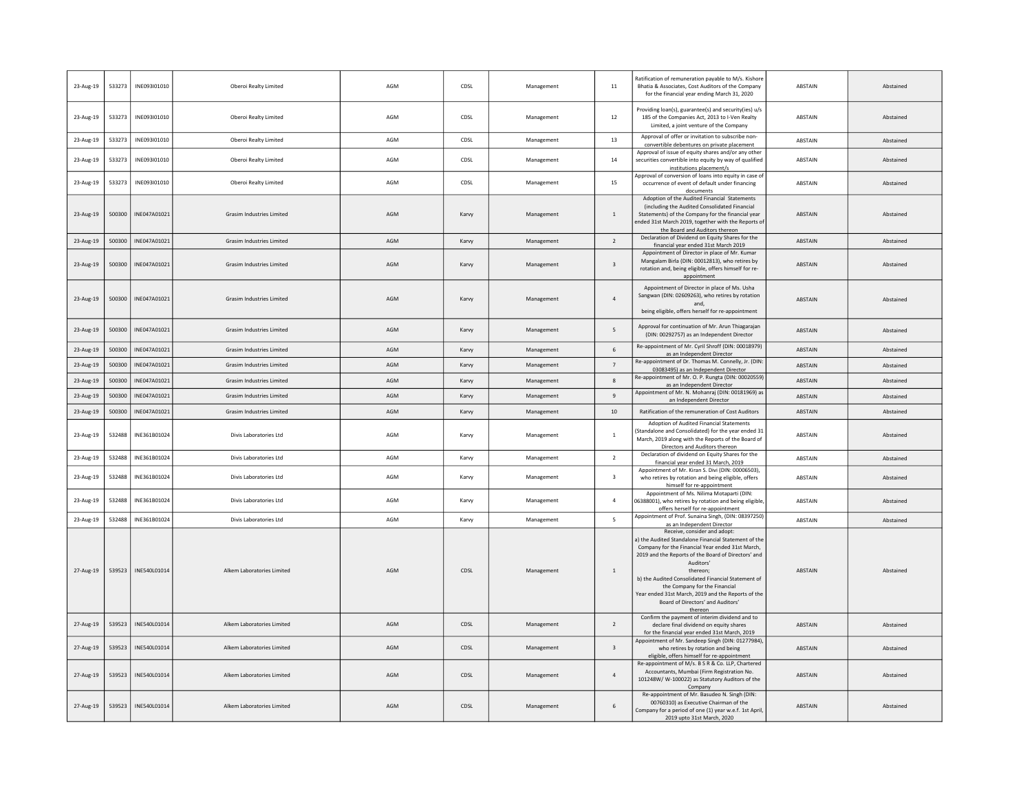| | | | | | | | | | | |
|---|---|---|---|---|---|---|---|---|---|---|
| 23-Aug-19 | 533273 | INE093I01010 | Oberoi Realty Limited | AGM | CDSL | Management | 11 | Ratification of remuneration payable to M/s. Kishore Bhatia & Associates, Cost Auditors of the Company for the financial year ending March 31, 2020 | ABSTAIN | Abstained |
| 23-Aug-19 | 533273 | INE093I01010 | Oberoi Realty Limited | AGM | CDSL | Management | 12 | Providing loan(s), guarantee(s) and security(ies) u/s 185 of the Companies Act, 2013 to I-Ven Realty Limited, a joint venture of the Company | ABSTAIN | Abstained |
| 23-Aug-19 | 533273 | INE093I01010 | Oberoi Realty Limited | AGM | CDSL | Management | 13 | Approval of offer or invitation to subscribe non-convertible debentures on private placement | ABSTAIN | Abstained |
| 23-Aug-19 | 533273 | INE093I01010 | Oberoi Realty Limited | AGM | CDSL | Management | 14 | Approval of issue of equity shares and/or any other securities convertible into equity by way of qualified institutions placement/s | ABSTAIN | Abstained |
| 23-Aug-19 | 533273 | INE093I01010 | Oberoi Realty Limited | AGM | CDSL | Management | 15 | Approval of conversion of loans into equity in case of occurrence of event of default under financing documents | ABSTAIN | Abstained |
| 23-Aug-19 | 500300 | INE047A01021 | Grasim Industries Limited | AGM | Karvy | Management | 1 | Adoption of the Audited Financial Statements (including the Audited Consolidated Financial Statements) of the Company for the financial year ended 31st March 2019, together with the Reports of the Board and Auditors thereon | ABSTAIN | Abstained |
| 23-Aug-19 | 500300 | INE047A01021 | Grasim Industries Limited | AGM | Karvy | Management | 2 | Declaration of Dividend on Equity Shares for the financial year ended 31st March 2019 | ABSTAIN | Abstained |
| 23-Aug-19 | 500300 | INE047A01021 | Grasim Industries Limited | AGM | Karvy | Management | 3 | Appointment of Director in place of Mr. Kumar Mangalam Birla (DIN: 00012813), who retires by rotation and, being eligible, offers himself for re-appointment | ABSTAIN | Abstained |
| 23-Aug-19 | 500300 | INE047A01021 | Grasim Industries Limited | AGM | Karvy | Management | 4 | Appointment of Director in place of Ms. Usha Sangwan (DIN: 02609263), who retires by rotation and, being eligible, offers herself for re-appointment | ABSTAIN | Abstained |
| 23-Aug-19 | 500300 | INE047A01021 | Grasim Industries Limited | AGM | Karvy | Management | 5 | Approval for continuation of Mr. Arun Thiagarajan (DIN: 00292757) as an Independent Director | ABSTAIN | Abstained |
| 23-Aug-19 | 500300 | INE047A01021 | Grasim Industries Limited | AGM | Karvy | Management | 6 | Re-appointment of Mr. Cyril Shroff (DIN: 00018979) as an Independent Director | ABSTAIN | Abstained |
| 23-Aug-19 | 500300 | INE047A01021 | Grasim Industries Limited | AGM | Karvy | Management | 7 | Re-appointment of Dr. Thomas M. Connelly, Jr. (DIN: 03083495) as an Independent Director | ABSTAIN | Abstained |
| 23-Aug-19 | 500300 | INE047A01021 | Grasim Industries Limited | AGM | Karvy | Management | 8 | Re-appointment of Mr. O. P. Rungta (DIN: 00020559) as an Independent Director | ABSTAIN | Abstained |
| 23-Aug-19 | 500300 | INE047A01021 | Grasim Industries Limited | AGM | Karvy | Management | 9 | Appointment of Mr. N. Mohanraj (DIN: 00181969) as an Independent Director | ABSTAIN | Abstained |
| 23-Aug-19 | 500300 | INE047A01021 | Grasim Industries Limited | AGM | Karvy | Management | 10 | Ratification of the remuneration of Cost Auditors | ABSTAIN | Abstained |
| 23-Aug-19 | 532488 | INE361B01024 | Divis Laboratories Ltd | AGM | Karvy | Management | 1 | Adoption of Audited Financial Statements (Standalone and Consolidated) for the year ended 31 March, 2019 along with the Reports of the Board of Directors and Auditors thereon | ABSTAIN | Abstained |
| 23-Aug-19 | 532488 | INE361B01024 | Divis Laboratories Ltd | AGM | Karvy | Management | 2 | Declaration of dividend on Equity Shares for the financial year ended 31 March, 2019 | ABSTAIN | Abstained |
| 23-Aug-19 | 532488 | INE361B01024 | Divis Laboratories Ltd | AGM | Karvy | Management | 3 | Appointment of Mr. Kiran S. Divi (DIN: 00006503), who retires by rotation and being eligible, offers himself for re-appointment | ABSTAIN | Abstained |
| 23-Aug-19 | 532488 | INE361B01024 | Divis Laboratories Ltd | AGM | Karvy | Management | 4 | Appointment of Ms. Nilima Motaparti (DIN: 06388001), who retires by rotation and being eligible, offers herself for re-appointment | ABSTAIN | Abstained |
| 23-Aug-19 | 532488 | INE361B01024 | Divis Laboratories Ltd | AGM | Karvy | Management | 5 | Appointment of Prof. Sunaina Singh, (DIN: 08397250) as an Independent Director | ABSTAIN | Abstained |
| 27-Aug-19 | 539523 | INE540L01014 | Alkem Laboratories Limited | AGM | CDSL | Management | 1 | Receive, consider and adopt: a) the Audited Standalone Financial Statement of the Company for the Financial Year ended 31st March, 2019 and the Reports of the Board of Directors' and Auditors' thereon; b) the Audited Consolidated Financial Statement of the Company for the Financial Year ended 31st March, 2019 and the Reports of the Board of Directors' and Auditors' thereon | ABSTAIN | Abstained |
| 27-Aug-19 | 539523 | INE540L01014 | Alkem Laboratories Limited | AGM | CDSL | Management | 2 | Confirm the payment of interim dividend and to declare final dividend on equity shares for the financial year ended 31st March, 2019 | ABSTAIN | Abstained |
| 27-Aug-19 | 539523 | INE540L01014 | Alkem Laboratories Limited | AGM | CDSL | Management | 3 | Appointment of Mr. Sandeep Singh (DIN: 01277984), who retires by rotation and being eligible, offers himself for re-appointment | ABSTAIN | Abstained |
| 27-Aug-19 | 539523 | INE540L01014 | Alkem Laboratories Limited | AGM | CDSL | Management | 4 | Re-appointment of M/s. B S R & Co. LLP, Chartered Accountants, Mumbai (Firm Registration No. 101248W/ W-100022) as Statutory Auditors of the Company | ABSTAIN | Abstained |
| 27-Aug-19 | 539523 | INE540L01014 | Alkem Laboratories Limited | AGM | CDSL | Management | 6 | Re-appointment of Mr. Basudeo N. Singh (DIN: 00760310) as Executive Chairman of the Company for a period of one (1) year w.e.f. 1st April, 2019 upto 31st March, 2020 | ABSTAIN | Abstained |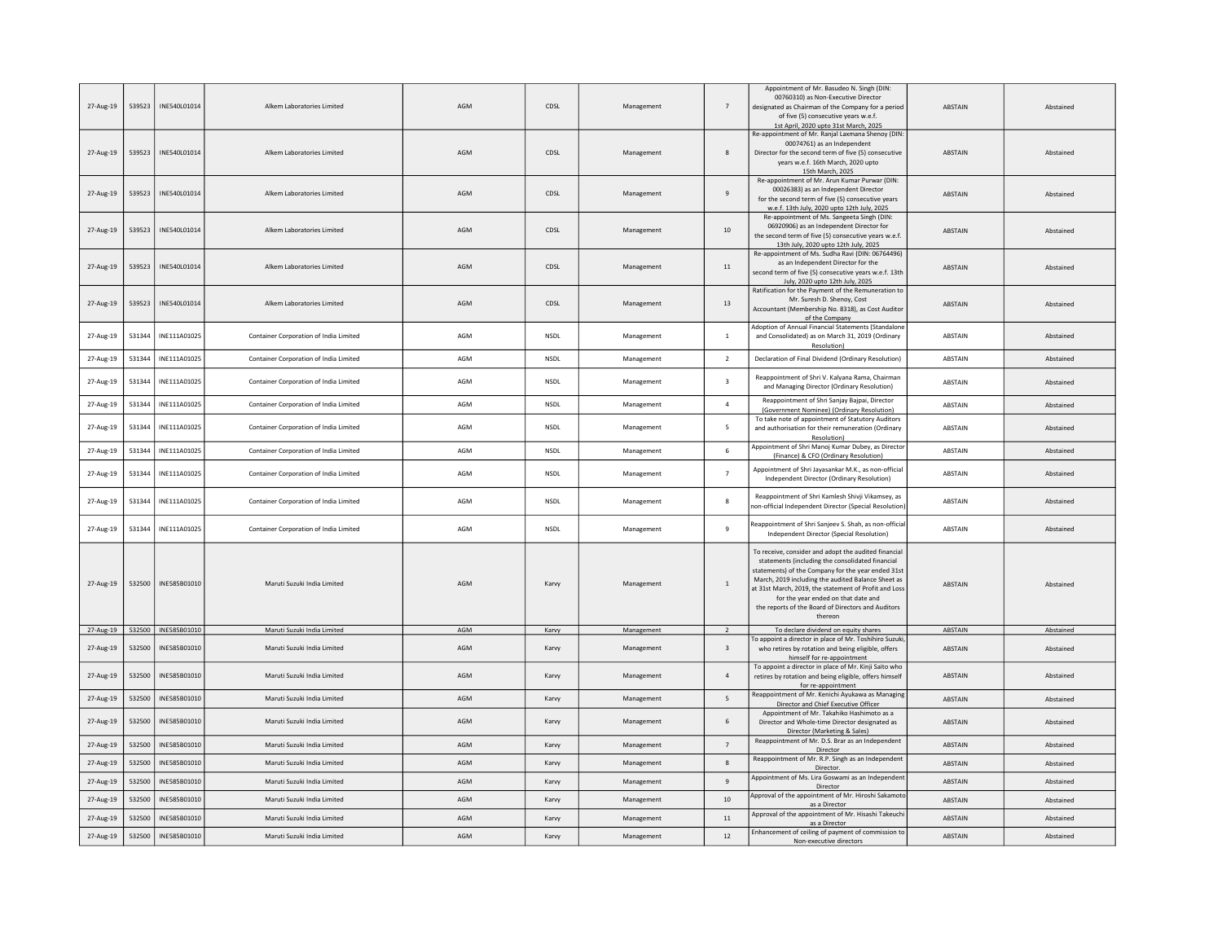| 27-Aug-19 | 539523 | INE540L01014 | Alkem Laboratories Limited | AGM | CDSL | Management | 7 | Appointment of Mr. Basudeo N. Singh (DIN: 00760310) as Non-Executive Director designated as Chairman of the Company for a period of five (5) consecutive years w.e.f. 1st April, 2020 upto 31st March, 2025 | ABSTAIN | Abstained |
|---|---|---|---|---|---|---|---|---|---|---|
| 27-Aug-19 | 539523 | INE540L01014 | Alkem Laboratories Limited | AGM | CDSL | Management | 8 | Re-appointment of Mr. Ranjal Laxmana Shenoy (DIN: 00074761) as an Independent Director for the second term of five (5) consecutive years w.e.f. 16th March, 2020 upto 15th March, 2025 | ABSTAIN | Abstained |
| 27-Aug-19 | 539523 | INE540L01014 | Alkem Laboratories Limited | AGM | CDSL | Management | 9 | Re-appointment of Mr. Arun Kumar Purwar (DIN: 00026383) as an Independent Director for the second term of five (5) consecutive years w.e.f. 13th July, 2020 upto 12th July, 2025 | ABSTAIN | Abstained |
| 27-Aug-19 | 539523 | INE540L01014 | Alkem Laboratories Limited | AGM | CDSL | Management | 10 | Re-appointment of Ms. Sangeeta Singh (DIN: 06920906) as an Independent Director for the second term of five (5) consecutive years w.e.f. 13th July, 2020 upto 12th July, 2025 | ABSTAIN | Abstained |
| 27-Aug-19 | 539523 | INE540L01014 | Alkem Laboratories Limited | AGM | CDSL | Management | 11 | Re-appointment of Ms. Sudha Ravi (DIN: 06764496) as an Independent Director for the second term of five (5) consecutive years w.e.f. 13th July, 2020 upto 12th July, 2025 | ABSTAIN | Abstained |
| 27-Aug-19 | 539523 | INE540L01014 | Alkem Laboratories Limited | AGM | CDSL | Management | 13 | Ratification for the Payment of the Remuneration to Mr. Suresh D. Shenoy, Cost Accountant (Membership No. 8318), as Cost Auditor of the Company | ABSTAIN | Abstained |
| 27-Aug-19 | 531344 | INE111A01025 | Container Corporation of India Limited | AGM | NSDL | Management | 1 | Adoption of Annual Financial Statements (Standalone and Consolidated) as on March 31, 2019 (Ordinary Resolution) | ABSTAIN | Abstained |
| 27-Aug-19 | 531344 | INE111A01025 | Container Corporation of India Limited | AGM | NSDL | Management | 2 | Declaration of Final Dividend (Ordinary Resolution) | ABSTAIN | Abstained |
| 27-Aug-19 | 531344 | INE111A01025 | Container Corporation of India Limited | AGM | NSDL | Management | 3 | Reappointment of Shri V. Kalyana Rama, Chairman and Managing Director (Ordinary Resolution) | ABSTAIN | Abstained |
| 27-Aug-19 | 531344 | INE111A01025 | Container Corporation of India Limited | AGM | NSDL | Management | 4 | Reappointment of Shri Sanjay Bajpai, Director (Government Nominee) (Ordinary Resolution) | ABSTAIN | Abstained |
| 27-Aug-19 | 531344 | INE111A01025 | Container Corporation of India Limited | AGM | NSDL | Management | 5 | To take note of appointment of Statutory Auditors and authorisation for their remuneration (Ordinary Resolution) | ABSTAIN | Abstained |
| 27-Aug-19 | 531344 | INE111A01025 | Container Corporation of India Limited | AGM | NSDL | Management | 6 | Appointment of Shri Manoj Kumar Dubey, as Director (Finance) & CFO (Ordinary Resolution) | ABSTAIN | Abstained |
| 27-Aug-19 | 531344 | INE111A01025 | Container Corporation of India Limited | AGM | NSDL | Management | 7 | Appointment of Shri Jayasankar M.K., as non-official Independent Director (Ordinary Resolution) | ABSTAIN | Abstained |
| 27-Aug-19 | 531344 | INE111A01025 | Container Corporation of India Limited | AGM | NSDL | Management | 8 | Reappointment of Shri Kamlesh Shivji Vikamsey, as non-official Independent Director (Special Resolution) | ABSTAIN | Abstained |
| 27-Aug-19 | 531344 | INE111A01025 | Container Corporation of India Limited | AGM | NSDL | Management | 9 | Reappointment of Shri Sanjeev S. Shah, as non-official Independent Director (Special Resolution) | ABSTAIN | Abstained |
| 27-Aug-19 | 532500 | INE585B01010 | Maruti Suzuki India Limited | AGM | Karvy | Management | 1 | To receive, consider and adopt the audited financial statements (including the consolidated financial statements) of the Company for the year ended 31st March, 2019 including the audited Balance Sheet as at 31st March, 2019, the statement of Profit and Loss for the year ended on that date and the reports of the Board of Directors and Auditors thereon | ABSTAIN | Abstained |
| 27-Aug-19 | 532500 | INE585B01010 | Maruti Suzuki India Limited | AGM | Karvy | Management | 2 | To declare dividend on equity shares | ABSTAIN | Abstained |
| 27-Aug-19 | 532500 | INE585B01010 | Maruti Suzuki India Limited | AGM | Karvy | Management | 3 | To appoint a director in place of Mr. Toshihiro Suzuki, who retires by rotation and being eligible, offers himself for re-appointment | ABSTAIN | Abstained |
| 27-Aug-19 | 532500 | INE585B01010 | Maruti Suzuki India Limited | AGM | Karvy | Management | 4 | To appoint a director in place of Mr. Kinji Saito who retires by rotation and being eligible, offers himself for re-appointment | ABSTAIN | Abstained |
| 27-Aug-19 | 532500 | INE585B01010 | Maruti Suzuki India Limited | AGM | Karvy | Management | 5 | Reappointment of Mr. Kenichi Ayukawa as Managing Director and Chief Executive Officer | ABSTAIN | Abstained |
| 27-Aug-19 | 532500 | INE585B01010 | Maruti Suzuki India Limited | AGM | Karvy | Management | 6 | Appointment of Mr. Takahiko Hashimoto as a Director and Whole-time Director designated as Director (Marketing & Sales) | ABSTAIN | Abstained |
| 27-Aug-19 | 532500 | INE585B01010 | Maruti Suzuki India Limited | AGM | Karvy | Management | 7 | Reappointment of Mr. D.S. Brar as an Independent Director | ABSTAIN | Abstained |
| 27-Aug-19 | 532500 | INE585B01010 | Maruti Suzuki India Limited | AGM | Karvy | Management | 8 | Reappointment of Mr. R.P. Singh as an Independent Director. | ABSTAIN | Abstained |
| 27-Aug-19 | 532500 | INE585B01010 | Maruti Suzuki India Limited | AGM | Karvy | Management | 9 | Appointment of Ms. Lira Goswami as an Independent Director | ABSTAIN | Abstained |
| 27-Aug-19 | 532500 | INE585B01010 | Maruti Suzuki India Limited | AGM | Karvy | Management | 10 | Approval of the appointment of Mr. Hiroshi Sakamoto as a Director | ABSTAIN | Abstained |
| 27-Aug-19 | 532500 | INE585B01010 | Maruti Suzuki India Limited | AGM | Karvy | Management | 11 | Approval of the appointment of Mr. Hisashi Takeuchi as a Director | ABSTAIN | Abstained |
| 27-Aug-19 | 532500 | INE585B01010 | Maruti Suzuki India Limited | AGM | Karvy | Management | 12 | Enhancement of ceiling of payment of commission to Non-executive directors | ABSTAIN | Abstained |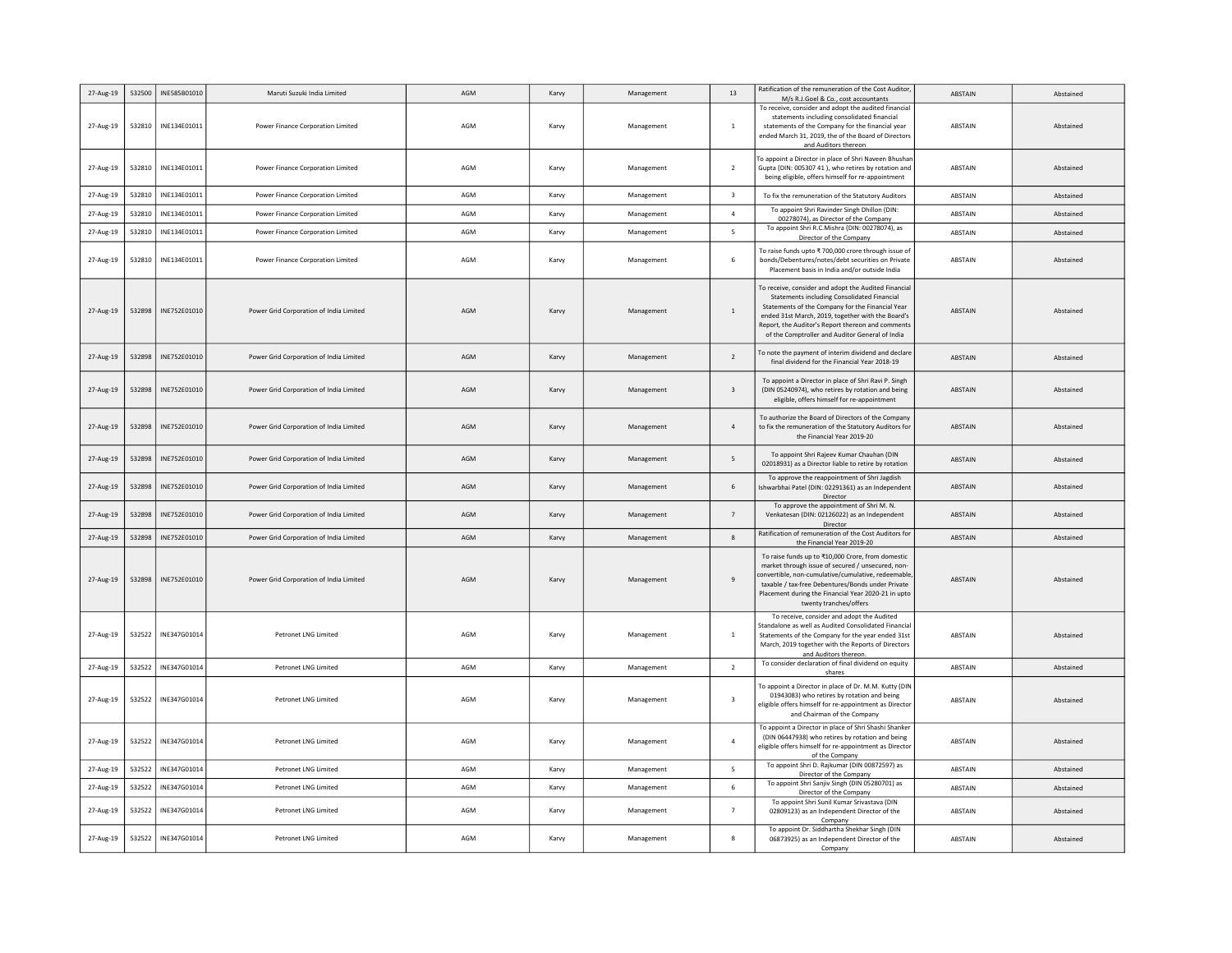| 27-Aug-19 | 532500 | INE585B01010 | Maruti Suzuki India Limited | AGM | Karvy | Management | 13 | Ratification of the remuneration of the Cost Auditor, M/s R.J.Goel & Co., cost accountants | ABSTAIN | Abstained |
|---|---|---|---|---|---|---|---|---|---|---|
| 27-Aug-19 | 532810 | INE134E01011 | Power Finance Corporation Limited | AGM | Karvy | Management | 1 | To receive, consider and adopt the audited financial statements including consolidated financial statements of the Company for the financial year ended March 31, 2019, the of the Board of Directors and Auditors thereon | ABSTAIN | Abstained |
| 27-Aug-19 | 532810 | INE134E01011 | Power Finance Corporation Limited | AGM | Karvy | Management | 2 | To appoint a Director in place of Shri Naveen Bhushan Gupta (DIN: 005307 41 ), who retires by rotation and being eligible, offers himself for re-appointment | ABSTAIN | Abstained |
| 27-Aug-19 | 532810 | INE134E01011 | Power Finance Corporation Limited | AGM | Karvy | Management | 3 | To fix the remuneration of the Statutory Auditors | ABSTAIN | Abstained |
| 27-Aug-19 | 532810 | INE134E01011 | Power Finance Corporation Limited | AGM | Karvy | Management | 4 | To appoint Shri Ravinder Singh Dhillon (DIN: 00278074), as Director of the Company | ABSTAIN | Abstained |
| 27-Aug-19 | 532810 | INE134E01011 | Power Finance Corporation Limited | AGM | Karvy | Management | 5 | To appoint Shri R.C.Mishra (DIN: 00278074), as Director of the Company | ABSTAIN | Abstained |
| 27-Aug-19 | 532810 | INE134E01011 | Power Finance Corporation Limited | AGM | Karvy | Management | 6 | To raise funds upto ₹ 700,000 crore through issue of bonds/Debentures/notes/debt securities on Private Placement basis in India and/or outside India | ABSTAIN | Abstained |
| 27-Aug-19 | 532898 | INE752E01010 | Power Grid Corporation of India Limited | AGM | Karvy | Management | 1 | To receive, consider and adopt the Audited Financial Statements including Consolidated Financial Statements of the Company for the Financial Year ended 31st March, 2019, together with the Board's Report, the Auditor's Report thereon and comments of the Comptroller and Auditor General of India | ABSTAIN | Abstained |
| 27-Aug-19 | 532898 | INE752E01010 | Power Grid Corporation of India Limited | AGM | Karvy | Management | 2 | To note the payment of interim dividend and declare final dividend for the Financial Year 2018-19 | ABSTAIN | Abstained |
| 27-Aug-19 | 532898 | INE752E01010 | Power Grid Corporation of India Limited | AGM | Karvy | Management | 3 | To appoint a Director in place of Shri Ravi P. Singh (DIN 05240974), who retires by rotation and being eligible, offers himself for re-appointment | ABSTAIN | Abstained |
| 27-Aug-19 | 532898 | INE752E01010 | Power Grid Corporation of India Limited | AGM | Karvy | Management | 4 | To authorize the Board of Directors of the Company to fix the remuneration of the Statutory Auditors for the Financial Year 2019-20 | ABSTAIN | Abstained |
| 27-Aug-19 | 532898 | INE752E01010 | Power Grid Corporation of India Limited | AGM | Karvy | Management | 5 | To appoint Shri Rajeev Kumar Chauhan (DIN 02018931) as a Director liable to retire by rotation | ABSTAIN | Abstained |
| 27-Aug-19 | 532898 | INE752E01010 | Power Grid Corporation of India Limited | AGM | Karvy | Management | 6 | To approve the reappointment of Shri Jagdish Ishwarbhai Patel (DIN: 02291361) as an Independent Director | ABSTAIN | Abstained |
| 27-Aug-19 | 532898 | INE752E01010 | Power Grid Corporation of India Limited | AGM | Karvy | Management | 7 | To approve the appointment of Shri M. N. Venkatesan (DIN: 02126022) as an Independent Director | ABSTAIN | Abstained |
| 27-Aug-19 | 532898 | INE752E01010 | Power Grid Corporation of India Limited | AGM | Karvy | Management | 8 | Ratification of remuneration of the Cost Auditors for the Financial Year 2019-20 | ABSTAIN | Abstained |
| 27-Aug-19 | 532898 | INE752E01010 | Power Grid Corporation of India Limited | AGM | Karvy | Management | 9 | To raise funds up to ₹10,000 Crore, from domestic market through issue of secured / unsecured, non-convertible, non-cumulative/cumulative, redeemable, taxable / tax-free Debentures/Bonds under Private Placement during the Financial Year 2020-21 in upto twenty tranches/offers | ABSTAIN | Abstained |
| 27-Aug-19 | 532522 | INE347G01014 | Petronet LNG Limited | AGM | Karvy | Management | 1 | To receive, consider and adopt the Audited Standalone as well as Audited Consolidated Financial Statements of the Company for the year ended 31st March, 2019 together with the Reports of Directors and Auditors thereon. | ABSTAIN | Abstained |
| 27-Aug-19 | 532522 | INE347G01014 | Petronet LNG Limited | AGM | Karvy | Management | 2 | To consider declaration of final dividend on equity shares | ABSTAIN | Abstained |
| 27-Aug-19 | 532522 | INE347G01014 | Petronet LNG Limited | AGM | Karvy | Management | 3 | To appoint a Director in place of Dr. M.M. Kutty (DIN 01943083) who retires by rotation and being eligible offers himself for re-appointment as Director and Chairman of the Company | ABSTAIN | Abstained |
| 27-Aug-19 | 532522 | INE347G01014 | Petronet LNG Limited | AGM | Karvy | Management | 4 | To appoint a Director in place of Shri Shashi Shanker (DIN 06447938) who retires by rotation and being eligible offers himself for re-appointment as Director of the Company | ABSTAIN | Abstained |
| 27-Aug-19 | 532522 | INE347G01014 | Petronet LNG Limited | AGM | Karvy | Management | 5 | To appoint Shri D. Rajkumar (DIN 00872597) as Director of the Company | ABSTAIN | Abstained |
| 27-Aug-19 | 532522 | INE347G01014 | Petronet LNG Limited | AGM | Karvy | Management | 6 | To appoint Shri Sanjiv Singh (DIN 05280701) as Director of the Company | ABSTAIN | Abstained |
| 27-Aug-19 | 532522 | INE347G01014 | Petronet LNG Limited | AGM | Karvy | Management | 7 | To appoint Shri Sunil Kumar Srivastava (DIN 02809123) as an Independent Director of the Company | ABSTAIN | Abstained |
| 27-Aug-19 | 532522 | INE347G01014 | Petronet LNG Limited | AGM | Karvy | Management | 8 | To appoint Dr. Siddhartha Shekhar Singh (DIN 06873925) as an Independent Director of the Company | ABSTAIN | Abstained |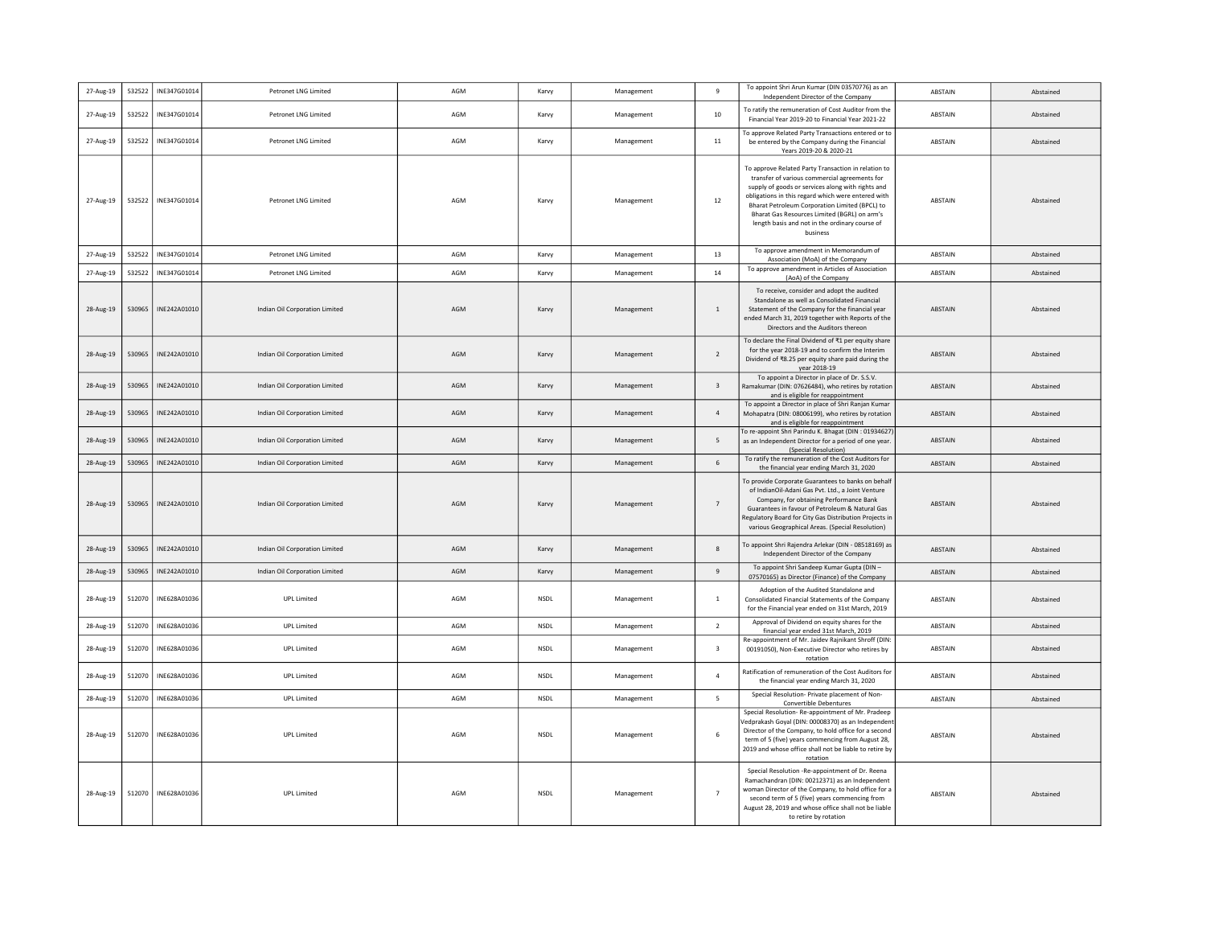| | | | | | | | | | | |
|---|---|---|---|---|---|---|---|---|---|---|
| 27-Aug-19 | 532522 | INE347G01014 | Petronet LNG Limited | AGM | Karvy | Management | 9 | To appoint Shri Arun Kumar (DIN 03570776) as an Independent Director of the Company | ABSTAIN | Abstained |
| 27-Aug-19 | 532522 | INE347G01014 | Petronet LNG Limited | AGM | Karvy | Management | 10 | To ratify the remuneration of Cost Auditor from the Financial Year 2019-20 to Financial Year 2021-22 | ABSTAIN | Abstained |
| 27-Aug-19 | 532522 | INE347G01014 | Petronet LNG Limited | AGM | Karvy | Management | 11 | To approve Related Party Transactions entered or to be entered by the Company during the Financial Years 2019-20 & 2020-21 | ABSTAIN | Abstained |
| 27-Aug-19 | 532522 | INE347G01014 | Petronet LNG Limited | AGM | Karvy | Management | 12 | To approve Related Party Transaction in relation to transfer of various commercial agreements for supply of goods or services along with rights and obligations in this regard which were entered with Bharat Petroleum Corporation Limited (BPCL) to Bharat Gas Resources Limited (BGRL) on arm's length basis and not in the ordinary course of business | ABSTAIN | Abstained |
| 27-Aug-19 | 532522 | INE347G01014 | Petronet LNG Limited | AGM | Karvy | Management | 13 | To approve amendment in Memorandum of Association (MoA) of the Company | ABSTAIN | Abstained |
| 27-Aug-19 | 532522 | INE347G01014 | Petronet LNG Limited | AGM | Karvy | Management | 14 | To approve amendment in Articles of Association (AoA) of the Company | ABSTAIN | Abstained |
| 28-Aug-19 | 530965 | INE242A01010 | Indian Oil Corporation Limited | AGM | Karvy | Management | 1 | To receive, consider and adopt the audited Standalone as well as Consolidated Financial Statement of the Company for the financial year ended March 31, 2019 together with Reports of the Directors and the Auditors thereon | ABSTAIN | Abstained |
| 28-Aug-19 | 530965 | INE242A01010 | Indian Oil Corporation Limited | AGM | Karvy | Management | 2 | To declare the Final Dividend of ₹1 per equity share for the year 2018-19 and to confirm the Interim Dividend of ₹8.25 per equity share paid during the year 2018-19 | ABSTAIN | Abstained |
| 28-Aug-19 | 530965 | INE242A01010 | Indian Oil Corporation Limited | AGM | Karvy | Management | 3 | To appoint a Director in place of Dr. S.S.V. Ramakumar (DIN: 07626484), who retires by rotation and is eligible for reappointment | ABSTAIN | Abstained |
| 28-Aug-19 | 530965 | INE242A01010 | Indian Oil Corporation Limited | AGM | Karvy | Management | 4 | To appoint a Director in place of Shri Ranjan Kumar Mohapatra (DIN: 08006199), who retires by rotation and is eligible for reappointment | ABSTAIN | Abstained |
| 28-Aug-19 | 530965 | INE242A01010 | Indian Oil Corporation Limited | AGM | Karvy | Management | 5 | To re-appoint Shri Parindu K. Bhagat (DIN : 01934627) as an Independent Director for a period of one year. (Special Resolution) | ABSTAIN | Abstained |
| 28-Aug-19 | 530965 | INE242A01010 | Indian Oil Corporation Limited | AGM | Karvy | Management | 6 | To ratify the remuneration of the Cost Auditors for the financial year ending March 31, 2020 | ABSTAIN | Abstained |
| 28-Aug-19 | 530965 | INE242A01010 | Indian Oil Corporation Limited | AGM | Karvy | Management | 7 | To provide Corporate Guarantees to banks on behalf of IndianOil-Adani Gas Pvt. Ltd., a Joint Venture Company, for obtaining Performance Bank Guarantees in favour of Petroleum & Natural Gas Regulatory Board for City Gas Distribution Projects in various Geographical Areas. (Special Resolution) | ABSTAIN | Abstained |
| 28-Aug-19 | 530965 | INE242A01010 | Indian Oil Corporation Limited | AGM | Karvy | Management | 8 | To appoint Shri Rajendra Arlekar (DIN - 08518169) as Independent Director of the Company | ABSTAIN | Abstained |
| 28-Aug-19 | 530965 | INE242A01010 | Indian Oil Corporation Limited | AGM | Karvy | Management | 9 | To appoint Shri Sandeep Kumar Gupta (DIN – 07570165) as Director (Finance) of the Company | ABSTAIN | Abstained |
| 28-Aug-19 | 512070 | INE628A01036 | UPL Limited | AGM | NSDL | Management | 1 | Adoption of the Audited Standalone and Consolidated Financial Statements of the Company for the Financial year ended on 31st March, 2019 | ABSTAIN | Abstained |
| 28-Aug-19 | 512070 | INE628A01036 | UPL Limited | AGM | NSDL | Management | 2 | Approval of Dividend on equity shares for the financial year ended 31st March, 2019 | ABSTAIN | Abstained |
| 28-Aug-19 | 512070 | INE628A01036 | UPL Limited | AGM | NSDL | Management | 3 | Re-appointment of Mr. Jaidev Rajnikant Shroff (DIN: 00191050), Non-Executive Director who retires by rotation | ABSTAIN | Abstained |
| 28-Aug-19 | 512070 | INE628A01036 | UPL Limited | AGM | NSDL | Management | 4 | Ratification of remuneration of the Cost Auditors for the financial year ending March 31, 2020 | ABSTAIN | Abstained |
| 28-Aug-19 | 512070 | INE628A01036 | UPL Limited | AGM | NSDL | Management | 5 | Special Resolution- Private placement of Non-Convertible Debentures | ABSTAIN | Abstained |
| 28-Aug-19 | 512070 | INE628A01036 | UPL Limited | AGM | NSDL | Management | 6 | Special Resolution- Re-appointment of Mr. Pradeep Vedprakash Goyal (DIN: 00008370) as an Independent Director of the Company, to hold office for a second term of 5 (five) years commencing from August 28, 2019 and whose office shall not be liable to retire by rotation | ABSTAIN | Abstained |
| 28-Aug-19 | 512070 | INE628A01036 | UPL Limited | AGM | NSDL | Management | 7 | Special Resolution -Re-appointment of Dr. Reena Ramachandran (DIN: 00212371) as an Independent woman Director of the Company, to hold office for a second term of 5 (five) years commencing from August 28, 2019 and whose office shall not be liable to retire by rotation | ABSTAIN | Abstained |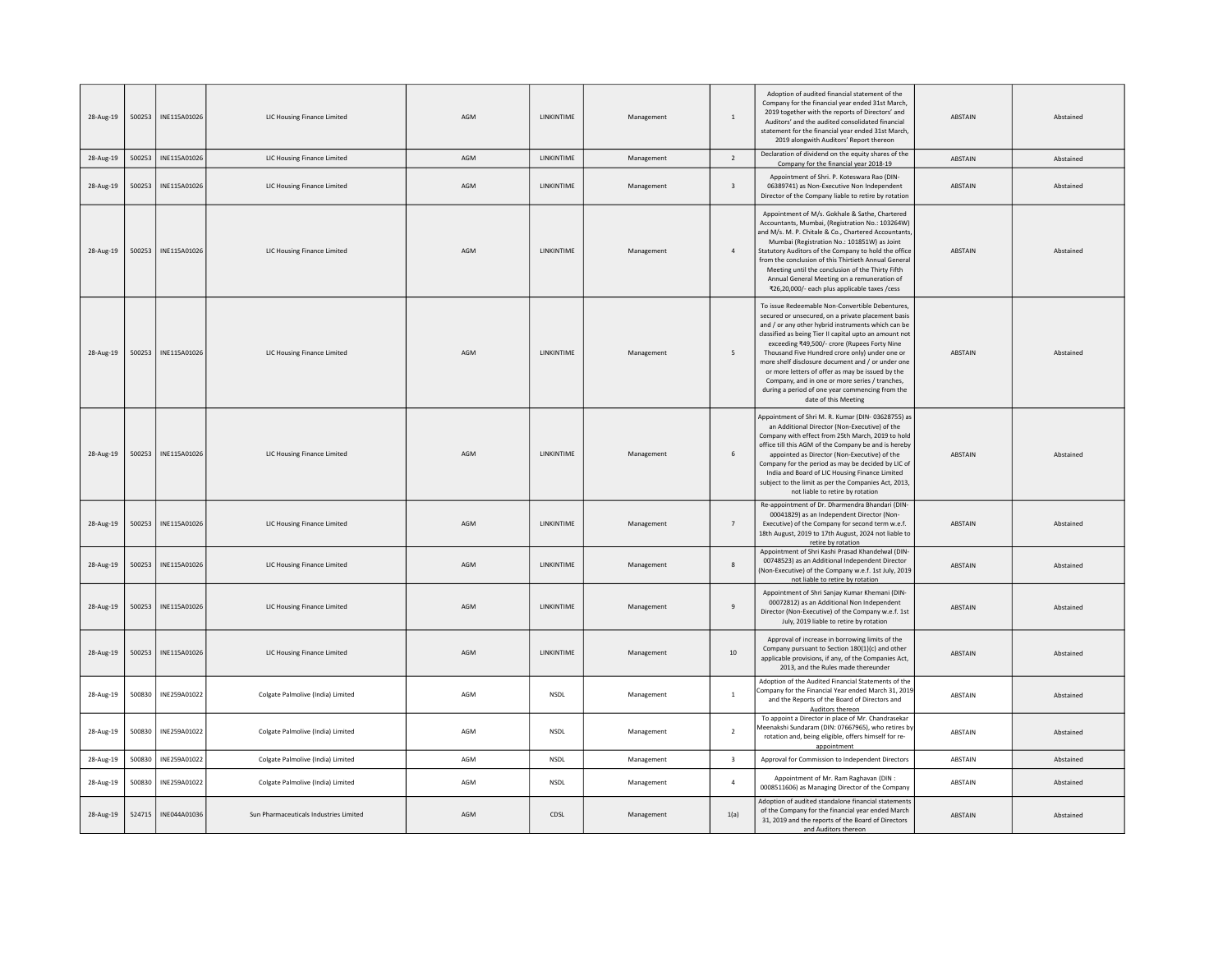| | | | | | | | | | | |
|---|---|---|---|---|---|---|---|---|---|---|
| 28-Aug-19 | 500253 | INE115A01026 | LIC Housing Finance Limited | AGM | LINKINTIME | Management | 1 | Adoption of audited financial statement of the Company for the financial year ended 31st March, 2019 together with the reports of Directors' and Auditors' and the audited consolidated financial statement for the financial year ended 31st March, 2019 alongwith Auditors' Report thereon | ABSTAIN | Abstained |
| 28-Aug-19 | 500253 | INE115A01026 | LIC Housing Finance Limited | AGM | LINKINTIME | Management | 2 | Declaration of dividend on the equity shares of the Company for the financial year 2018-19 | ABSTAIN | Abstained |
| 28-Aug-19 | 500253 | INE115A01026 | LIC Housing Finance Limited | AGM | LINKINTIME | Management | 3 | Appointment of Shri. P. Koteswara Rao (DIN-06389741) as Non-Executive Non Independent Director of the Company liable to retire by rotation | ABSTAIN | Abstained |
| 28-Aug-19 | 500253 | INE115A01026 | LIC Housing Finance Limited | AGM | LINKINTIME | Management | 4 | Appointment of M/s. Gokhale & Sathe, Chartered Accountants, Mumbai, (Registration No.: 103264W) and M/s. M. P. Chitale & Co., Chartered Accountants, Mumbai (Registration No.: 101851W) as Joint Statutory Auditors of the Company to hold the office from the conclusion of this Thirtieth Annual General Meeting until the conclusion of the Thirty Fifth Annual General Meeting on a remuneration of ₹26,20,000/- each plus applicable taxes /cess | ABSTAIN | Abstained |
| 28-Aug-19 | 500253 | INE115A01026 | LIC Housing Finance Limited | AGM | LINKINTIME | Management | 5 | To issue Redeemable Non-Convertible Debentures, secured or unsecured, on a private placement basis and / or any other hybrid instruments which can be classified as being Tier II capital upto an amount not exceeding ₹49,500/- crore (Rupees Forty Nine Thousand Five Hundred crore only) under one or more shelf disclosure document and / or under one or more letters of offer as may be issued by the Company, and in one or more series / tranches, during a period of one year commencing from the date of this Meeting | ABSTAIN | Abstained |
| 28-Aug-19 | 500253 | INE115A01026 | LIC Housing Finance Limited | AGM | LINKINTIME | Management | 6 | Appointment of Shri M. R. Kumar (DIN- 03628755) as an Additional Director (Non-Executive) of the Company with effect from 25th March, 2019 to hold office till this AGM of the Company be and is hereby appointed as Director (Non-Executive) of the Company for the period as may be decided by LIC of India and Board of LIC Housing Finance Limited subject to the limit as per the Companies Act, 2013, not liable to retire by rotation | ABSTAIN | Abstained |
| 28-Aug-19 | 500253 | INE115A01026 | LIC Housing Finance Limited | AGM | LINKINTIME | Management | 7 | Re-appointment of Dr. Dharmendra Bhandari (DIN-00041829) as an Independent Director (Non-Executive) of the Company for second term w.e.f. 18th August, 2019 to 17th August, 2024 not liable to retire by rotation | ABSTAIN | Abstained |
| 28-Aug-19 | 500253 | INE115A01026 | LIC Housing Finance Limited | AGM | LINKINTIME | Management | 8 | Appointment of Shri Kashi Prasad Khandelwal (DIN-00748523) as an Additional Independent Director (Non-Executive) of the Company w.e.f. 1st July, 2019 not liable to retire by rotation | ABSTAIN | Abstained |
| 28-Aug-19 | 500253 | INE115A01026 | LIC Housing Finance Limited | AGM | LINKINTIME | Management | 9 | Appointment of Shri Sanjay Kumar Khemani (DIN-00072812) as an Additional Non Independent Director (Non-Executive) of the Company w.e.f. 1st July, 2019 liable to retire by rotation | ABSTAIN | Abstained |
| 28-Aug-19 | 500253 | INE115A01026 | LIC Housing Finance Limited | AGM | LINKINTIME | Management | 10 | Approval of increase in borrowing limits of the Company pursuant to Section 180(1)(c) and other applicable provisions, if any, of the Companies Act, 2013, and the Rules made thereunder | ABSTAIN | Abstained |
| 28-Aug-19 | 500830 | INE259A01022 | Colgate Palmolive (India) Limited | AGM | NSDL | Management | 1 | Adoption of the Audited Financial Statements of the Company for the Financial Year ended March 31, 2019 and the Reports of the Board of Directors and Auditors thereon | ABSTAIN | Abstained |
| 28-Aug-19 | 500830 | INE259A01022 | Colgate Palmolive (India) Limited | AGM | NSDL | Management | 2 | To appoint a Director in place of Mr. Chandrasekar Meenakshi Sundaram (DIN: 07667965), who retires by rotation and, being eligible, offers himself for re-appointment | ABSTAIN | Abstained |
| 28-Aug-19 | 500830 | INE259A01022 | Colgate Palmolive (India) Limited | AGM | NSDL | Management | 3 | Approval for Commission to Independent Directors | ABSTAIN | Abstained |
| 28-Aug-19 | 500830 | INE259A01022 | Colgate Palmolive (India) Limited | AGM | NSDL | Management | 4 | Appointment of Mr. Ram Raghavan (DIN : 0008511606) as Managing Director of the Company | ABSTAIN | Abstained |
| 28-Aug-19 | 524715 | INE044A01036 | Sun Pharmaceuticals Industries Limited | AGM | CDSL | Management | 1(a) | Adoption of audited standalone financial statements of the Company for the financial year ended March 31, 2019 and the reports of the Board of Directors and Auditors thereon | ABSTAIN | Abstained |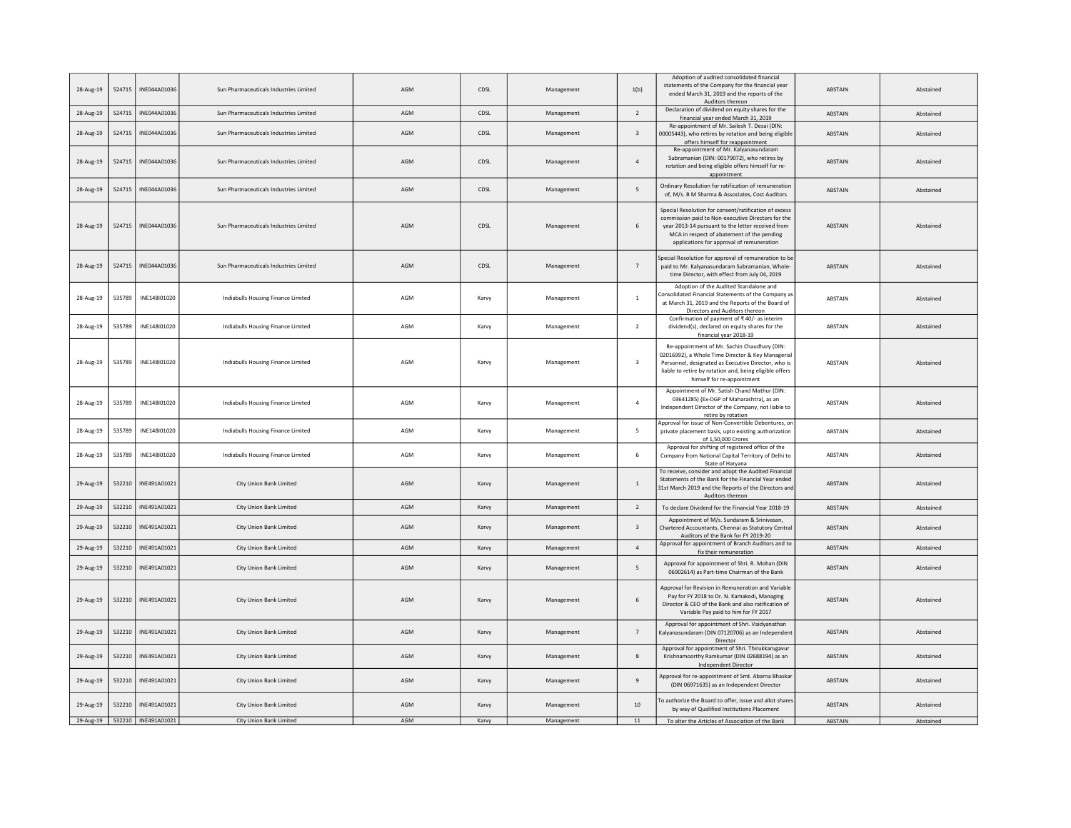| | | | | | | | | | | |
|---|---|---|---|---|---|---|---|---|---|---|
| 28-Aug-19 | 524715 | INE044A01036 | Sun Pharmaceuticals Industries Limited | AGM | CDSL | Management | 1(b) | Adoption of audited consolidated financial statements of the Company for the financial year ended March 31, 2019 and the reports of the Auditors thereon | ABSTAIN | Abstained |
| 28-Aug-19 | 524715 | INE044A01036 | Sun Pharmaceuticals Industries Limited | AGM | CDSL | Management | 2 | Declaration of dividend on equity shares for the financial year ended March 31, 2019 | ABSTAIN | Abstained |
| 28-Aug-19 | 524715 | INE044A01036 | Sun Pharmaceuticals Industries Limited | AGM | CDSL | Management | 3 | Re-appointment of Mr. Sailesh T. Desai (DIN: 00005443), who retires by rotation and being eligible offers himself for reappointment | ABSTAIN | Abstained |
| 28-Aug-19 | 524715 | INE044A01036 | Sun Pharmaceuticals Industries Limited | AGM | CDSL | Management | 4 | Re-appointment of Mr. Kalyanasundaram Subramanian (DIN: 00179072), who retires by rotation and being eligible offers himself for re-appointment | ABSTAIN | Abstained |
| 28-Aug-19 | 524715 | INE044A01036 | Sun Pharmaceuticals Industries Limited | AGM | CDSL | Management | 5 | Ordinary Resolution for ratification of remuneration of, M/s. B M Sharma & Associates, Cost Auditors | ABSTAIN | Abstained |
| 28-Aug-19 | 524715 | INE044A01036 | Sun Pharmaceuticals Industries Limited | AGM | CDSL | Management | 6 | Special Resolution for consent/ratification of excess commission paid to Non-executive Directors for the year 2013-14 pursuant to the letter received from MCA in respect of abatement of the pending applications for approval of remuneration | ABSTAIN | Abstained |
| 28-Aug-19 | 524715 | INE044A01036 | Sun Pharmaceuticals Industries Limited | AGM | CDSL | Management | 7 | Special Resolution for approval of remuneration to be paid to Mr. Kalyanasundaram Subramanian, Whole-time Director, with effect from July 04, 2019 | ABSTAIN | Abstained |
| 28-Aug-19 | 535789 | INE148I01020 | Indiabulls Housing Finance Limited | AGM | Karvy | Management | 1 | Adoption of the Audited Standalone and Consolidated Financial Statements of the Company as at March 31, 2019 and the Reports of the Board of Directors and Auditors thereon | ABSTAIN | Abstained |
| 28-Aug-19 | 535789 | INE148I01020 | Indiabulls Housing Finance Limited | AGM | Karvy | Management | 2 | Confirmation of payment of ₹ 40/- as interim dividend(s), declared on equity shares for the financial year 2018-19 | ABSTAIN | Abstained |
| 28-Aug-19 | 535789 | INE148I01020 | Indiabulls Housing Finance Limited | AGM | Karvy | Management | 3 | Re-appointment of Mr. Sachin Chaudhary (DIN: 02016992), a Whole Time Director & Key Managerial Personnel, designated as Executive Director, who is liable to retire by rotation and, being eligible offers himself for re-appointment | ABSTAIN | Abstained |
| 28-Aug-19 | 535789 | INE148I01020 | Indiabulls Housing Finance Limited | AGM | Karvy | Management | 4 | Appointment of Mr. Satish Chand Mathur (DIN: 03641285) (Ex-DGP of Maharashtra), as an Independent Director of the Company, not liable to retire by rotation | ABSTAIN | Abstained |
| 28-Aug-19 | 535789 | INE148I01020 | Indiabulls Housing Finance Limited | AGM | Karvy | Management | 5 | Approval for issue of Non-Convertible Debentures, on private placement basis, upto existing authorization of 1,50,000 Crores | ABSTAIN | Abstained |
| 28-Aug-19 | 535789 | INE148I01020 | Indiabulls Housing Finance Limited | AGM | Karvy | Management | 6 | Approval for shifting of registered office of the Company from National Capital Territory of Delhi to State of Haryana | ABSTAIN | Abstained |
| 29-Aug-19 | 532210 | INE491A01021 | City Union Bank Limited | AGM | Karvy | Management | 1 | To receive, consider and adopt the Audited Financial Statements of the Bank for the Financial Year ended 31st March 2019 and the Reports of the Directors and Auditors thereon | ABSTAIN | Abstained |
| 29-Aug-19 | 532210 | INE491A01021 | City Union Bank Limited | AGM | Karvy | Management | 2 | To declare Dividend for the Financial Year 2018-19 | ABSTAIN | Abstained |
| 29-Aug-19 | 532210 | INE491A01021 | City Union Bank Limited | AGM | Karvy | Management | 3 | Appointment of M/s. Sundaram & Srinivasan, Chartered Accountants, Chennai as Statutory Central Auditors of the Bank for FY 2019-20 | ABSTAIN | Abstained |
| 29-Aug-19 | 532210 | INE491A01021 | City Union Bank Limited | AGM | Karvy | Management | 4 | Approval for appointment of Branch Auditors and to fix their remuneration | ABSTAIN | Abstained |
| 29-Aug-19 | 532210 | INE491A01021 | City Union Bank Limited | AGM | Karvy | Management | 5 | Approval for appointment of Shri. R. Mohan (DIN 06902614) as Part-time Chairman of the Bank | ABSTAIN | Abstained |
| 29-Aug-19 | 532210 | INE491A01021 | City Union Bank Limited | AGM | Karvy | Management | 6 | Approval for Revision in Remuneration and Variable Pay for FY 2018 to Dr. N. Kamakodi, Managing Director & CEO of the Bank and also ratification of Variable Pay paid to him for FY 2017 | ABSTAIN | Abstained |
| 29-Aug-19 | 532210 | INE491A01021 | City Union Bank Limited | AGM | Karvy | Management | 7 | Approval for appointment of Shri. Vaidyanathan Kalyanasundaram (DIN 07120706) as an Independent Director | ABSTAIN | Abstained |
| 29-Aug-19 | 532210 | INE491A01021 | City Union Bank Limited | AGM | Karvy | Management | 8 | Approval for appointment of Shri. Thirukkarugavur Krishnamoorthy Ramkumar (DIN 02688194) as an Independent Director | ABSTAIN | Abstained |
| 29-Aug-19 | 532210 | INE491A01021 | City Union Bank Limited | AGM | Karvy | Management | 9 | Approval for re-appointment of Smt. Abarna Bhaskar (DIN 06971635) as an Independent Director | ABSTAIN | Abstained |
| 29-Aug-19 | 532210 | INE491A01021 | City Union Bank Limited | AGM | Karvy | Management | 10 | To authorize the Board to offer, issue and allot shares by way of Qualified Institutions Placement | ABSTAIN | Abstained |
| 29-Aug-19 | 532210 | INE491A01021 | City Union Bank Limited | AGM | Karvy | Management | 11 | To alter the Articles of Association of the Bank | ABSTAIN | Abstained |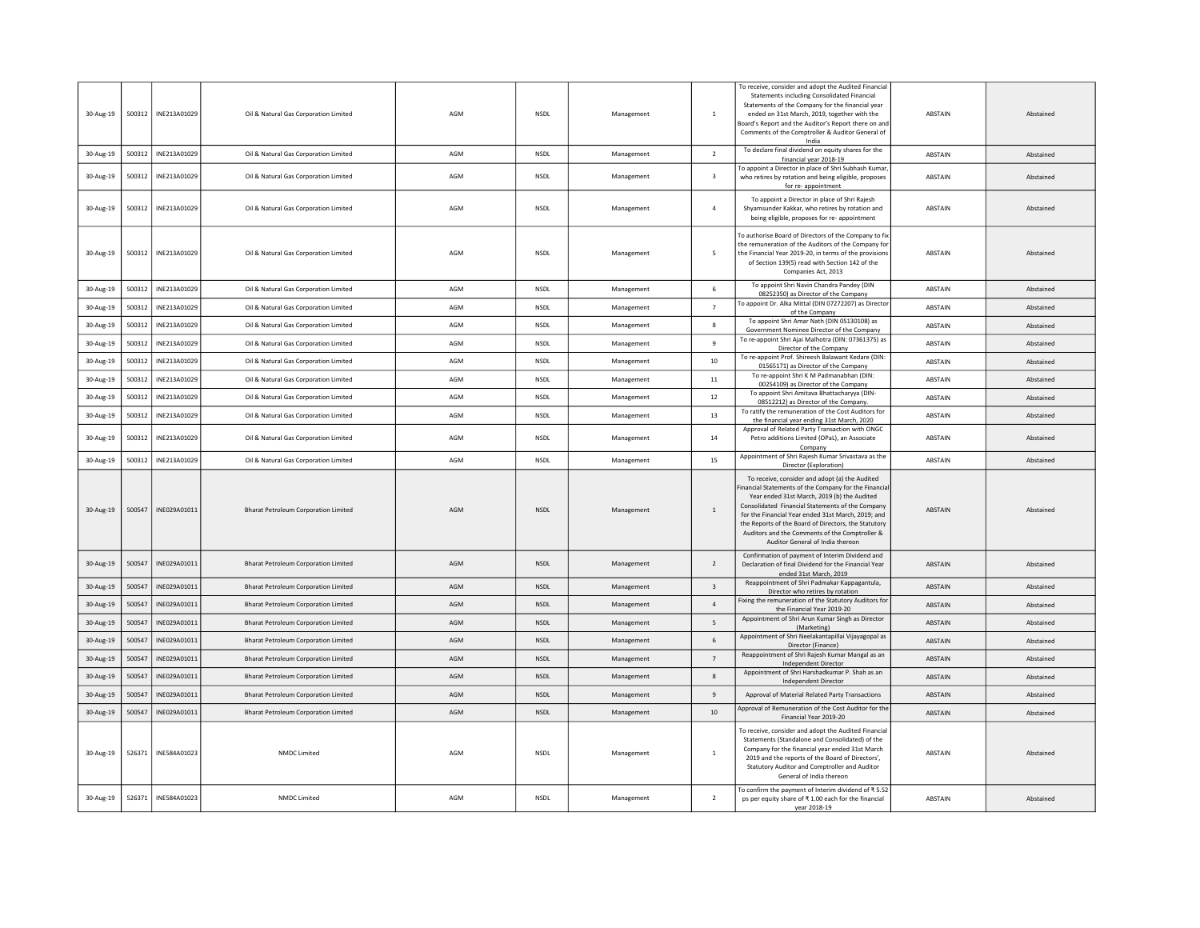| 30-Aug-19 | 500312 | INE213A01029 | Oil & Natural Gas Corporation Limited | AGM | NSDL | Management | 1 | To receive, consider and adopt the Audited Financial Statements including Consolidated Financial Statements of the Company for the financial year ended on 31st March, 2019, together with the Board's Report and the Auditor's Report there on and Comments of the Comptroller & Auditor General of India | ABSTAIN | Abstained |
|---|---|---|---|---|---|---|---|---|---|---|
| 30-Aug-19 | 500312 | INE213A01029 | Oil & Natural Gas Corporation Limited | AGM | NSDL | Management | 2 | To declare final dividend on equity shares for the financial year 2018-19 | ABSTAIN | Abstained |
| 30-Aug-19 | 500312 | INE213A01029 | Oil & Natural Gas Corporation Limited | AGM | NSDL | Management | 3 | To appoint a Director in place of Shri Subhash Kumar, who retires by rotation and being eligible, proposes for re- appointment | ABSTAIN | Abstained |
| 30-Aug-19 | 500312 | INE213A01029 | Oil & Natural Gas Corporation Limited | AGM | NSDL | Management | 4 | To appoint a Director in place of Shri Rajesh Shyamsunder Kakkar, who retires by rotation and being eligible, proposes for re- appointment | ABSTAIN | Abstained |
| 30-Aug-19 | 500312 | INE213A01029 | Oil & Natural Gas Corporation Limited | AGM | NSDL | Management | 5 | To authorise Board of Directors of the Company to fix the remuneration of the Auditors of the Company for the Financial Year 2019-20, in terms of the provisions of Section 139(5) read with Section 142 of the Companies Act, 2013 | ABSTAIN | Abstained |
| 30-Aug-19 | 500312 | INE213A01029 | Oil & Natural Gas Corporation Limited | AGM | NSDL | Management | 6 | To appoint Shri Navin Chandra Pandey (DIN 08252350) as Director of the Company | ABSTAIN | Abstained |
| 30-Aug-19 | 500312 | INE213A01029 | Oil & Natural Gas Corporation Limited | AGM | NSDL | Management | 7 | To appoint Dr. Alka Mittal (DIN 07272207) as Director of the Company | ABSTAIN | Abstained |
| 30-Aug-19 | 500312 | INE213A01029 | Oil & Natural Gas Corporation Limited | AGM | NSDL | Management | 8 | To appoint Shri Amar Nath (DIN 05130108) as Government Nominee Director of the Company | ABSTAIN | Abstained |
| 30-Aug-19 | 500312 | INE213A01029 | Oil & Natural Gas Corporation Limited | AGM | NSDL | Management | 9 | To re-appoint Shri Ajai Malhotra (DIN: 07361375) as Director of the Company | ABSTAIN | Abstained |
| 30-Aug-19 | 500312 | INE213A01029 | Oil & Natural Gas Corporation Limited | AGM | NSDL | Management | 10 | To re-appoint Prof. Shireesh Balawant Kedare (DIN: 01565171) as Director of the Company | ABSTAIN | Abstained |
| 30-Aug-19 | 500312 | INE213A01029 | Oil & Natural Gas Corporation Limited | AGM | NSDL | Management | 11 | To re-appoint Shri K M Padmanabhan (DIN: 00254109) as Director of the Company | ABSTAIN | Abstained |
| 30-Aug-19 | 500312 | INE213A01029 | Oil & Natural Gas Corporation Limited | AGM | NSDL | Management | 12 | To appoint Shri Amitava Bhattacharyya (DIN-08512212) as Director of the Company | ABSTAIN | Abstained |
| 30-Aug-19 | 500312 | INE213A01029 | Oil & Natural Gas Corporation Limited | AGM | NSDL | Management | 13 | To ratify the remuneration of the Cost Auditors for the financial year ending 31st March, 2020 | ABSTAIN | Abstained |
| 30-Aug-19 | 500312 | INE213A01029 | Oil & Natural Gas Corporation Limited | AGM | NSDL | Management | 14 | Approval of Related Party Transaction with ONGC Petro additions Limited (OPaL), an Associate Company | ABSTAIN | Abstained |
| 30-Aug-19 | 500312 | INE213A01029 | Oil & Natural Gas Corporation Limited | AGM | NSDL | Management | 15 | Appointment of Shri Rajesh Kumar Srivastava as the Director (Exploration) | ABSTAIN | Abstained |
| 30-Aug-19 | 500547 | INE029A01011 | Bharat Petroleum Corporation Limited | AGM | NSDL | Management | 1 | To receive, consider and adopt (a) the Audited Financial Statements of the Company for the Financial Year ended 31st March, 2019 (b) the Audited Consolidated Financial Statements of the Company for the Financial Year ended 31st March, 2019; and the Reports of the Board of Directors, the Statutory Auditors and the Comments of the Comptroller & Auditor General of India thereon | ABSTAIN | Abstained |
| 30-Aug-19 | 500547 | INE029A01011 | Bharat Petroleum Corporation Limited | AGM | NSDL | Management | 2 | Confirmation of payment of Interim Dividend and Declaration of final Dividend for the Financial Year ended 31st March, 2019 | ABSTAIN | Abstained |
| 30-Aug-19 | 500547 | INE029A01011 | Bharat Petroleum Corporation Limited | AGM | NSDL | Management | 3 | Reappointment of Shri Padmakar Kappagantula, Director who retires by rotation | ABSTAIN | Abstained |
| 30-Aug-19 | 500547 | INE029A01011 | Bharat Petroleum Corporation Limited | AGM | NSDL | Management | 4 | Fixing the remuneration of the Statutory Auditors for the Financial Year 2019-20 | ABSTAIN | Abstained |
| 30-Aug-19 | 500547 | INE029A01011 | Bharat Petroleum Corporation Limited | AGM | NSDL | Management | 5 | Appointment of Shri Arun Kumar Singh as Director (Marketing) | ABSTAIN | Abstained |
| 30-Aug-19 | 500547 | INE029A01011 | Bharat Petroleum Corporation Limited | AGM | NSDL | Management | 6 | Appointment of Shri Neelakantapillai Vijayagopal as Director (Finance) | ABSTAIN | Abstained |
| 30-Aug-19 | 500547 | INE029A01011 | Bharat Petroleum Corporation Limited | AGM | NSDL | Management | 7 | Reappointment of Shri Rajesh Kumar Mangal as an Independent Director | ABSTAIN | Abstained |
| 30-Aug-19 | 500547 | INE029A01011 | Bharat Petroleum Corporation Limited | AGM | NSDL | Management | 8 | Appointment of Shri Harshadkumar P. Shah as an Independent Director | ABSTAIN | Abstained |
| 30-Aug-19 | 500547 | INE029A01011 | Bharat Petroleum Corporation Limited | AGM | NSDL | Management | 9 | Approval of Material Related Party Transactions | ABSTAIN | Abstained |
| 30-Aug-19 | 500547 | INE029A01011 | Bharat Petroleum Corporation Limited | AGM | NSDL | Management | 10 | Approval of Remuneration of the Cost Auditor for the Financial Year 2019-20 | ABSTAIN | Abstained |
| 30-Aug-19 | 526371 | INE584A01023 | NMDC Limited | AGM | NSDL | Management | 1 | To receive, consider and adopt the Audited Financial Statements (Standalone and Consolidated) of the Company for the financial year ended 31st March 2019 and the reports of the Board of Directors', Statutory Auditor and Comptroller and Auditor General of India thereon | ABSTAIN | Abstained |
| 30-Aug-19 | 526371 | INE584A01023 | NMDC Limited | AGM | NSDL | Management | 2 | To confirm the payment of Interim dividend of ₹ 5.52 ps per equity share of ₹ 1.00 each for the financial year 2018-19 | ABSTAIN | Abstained |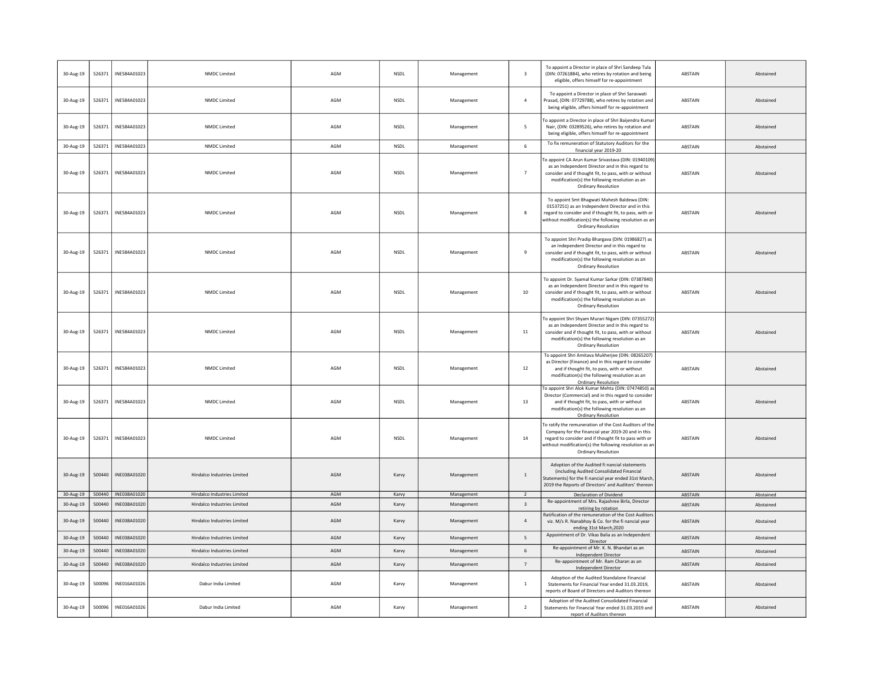| | | | | | | | | | | |
|---|---|---|---|---|---|---|---|---|---|---|
| 30-Aug-19 | 526371 | INE584A01023 | NMDC Limited | AGM | NSDL | Management | 3 | To appoint a Director in place of Shri Sandeep Tula (DIN: 07261884), who retires by rotation and being eligible, offers himself for re-appointment | ABSTAIN | Abstained |
| 30-Aug-19 | 526371 | INE584A01023 | NMDC Limited | AGM | NSDL | Management | 4 | To appoint a Director in place of Shri Saraswati Prasad, (DIN: 07729788), who retires by rotation and being eligible, offers himself for re-appointment | ABSTAIN | Abstained |
| 30-Aug-19 | 526371 | INE584A01023 | NMDC Limited | AGM | NSDL | Management | 5 | To appoint a Director in place of Shri Baijendra Kumar Nair, (DIN: 03289526), who retires by rotation and being eligible, offers himself for re-appointment | ABSTAIN | Abstained |
| 30-Aug-19 | 526371 | INE584A01023 | NMDC Limited | AGM | NSDL | Management | 6 | To fix remuneration of Statutory Auditors for the financial year 2019-20 | ABSTAIN | Abstained |
| 30-Aug-19 | 526371 | INE584A01023 | NMDC Limited | AGM | NSDL | Management | 7 | To appoint CA Arun Kumar Srivastava (DIN: 01940109) as an Independent Director and in this regard to consider and if thought fit, to pass, with or without modification(s) the following resolution as an Ordinary Resolution | ABSTAIN | Abstained |
| 30-Aug-19 | 526371 | INE584A01023 | NMDC Limited | AGM | NSDL | Management | 8 | To appoint Smt Bhagwati Mahesh Baldewa (DIN: 01537251) as an Independent Director and in this regard to consider and if thought fit, to pass, with or without modification(s) the following resolution as an Ordinary Resolution | ABSTAIN | Abstained |
| 30-Aug-19 | 526371 | INE584A01023 | NMDC Limited | AGM | NSDL | Management | 9 | To appoint Shri Pradip Bhargava (DIN: 01986827) as an Independent Director and in this regard to consider and if thought fit, to pass, with or without modification(s) the following resolution as an Ordinary Resolution | ABSTAIN | Abstained |
| 30-Aug-19 | 526371 | INE584A01023 | NMDC Limited | AGM | NSDL | Management | 10 | To appoint Dr. Syamal Kumar Sarkar (DIN: 07387840) as an Independent Director and in this regard to consider and if thought fit, to pass, with or without modification(s) the following resolution as an Ordinary Resolution | ABSTAIN | Abstained |
| 30-Aug-19 | 526371 | INE584A01023 | NMDC Limited | AGM | NSDL | Management | 11 | To appoint Shri Shyam Murari Nigam (DIN: 07355272) as an Independent Director and in this regard to consider and if thought fit, to pass, with or without modification(s) the following resolution as an Ordinary Resolution | ABSTAIN | Abstained |
| 30-Aug-19 | 526371 | INE584A01023 | NMDC Limited | AGM | NSDL | Management | 12 | To appoint Shri Amitava Mukherjee (DIN: 08265207) as Director (Finance) and in this regard to consider and if thought fit, to pass, with or without modification(s) the following resolution as an Ordinary Resolution | ABSTAIN | Abstained |
| 30-Aug-19 | 526371 | INE584A01023 | NMDC Limited | AGM | NSDL | Management | 13 | To appoint Shri Alok Kumar Mehta (DIN: 07474850) as Director (Commercial) and in this regard to consider and if thought fit, to pass, with or without modification(s) the following resolution as an Ordinary Resolution | ABSTAIN | Abstained |
| 30-Aug-19 | 526371 | INE584A01023 | NMDC Limited | AGM | NSDL | Management | 14 | To ratify the remuneration of the Cost Auditors of the Company for the financial year 2019-20 and in this regard to consider and if thought fit to pass with or without modification(s) the following resolution as an Ordinary Resolution | ABSTAIN | Abstained |
| 30-Aug-19 | 500440 | INE038A01020 | Hindalco Industries Limited | AGM | Karvy | Management | 1 | Adoption of the Audited fi nancial statements (including Audited Consolidated Financial Statements) for the fi nancial year ended 31st March, 2019 the Reports of Directors' and Auditors' thereon | ABSTAIN | Abstained |
| 30-Aug-19 | 500440 | INE038A01020 | Hindalco Industries Limited | AGM | Karvy | Management | 2 | Declaration of Dividend | ABSTAIN | Abstained |
| 30-Aug-19 | 500440 | INE038A01020 | Hindalco Industries Limited | AGM | Karvy | Management | 3 | Re-appointment of Mrs. Rajashree Birla, Director retiring by rotation | ABSTAIN | Abstained |
| 30-Aug-19 | 500440 | INE038A01020 | Hindalco Industries Limited | AGM | Karvy | Management | 4 | Ratification of the remuneration of the Cost Auditors viz. M/s R. Nanabhoy & Co. for the fi nancial year ending 31st March,2020 | ABSTAIN | Abstained |
| 30-Aug-19 | 500440 | INE038A01020 | Hindalco Industries Limited | AGM | Karvy | Management | 5 | Appointment of Dr. Vikas Balia as an Independent Director | ABSTAIN | Abstained |
| 30-Aug-19 | 500440 | INE038A01020 | Hindalco Industries Limited | AGM | Karvy | Management | 6 | Re-appointment of Mr. K. N. Bhandari as an Independent Director | ABSTAIN | Abstained |
| 30-Aug-19 | 500440 | INE038A01020 | Hindalco Industries Limited | AGM | Karvy | Management | 7 | Re-appointment of Mr. Ram Charan as an Independent Director | ABSTAIN | Abstained |
| 30-Aug-19 | 500096 | INE016A01026 | Dabur India Limited | AGM | Karvy | Management | 1 | Adoption of the Audited Standalone Financial Statements for Financial Year ended 31.03.2019, reports of Board of Directors and Auditors thereon | ABSTAIN | Abstained |
| 30-Aug-19 | 500096 | INE016A01026 | Dabur India Limited | AGM | Karvy | Management | 2 | Adoption of the Audited Consolidated Financial Statements for Financial Year ended 31.03.2019 and report of Auditors thereon | ABSTAIN | Abstained |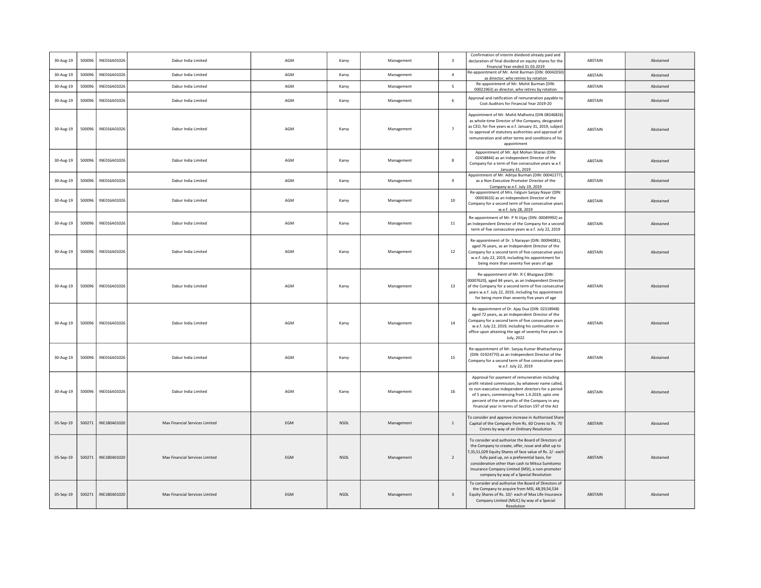| 30-Aug-19 | 500096 | INE016A01026 | Dabur India Limited | AGM | Karvy | Management | 3 | Confirmation of interim dividend already paid and declaration of final dividend on equity shares for the Financial Year ended 31.03.2019 | ABSTAIN | Abstained |
|---|---|---|---|---|---|---|---|---|---|---|
| 30-Aug-19 | 500096 | INE016A01026 | Dabur India Limited | AGM | Karvy | Management | 4 | Re-appointment of Mr. Amit Burman (DIN: 00042050) as director, who retires by rotation | ABSTAIN | Abstained |
| 30-Aug-19 | 500096 | INE016A01026 | Dabur India Limited | AGM | Karvy | Management | 5 | Re-appointment of Mr. Mohit Burman (DIN: 00021963) as director, who retires by rotation | ABSTAIN | Abstained |
| 30-Aug-19 | 500096 | INE016A01026 | Dabur India Limited | AGM | Karvy | Management | 6 | Approval and ratification of remuneration payable to Cost Auditors for Financial Year 2019-20 | ABSTAIN | Abstained |
| 30-Aug-19 | 500096 | INE016A01026 | Dabur India Limited | AGM | Karvy | Management | 7 | Appointment of Mr. Mohit Malhotra (DIN 08346826) as whole-time Director of the Company, designated as CEO, for five years w.e.f. January 31, 2019, subject to approval of statutory authorities and approval of remuneration and other terms and conditions of his appointment | ABSTAIN | Abstained |
| 30-Aug-19 | 500096 | INE016A01026 | Dabur India Limited | AGM | Karvy | Management | 8 | Appointment of Mr. Ajit Mohan Sharan (DIN: 02458844) as an Independent Director of the Company for a term of five consecutive years w.e.f. January 31, 2019 | ABSTAIN | Abstained |
| 30-Aug-19 | 500096 | INE016A01026 | Dabur India Limited | AGM | Karvy | Management | 9 | Appointment of Mr. Aditya Burman (DIN: 00042277), as a Non-Executive Promoter Director of the Company w.e.f. July 19, 2019 | ABSTAIN | Abstained |
| 30-Aug-19 | 500096 | INE016A01026 | Dabur India Limited | AGM | Karvy | Management | 10 | Re-appointment of Mrs. Falguni Sanjay Nayar (DIN: 00003633) as an Independent Director of the Company for a second term of five consecutive years w.e.f. July 28, 2019 | ABSTAIN | Abstained |
| 30-Aug-19 | 500096 | INE016A01026 | Dabur India Limited | AGM | Karvy | Management | 11 | Re-appointment of Mr. P N Vijay (DIN: 00049992) as an Independent Director of the Company for a second term of five consecutive years w.e.f. July 22, 2019 | ABSTAIN | Abstained |
| 30-Aug-19 | 500096 | INE016A01026 | Dabur India Limited | AGM | Karvy | Management | 12 | Re-appointment of Dr. S Narayan (DIN: 00094081), aged 76 years, as an Independent Director of the Company for a second term of five consecutive years w.e.f. July 22, 2019, including his appointment for being more than seventy five years of age | ABSTAIN | Abstained |
| 30-Aug-19 | 500096 | INE016A01026 | Dabur India Limited | AGM | Karvy | Management | 13 | Re-appointment of Mr. R C Bhargava (DIN: 00007620), aged 84 years, as an Independent Director of the Company for a second term of five consecutive years w.e.f. July 22, 2019, including his appointment for being more than seventy five years of age | ABSTAIN | Abstained |
| 30-Aug-19 | 500096 | INE016A01026 | Dabur India Limited | AGM | Karvy | Management | 14 | Re-appointment of Dr. Ajay Dua (DIN: 02318948) aged 72 years, as an Independent Director of the Company for a second term of five consecutive years w.e.f. July 22, 2019, including his continuation in office upon attaining the age of seventy five years in July, 2022 | ABSTAIN | Abstained |
| 30-Aug-19 | 500096 | INE016A01026 | Dabur India Limited | AGM | Karvy | Management | 15 | Re-appointment of Mr. Sanjay Kumar Bhattacharyya (DIN: 01924770) as an Independent Director of the Company for a second term of five consecutive years w.e.f. July 22, 2019 | ABSTAIN | Abstained |
| 30-Aug-19 | 500096 | INE016A01026 | Dabur India Limited | AGM | Karvy | Management | 16 | Approval for payment of remuneration including profit related commission, by whatever name called, to non-executive independent directors for a period of 5 years, commencing from 1.4.2019, upto one percent of the net profits of the Company in any financial year in terms of Section 197 of the Act | ABSTAIN | Abstained |
| 05-Sep-19 | 500271 | INE180A01020 | Max Financial Services Limited | EGM | NSDL | Management | 1 | To consider and approve increase in Authorised Share Capital of the Company from Rs. 60 Crores to Rs. 70 Crores by way of an Ordinary Resolution | ABSTAIN | Abstained |
| 05-Sep-19 | 500271 | INE180A01020 | Max Financial Services Limited | EGM | NSDL | Management | 2 | To consider and authorize the Board of Directors of the Company to create, offer, issue and allot up to 7,35,51,029 Equity Shares of face value of Rs. 2/- each fully paid up, on a preferential basis, for consideration other than cash to Mitsui Sumitomo Insurance Company Limited (MSI), a non-promoter company by way of a Special Resolution | ABSTAIN | Abstained |
| 05-Sep-19 | 500271 | INE180A01020 | Max Financial Services Limited | EGM | NSDL | Management | 3 | To consider and authorize the Board of Directors of the Company to acquire from MSI, 48,39,54,534 Equity Shares of Rs. 10/- each of Max Life Insurance Company Limited (MLIC) by way of a Special Resolution | ABSTAIN | Abstained |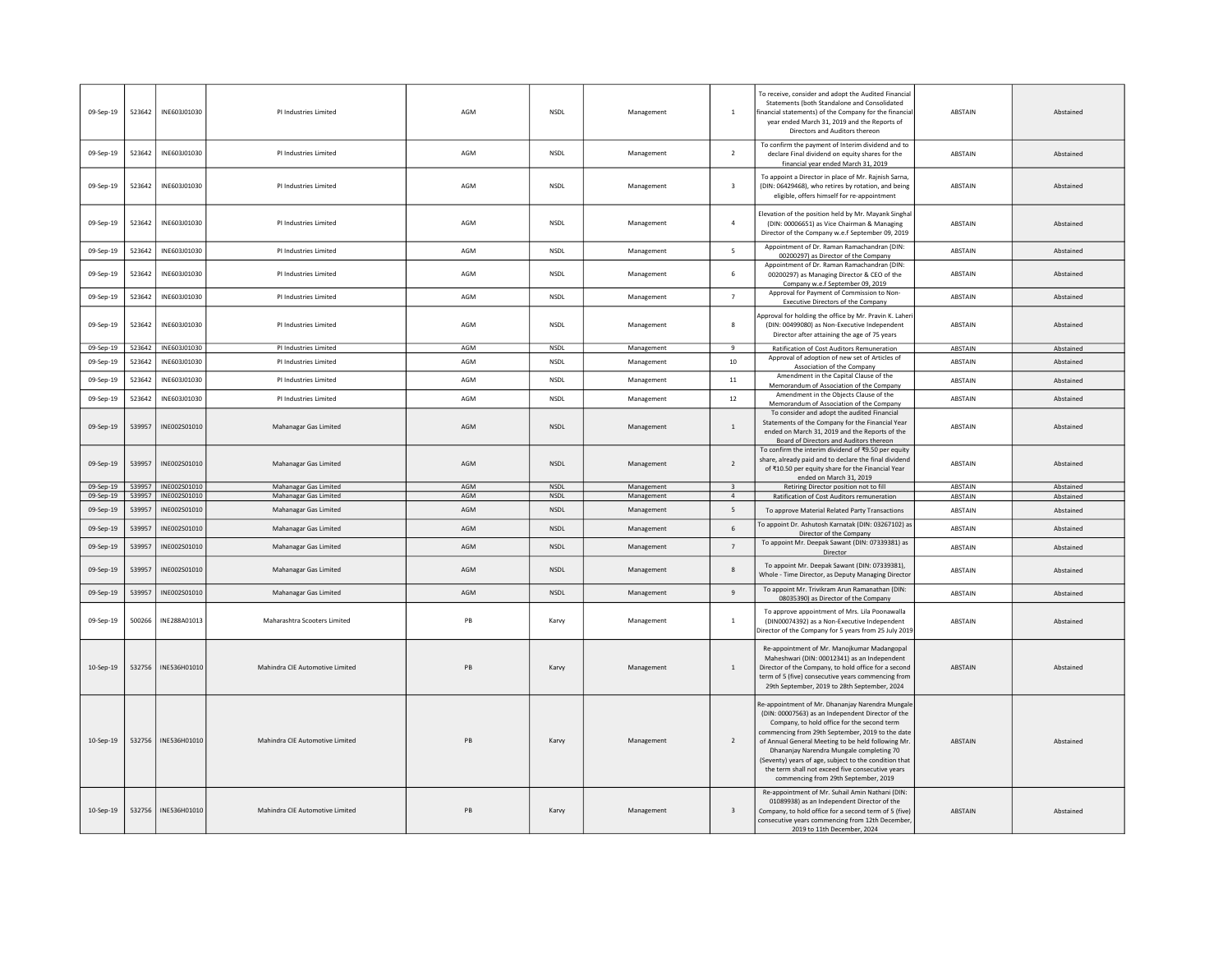| | | | | | | | | | | |
|---|---|---|---|---|---|---|---|---|---|---|
| 09-Sep-19 | 523642 | INE603J01030 | PI Industries Limited | AGM | NSDL | Management | 1 | To receive, consider and adopt the Audited Financial Statements (both Standalone and Consolidated financial statements) of the Company for the financial year ended March 31, 2019 and the Reports of Directors and Auditors thereon | ABSTAIN | Abstained |
| 09-Sep-19 | 523642 | INE603J01030 | PI Industries Limited | AGM | NSDL | Management | 2 | To confirm the payment of Interim dividend and to declare Final dividend on equity shares for the financial year ended March 31, 2019 | ABSTAIN | Abstained |
| 09-Sep-19 | 523642 | INE603J01030 | PI Industries Limited | AGM | NSDL | Management | 3 | To appoint a Director in place of Mr. Rajnish Sarna, (DIN: 06429468), who retires by rotation, and being eligible, offers himself for re-appointment | ABSTAIN | Abstained |
| 09-Sep-19 | 523642 | INE603J01030 | PI Industries Limited | AGM | NSDL | Management | 4 | Elevation of the position held by Mr. Mayank Singhal (DIN: 00006651) as Vice Chairman & Managing Director of the Company w.e.f September 09, 2019 | ABSTAIN | Abstained |
| 09-Sep-19 | 523642 | INE603J01030 | PI Industries Limited | AGM | NSDL | Management | 5 | Appointment of Dr. Raman Ramachandran (DIN: 00200297) as Director of the Company | ABSTAIN | Abstained |
| 09-Sep-19 | 523642 | INE603J01030 | PI Industries Limited | AGM | NSDL | Management | 6 | Appointment of Dr. Raman Ramachandran (DIN: 00200297) as Managing Director & CEO of the Company w.e.f September 09, 2019 | ABSTAIN | Abstained |
| 09-Sep-19 | 523642 | INE603J01030 | PI Industries Limited | AGM | NSDL | Management | 7 | Approval for Payment of Commission to Non-Executive Directors of the Company | ABSTAIN | Abstained |
| 09-Sep-19 | 523642 | INE603J01030 | PI Industries Limited | AGM | NSDL | Management | 8 | Approval for holding the office by Mr. Pravin K. Laheri (DIN: 00499080) as Non-Executive Independent Director after attaining the age of 75 years | ABSTAIN | Abstained |
| 09-Sep-19 | 523642 | INE603J01030 | PI Industries Limited | AGM | NSDL | Management | 9 | Ratification of Cost Auditors Remuneration | ABSTAIN | Abstained |
| 09-Sep-19 | 523642 | INE603J01030 | PI Industries Limited | AGM | NSDL | Management | 10 | Approval of adoption of new set of Articles of Association of the Company | ABSTAIN | Abstained |
| 09-Sep-19 | 523642 | INE603J01030 | PI Industries Limited | AGM | NSDL | Management | 11 | Amendment in the Capital Clause of the Memorandum of Association of the Company | ABSTAIN | Abstained |
| 09-Sep-19 | 523642 | INE603J01030 | PI Industries Limited | AGM | NSDL | Management | 12 | Amendment in the Objects Clause of the Memorandum of Association of the Company | ABSTAIN | Abstained |
| 09-Sep-19 | 539957 | INE002S01010 | Mahanagar Gas Limited | AGM | NSDL | Management | 1 | To consider and adopt the audited Financial Statements of the Company for the Financial Year ended on March 31, 2019 and the Reports of the Board of Directors and Auditors thereon | ABSTAIN | Abstained |
| 09-Sep-19 | 539957 | INE002S01010 | Mahanagar Gas Limited | AGM | NSDL | Management | 2 | To confirm the interim dividend of ₹9.50 per equity share, already paid and to declare the final dividend of ₹10.50 per equity share for the Financial Year ended on March 31, 2019 | ABSTAIN | Abstained |
| 09-Sep-19 | 539957 | INE002S01010 | Mahanagar Gas Limited | AGM | NSDL | Management | 3 | Retiring Director position not to fill | ABSTAIN | Abstained |
| 09-Sep-19 | 539957 | INE002S01010 | Mahanagar Gas Limited | AGM | NSDL | Management | 4 | Ratification of Cost Auditors remuneration | ABSTAIN | Abstained |
| 09-Sep-19 | 539957 | INE002S01010 | Mahanagar Gas Limited | AGM | NSDL | Management | 5 | To approve Material Related Party Transactions | ABSTAIN | Abstained |
| 09-Sep-19 | 539957 | INE002S01010 | Mahanagar Gas Limited | AGM | NSDL | Management | 6 | To appoint Dr. Ashutosh Karnatak (DIN: 03267102) as Director of the Company | ABSTAIN | Abstained |
| 09-Sep-19 | 539957 | INE002S01010 | Mahanagar Gas Limited | AGM | NSDL | Management | 7 | To appoint Mr. Deepak Sawant (DIN: 07339381) as Director | ABSTAIN | Abstained |
| 09-Sep-19 | 539957 | INE002S01010 | Mahanagar Gas Limited | AGM | NSDL | Management | 8 | To appoint Mr. Deepak Sawant (DIN: 07339381), Whole - Time Director, as Deputy Managing Director | ABSTAIN | Abstained |
| 09-Sep-19 | 539957 | INE002S01010 | Mahanagar Gas Limited | AGM | NSDL | Management | 9 | To appoint Mr. Trivikram Arun Ramanathan (DIN: 08035390) as Director of the Company | ABSTAIN | Abstained |
| 09-Sep-19 | 500266 | INE288A01013 | Maharashtra Scooters Limited | PB | Karvy | Management | 1 | To approve appointment of Mrs. Lila Poonawalla (DIN00074392) as a Non-Executive Independent Director of the Company for 5 years from 25 July 2019 | ABSTAIN | Abstained |
| 10-Sep-19 | 532756 | INE536H01010 | Mahindra CIE Automotive Limited | PB | Karvy | Management | 1 | Re-appointment of Mr. Manojkumar Madangopal Maheshwari (DIN: 00012341) as an Independent Director of the Company, to hold office for a second term of 5 (five) consecutive years commencing from 29th September, 2019 to 28th September, 2024 | ABSTAIN | Abstained |
| 10-Sep-19 | 532756 | INE536H01010 | Mahindra CIE Automotive Limited | PB | Karvy | Management | 2 | Re-appointment of Mr. Dhananjay Narendra Mungale (DIN: 00007563) as an Independent Director of the Company, to hold office for the second term commencing from 29th September, 2019 to the date of Annual General Meeting to be held following Mr. Dhananjay Narendra Mungale completing 70 (Seventy) years of age, subject to the condition that the term shall not exceed five consecutive years commencing from 29th September, 2019 | ABSTAIN | Abstained |
| 10-Sep-19 | 532756 | INE536H01010 | Mahindra CIE Automotive Limited | PB | Karvy | Management | 3 | Re-appointment of Mr. Suhail Amin Nathani (DIN: 01089938) as an Independent Director of the Company, to hold office for a second term of 5 (five) consecutive years commencing from 12th December, 2019 to 11th December, 2024 | ABSTAIN | Abstained |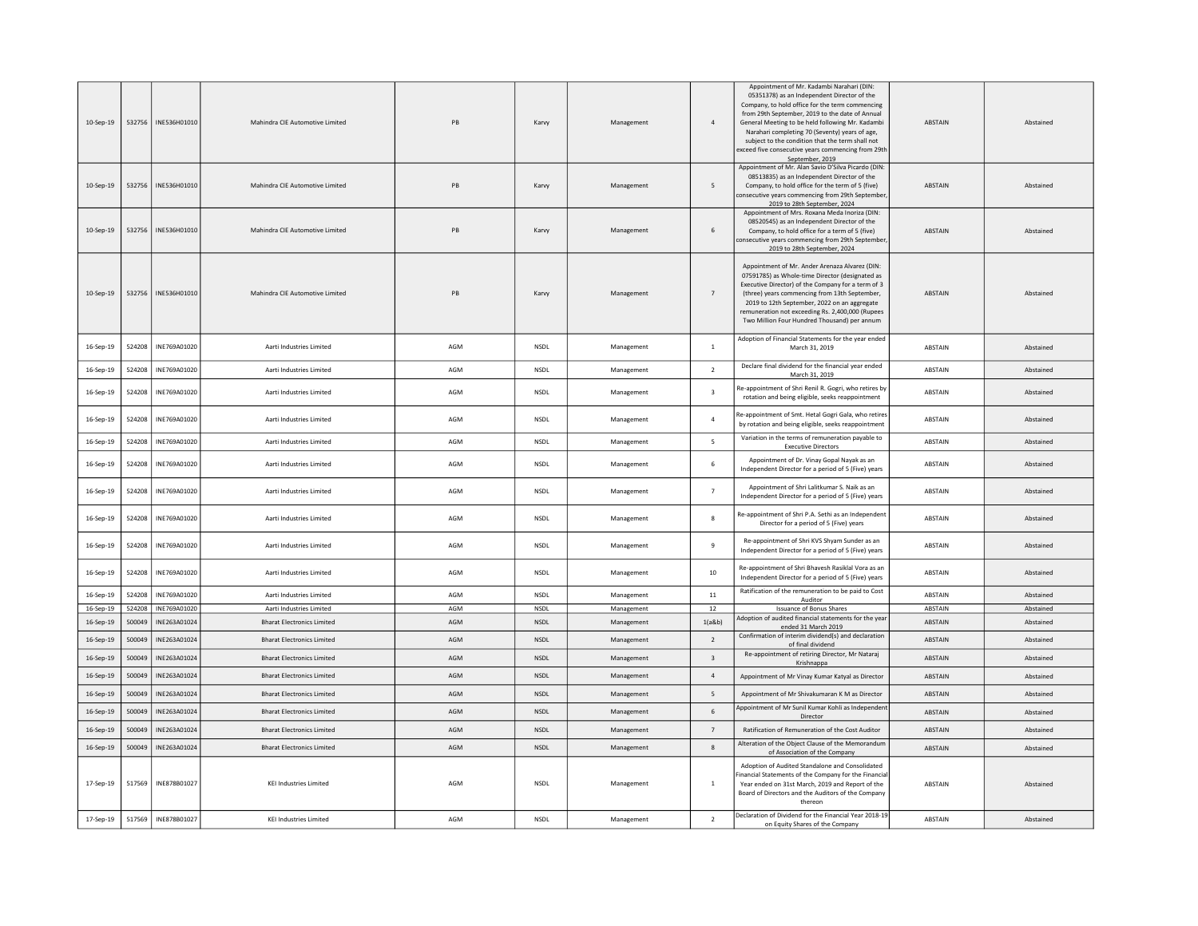| | | | | | | | | | | |
|---|---|---|---|---|---|---|---|---|---|---|
| 10-Sep-19 | 532756 | INE536H01010 | Mahindra CIE Automotive Limited | PB | Karvy | Management | 4 | Appointment of Mr. Kadambi Narahari (DIN: 05351378) as an Independent Director of the Company, to hold office for the term commencing from 29th September, 2019 to the date of Annual General Meeting to be held following Mr. Kadambi Narahari completing 70 (Seventy) years of age, subject to the condition that the term shall not exceed five consecutive years commencing from 29th September, 2019 | ABSTAIN | Abstained |
| 10-Sep-19 | 532756 | INE536H01010 | Mahindra CIE Automotive Limited | PB | Karvy | Management | 5 | Appointment of Mr. Alan Savio D'Silva Picardo (DIN: 08513835) as an Independent Director of the Company, to hold office for the term of 5 (five) consecutive years commencing from 29th September, 2019 to 28th September, 2024 | ABSTAIN | Abstained |
| 10-Sep-19 | 532756 | INE536H01010 | Mahindra CIE Automotive Limited | PB | Karvy | Management | 6 | Appointment of Mrs. Roxana Meda Inoriza (DIN: 08520545) as an Independent Director of the Company, to hold office for a term of 5 (five) consecutive years commencing from 29th September, 2019 to 28th September, 2024 | ABSTAIN | Abstained |
| 10-Sep-19 | 532756 | INE536H01010 | Mahindra CIE Automotive Limited | PB | Karvy | Management | 7 | Appointment of Mr. Ander Arenaza Alvarez (DIN: 07591785) as Whole-time Director (designated as Executive Director) of the Company for a term of 3 (three) years commencing from 13th September, 2019 to 12th September, 2022 on an aggregate remuneration not exceeding Rs. 2,400,000 (Rupees Two Million Four Hundred Thousand) per annum | ABSTAIN | Abstained |
| 16-Sep-19 | 524208 | INE769A01020 | Aarti Industries Limited | AGM | NSDL | Management | 1 | Adoption of Financial Statements for the year ended March 31, 2019 | ABSTAIN | Abstained |
| 16-Sep-19 | 524208 | INE769A01020 | Aarti Industries Limited | AGM | NSDL | Management | 2 | Declare final dividend for the financial year ended March 31, 2019 | ABSTAIN | Abstained |
| 16-Sep-19 | 524208 | INE769A01020 | Aarti Industries Limited | AGM | NSDL | Management | 3 | Re-appointment of Shri Renil R. Gogri, who retires by rotation and being eligible, seeks reappointment | ABSTAIN | Abstained |
| 16-Sep-19 | 524208 | INE769A01020 | Aarti Industries Limited | AGM | NSDL | Management | 4 | Re-appointment of Smt. Hetal Gogri Gala, who retires by rotation and being eligible, seeks reappointment | ABSTAIN | Abstained |
| 16-Sep-19 | 524208 | INE769A01020 | Aarti Industries Limited | AGM | NSDL | Management | 5 | Variation in the terms of remuneration payable to Executive Directors | ABSTAIN | Abstained |
| 16-Sep-19 | 524208 | INE769A01020 | Aarti Industries Limited | AGM | NSDL | Management | 6 | Appointment of Dr. Vinay Gopal Nayak as an Independent Director for a period of 5 (Five) years | ABSTAIN | Abstained |
| 16-Sep-19 | 524208 | INE769A01020 | Aarti Industries Limited | AGM | NSDL | Management | 7 | Appointment of Shri Lalitkumar S. Naik as an Independent Director for a period of 5 (Five) years | ABSTAIN | Abstained |
| 16-Sep-19 | 524208 | INE769A01020 | Aarti Industries Limited | AGM | NSDL | Management | 8 | Re-appointment of Shri P.A. Sethi as an Independent Director for a period of 5 (Five) years | ABSTAIN | Abstained |
| 16-Sep-19 | 524208 | INE769A01020 | Aarti Industries Limited | AGM | NSDL | Management | 9 | Re-appointment of Shri KVS Shyam Sunder as an Independent Director for a period of 5 (Five) years | ABSTAIN | Abstained |
| 16-Sep-19 | 524208 | INE769A01020 | Aarti Industries Limited | AGM | NSDL | Management | 10 | Re-appointment of Shri Bhavesh Rasiklal Vora as an Independent Director for a period of 5 (Five) years | ABSTAIN | Abstained |
| 16-Sep-19 | 524208 | INE769A01020 | Aarti Industries Limited | AGM | NSDL | Management | 11 | Ratification of the remuneration to be paid to Cost Auditor | ABSTAIN | Abstained |
| 16-Sep-19 | 524208 | INE769A01020 | Aarti Industries Limited | AGM | NSDL | Management | 12 | Issuance of Bonus Shares | ABSTAIN | Abstained |
| 16-Sep-19 | 500049 | INE263A01024 | Bharat Electronics Limited | AGM | NSDL | Management | 1(a&b) | Adoption of audited financial statements for the year ended 31 March 2019 | ABSTAIN | Abstained |
| 16-Sep-19 | 500049 | INE263A01024 | Bharat Electronics Limited | AGM | NSDL | Management | 2 | Confirmation of interim dividend(s) and declaration of final dividend | ABSTAIN | Abstained |
| 16-Sep-19 | 500049 | INE263A01024 | Bharat Electronics Limited | AGM | NSDL | Management | 3 | Re-appointment of retiring Director, Mr Nataraj Krishnappa | ABSTAIN | Abstained |
| 16-Sep-19 | 500049 | INE263A01024 | Bharat Electronics Limited | AGM | NSDL | Management | 4 | Appointment of Mr Vinay Kumar Katyal as Director | ABSTAIN | Abstained |
| 16-Sep-19 | 500049 | INE263A01024 | Bharat Electronics Limited | AGM | NSDL | Management | 5 | Appointment of Mr Shivakumaran K M as Director | ABSTAIN | Abstained |
| 16-Sep-19 | 500049 | INE263A01024 | Bharat Electronics Limited | AGM | NSDL | Management | 6 | Appointment of Mr Sunil Kumar Kohli as Independent Director | ABSTAIN | Abstained |
| 16-Sep-19 | 500049 | INE263A01024 | Bharat Electronics Limited | AGM | NSDL | Management | 7 | Ratification of Remuneration of the Cost Auditor | ABSTAIN | Abstained |
| 16-Sep-19 | 500049 | INE263A01024 | Bharat Electronics Limited | AGM | NSDL | Management | 8 | Alteration of the Object Clause of the Memorandum of Association of the Company | ABSTAIN | Abstained |
| 17-Sep-19 | 517569 | INE878B01027 | KEI Industries Limited | AGM | NSDL | Management | 1 | Adoption of Audited Standalone and Consolidated Financial Statements of the Company for the Financial Year ended on 31st March, 2019 and Report of the Board of Directors and the Auditors of the Company thereon | ABSTAIN | Abstained |
| 17-Sep-19 | 517569 | INE878B01027 | KEI Industries Limited | AGM | NSDL | Management | 2 | Declaration of Dividend for the Financial Year 2018-19 on Equity Shares of the Company | ABSTAIN | Abstained |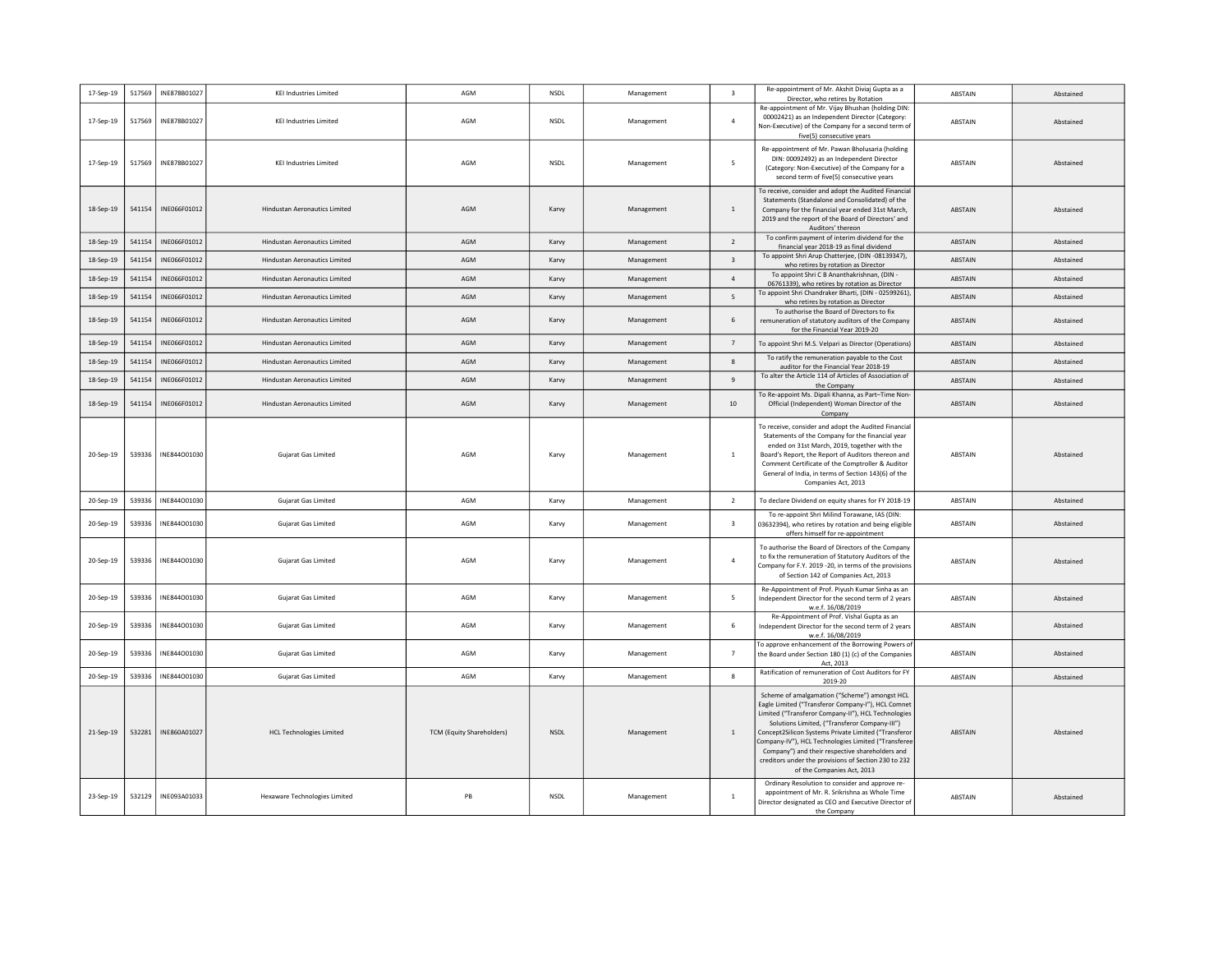| 17-Sep-19 | 517569 | INE878B01027 | KEI Industries Limited | AGM | NSDL | Management | 3 | Re-appointment of Mr. Akshit Diviaj Gupta as a Director, who retires by Rotation | ABSTAIN | Abstained |
|---|---|---|---|---|---|---|---|---|---|---|
| 17-Sep-19 | 517569 | INE878B01027 | KEI Industries Limited | AGM | NSDL | Management | 4 | Re-appointment of Mr. Vijay Bhushan (holding DIN: 00002421) as an Independent Director (Category: Non-Executive) of the Company for a second term of five(5) consecutive years | ABSTAIN | Abstained |
| 17-Sep-19 | 517569 | INE878B01027 | KEI Industries Limited | AGM | NSDL | Management | 5 | Re-appointment of Mr. Pawan Bholusaria (holding DIN: 00092492) as an Independent Director (Category: Non-Executive) of the Company for a second term of five(5) consecutive years | ABSTAIN | Abstained |
| 18-Sep-19 | 541154 | INE066F01012 | Hindustan Aeronautics Limited | AGM | Karvy | Management | 1 | To receive, consider and adopt the Audited Financial Statements (Standalone and Consolidated) of the Company for the financial year ended 31st March, 2019 and the report of the Board of Directors' and Auditors' thereon | ABSTAIN | Abstained |
| 18-Sep-19 | 541154 | INE066F01012 | Hindustan Aeronautics Limited | AGM | Karvy | Management | 2 | To confirm payment of interim dividend for the financial year 2018-19 as final dividend | ABSTAIN | Abstained |
| 18-Sep-19 | 541154 | INE066F01012 | Hindustan Aeronautics Limited | AGM | Karvy | Management | 3 | To appoint Shri Arup Chatterjee, (DIN -08139347), who retires by rotation as Director | ABSTAIN | Abstained |
| 18-Sep-19 | 541154 | INE066F01012 | Hindustan Aeronautics Limited | AGM | Karvy | Management | 4 | To appoint Shri C B Ananthakrishnan, (DIN - 06761339), who retires by rotation as Director | ABSTAIN | Abstained |
| 18-Sep-19 | 541154 | INE066F01012 | Hindustan Aeronautics Limited | AGM | Karvy | Management | 5 | To appoint Shri Chandraker Bharti, (DIN - 02599261), who retires by rotation as Director | ABSTAIN | Abstained |
| 18-Sep-19 | 541154 | INE066F01012 | Hindustan Aeronautics Limited | AGM | Karvy | Management | 6 | To authorise the Board of Directors to fix remuneration of statutory auditors of the Company for the Financial Year 2019-20 | ABSTAIN | Abstained |
| 18-Sep-19 | 541154 | INE066F01012 | Hindustan Aeronautics Limited | AGM | Karvy | Management | 7 | To appoint Shri M.S. Velpari as Director (Operations) | ABSTAIN | Abstained |
| 18-Sep-19 | 541154 | INE066F01012 | Hindustan Aeronautics Limited | AGM | Karvy | Management | 8 | To ratify the remuneration payable to the Cost auditor for the Financial Year 2018-19 | ABSTAIN | Abstained |
| 18-Sep-19 | 541154 | INE066F01012 | Hindustan Aeronautics Limited | AGM | Karvy | Management | 9 | To alter the Article 114 of Articles of Association of the Company | ABSTAIN | Abstained |
| 18-Sep-19 | 541154 | INE066F01012 | Hindustan Aeronautics Limited | AGM | Karvy | Management | 10 | To Re-appoint Ms. Dipali Khanna, as Part–Time Non-Official (Independent) Woman Director of the Company | ABSTAIN | Abstained |
| 20-Sep-19 | 539336 | INE844O01030 | Gujarat Gas Limited | AGM | Karvy | Management | 1 | To receive, consider and adopt the Audited Financial Statements of the Company for the financial year ended on 31st March, 2019, together with the Board's Report, the Report of Auditors thereon and Comment Certificate of the Comptroller & Auditor General of India, in terms of Section 143(6) of the Companies Act, 2013 | ABSTAIN | Abstained |
| 20-Sep-19 | 539336 | INE844O01030 | Gujarat Gas Limited | AGM | Karvy | Management | 2 | To declare Dividend on equity shares for FY 2018-19 | ABSTAIN | Abstained |
| 20-Sep-19 | 539336 | INE844O01030 | Gujarat Gas Limited | AGM | Karvy | Management | 3 | To re-appoint Shri Milind Torawane, IAS (DIN: 03632394), who retires by rotation and being eligible offers himself for re-appointment | ABSTAIN | Abstained |
| 20-Sep-19 | 539336 | INE844O01030 | Gujarat Gas Limited | AGM | Karvy | Management | 4 | To authorise the Board of Directors of the Company to fix the remuneration of Statutory Auditors of the Company for F.Y. 2019 -20, in terms of the provisions of Section 142 of Companies Act, 2013 | ABSTAIN | Abstained |
| 20-Sep-19 | 539336 | INE844O01030 | Gujarat Gas Limited | AGM | Karvy | Management | 5 | Re-Appointment of Prof. Piyush Kumar Sinha as an Independent Director for the second term of 2 years w.e.f. 16/08/2019 | ABSTAIN | Abstained |
| 20-Sep-19 | 539336 | INE844O01030 | Gujarat Gas Limited | AGM | Karvy | Management | 6 | Re-Appointment of Prof. Vishal Gupta as an Independent Director for the second term of 2 years w.e.f. 16/08/2019 | ABSTAIN | Abstained |
| 20-Sep-19 | 539336 | INE844O01030 | Gujarat Gas Limited | AGM | Karvy | Management | 7 | To approve enhancement of the Borrowing Powers of the Board under Section 180 (1) (c) of the Companies Act, 2013 | ABSTAIN | Abstained |
| 20-Sep-19 | 539336 | INE844O01030 | Gujarat Gas Limited | AGM | Karvy | Management | 8 | Ratification of remuneration of Cost Auditors for FY 2019-20 | ABSTAIN | Abstained |
| 21-Sep-19 | 532281 | INE860A01027 | HCL Technologies Limited | TCM (Equity Shareholders) | NSDL | Management | 1 | Scheme of amalgamation ("Scheme") amongst HCL Eagle Limited ("Transferor Company-I"), HCL Comnet Limited ("Transferor Company-II"), HCL Technologies Solutions Limited, ("Transferor Company-III") Concept2Silicon Systems Private Limited ("Transferor Company-IV"), HCL Technologies Limited ("Transferee Company") and their respective shareholders and creditors under the provisions of Section 230 to 232 of the Companies Act, 2013 | ABSTAIN | Abstained |
| 23-Sep-19 | 532129 | INE093A01033 | Hexaware Technologies Limited | PB | NSDL | Management | 1 | Ordinary Resolution to consider and approve re-appointment of Mr. R. Srikrishna as Whole Time Director designated as CEO and Executive Director of the Company | ABSTAIN | Abstained |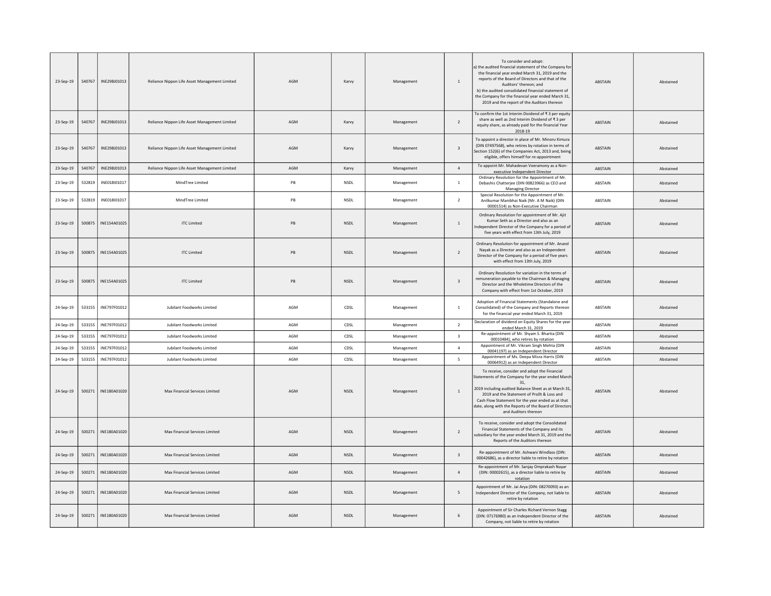| | | | | | | | | | | |
|---|---|---|---|---|---|---|---|---|---|---|
| 23-Sep-19 | 540767 | INE298J01013 | Reliance Nippon Life Asset Management Limited | AGM | Karvy | Management | 1 | To consider and adopt: a) the audited financial statement of the Company for the financial year ended March 31, 2019 and the reports of the Board of Directors and that of the Auditors' thereon; and b) the audited consolidated financial statement of the Company for the financial year ended March 31, 2019 and the report of the Auditors thereon | ABSTAIN | Abstained |
| 23-Sep-19 | 540767 | INE298J01013 | Reliance Nippon Life Asset Management Limited | AGM | Karvy | Management | 2 | To confirm the 1st Interim Dividend of ₹ 3 per equity share as well as 2nd Interim Dividend of ₹ 3 per equity share, as already paid for the financial Year 2018-19 | ABSTAIN | Abstained |
| 23-Sep-19 | 540767 | INE298J01013 | Reliance Nippon Life Asset Management Limited | AGM | Karvy | Management | 3 | To appoint a director in place of Mr. Minoru Kimura (DIN 07497568), who retires by rotation in terms of Section 152(6) of the Companies Act, 2013 and, being eligible, offers himself for re-appointment | ABSTAIN | Abstained |
| 23-Sep-19 | 540767 | INE298J01013 | Reliance Nippon Life Asset Management Limited | AGM | Karvy | Management | 4 | To appoint Mr. Mahadevan Veeramony as a Non-executive Independent Director | ABSTAIN | Abstained |
| 23-Sep-19 | 532819 | INE018I01017 | MindTree Limited | PB | NSDL | Management | 1 | Ordinary Resolution for the Appointment of Mr. Debashis Chatterjee (DIN 00823966) as CEO and Managing Director | ABSTAIN | Abstained |
| 23-Sep-19 | 532819 | INE018I01017 | MindTree Limited | PB | NSDL | Management | 2 | Special Resolution for the Appointment of Mr. Anilkumar Manibhai Naik (Mr. A M Naik) (DIN 00001514) as Non-Executive Chairman | ABSTAIN | Abstained |
| 23-Sep-19 | 500875 | INE154A01025 | ITC Limited | PB | NSDL | Management | 1 | Ordinary Resolution for appointment of Mr. Ajit Kumar Seth as a Director and also as an Independent Director of the Company for a period of five years with effect from 13th July, 2019 | ABSTAIN | Abstained |
| 23-Sep-19 | 500875 | INE154A01025 | ITC Limited | PB | NSDL | Management | 2 | Ordinary Resolution for appointment of Mr. Anand Nayak as a Director and also as an Independent Director of the Company for a period of five years with effect from 13th July, 2019 | ABSTAIN | Abstained |
| 23-Sep-19 | 500875 | INE154A01025 | ITC Limited | PB | NSDL | Management | 3 | Ordinary Resolution for variation in the terms of remuneration payable to the Chairman & Managing Director and the Wholetime Directors of the Company with effect from 1st October, 2019 | ABSTAIN | Abstained |
| 24-Sep-19 | 533155 | INE797F01012 | Jubilant Foodworks Limited | AGM | CDSL | Management | 1 | Adoption of Financial Statements (Standalone and Consolidated) of the Company and Reports thereon for the financial year ended March 31, 2019 | ABSTAIN | Abstained |
| 24-Sep-19 | 533155 | INE797F01012 | Jubilant Foodworks Limited | AGM | CDSL | Management | 2 | Declaration of dividend on Equity Shares for the year ended March 31, 2019 | ABSTAIN | Abstained |
| 24-Sep-19 | 533155 | INE797F01012 | Jubilant Foodworks Limited | AGM | CDSL | Management | 3 | Re-appointment of Mr. Shyam S. Bhartia (DIN 00010484), who retires by rotation | ABSTAIN | Abstained |
| 24-Sep-19 | 533155 | INE797F01012 | Jubilant Foodworks Limited | AGM | CDSL | Management | 4 | Appointment of Mr. Vikram Singh Mehta (DIN 00041197) as an Independent Director | ABSTAIN | Abstained |
| 24-Sep-19 | 533155 | INE797F01012 | Jubilant Foodworks Limited | AGM | CDSL | Management | 5 | Appointment of Ms. Deepa Misra Harris (DIN 00064912) as an Independent Director | ABSTAIN | Abstained |
| 24-Sep-19 | 500271 | INE180A01020 | Max Financial Services Limited | AGM | NSDL | Management | 1 | To receive, consider and adopt the Financial Statements of the Company for the year ended March 31, 2019 including audited Balance Sheet as at March 31, 2019 and the Statement of Profit & Loss and Cash Flow Statement for the year ended as at that date, along with the Reports of the Board of Directors and Auditors thereon | ABSTAIN | Abstained |
| 24-Sep-19 | 500271 | INE180A01020 | Max Financial Services Limited | AGM | NSDL | Management | 2 | To receive, consider and adopt the Consolidated Financial Statements of the Company and its subsidiary for the year ended March 31, 2019 and the Reports of the Auditors thereon | ABSTAIN | Abstained |
| 24-Sep-19 | 500271 | INE180A01020 | Max Financial Services Limited | AGM | NSDL | Management | 3 | Re-appointment of Mr. Ashwani Windlass (DIN: 00042686), as a director liable to retire by rotation | ABSTAIN | Abstained |
| 24-Sep-19 | 500271 | INE180A01020 | Max Financial Services Limited | AGM | NSDL | Management | 4 | Re-appointment of Mr. Sanjay Omprakash Nayar (DIN: 00002615), as a director liable to retire by rotation | ABSTAIN | Abstained |
| 24-Sep-19 | 500271 | INE180A01020 | Max Financial Services Limited | AGM | NSDL | Management | 5 | Appointment of Mr. Jai Arya (DIN: 08270093) as an Independent Director of the Company, not liable to retire by rotation | ABSTAIN | Abstained |
| 24-Sep-19 | 500271 | INE180A01020 | Max Financial Services Limited | AGM | NSDL | Management | 6 | Appointment of Sir Charles Richard Vernon Stagg (DIN: 07176980) as an Independent Director of the Company, not liable to retire by rotation | ABSTAIN | Abstained |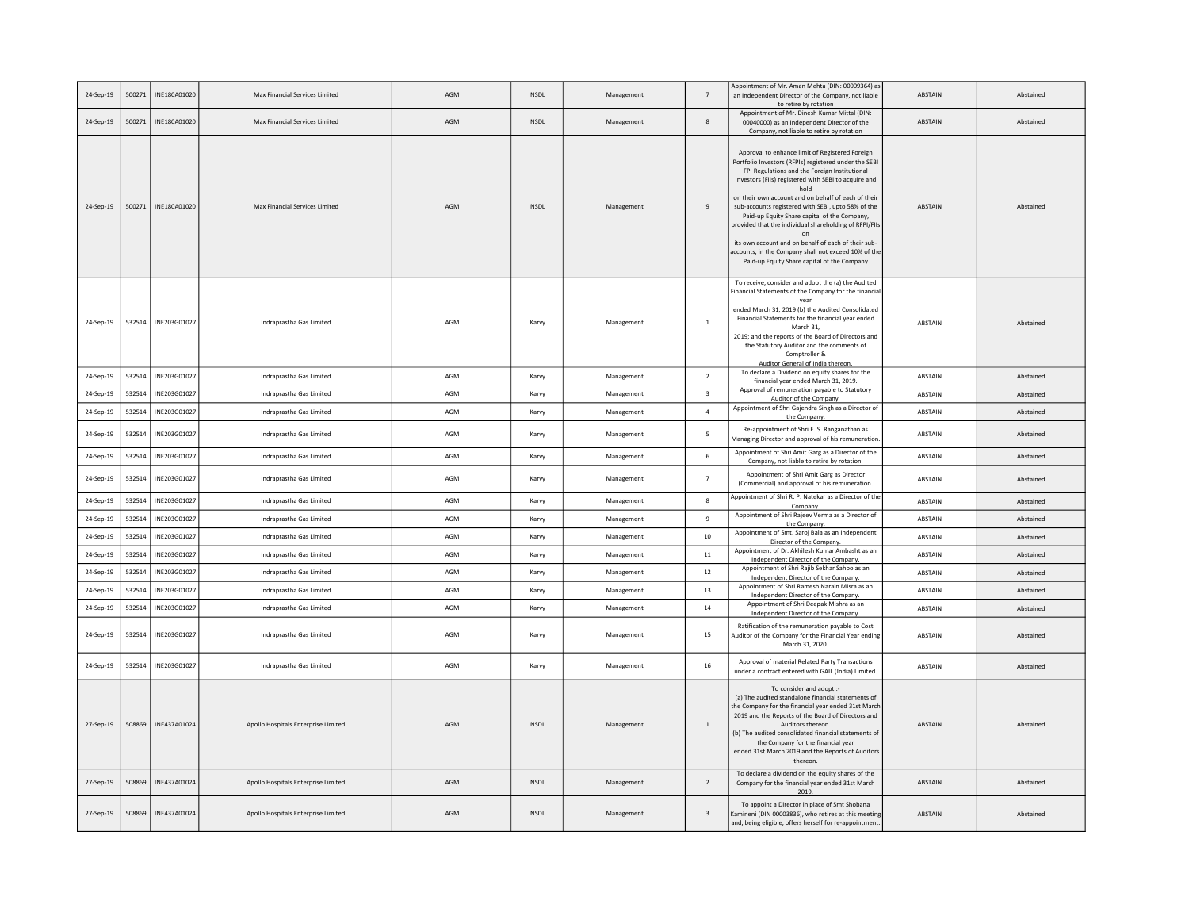| 24-Sep-19 | 500271 | INE180A01020 | Max Financial Services Limited | AGM | NSDL | Management | 7 | Appointment of Mr. Aman Mehta (DIN: 00009364) as an Independent Director of the Company, not liable to retire by rotation | ABSTAIN | Abstained |
|---|---|---|---|---|---|---|---|---|---|---|
| 24-Sep-19 | 500271 | INE180A01020 | Max Financial Services Limited | AGM | NSDL | Management | 8 | Appointment of Mr. Dinesh Kumar Mittal (DIN: 00040000) as an Independent Director of the Company, not liable to retire by rotation | ABSTAIN | Abstained |
| 24-Sep-19 | 500271 | INE180A01020 | Max Financial Services Limited | AGM | NSDL | Management | 9 | Approval to enhance limit of Registered Foreign Portfolio Investors (RFPIs) registered under the SEBI FPI Regulations and the Foreign Institutional Investors (FIIs) registered with SEBI to acquire and hold on their own account and on behalf of each of their sub-accounts registered with SEBI, upto 58% of the Paid-up Equity Share capital of the Company, provided that the individual shareholding of RFPI/FIIs on its own account and on behalf of each of their sub-accounts, in the Company shall not exceed 10% of the Paid-up Equity Share capital of the Company | ABSTAIN | Abstained |
| 24-Sep-19 | 532514 | INE203G01027 | Indraprastha Gas Limited | AGM | Karvy | Management | 1 | To receive, consider and adopt the (a) the Audited Financial Statements of the Company for the financial year ended March 31, 2019 (b) the Audited Consolidated Financial Statements for the financial year ended March 31, 2019; and the reports of the Board of Directors and the Statutory Auditor and the comments of Comptroller & Auditor General of India thereon. | ABSTAIN | Abstained |
| 24-Sep-19 | 532514 | INE203G01027 | Indraprastha Gas Limited | AGM | Karvy | Management | 2 | To declare a Dividend on equity shares for the financial year ended March 31, 2019. | ABSTAIN | Abstained |
| 24-Sep-19 | 532514 | INE203G01027 | Indraprastha Gas Limited | AGM | Karvy | Management | 3 | Approval of remuneration payable to Statutory Auditor of the Company. | ABSTAIN | Abstained |
| 24-Sep-19 | 532514 | INE203G01027 | Indraprastha Gas Limited | AGM | Karvy | Management | 4 | Appointment of Shri Gajendra Singh as a Director of the Company. | ABSTAIN | Abstained |
| 24-Sep-19 | 532514 | INE203G01027 | Indraprastha Gas Limited | AGM | Karvy | Management | 5 | Re-appointment of Shri E. S. Ranganathan as Managing Director and approval of his remuneration. | ABSTAIN | Abstained |
| 24-Sep-19 | 532514 | INE203G01027 | Indraprastha Gas Limited | AGM | Karvy | Management | 6 | Appointment of Shri Amit Garg as a Director of the Company, not liable to retire by rotation. | ABSTAIN | Abstained |
| 24-Sep-19 | 532514 | INE203G01027 | Indraprastha Gas Limited | AGM | Karvy | Management | 7 | Appointment of Shri Amit Garg as Director (Commercial) and approval of his remuneration. | ABSTAIN | Abstained |
| 24-Sep-19 | 532514 | INE203G01027 | Indraprastha Gas Limited | AGM | Karvy | Management | 8 | Appointment of Shri R. P. Natekar as a Director of the Company. | ABSTAIN | Abstained |
| 24-Sep-19 | 532514 | INE203G01027 | Indraprastha Gas Limited | AGM | Karvy | Management | 9 | Appointment of Shri Rajeev Verma as a Director of the Company. | ABSTAIN | Abstained |
| 24-Sep-19 | 532514 | INE203G01027 | Indraprastha Gas Limited | AGM | Karvy | Management | 10 | Appointment of Smt. Saroj Bala as an Independent Director of the Company. | ABSTAIN | Abstained |
| 24-Sep-19 | 532514 | INE203G01027 | Indraprastha Gas Limited | AGM | Karvy | Management | 11 | Appointment of Dr. Akhilesh Kumar Ambasht as an Independent Director of the Company. | ABSTAIN | Abstained |
| 24-Sep-19 | 532514 | INE203G01027 | Indraprastha Gas Limited | AGM | Karvy | Management | 12 | Appointment of Shri Rajib Sekhar Sahoo as an Independent Director of the Company. | ABSTAIN | Abstained |
| 24-Sep-19 | 532514 | INE203G01027 | Indraprastha Gas Limited | AGM | Karvy | Management | 13 | Appointment of Shri Ramesh Narain Misra as an Independent Director of the Company. | ABSTAIN | Abstained |
| 24-Sep-19 | 532514 | INE203G01027 | Indraprastha Gas Limited | AGM | Karvy | Management | 14 | Appointment of Shri Deepak Mishra as an Independent Director of the Company. | ABSTAIN | Abstained |
| 24-Sep-19 | 532514 | INE203G01027 | Indraprastha Gas Limited | AGM | Karvy | Management | 15 | Ratification of the remuneration payable to Cost Auditor of the Company for the Financial Year ending March 31, 2020. | ABSTAIN | Abstained |
| 24-Sep-19 | 532514 | INE203G01027 | Indraprastha Gas Limited | AGM | Karvy | Management | 16 | Approval of material Related Party Transactions under a contract entered with GAIL (India) Limited. | ABSTAIN | Abstained |
| 27-Sep-19 | 508869 | INE437A01024 | Apollo Hospitals Enterprise Limited | AGM | NSDL | Management | 1 | To consider and adopt :- (a) The audited standalone financial statements of the Company for the financial year ended 31st March 2019 and the Reports of the Board of Directors and Auditors thereon. (b) The audited consolidated financial statements of the Company for the financial year ended 31st March 2019 and the Reports of Auditors thereon. | ABSTAIN | Abstained |
| 27-Sep-19 | 508869 | INE437A01024 | Apollo Hospitals Enterprise Limited | AGM | NSDL | Management | 2 | To declare a dividend on the equity shares of the Company for the financial year ended 31st March 2019. | ABSTAIN | Abstained |
| 27-Sep-19 | 508869 | INE437A01024 | Apollo Hospitals Enterprise Limited | AGM | NSDL | Management | 3 | To appoint a Director in place of Smt Shobana Kamineni (DIN 00003836), who retires at this meeting and, being eligible, offers herself for re-appointment. | ABSTAIN | Abstained |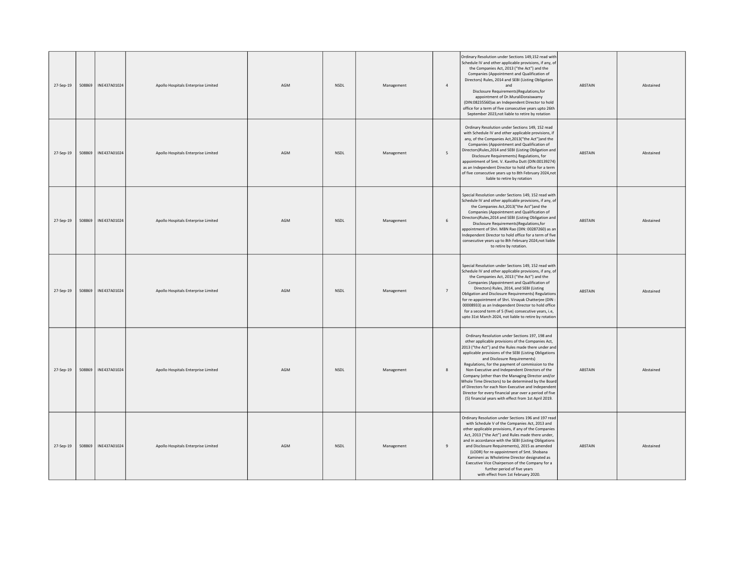| | | | | | | | | | | |
|---|---|---|---|---|---|---|---|---|---|---|
| 27-Sep-19 | 508869 | INE437A01024 | Apollo Hospitals Enterprise Limited | AGM | NSDL | Management | 4 | Ordinary Resolution under Sections 149,152 read with Schedule IV and other applicable provisions, if any, of the Companies Act, 2013 ("the Act") and the Companies (Appointment and Qualification of Directors) Rules, 2014 and SEBI (Listing Obligation and Disclosure Requirements)Regulations,for appointment of Dr.MuraliDoraiswamy (DIN:08235560)as an Independent Director to hold office for a term of five consecutive years upto 26th September 2023,not liable to retire by rotation | ABSTAIN | Abstained |
| 27-Sep-19 | 508869 | INE437A01024 | Apollo Hospitals Enterprise Limited | AGM | NSDL | Management | 5 | Ordinary Resolution under Sections 149, 152 read with Schedule IV and other applicable provisions, if any, of the Companies Act,2013("the Act")and the Companies (Appointment and Qualification of Directors)Rules,2014 and SEBI (Listing Obligation and Disclosure Requirements) Regulations, for appointment of Smt. V. Kavitha Dutt (DIN:00139274) as an Independent Director to hold office for a term of five consecutive years up to 8th February 2024,not liable to retire by rotation | ABSTAIN | Abstained |
| 27-Sep-19 | 508869 | INE437A01024 | Apollo Hospitals Enterprise Limited | AGM | NSDL | Management | 6 | Special Resolution under Sections 149, 152 read with Schedule IV and other applicable provisions, if any, of the Companies Act,2013("the Act")and the Companies (Appointment and Qualification of Directors)Rules,2014 and SEBI (Listing Obligation and Disclosure Requirements)Regulations,for appointment of Shri. MBN Rao (DIN: 00287260) as an Independent Director to hold office for a term of five consecutive years up to 8th February 2024,not liable to retire by rotation. | ABSTAIN | Abstained |
| 27-Sep-19 | 508869 | INE437A01024 | Apollo Hospitals Enterprise Limited | AGM | NSDL | Management | 7 | Special Resolution under Sections 149, 152 read with Schedule IV and other applicable provisions, if any, of the Companies Act, 2013 ("the Act") and the Companies (Appointment and Qualification of Directors) Rules, 2014, and SEBI (Listing Obligation and Disclosure Requirements) Regulations for re-appointment of Shri. Vinayak Chatterjee (DIN : 00008933) as an Independent Director to hold office for a second term of 5 (five) consecutive years, i.e, upto 31st March 2024, not liable to retire by rotation | ABSTAIN | Abstained |
| 27-Sep-19 | 508869 | INE437A01024 | Apollo Hospitals Enterprise Limited | AGM | NSDL | Management | 8 | Ordinary Resolution under Sections 197, 198 and other applicable provisions of the Companies Act, 2013 ("the Act") and the Rules made there under and applicable provisions of the SEBI (Listing Obligations and Disclosure Requirements) Regulations, for the payment of commission to the Non-Executive and Independent Directors of the Company (other than the Managing Director and/or Whole Time Directors) to be determined by the Board of Directors for each Non-Executive and Independent Director for every financial year over a period of five (5) financial years with effect from 1st April 2019. | ABSTAIN | Abstained |
| 27-Sep-19 | 508869 | INE437A01024 | Apollo Hospitals Enterprise Limited | AGM | NSDL | Management | 9 | Ordinary Resolution under Sections 196 and 197 read with Schedule V of the Companies Act, 2013 and other applicable provisions, if any of the Companies Act, 2013 ("the Act") and Rules made there under, and in accordance with the SEBI (Listing Obligations and Disclosure Requirements), 2015 as amended (LODR) for re-appointment of Smt. Shobana Kamineni as Wholetime Director designated as Executive Vice Chairperson of the Company for a further period of five years with effect from 1st February 2020. | ABSTAIN | Abstained |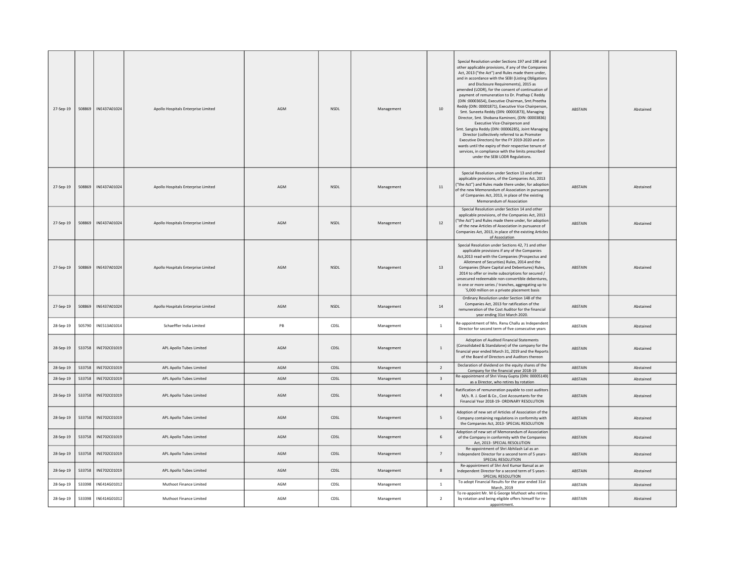| 27-Sep-19 | 508869 | INE437A01024 | Apollo Hospitals Enterprise Limited | AGM | NSDL | Management | 10 | Special Resolution under Sections 197 and 198 and other applicable provisions, if any of the Companies Act, 2013 ("the Act") and Rules made there under, and in accordance with the SEBI (Listing Obligations and Disclosure Requirements), 2015 as amended (LODR), for the consent of continuation of payment of remuneration to Dr. Prathap C Reddy (DIN :00003654), Executive Chairman, Smt.Preetha Reddy (DIN: 00001871), Executive Vice Chairperson, Smt. Suneeta Reddy (DIN: 00001873), Managing Director, Smt. Shobana Kamineni, (DIN: 00003836) Executive Vice-Chairperson and Smt. Sangita Reddy (DIN: 00006285), Joint Managing Director (collectively referred to as Promoter Executive Directors) for the FY 2019-2020 and on wards until the expiry of their respective tenure of services, in compliance with the limits prescribed under the SEBI LODR Regulations. | ABSTAIN | Abstained |
|---|---|---|---|---|---|---|---|---|---|---|
| 27-Sep-19 | 508869 | INE437A01024 | Apollo Hospitals Enterprise Limited | AGM | NSDL | Management | 11 | Special Resolution under Section 13 and other applicable provisions, of the Companies Act, 2013 ("the Act") and Rules made there under, for adoption of the new Memorandum of Association in pursuance of Companies Act, 2013, in place of the existing Memorandum of Association | ABSTAIN | Abstained |
| 27-Sep-19 | 508869 | INE437A01024 | Apollo Hospitals Enterprise Limited | AGM | NSDL | Management | 12 | Special Resolution under Section 14 and other applicable provisions, of the Companies Act, 2013 ("the Act") and Rules made there under, for adoption of the new Articles of Association in pursuance of Companies Act, 2013, in place of the existing Articles of Association | ABSTAIN | Abstained |
| 27-Sep-19 | 508869 | INE437A01024 | Apollo Hospitals Enterprise Limited | AGM | NSDL | Management | 13 | Special Resolution under Sections 42, 71 and other applicable provisions if any of the Companies Act,2013 read with the Companies (Prospectus and Allotment of Securities) Rules, 2014 and the Companies (Share Capital and Debentures) Rules, 2014 to offer or invite subscriptions for secured / unsecured redeemable non-convertible debentures, in one or more series / tranches, aggregating up to `5,000 million on a private placement basis | ABSTAIN | Abstained |
| 27-Sep-19 | 508869 | INE437A01024 | Apollo Hospitals Enterprise Limited | AGM | NSDL | Management | 14 | Ordinary Resolution under Section 148 of the Companies Act, 2013 for ratification of the remuneration of the Cost Auditor for the financial year ending 31st March 2020. | ABSTAIN | Abstained |
| 28-Sep-19 | 505790 | INE513A01014 | Schaeffler India Limited | PB | CDSL | Management | 1 | Re-appointment of Mrs. Renu Challu as Independent Director for second term of five consecutive years | ABSTAIN | Abstained |
| 28-Sep-19 | 533758 | INE702C01019 | APL Apollo Tubes Limited | AGM | CDSL | Management | 1 | Adoption of Audited Financial Statements (Consolidated & Standalone) of the company for the financial year ended March 31, 2019 and the Reports of the Board of Directors and Auditors thereon | ABSTAIN | Abstained |
| 28-Sep-19 | 533758 | INE702C01019 | APL Apollo Tubes Limited | AGM | CDSL | Management | 2 | Declaration of dividend on the equity shares of the Company for the financial year 2018-19 | ABSTAIN | Abstained |
| 28-Sep-19 | 533758 | INE702C01019 | APL Apollo Tubes Limited | AGM | CDSL | Management | 3 | Re-appointment of Shri Vinay Gupta (DIN: 00005149) as a Director, who retires by rotation | ABSTAIN | Abstained |
| 28-Sep-19 | 533758 | INE702C01019 | APL Apollo Tubes Limited | AGM | CDSL | Management | 4 | Ratification of remuneration payable to cost auditors M/s. R. J. Goel & Co., Cost Accountants for the Financial Year 2018-19- ORDINARY RESOLUTION | ABSTAIN | Abstained |
| 28-Sep-19 | 533758 | INE702C01019 | APL Apollo Tubes Limited | AGM | CDSL | Management | 5 | Adoption of new set of Articles of Association of the Company containing regulations in conformity with the Companies Act, 2013- SPECIAL RESOLUTION | ABSTAIN | Abstained |
| 28-Sep-19 | 533758 | INE702C01019 | APL Apollo Tubes Limited | AGM | CDSL | Management | 6 | Adoption of new set of Memorandum of Association of the Company in conformity with the Companies Act, 2013- SPECIAL RESOLUTION | ABSTAIN | Abstained |
| 28-Sep-19 | 533758 | INE702C01019 | APL Apollo Tubes Limited | AGM | CDSL | Management | 7 | Re-appointment of Shri Abhilash Lal as an Independent Director for a second term of 5 years- SPECIAL RESOLUTION | ABSTAIN | Abstained |
| 28-Sep-19 | 533758 | INE702C01019 | APL Apollo Tubes Limited | AGM | CDSL | Management | 8 | Re-appointment of Shri Anil Kumar Bansal as an Independent Director for a second term of 5 years - SPECIAL RESOLUTION | ABSTAIN | Abstained |
| 28-Sep-19 | 533398 | INE414G01012 | Muthoot Finance Limited | AGM | CDSL | Management | 1 | To adopt Financial Results for the year ended 31st March, 2019 | ABSTAIN | Abstained |
| 28-Sep-19 | 533398 | INE414G01012 | Muthoot Finance Limited | AGM | CDSL | Management | 2 | To re-appoint Mr. M G George Muthoot who retires by rotation and being eligible offers himself for re-appointment. | ABSTAIN | Abstained |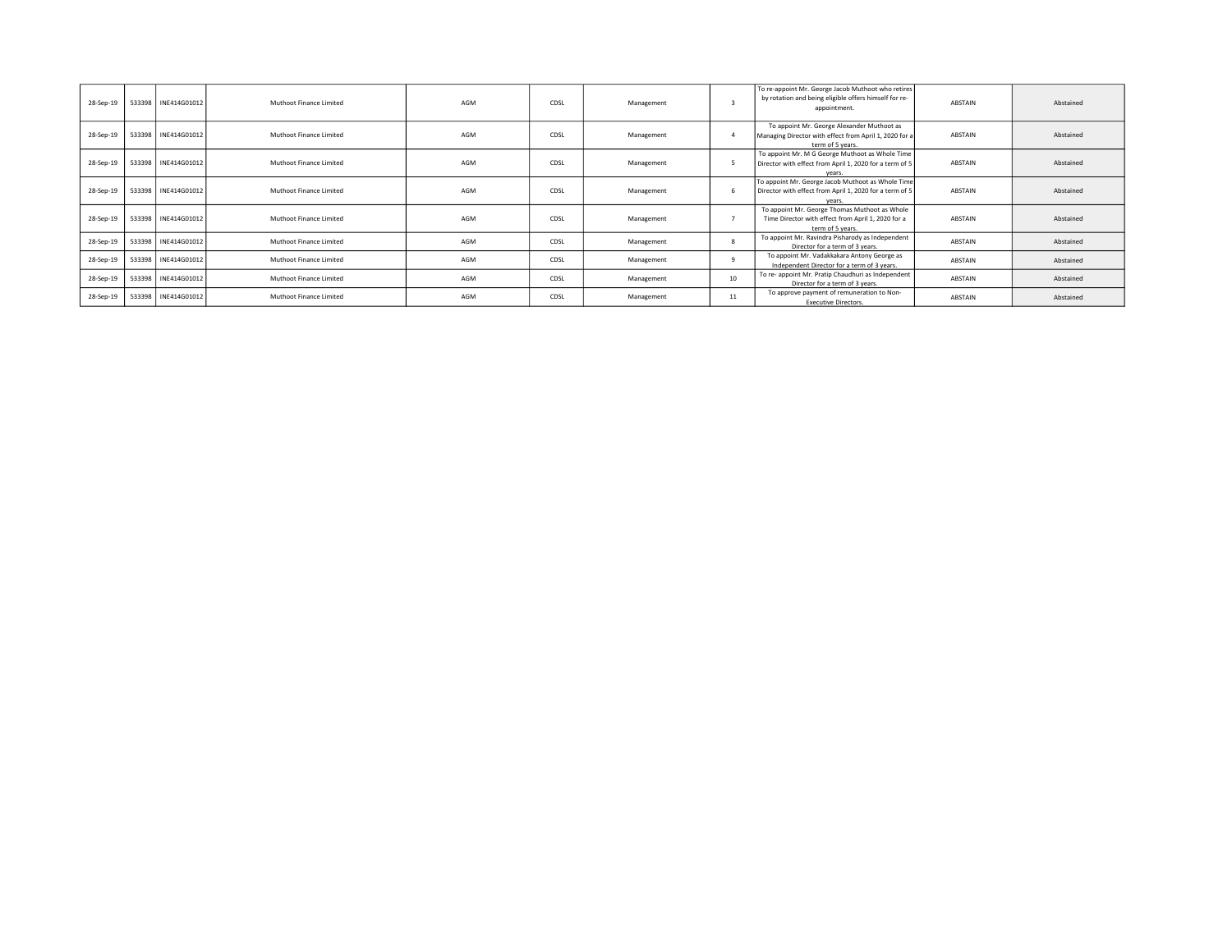| | | | | | | | | | | |
|---|---|---|---|---|---|---|---|---|---|---|
| 28-Sep-19 | 533398 | INE414G01012 | Muthoot Finance Limited | AGM | CDSL | Management | 3 | To re-appoint Mr. George Jacob Muthoot who retires by rotation and being eligible offers himself for re-appointment. | ABSTAIN | Abstained |
| 28-Sep-19 | 533398 | INE414G01012 | Muthoot Finance Limited | AGM | CDSL | Management | 4 | To appoint Mr. George Alexander Muthoot as Managing Director with effect from April 1, 2020 for a term of 5 years. | ABSTAIN | Abstained |
| 28-Sep-19 | 533398 | INE414G01012 | Muthoot Finance Limited | AGM | CDSL | Management | 5 | To appoint Mr. M G George Muthoot as Whole Time Director with effect from April 1, 2020 for a term of 5 years. | ABSTAIN | Abstained |
| 28-Sep-19 | 533398 | INE414G01012 | Muthoot Finance Limited | AGM | CDSL | Management | 6 | To appoint Mr. George Jacob Muthoot as Whole Time Director with effect from April 1, 2020 for a term of 5 years. | ABSTAIN | Abstained |
| 28-Sep-19 | 533398 | INE414G01012 | Muthoot Finance Limited | AGM | CDSL | Management | 7 | To appoint Mr. George Thomas Muthoot as Whole Time Director with effect from April 1, 2020 for a term of 5 years. | ABSTAIN | Abstained |
| 28-Sep-19 | 533398 | INE414G01012 | Muthoot Finance Limited | AGM | CDSL | Management | 8 | To appoint Mr. Ravindra Pisharody as Independent Director for a term of 3 years. | ABSTAIN | Abstained |
| 28-Sep-19 | 533398 | INE414G01012 | Muthoot Finance Limited | AGM | CDSL | Management | 9 | To appoint Mr. Vadakkakara Antony George as Independent Director for a term of 3 years. | ABSTAIN | Abstained |
| 28-Sep-19 | 533398 | INE414G01012 | Muthoot Finance Limited | AGM | CDSL | Management | 10 | To re- appoint Mr. Pratip Chaudhuri as Independent Director for a term of 3 years. | ABSTAIN | Abstained |
| 28-Sep-19 | 533398 | INE414G01012 | Muthoot Finance Limited | AGM | CDSL | Management | 11 | To approve payment of remuneration to Non-Executive Directors. | ABSTAIN | Abstained |